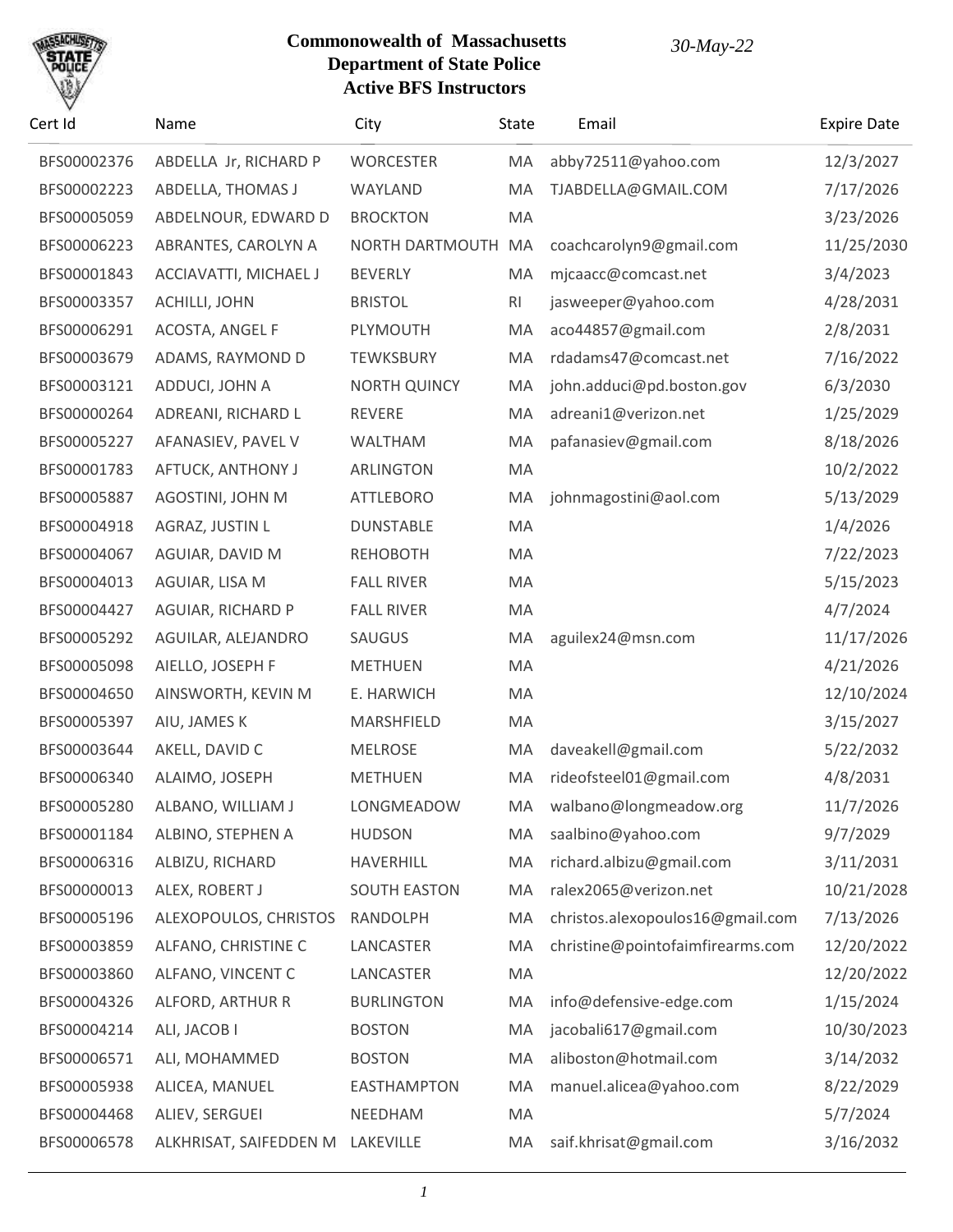**Commonowealth of Massachusetts**
**Department of State Police**
**Active BFS Instructors**

*30-May-22*

| Cert Id | Name | City | State | Email | Expire Date |
|---|---|---|---|---|---|
| BFS00002376 | ABDELLA Jr, RICHARD P | WORCESTER | MA | abby72511@yahoo.com | 12/3/2027 |
| BFS00002223 | ABDELLA, THOMAS J | WAYLAND | MA | TJABDELLA@GMAIL.COM | 7/17/2026 |
| BFS00005059 | ABDELNOUR, EDWARD D | BROCKTON | MA | | 3/23/2026 |
| BFS00006223 | ABRANTES, CAROLYN A | NORTH DARTMOUTH | MA | coachcarolyn9@gmail.com | 11/25/2030 |
| BFS00001843 | ACCIAVATTI, MICHAEL J | BEVERLY | MA | mjcaacc@comcast.net | 3/4/2023 |
| BFS00003357 | ACHILLI, JOHN | BRISTOL | RI | jasweeper@yahoo.com | 4/28/2031 |
| BFS00006291 | ACOSTA, ANGEL F | PLYMOUTH | MA | aco44857@gmail.com | 2/8/2031 |
| BFS00003679 | ADAMS, RAYMOND D | TEWKSBURY | MA | rdadams47@comcast.net | 7/16/2022 |
| BFS00003121 | ADDUCI, JOHN A | NORTH QUINCY | MA | john.adduci@pd.boston.gov | 6/3/2030 |
| BFS00000264 | ADREANI, RICHARD L | REVERE | MA | adreani1@verizon.net | 1/25/2029 |
| BFS00005227 | AFANASIEV, PAVEL V | WALTHAM | MA | pafanasiev@gmail.com | 8/18/2026 |
| BFS00001783 | AFTUCK, ANTHONY J | ARLINGTON | MA | | 10/2/2022 |
| BFS00005887 | AGOSTINI, JOHN M | ATTLEBORO | MA | johnmagostini@aol.com | 5/13/2029 |
| BFS00004918 | AGRAZ, JUSTIN L | DUNSTABLE | MA | | 1/4/2026 |
| BFS00004067 | AGUIAR, DAVID M | REHOBOTH | MA | | 7/22/2023 |
| BFS00004013 | AGUIAR, LISA M | FALL RIVER | MA | | 5/15/2023 |
| BFS00004427 | AGUIAR, RICHARD P | FALL RIVER | MA | | 4/7/2024 |
| BFS00005292 | AGUILAR, ALEJANDRO | SAUGUS | MA | aguilex24@msn.com | 11/17/2026 |
| BFS00005098 | AIELLO, JOSEPH F | METHUEN | MA | | 4/21/2026 |
| BFS00004650 | AINSWORTH, KEVIN M | E. HARWICH | MA | | 12/10/2024 |
| BFS00005397 | AIU, JAMES K | MARSHFIELD | MA | | 3/15/2027 |
| BFS00003644 | AKELL, DAVID C | MELROSE | MA | daveakell@gmail.com | 5/22/2032 |
| BFS00006340 | ALAIMO, JOSEPH | METHUEN | MA | rideofsteel01@gmail.com | 4/8/2031 |
| BFS00005280 | ALBANO, WILLIAM J | LONGMEADOW | MA | walbano@longmeadow.org | 11/7/2026 |
| BFS00001184 | ALBINO, STEPHEN A | HUDSON | MA | saalbino@yahoo.com | 9/7/2029 |
| BFS00006316 | ALBIZU, RICHARD | HAVERHILL | MA | richard.albizu@gmail.com | 3/11/2031 |
| BFS00000013 | ALEX, ROBERT J | SOUTH EASTON | MA | ralex2065@verizon.net | 10/21/2028 |
| BFS00005196 | ALEXOPOULOS, CHRISTOS | RANDOLPH | MA | christos.alexopoulos16@gmail.com | 7/13/2026 |
| BFS00003859 | ALFANO, CHRISTINE C | LANCASTER | MA | christine@pointofaimfirearms.com | 12/20/2022 |
| BFS00003860 | ALFANO, VINCENT C | LANCASTER | MA | | 12/20/2022 |
| BFS00004326 | ALFORD, ARTHUR R | BURLINGTON | MA | info@defensive-edge.com | 1/15/2024 |
| BFS00004214 | ALI, JACOB I | BOSTON | MA | jacobali617@gmail.com | 10/30/2023 |
| BFS00006571 | ALI, MOHAMMED | BOSTON | MA | aliboston@hotmail.com | 3/14/2032 |
| BFS00005938 | ALICEA, MANUEL | EASTHAMPTON | MA | manuel.alicea@yahoo.com | 8/22/2029 |
| BFS00004468 | ALIEV, SERGUEI | NEEDHAM | MA | | 5/7/2024 |
| BFS00006578 | ALKHRISAT, SAIFEDDEN M | LAKEVILLE | MA | saif.khrisat@gmail.com | 3/16/2032 |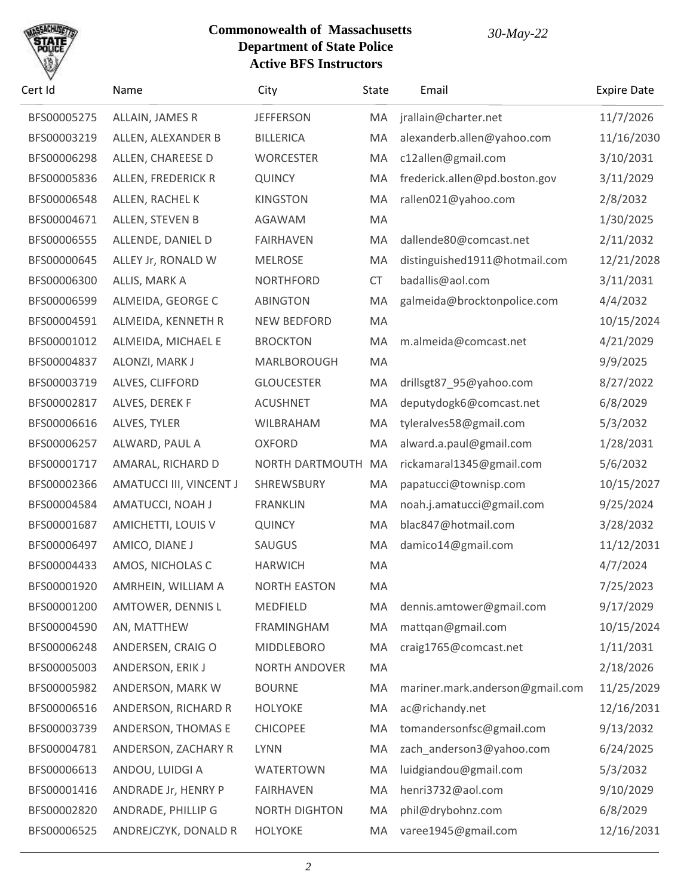# Commonwealth of Massachusetts
## Department of State Police
## Active BFS Instructors

*30-May-22*

| Cert Id | Name | City | State | Email | Expire Date |
|---|---|---|---|---|---|
| BFS00005275 | ALLAIN, JAMES R | JEFFERSON | MA | jrallain@charter.net | 11/7/2026 |
| BFS00003219 | ALLEN, ALEXANDER B | BILLERICA | MA | alexanderb.allen@yahoo.com | 11/16/2030 |
| BFS00006298 | ALLEN, CHAREESE D | WORCESTER | MA | c12allen@gmail.com | 3/10/2031 |
| BFS00005836 | ALLEN, FREDERICK R | QUINCY | MA | frederick.allen@pd.boston.gov | 3/11/2029 |
| BFS00006548 | ALLEN, RACHEL K | KINGSTON | MA | rallen021@yahoo.com | 2/8/2032 |
| BFS00004671 | ALLEN, STEVEN B | AGAWAM | MA | | 1/30/2025 |
| BFS00006555 | ALLENDE, DANIEL D | FAIRHAVEN | MA | dallende80@comcast.net | 2/11/2032 |
| BFS00000645 | ALLEY Jr, RONALD W | MELROSE | MA | distinguished1911@hotmail.com | 12/21/2028 |
| BFS00006300 | ALLIS, MARK A | NORTHFORD | CT | badallis@aol.com | 3/11/2031 |
| BFS00006599 | ALMEIDA, GEORGE C | ABINGTON | MA | galmeida@brocktonpolice.com | 4/4/2032 |
| BFS00004591 | ALMEIDA, KENNETH R | NEW BEDFORD | MA | | 10/15/2024 |
| BFS00001012 | ALMEIDA, MICHAEL E | BROCKTON | MA | m.almeida@comcast.net | 4/21/2029 |
| BFS00004837 | ALONZI, MARK J | MARLBOROUGH | MA | | 9/9/2025 |
| BFS00003719 | ALVES, CLIFFORD | GLOUCESTER | MA | drillsgt87_95@yahoo.com | 8/27/2022 |
| BFS00002817 | ALVES, DEREK F | ACUSHNET | MA | deputydogk6@comcast.net | 6/8/2029 |
| BFS00006616 | ALVES, TYLER | WILBRAHAM | MA | tyleralves58@gmail.com | 5/3/2032 |
| BFS00006257 | ALWARD, PAUL A | OXFORD | MA | alward.a.paul@gmail.com | 1/28/2031 |
| BFS00001717 | AMARAL, RICHARD D | NORTH DARTMOUTH | MA | rickamaral1345@gmail.com | 5/6/2032 |
| BFS00002366 | AMATUCCI III, VINCENT J | SHREWSBURY | MA | papatucci@townisp.com | 10/15/2027 |
| BFS00004584 | AMATUCCI, NOAH J | FRANKLIN | MA | noah.j.amatucci@gmail.com | 9/25/2024 |
| BFS00001687 | AMICHETTI, LOUIS V | QUINCY | MA | blac847@hotmail.com | 3/28/2032 |
| BFS00006497 | AMICO, DIANE J | SAUGUS | MA | damico14@gmail.com | 11/12/2031 |
| BFS00004433 | AMOS, NICHOLAS C | HARWICH | MA | | 4/7/2024 |
| BFS00001920 | AMRHEIN, WILLIAM A | NORTH EASTON | MA | | 7/25/2023 |
| BFS00001200 | AMTOWER, DENNIS L | MEDFIELD | MA | dennis.amtower@gmail.com | 9/17/2029 |
| BFS00004590 | AN, MATTHEW | FRAMINGHAM | MA | mattqan@gmail.com | 10/15/2024 |
| BFS00006248 | ANDERSEN, CRAIG O | MIDDLEBORO | MA | craig1765@comcast.net | 1/11/2031 |
| BFS00005003 | ANDERSON, ERIK J | NORTH ANDOVER | MA | | 2/18/2026 |
| BFS00005982 | ANDERSON, MARK W | BOURNE | MA | mariner.mark.anderson@gmail.com | 11/25/2029 |
| BFS00006516 | ANDERSON, RICHARD R | HOLYOKE | MA | ac@richandy.net | 12/16/2031 |
| BFS00003739 | ANDERSON, THOMAS E | CHICOPEE | MA | tomandersonfsc@gmail.com | 9/13/2032 |
| BFS00004781 | ANDERSON, ZACHARY R | LYNN | MA | zach_anderson3@yahoo.com | 6/24/2025 |
| BFS00006613 | ANDOU, LUIDGI A | WATERTOWN | MA | luidgiandou@gmail.com | 5/3/2032 |
| BFS00001416 | ANDRADE Jr, HENRY P | FAIRHAVEN | MA | henri3732@aol.com | 9/10/2029 |
| BFS00002820 | ANDRADE, PHILLIP G | NORTH DIGHTON | MA | phil@drybohnz.com | 6/8/2029 |
| BFS00006525 | ANDREJCZYK, DONALD R | HOLYOKE | MA | varee1945@gmail.com | 12/16/2031 |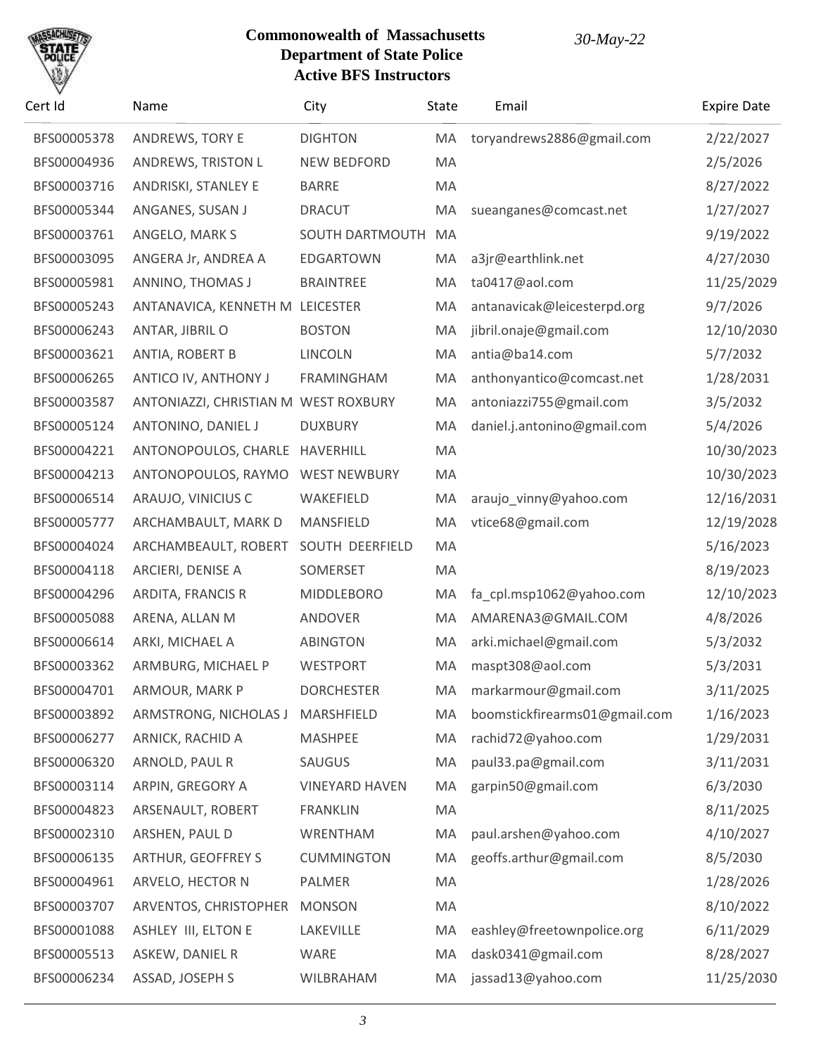**Commonwealth of Massachusetts**
**Department of State Police**
**Active BFS Instructors**

*30-May-22*

| Cert Id | Name | City | State | Email | Expire Date |
|---|---|---|---|---|---|
| BFS00005378 | ANDREWS, TORY E | DIGHTON | MA | toryandrews2886@gmail.com | 2/22/2027 |
| BFS00004936 | ANDREWS, TRISTON L | NEW BEDFORD | MA | | 2/5/2026 |
| BFS00003716 | ANDRISKI, STANLEY E | BARRE | MA | | 8/27/2022 |
| BFS00005344 | ANGANES, SUSAN J | DRACUT | MA | sueanganes@comcast.net | 1/27/2027 |
| BFS00003761 | ANGELO, MARK S | SOUTH DARTMOUTH | MA | | 9/19/2022 |
| BFS00003095 | ANGERA Jr, ANDREA A | EDGARTOWN | MA | a3jr@earthlink.net | 4/27/2030 |
| BFS00005981 | ANNINO, THOMAS J | BRAINTREE | MA | ta0417@aol.com | 11/25/2029 |
| BFS00005243 | ANTANAVICA, KENNETH M | LEICESTER | MA | antanavicak@leicesterpd.org | 9/7/2026 |
| BFS00006243 | ANTAR, JIBRIL O | BOSTON | MA | jibril.onaje@gmail.com | 12/10/2030 |
| BFS00003621 | ANTIA, ROBERT B | LINCOLN | MA | antia@ba14.com | 5/7/2032 |
| BFS00006265 | ANTICO IV, ANTHONY J | FRAMINGHAM | MA | anthonyantico@comcast.net | 1/28/2031 |
| BFS00003587 | ANTONIAZZI, CHRISTIAN M | WEST ROXBURY | MA | antoniazzi755@gmail.com | 3/5/2032 |
| BFS00005124 | ANTONINO, DANIEL J | DUXBURY | MA | daniel.j.antonino@gmail.com | 5/4/2026 |
| BFS00004221 | ANTONOPOULOS, CHARLE | HAVERHILL | MA | | 10/30/2023 |
| BFS00004213 | ANTONOPOULOS, RAYMO | WEST NEWBURY | MA | | 10/30/2023 |
| BFS00006514 | ARAUJO, VINICIUS C | WAKEFIELD | MA | araujo_vinny@yahoo.com | 12/16/2031 |
| BFS00005777 | ARCHAMBAULT, MARK D | MANSFIELD | MA | vtice68@gmail.com | 12/19/2028 |
| BFS00004024 | ARCHAMBEAULT, ROBERT | SOUTH DEERFIELD | MA | | 5/16/2023 |
| BFS00004118 | ARCIERI, DENISE A | SOMERSET | MA | | 8/19/2023 |
| BFS00004296 | ARDITA, FRANCIS R | MIDDLEBORO | MA | fa_cpl.msp1062@yahoo.com | 12/10/2023 |
| BFS00005088 | ARENA, ALLAN M | ANDOVER | MA | AMARENA3@GMAIL.COM | 4/8/2026 |
| BFS00006614 | ARKI, MICHAEL A | ABINGTON | MA | arki.michael@gmail.com | 5/3/2032 |
| BFS00003362 | ARMBURG, MICHAEL P | WESTPORT | MA | maspt308@aol.com | 5/3/2031 |
| BFS00004701 | ARMOUR, MARK P | DORCHESTER | MA | markarmour@gmail.com | 3/11/2025 |
| BFS00003892 | ARMSTRONG, NICHOLAS J | MARSHFIELD | MA | boomstickfirearms01@gmail.com | 1/16/2023 |
| BFS00006277 | ARNICK, RACHID A | MASHPEE | MA | rachid72@yahoo.com | 1/29/2031 |
| BFS00006320 | ARNOLD, PAUL R | SAUGUS | MA | paul33.pa@gmail.com | 3/11/2031 |
| BFS00003114 | ARPIN, GREGORY A | VINEYARD HAVEN | MA | garpin50@gmail.com | 6/3/2030 |
| BFS00004823 | ARSENAULT, ROBERT | FRANKLIN | MA | | 8/11/2025 |
| BFS00002310 | ARSHEN, PAUL D | WRENTHAM | MA | paul.arshen@yahoo.com | 4/10/2027 |
| BFS00006135 | ARTHUR, GEOFFREY S | CUMMINGTON | MA | geoffs.arthur@gmail.com | 8/5/2030 |
| BFS00004961 | ARVELO, HECTOR N | PALMER | MA | | 1/28/2026 |
| BFS00003707 | ARVENTOS, CHRISTOPHER | MONSON | MA | | 8/10/2022 |
| BFS00001088 | ASHLEY III, ELTON E | LAKEVILLE | MA | eashley@freetownpolice.org | 6/11/2029 |
| BFS00005513 | ASKEW, DANIEL R | WARE | MA | dask0341@gmail.com | 8/28/2027 |
| BFS00006234 | ASSAD, JOSEPH S | WILBRAHAM | MA | jassad13@yahoo.com | 11/25/2030 |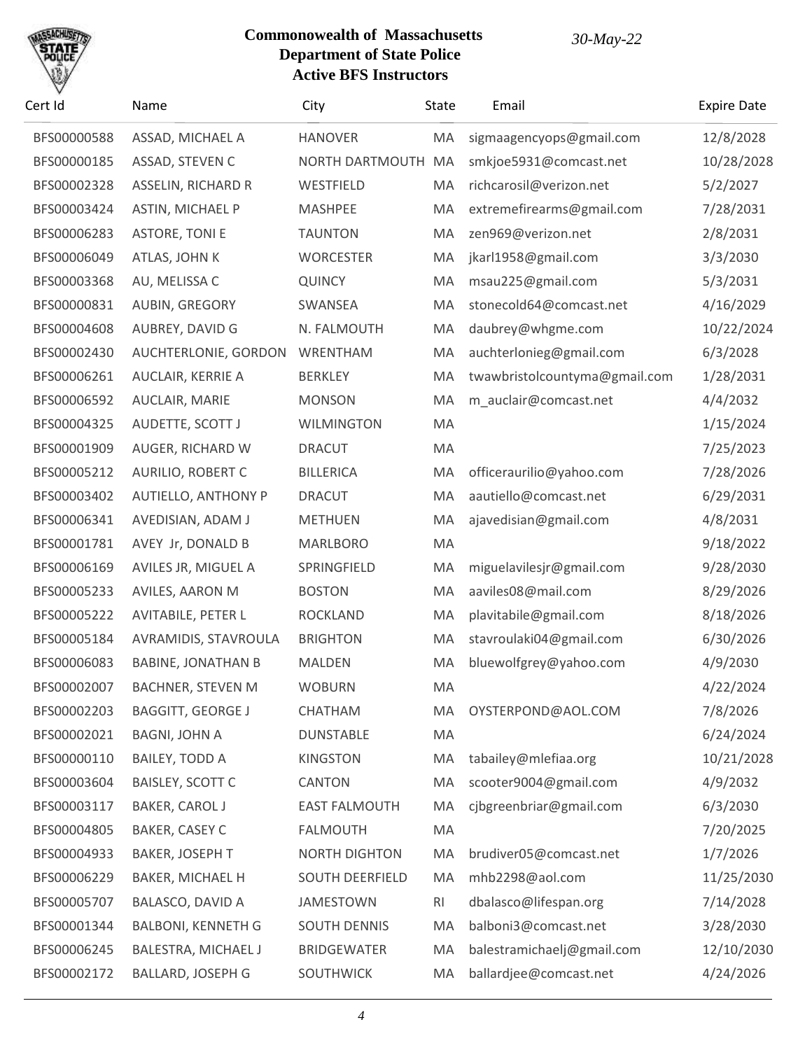**Commonwealth of Massachusetts**
**Department of State Police**
**Active BFS Instructors**

*30-May-22*

| Cert Id | Name | City | State | Email | Expire Date |
|---|---|---|---|---|---|
| BFS00000588 | ASSAD, MICHAEL A | HANOVER | MA | sigmaagencyops@gmail.com | 12/8/2028 |
| BFS00000185 | ASSAD, STEVEN C | NORTH DARTMOUTH | MA | smkjoe5931@comcast.net | 10/28/2028 |
| BFS00002328 | ASSELIN, RICHARD R | WESTFIELD | MA | richcarosil@verizon.net | 5/2/2027 |
| BFS00003424 | ASTIN, MICHAEL P | MASHPEE | MA | extremefirearms@gmail.com | 7/28/2031 |
| BFS00006283 | ASTORE, TONI E | TAUNTON | MA | zen969@verizon.net | 2/8/2031 |
| BFS00006049 | ATLAS, JOHN K | WORCESTER | MA | jkarl1958@gmail.com | 3/3/2030 |
| BFS00003368 | AU, MELISSA C | QUINCY | MA | msau225@gmail.com | 5/3/2031 |
| BFS00000831 | AUBIN, GREGORY | SWANSEA | MA | stonecold64@comcast.net | 4/16/2029 |
| BFS00004608 | AUBREY, DAVID G | N. FALMOUTH | MA | daubrey@whgme.com | 10/22/2024 |
| BFS00002430 | AUCHTERLONIE, GORDON | WRENTHAM | MA | auchterlonieg@gmail.com | 6/3/2028 |
| BFS00006261 | AUCLAIR, KERRIE A | BERKLEY | MA | twawbristolcountyma@gmail.com | 1/28/2031 |
| BFS00006592 | AUCLAIR, MARIE | MONSON | MA | m_auclair@comcast.net | 4/4/2032 |
| BFS00004325 | AUDETTE, SCOTT J | WILMINGTON | MA | | 1/15/2024 |
| BFS00001909 | AUGER, RICHARD W | DRACUT | MA | | 7/25/2023 |
| BFS00005212 | AURILIO, ROBERT C | BILLERICA | MA | officeraurilio@yahoo.com | 7/28/2026 |
| BFS00003402 | AUTIELLO, ANTHONY P | DRACUT | MA | aautiello@comcast.net | 6/29/2031 |
| BFS00006341 | AVEDISIAN, ADAM J | METHUEN | MA | ajavedisian@gmail.com | 4/8/2031 |
| BFS00001781 | AVEY Jr, DONALD B | MARLBORO | MA | | 9/18/2022 |
| BFS00006169 | AVILES JR, MIGUEL A | SPRINGFIELD | MA | miguelavilesjr@gmail.com | 9/28/2030 |
| BFS00005233 | AVILES, AARON M | BOSTON | MA | aaviles08@mail.com | 8/29/2026 |
| BFS00005222 | AVITABILE, PETER L | ROCKLAND | MA | plavitabile@gmail.com | 8/18/2026 |
| BFS00005184 | AVRAMIDIS, STAVROULA | BRIGHTON | MA | stavroulaki04@gmail.com | 6/30/2026 |
| BFS00006083 | BABINE, JONATHAN B | MALDEN | MA | bluewolfgrey@yahoo.com | 4/9/2030 |
| BFS00002007 | BACHNER, STEVEN M | WOBURN | MA | | 4/22/2024 |
| BFS00002203 | BAGGITT, GEORGE J | CHATHAM | MA | OYSTERPOND@AOL.COM | 7/8/2026 |
| BFS00002021 | BAGNI, JOHN A | DUNSTABLE | MA | | 6/24/2024 |
| BFS00000110 | BAILEY, TODD A | KINGSTON | MA | tabailey@mlefiaa.org | 10/21/2028 |
| BFS00003604 | BAISLEY, SCOTT C | CANTON | MA | scooter9004@gmail.com | 4/9/2032 |
| BFS00003117 | BAKER, CAROL J | EAST FALMOUTH | MA | cjbgreenbriar@gmail.com | 6/3/2030 |
| BFS00004805 | BAKER, CASEY C | FALMOUTH | MA | | 7/20/2025 |
| BFS00004933 | BAKER, JOSEPH T | NORTH DIGHTON | MA | brudiver05@comcast.net | 1/7/2026 |
| BFS00006229 | BAKER, MICHAEL H | SOUTH DEERFIELD | MA | mhb2298@aol.com | 11/25/2030 |
| BFS00005707 | BALASCO, DAVID A | JAMESTOWN | RI | dbalasco@lifespan.org | 7/14/2028 |
| BFS00001344 | BALBONI, KENNETH G | SOUTH DENNIS | MA | balboni3@comcast.net | 3/28/2030 |
| BFS00006245 | BALESTRA, MICHAEL J | BRIDGEWATER | MA | balestramichaelj@gmail.com | 12/10/2030 |
| BFS00002172 | BALLARD, JOSEPH G | SOUTHWICK | MA | ballardjee@comcast.net | 4/24/2026 |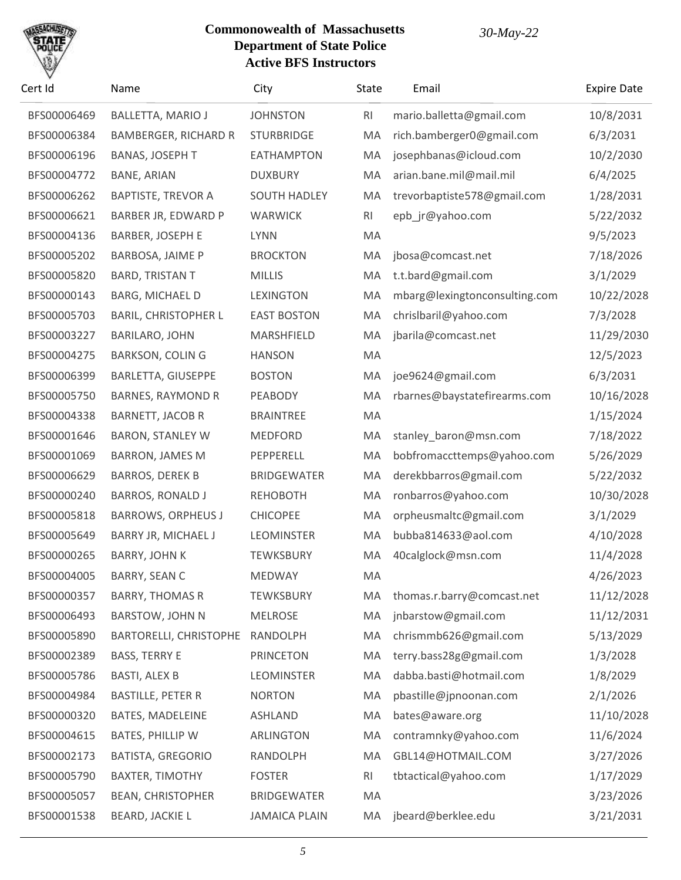# Commonwealth of Massachusetts
## Department of State Police
## Active BFS Instructors

*30-May-22*

| Cert Id | Name | City | State | Email | Expire Date |
|---|---|---|---|---|---|
| BFS00006469 | BALLETTA, MARIO J | JOHNSTON | RI | mario.balletta@gmail.com | 10/8/2031 |
| BFS00006384 | BAMBERGER, RICHARD R | STURBRIDGE | MA | rich.bamberger0@gmail.com | 6/3/2031 |
| BFS00006196 | BANAS, JOSEPH T | EATHAMPTON | MA | josephbanas@icloud.com | 10/2/2030 |
| BFS00004772 | BANE, ARIAN | DUXBURY | MA | arian.bane.mil@mail.mil | 6/4/2025 |
| BFS00006262 | BAPTISTE, TREVOR A | SOUTH HADLEY | MA | trevorbaptiste578@gmail.com | 1/28/2031 |
| BFS00006621 | BARBER JR, EDWARD P | WARWICK | RI | epb_jr@yahoo.com | 5/22/2032 |
| BFS00004136 | BARBER, JOSEPH E | LYNN | MA | | 9/5/2023 |
| BFS00005202 | BARBOSA, JAIME P | BROCKTON | MA | jbosa@comcast.net | 7/18/2026 |
| BFS00005820 | BARD, TRISTAN T | MILLIS | MA | t.t.bard@gmail.com | 3/1/2029 |
| BFS00000143 | BARG, MICHAEL D | LEXINGTON | MA | mbarg@lexingtonconsulting.com | 10/22/2028 |
| BFS00005703 | BARIL, CHRISTOPHER L | EAST BOSTON | MA | chrislbaril@yahoo.com | 7/3/2028 |
| BFS00003227 | BARILARO, JOHN | MARSHFIELD | MA | jbarila@comcast.net | 11/29/2030 |
| BFS00004275 | BARKSON, COLIN G | HANSON | MA | | 12/5/2023 |
| BFS00006399 | BARLETTA, GIUSEPPE | BOSTON | MA | joe9624@gmail.com | 6/3/2031 |
| BFS00005750 | BARNES, RAYMOND R | PEABODY | MA | rbarnes@baystatefirearms.com | 10/16/2028 |
| BFS00004338 | BARNETT, JACOB R | BRAINTREE | MA | | 1/15/2024 |
| BFS00001646 | BARON, STANLEY W | MEDFORD | MA | stanley_baron@msn.com | 7/18/2022 |
| BFS00001069 | BARRON, JAMES M | PEPPERELL | MA | bobfromaccttemps@yahoo.com | 5/26/2029 |
| BFS00006629 | BARROS, DEREK B | BRIDGEWATER | MA | derekbbarros@gmail.com | 5/22/2032 |
| BFS00000240 | BARROS, RONALD J | REHOBOTH | MA | ronbarros@yahoo.com | 10/30/2028 |
| BFS00005818 | BARROWS, ORPHEUS J | CHICOPEE | MA | orpheusmaltc@gmail.com | 3/1/2029 |
| BFS00005649 | BARRY JR, MICHAEL J | LEOMINSTER | MA | bubba814633@aol.com | 4/10/2028 |
| BFS00000265 | BARRY, JOHN K | TEWKSBURY | MA | 40calglock@msn.com | 11/4/2028 |
| BFS00004005 | BARRY, SEAN C | MEDWAY | MA | | 4/26/2023 |
| BFS00000357 | BARRY, THOMAS R | TEWKSBURY | MA | thomas.r.barry@comcast.net | 11/12/2028 |
| BFS00006493 | BARSTOW, JOHN N | MELROSE | MA | jnbarstow@gmail.com | 11/12/2031 |
| BFS00005890 | BARTORELLI, CHRISTOPHE | RANDOLPH | MA | chrismmb626@gmail.com | 5/13/2029 |
| BFS00002389 | BASS, TERRY E | PRINCETON | MA | terry.bass28g@gmail.com | 1/3/2028 |
| BFS00005786 | BASTI, ALEX B | LEOMINSTER | MA | dabba.basti@hotmail.com | 1/8/2029 |
| BFS00004984 | BASTILLE, PETER R | NORTON | MA | pbastille@jpnoonan.com | 2/1/2026 |
| BFS00000320 | BATES, MADELEINE | ASHLAND | MA | bates@aware.org | 11/10/2028 |
| BFS00004615 | BATES, PHILLIP W | ARLINGTON | MA | contramnky@yahoo.com | 11/6/2024 |
| BFS00002173 | BATISTA, GREGORIO | RANDOLPH | MA | GBL14@HOTMAIL.COM | 3/27/2026 |
| BFS00005790 | BAXTER, TIMOTHY | FOSTER | RI | tbtactical@yahoo.com | 1/17/2029 |
| BFS00005057 | BEAN, CHRISTOPHER | BRIDGEWATER | MA | | 3/23/2026 |
| BFS00001538 | BEARD, JACKIE L | JAMAICA PLAIN | MA | jbeard@berklee.edu | 3/21/2031 |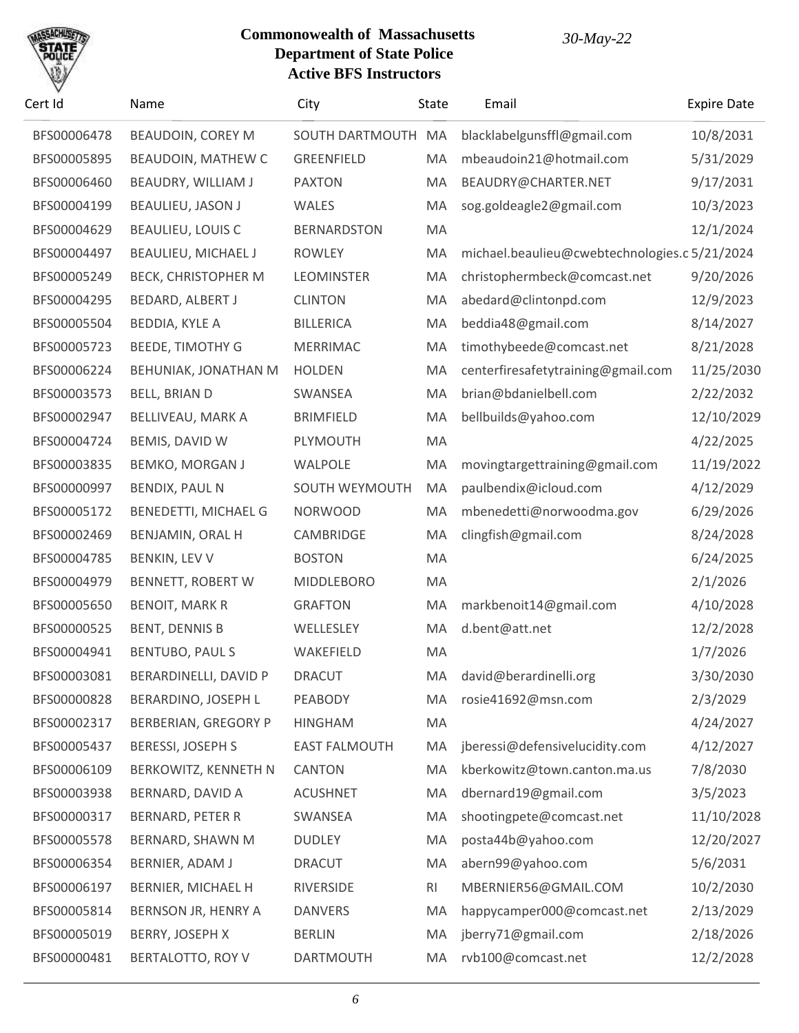**Commonwealth of Massachusetts**
**Department of State Police**
**Active BFS Instructors**

*30-May-22*

| Cert Id | Name | City | State | Email | Expire Date |
|---|---|---|---|---|---|
| BFS00006478 | BEAUDOIN, COREY M | SOUTH DARTMOUTH | MA | blacklabelgunsffl@gmail.com | 10/8/2031 |
| BFS00005895 | BEAUDOIN, MATHEW C | GREENFIELD | MA | mbeaudoin21@hotmail.com | 5/31/2029 |
| BFS00006460 | BEAUDRY, WILLIAM J | PAXTON | MA | BEAUDRY@CHARTER.NET | 9/17/2031 |
| BFS00004199 | BEAULIEU, JASON J | WALES | MA | sog.goldeagle2@gmail.com | 10/3/2023 |
| BFS00004629 | BEAULIEU, LOUIS C | BERNARDSTON | MA | | 12/1/2024 |
| BFS00004497 | BEAULIEU, MICHAEL J | ROWLEY | MA | michael.beaulieu@cwebtechnologies.c | 5/21/2024 |
| BFS00005249 | BECK, CHRISTOPHER M | LEOMINSTER | MA | christophermbeck@comcast.net | 9/20/2026 |
| BFS00004295 | BEDARD, ALBERT J | CLINTON | MA | abedard@clintonpd.com | 12/9/2023 |
| BFS00005504 | BEDDIA, KYLE A | BILLERICA | MA | beddia48@gmail.com | 8/14/2027 |
| BFS00005723 | BEEDE, TIMOTHY G | MERRIMAC | MA | timothybeede@comcast.net | 8/21/2028 |
| BFS00006224 | BEHUNIAK, JONATHAN M | HOLDEN | MA | centerfiresafetytraining@gmail.com | 11/25/2030 |
| BFS00003573 | BELL, BRIAN D | SWANSEA | MA | brian@bdanielbell.com | 2/22/2032 |
| BFS00002947 | BELLIVEAU, MARK A | BRIMFIELD | MA | bellbuilds@yahoo.com | 12/10/2029 |
| BFS00004724 | BEMIS, DAVID W | PLYMOUTH | MA | | 4/22/2025 |
| BFS00003835 | BEMKO, MORGAN J | WALPOLE | MA | movingtargettraining@gmail.com | 11/19/2022 |
| BFS00000997 | BENDIX, PAUL N | SOUTH WEYMOUTH | MA | paulbendix@icloud.com | 4/12/2029 |
| BFS00005172 | BENEDETTI, MICHAEL G | NORWOOD | MA | mbenedetti@norwoodma.gov | 6/29/2026 |
| BFS00002469 | BENJAMIN, ORAL H | CAMBRIDGE | MA | clingfish@gmail.com | 8/24/2028 |
| BFS00004785 | BENKIN, LEV V | BOSTON | MA | | 6/24/2025 |
| BFS00004979 | BENNETT, ROBERT W | MIDDLEBORO | MA | | 2/1/2026 |
| BFS00005650 | BENOIT, MARK R | GRAFTON | MA | markbenoit14@gmail.com | 4/10/2028 |
| BFS00000525 | BENT, DENNIS B | WELLESLEY | MA | d.bent@att.net | 12/2/2028 |
| BFS00004941 | BENTUBO, PAUL S | WAKEFIELD | MA | | 1/7/2026 |
| BFS00003081 | BERARDINELLI, DAVID P | DRACUT | MA | david@berardinelli.org | 3/30/2030 |
| BFS00000828 | BERARDINO, JOSEPH L | PEABODY | MA | rosie41692@msn.com | 2/3/2029 |
| BFS00002317 | BERBERIAN, GREGORY P | HINGHAM | MA | | 4/24/2027 |
| BFS00005437 | BERESSI, JOSEPH S | EAST FALMOUTH | MA | jberessi@defensivelucidity.com | 4/12/2027 |
| BFS00006109 | BERKOWITZ, KENNETH N | CANTON | MA | kberkowitz@town.canton.ma.us | 7/8/2030 |
| BFS00003938 | BERNARD, DAVID A | ACUSHNET | MA | dbernard19@gmail.com | 3/5/2023 |
| BFS00000317 | BERNARD, PETER R | SWANSEA | MA | shootingpete@comcast.net | 11/10/2028 |
| BFS00005578 | BERNARD, SHAWN M | DUDLEY | MA | posta44b@yahoo.com | 12/20/2027 |
| BFS00006354 | BERNIER, ADAM J | DRACUT | MA | abern99@yahoo.com | 5/6/2031 |
| BFS00006197 | BERNIER, MICHAEL H | RIVERSIDE | RI | MBERNIER56@GMAIL.COM | 10/2/2030 |
| BFS00005814 | BERNSON JR, HENRY A | DANVERS | MA | happycamper000@comcast.net | 2/13/2029 |
| BFS00005019 | BERRY, JOSEPH X | BERLIN | MA | jberry71@gmail.com | 2/18/2026 |
| BFS00000481 | BERTALOTTO, ROY V | DARTMOUTH | MA | rvb100@comcast.net | 12/2/2028 |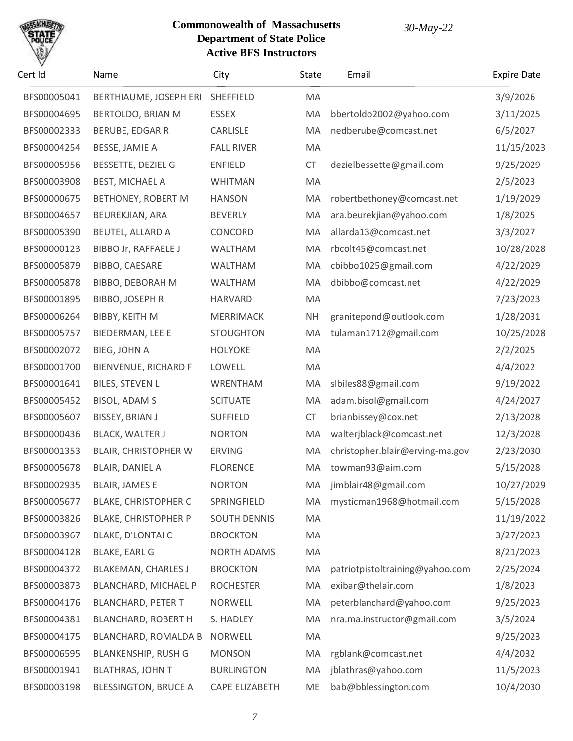# Commonwealth of Massachusetts
## Department of State Police
### Active BFS Instructors

*30-May-22*

| Cert Id | Name | City | State | Email | Expire Date |
|---|---|---|---|---|---|
| BFS00005041 | BERTHIAUME, JOSEPH ERI | SHEFFIELD | MA | | 3/9/2026 |
| BFS00004695 | BERTOLDO, BRIAN M | ESSEX | MA | bbertoldo2002@yahoo.com | 3/11/2025 |
| BFS00002333 | BERUBE, EDGAR R | CARLISLE | MA | nedberube@comcast.net | 6/5/2027 |
| BFS00004254 | BESSE, JAMIE A | FALL RIVER | MA | | 11/15/2023 |
| BFS00005956 | BESSETTE, DEZIEL G | ENFIELD | CT | dezielbessette@gmail.com | 9/25/2029 |
| BFS00003908 | BEST, MICHAEL A | WHITMAN | MA | | 2/5/2023 |
| BFS00000675 | BETHONEY, ROBERT M | HANSON | MA | robertbethoney@comcast.net | 1/19/2029 |
| BFS00004657 | BEUREKJIAN, ARA | BEVERLY | MA | ara.beurekjian@yahoo.com | 1/8/2025 |
| BFS00005390 | BEUTEL, ALLARD A | CONCORD | MA | allarda13@comcast.net | 3/3/2027 |
| BFS00000123 | BIBBO Jr, RAFFAELE J | WALTHAM | MA | rbcolt45@comcast.net | 10/28/2028 |
| BFS00005879 | BIBBO, CAESARE | WALTHAM | MA | cbibbo1025@gmail.com | 4/22/2029 |
| BFS00005878 | BIBBO, DEBORAH M | WALTHAM | MA | dbibbo@comcast.net | 4/22/2029 |
| BFS00001895 | BIBBO, JOSEPH R | HARVARD | MA | | 7/23/2023 |
| BFS00006264 | BIBBY, KEITH M | MERRIMACK | NH | granitepond@outlook.com | 1/28/2031 |
| BFS00005757 | BIEDERMAN, LEE E | STOUGHTON | MA | tulaman1712@gmail.com | 10/25/2028 |
| BFS00002072 | BIEG, JOHN A | HOLYOKE | MA | | 2/2/2025 |
| BFS00001700 | BIENVENUE, RICHARD F | LOWELL | MA | | 4/4/2022 |
| BFS00001641 | BILES, STEVEN L | WRENTHAM | MA | slbiles88@gmail.com | 9/19/2022 |
| BFS00005452 | BISOL, ADAM S | SCITUATE | MA | adam.bisol@gmail.com | 4/24/2027 |
| BFS00005607 | BISSEY, BRIAN J | SUFFIELD | CT | brianbissey@cox.net | 2/13/2028 |
| BFS00000436 | BLACK, WALTER J | NORTON | MA | walterjblack@comcast.net | 12/3/2028 |
| BFS00001353 | BLAIR, CHRISTOPHER W | ERVING | MA | christopher.blair@erving-ma.gov | 2/23/2030 |
| BFS00005678 | BLAIR, DANIEL A | FLORENCE | MA | towman93@aim.com | 5/15/2028 |
| BFS00002935 | BLAIR, JAMES E | NORTON | MA | jimblair48@gmail.com | 10/27/2029 |
| BFS00005677 | BLAKE, CHRISTOPHER C | SPRINGFIELD | MA | mysticman1968@hotmail.com | 5/15/2028 |
| BFS00003826 | BLAKE, CHRISTOPHER P | SOUTH DENNIS | MA | | 11/19/2022 |
| BFS00003967 | BLAKE, D'LONTAI C | BROCKTON | MA | | 3/27/2023 |
| BFS00004128 | BLAKE, EARL G | NORTH ADAMS | MA | | 8/21/2023 |
| BFS00004372 | BLAKEMAN, CHARLES J | BROCKTON | MA | patriotpistoltraining@yahoo.com | 2/25/2024 |
| BFS00003873 | BLANCHARD, MICHAEL P | ROCHESTER | MA | exibar@thelair.com | 1/8/2023 |
| BFS00004176 | BLANCHARD, PETER T | NORWELL | MA | peterblanchard@yahoo.com | 9/25/2023 |
| BFS00004381 | BLANCHARD, ROBERT H | S. HADLEY | MA | nra.ma.instructor@gmail.com | 3/5/2024 |
| BFS00004175 | BLANCHARD, ROMALDA B | NORWELL | MA | | 9/25/2023 |
| BFS00006595 | BLANKENSHIP, RUSH G | MONSON | MA | rgblank@comcast.net | 4/4/2032 |
| BFS00001941 | BLATHRAS, JOHN T | BURLINGTON | MA | jblathras@yahoo.com | 11/5/2023 |
| BFS00003198 | BLESSINGTON, BRUCE A | CAPE ELIZABETH | ME | bab@bblessington.com | 10/4/2030 |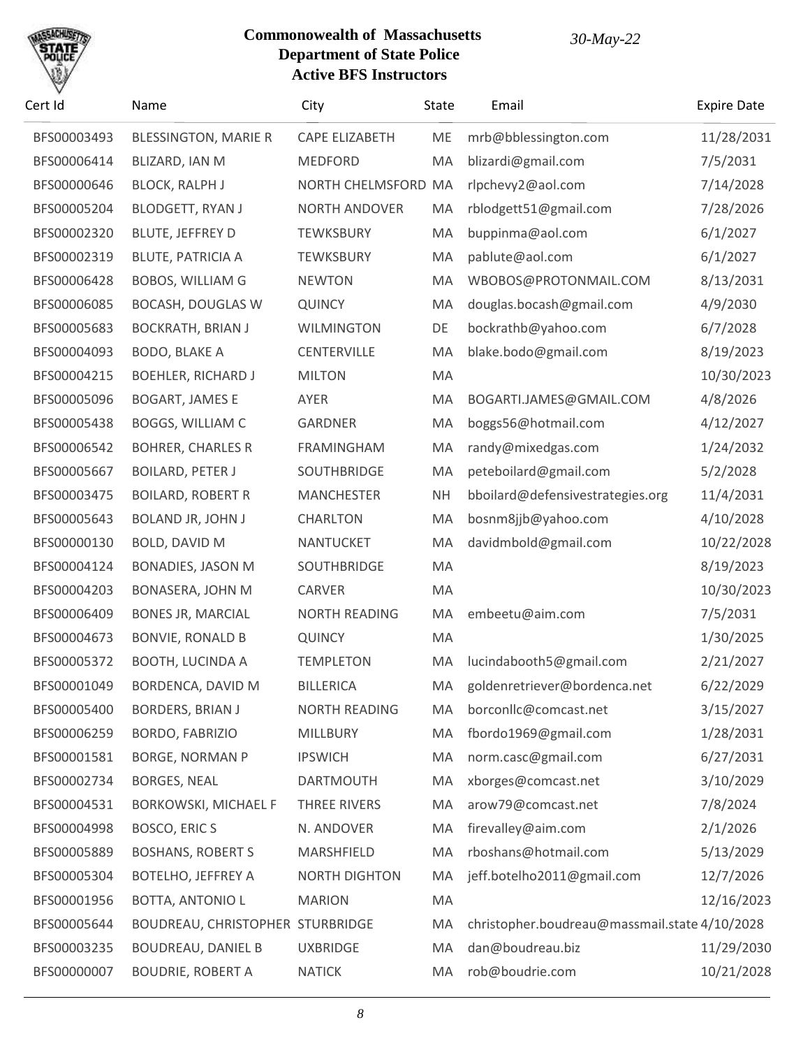**Commonwealth of Massachusetts**
**Department of State Police**
**Active BFS Instructors**

*30-May-22*

| Cert Id | Name | City | State | Email | Expire Date |
|---|---|---|---|---|---|
| BFS00003493 | BLESSINGTON, MARIE R | CAPE ELIZABETH | ME | mrb@bblessington.com | 11/28/2031 |
| BFS00006414 | BLIZARD, IAN M | MEDFORD | MA | blizardi@gmail.com | 7/5/2031 |
| BFS00000646 | BLOCK, RALPH J | NORTH CHELMSFORD | MA | rlpchevy2@aol.com | 7/14/2028 |
| BFS00005204 | BLODGETT, RYAN J | NORTH ANDOVER | MA | rblodgett51@gmail.com | 7/28/2026 |
| BFS00002320 | BLUTE, JEFFREY D | TEWKSBURY | MA | buppinma@aol.com | 6/1/2027 |
| BFS00002319 | BLUTE, PATRICIA A | TEWKSBURY | MA | pablute@aol.com | 6/1/2027 |
| BFS00006428 | BOBOS, WILLIAM G | NEWTON | MA | WBOBOS@PROTONMAIL.COM | 8/13/2031 |
| BFS00006085 | BOCASH, DOUGLAS W | QUINCY | MA | douglas.bocash@gmail.com | 4/9/2030 |
| BFS00005683 | BOCKRATH, BRIAN J | WILMINGTON | DE | bockrathb@yahoo.com | 6/7/2028 |
| BFS00004093 | BODO, BLAKE A | CENTERVILLE | MA | blake.bodo@gmail.com | 8/19/2023 |
| BFS00004215 | BOEHLER, RICHARD J | MILTON | MA | | 10/30/2023 |
| BFS00005096 | BOGART, JAMES E | AYER | MA | BOGARTI.JAMES@GMAIL.COM | 4/8/2026 |
| BFS00005438 | BOGGS, WILLIAM C | GARDNER | MA | boggs56@hotmail.com | 4/12/2027 |
| BFS00006542 | BOHRER, CHARLES R | FRAMINGHAM | MA | randy@mixedgas.com | 1/24/2032 |
| BFS00005667 | BOILARD, PETER J | SOUTHBRIDGE | MA | peteboilard@gmail.com | 5/2/2028 |
| BFS00003475 | BOILARD, ROBERT R | MANCHESTER | NH | bboilard@defensivestrategies.org | 11/4/2031 |
| BFS00005643 | BOLAND JR, JOHN J | CHARLTON | MA | bosnm8jjb@yahoo.com | 4/10/2028 |
| BFS00000130 | BOLD, DAVID M | NANTUCKET | MA | davidmbold@gmail.com | 10/22/2028 |
| BFS00004124 | BONADIES, JASON M | SOUTHBRIDGE | MA | | 8/19/2023 |
| BFS00004203 | BONASERA, JOHN M | CARVER | MA | | 10/30/2023 |
| BFS00006409 | BONES JR, MARCIAL | NORTH READING | MA | embeetu@aim.com | 7/5/2031 |
| BFS00004673 | BONVIE, RONALD B | QUINCY | MA | | 1/30/2025 |
| BFS00005372 | BOOTH, LUCINDA A | TEMPLETON | MA | lucindabooth5@gmail.com | 2/21/2027 |
| BFS00001049 | BORDENCA, DAVID M | BILLERICA | MA | goldenretriever@bordenca.net | 6/22/2029 |
| BFS00005400 | BORDERS, BRIAN J | NORTH READING | MA | borconllc@comcast.net | 3/15/2027 |
| BFS00006259 | BORDO, FABRIZIO | MILLBURY | MA | fbordo1969@gmail.com | 1/28/2031 |
| BFS00001581 | BORGE, NORMAN P | IPSWICH | MA | norm.casc@gmail.com | 6/27/2031 |
| BFS00002734 | BORGES, NEAL | DARTMOUTH | MA | xborges@comcast.net | 3/10/2029 |
| BFS00004531 | BORKOWSKI, MICHAEL F | THREE RIVERS | MA | arow79@comcast.net | 7/8/2024 |
| BFS00004998 | BOSCO, ERIC S | N. ANDOVER | MA | firevalley@aim.com | 2/1/2026 |
| BFS00005889 | BOSHANS, ROBERT S | MARSHFIELD | MA | rboshans@hotmail.com | 5/13/2029 |
| BFS00005304 | BOTELHO, JEFFREY A | NORTH DIGHTON | MA | jeff.botelho2011@gmail.com | 12/7/2026 |
| BFS00001956 | BOTTA, ANTONIO L | MARION | MA | | 12/16/2023 |
| BFS00005644 | BOUDREAU, CHRISTOPHER | STURBRIDGE | MA | christopher.boudreau@massmail.state | 4/10/2028 |
| BFS00003235 | BOUDREAU, DANIEL B | UXBRIDGE | MA | dan@boudreau.biz | 11/29/2030 |
| BFS00000007 | BOUDRIE, ROBERT A | NATICK | MA | rob@boudrie.com | 10/21/2028 |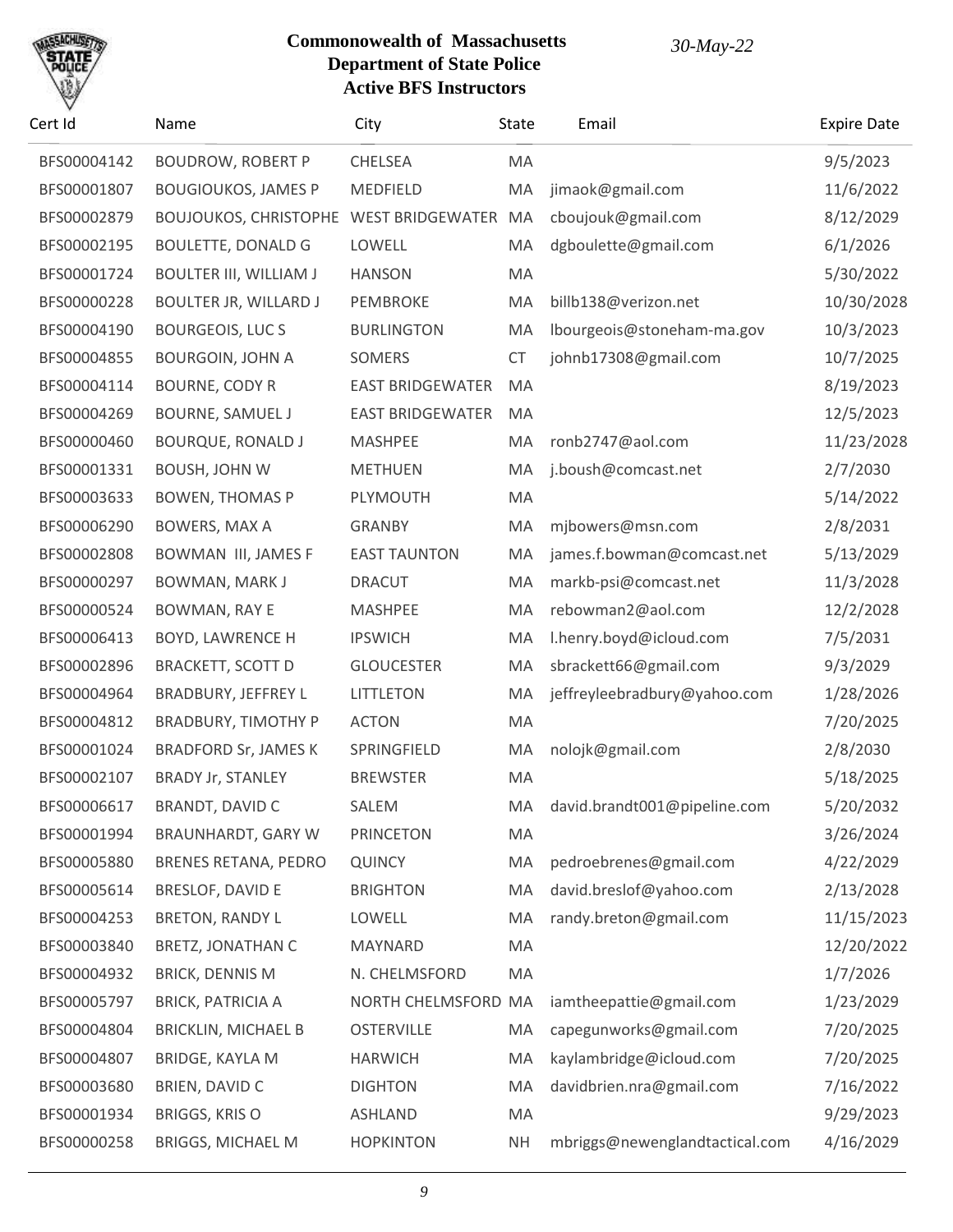**Commonwealth of Massachusetts**
**Department of State Police**
**Active BFS Instructors**

*30-May-22*

| Cert Id | Name | City | State | Email | Expire Date |
|---|---|---|---|---|---|
| BFS00004142 | BOUDROW, ROBERT P | CHELSEA | MA | | 9/5/2023 |
| BFS00001807 | BOUGIOUKOS, JAMES P | MEDFIELD | MA | jimaok@gmail.com | 11/6/2022 |
| BFS00002879 | BOUJOUKOS, CHRISTOPHE | WEST BRIDGEWATER | MA | cboujouk@gmail.com | 8/12/2029 |
| BFS00002195 | BOULETTE, DONALD G | LOWELL | MA | dgboulette@gmail.com | 6/1/2026 |
| BFS00001724 | BOULTER III, WILLIAM J | HANSON | MA | | 5/30/2022 |
| BFS00000228 | BOULTER JR, WILLARD J | PEMBROKE | MA | billb138@verizon.net | 10/30/2028 |
| BFS00004190 | BOURGEOIS, LUC S | BURLINGTON | MA | lbourgeois@stoneham-ma.gov | 10/3/2023 |
| BFS00004855 | BOURGOIN, JOHN A | SOMERS | CT | johnb17308@gmail.com | 10/7/2025 |
| BFS00004114 | BOURNE, CODY R | EAST BRIDGEWATER | MA | | 8/19/2023 |
| BFS00004269 | BOURNE, SAMUEL J | EAST BRIDGEWATER | MA | | 12/5/2023 |
| BFS00000460 | BOURQUE, RONALD J | MASHPEE | MA | ronb2747@aol.com | 11/23/2028 |
| BFS00001331 | BOUSH, JOHN W | METHUEN | MA | j.boush@comcast.net | 2/7/2030 |
| BFS00003633 | BOWEN, THOMAS P | PLYMOUTH | MA | | 5/14/2022 |
| BFS00006290 | BOWERS, MAX A | GRANBY | MA | mjbowers@msn.com | 2/8/2031 |
| BFS00002808 | BOWMAN III, JAMES F | EAST TAUNTON | MA | james.f.bowman@comcast.net | 5/13/2029 |
| BFS00000297 | BOWMAN, MARK J | DRACUT | MA | markb-psi@comcast.net | 11/3/2028 |
| BFS00000524 | BOWMAN, RAY E | MASHPEE | MA | rebowman2@aol.com | 12/2/2028 |
| BFS00006413 | BOYD, LAWRENCE H | IPSWICH | MA | l.henry.boyd@icloud.com | 7/5/2031 |
| BFS00002896 | BRACKETT, SCOTT D | GLOUCESTER | MA | sbrackett66@gmail.com | 9/3/2029 |
| BFS00004964 | BRADBURY, JEFFREY L | LITTLETON | MA | jeffreyleebradbury@yahoo.com | 1/28/2026 |
| BFS00004812 | BRADBURY, TIMOTHY P | ACTON | MA | | 7/20/2025 |
| BFS00001024 | BRADFORD Sr, JAMES K | SPRINGFIELD | MA | nolojk@gmail.com | 2/8/2030 |
| BFS00002107 | BRADY Jr, STANLEY | BREWSTER | MA | | 5/18/2025 |
| BFS00006617 | BRANDT, DAVID C | SALEM | MA | david.brandt001@pipeline.com | 5/20/2032 |
| BFS00001994 | BRAUNHARDT, GARY W | PRINCETON | MA | | 3/26/2024 |
| BFS00005880 | BRENES RETANA, PEDRO | QUINCY | MA | pedroebrenes@gmail.com | 4/22/2029 |
| BFS00005614 | BRESLOF, DAVID E | BRIGHTON | MA | david.breslof@yahoo.com | 2/13/2028 |
| BFS00004253 | BRETON, RANDY L | LOWELL | MA | randy.breton@gmail.com | 11/15/2023 |
| BFS00003840 | BRETZ, JONATHAN C | MAYNARD | MA | | 12/20/2022 |
| BFS00004932 | BRICK, DENNIS M | N. CHELMSFORD | MA | | 1/7/2026 |
| BFS00005797 | BRICK, PATRICIA A | NORTH CHELMSFORD | MA | iamtheepattie@gmail.com | 1/23/2029 |
| BFS00004804 | BRICKLIN, MICHAEL B | OSTERVILLE | MA | capegunworks@gmail.com | 7/20/2025 |
| BFS00004807 | BRIDGE, KAYLA M | HARWICH | MA | kaylambridge@icloud.com | 7/20/2025 |
| BFS00003680 | BRIEN, DAVID C | DIGHTON | MA | davidbrien.nra@gmail.com | 7/16/2022 |
| BFS00001934 | BRIGGS, KRIS O | ASHLAND | MA | | 9/29/2023 |
| BFS00000258 | BRIGGS, MICHAEL M | HOPKINTON | NH | mbriggs@newenglandtactical.com | 4/16/2029 |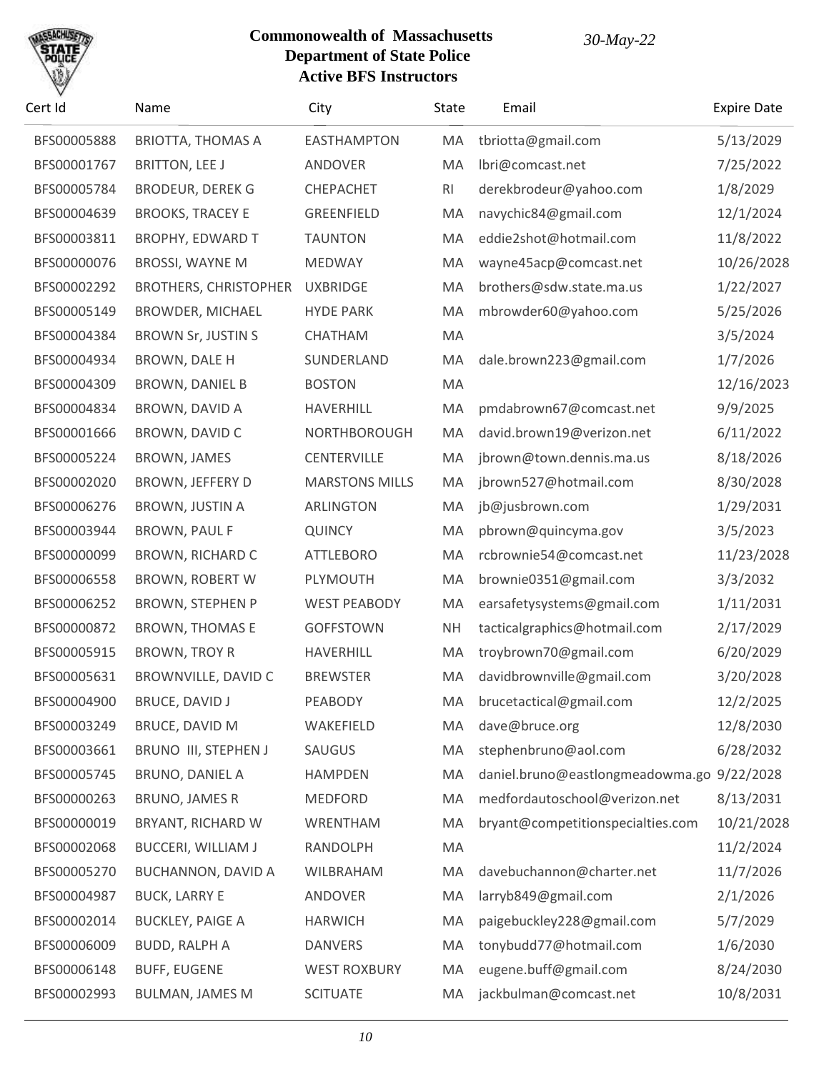**Commonwealth of Massachusetts**
**Department of State Police**
**Active BFS Instructors**

*30-May-22*

| Cert Id | Name | City | State | Email | Expire Date |
|---|---|---|---|---|---|
| BFS00005888 | BRIOTTA, THOMAS A | EASTHAMPTON | MA | tbriotta@gmail.com | 5/13/2029 |
| BFS00001767 | BRITTON, LEE J | ANDOVER | MA | lbri@comcast.net | 7/25/2022 |
| BFS00005784 | BRODEUR, DEREK G | CHEPACHET | RI | derekbrodeur@yahoo.com | 1/8/2029 |
| BFS00004639 | BROOKS, TRACEY E | GREENFIELD | MA | navychic84@gmail.com | 12/1/2024 |
| BFS00003811 | BROPHY, EDWARD T | TAUNTON | MA | eddie2shot@hotmail.com | 11/8/2022 |
| BFS00000076 | BROSSI, WAYNE M | MEDWAY | MA | wayne45acp@comcast.net | 10/26/2028 |
| BFS00002292 | BROTHERS, CHRISTOPHER | UXBRIDGE | MA | brothers@sdw.state.ma.us | 1/22/2027 |
| BFS00005149 | BROWDER, MICHAEL | HYDE PARK | MA | mbrowder60@yahoo.com | 5/25/2026 |
| BFS00004384 | BROWN Sr, JUSTIN S | CHATHAM | MA | | 3/5/2024 |
| BFS00004934 | BROWN, DALE H | SUNDERLAND | MA | dale.brown223@gmail.com | 1/7/2026 |
| BFS00004309 | BROWN, DANIEL B | BOSTON | MA | | 12/16/2023 |
| BFS00004834 | BROWN, DAVID A | HAVERHILL | MA | pmdabrown67@comcast.net | 9/9/2025 |
| BFS00001666 | BROWN, DAVID C | NORTHBOROUGH | MA | david.brown19@verizon.net | 6/11/2022 |
| BFS00005224 | BROWN, JAMES | CENTERVILLE | MA | jbrown@town.dennis.ma.us | 8/18/2026 |
| BFS00002020 | BROWN, JEFFERY D | MARSTONS MILLS | MA | jbrown527@hotmail.com | 8/30/2028 |
| BFS00006276 | BROWN, JUSTIN A | ARLINGTON | MA | jb@jusbrown.com | 1/29/2031 |
| BFS00003944 | BROWN, PAUL F | QUINCY | MA | pbrown@quincyma.gov | 3/5/2023 |
| BFS00000099 | BROWN, RICHARD C | ATTLEBORO | MA | rcbrownie54@comcast.net | 11/23/2028 |
| BFS00006558 | BROWN, ROBERT W | PLYMOUTH | MA | brownie0351@gmail.com | 3/3/2032 |
| BFS00006252 | BROWN, STEPHEN P | WEST PEABODY | MA | earsafetysystems@gmail.com | 1/11/2031 |
| BFS00000872 | BROWN, THOMAS E | GOFFSTOWN | NH | tacticalgraphics@hotmail.com | 2/17/2029 |
| BFS00005915 | BROWN, TROY R | HAVERHILL | MA | troybrown70@gmail.com | 6/20/2029 |
| BFS00005631 | BROWNVILLE, DAVID C | BREWSTER | MA | davidbrownville@gmail.com | 3/20/2028 |
| BFS00004900 | BRUCE, DAVID J | PEABODY | MA | brucetactical@gmail.com | 12/2/2025 |
| BFS00003249 | BRUCE, DAVID M | WAKEFIELD | MA | dave@bruce.org | 12/8/2030 |
| BFS00003661 | BRUNO III, STEPHEN J | SAUGUS | MA | stephenbruno@aol.com | 6/28/2032 |
| BFS00005745 | BRUNO, DANIEL A | HAMPDEN | MA | daniel.bruno@eastlongmeadowma.go | 9/22/2028 |
| BFS00000263 | BRUNO, JAMES R | MEDFORD | MA | medfordautoschool@verizon.net | 8/13/2031 |
| BFS00000019 | BRYANT, RICHARD W | WRENTHAM | MA | bryant@competitionspecialties.com | 10/21/2028 |
| BFS00002068 | BUCCERI, WILLIAM J | RANDOLPH | MA | | 11/2/2024 |
| BFS00005270 | BUCHANNON, DAVID A | WILBRAHAM | MA | davebuchannon@charter.net | 11/7/2026 |
| BFS00004987 | BUCK, LARRY E | ANDOVER | MA | larryb849@gmail.com | 2/1/2026 |
| BFS00002014 | BUCKLEY, PAIGE A | HARWICH | MA | paigebuckley228@gmail.com | 5/7/2029 |
| BFS00006009 | BUDD, RALPH A | DANVERS | MA | tonybudd77@hotmail.com | 1/6/2030 |
| BFS00006148 | BUFF, EUGENE | WEST ROXBURY | MA | eugene.buff@gmail.com | 8/24/2030 |
| BFS00002993 | BULMAN, JAMES M | SCITUATE | MA | jackbulman@comcast.net | 10/8/2031 |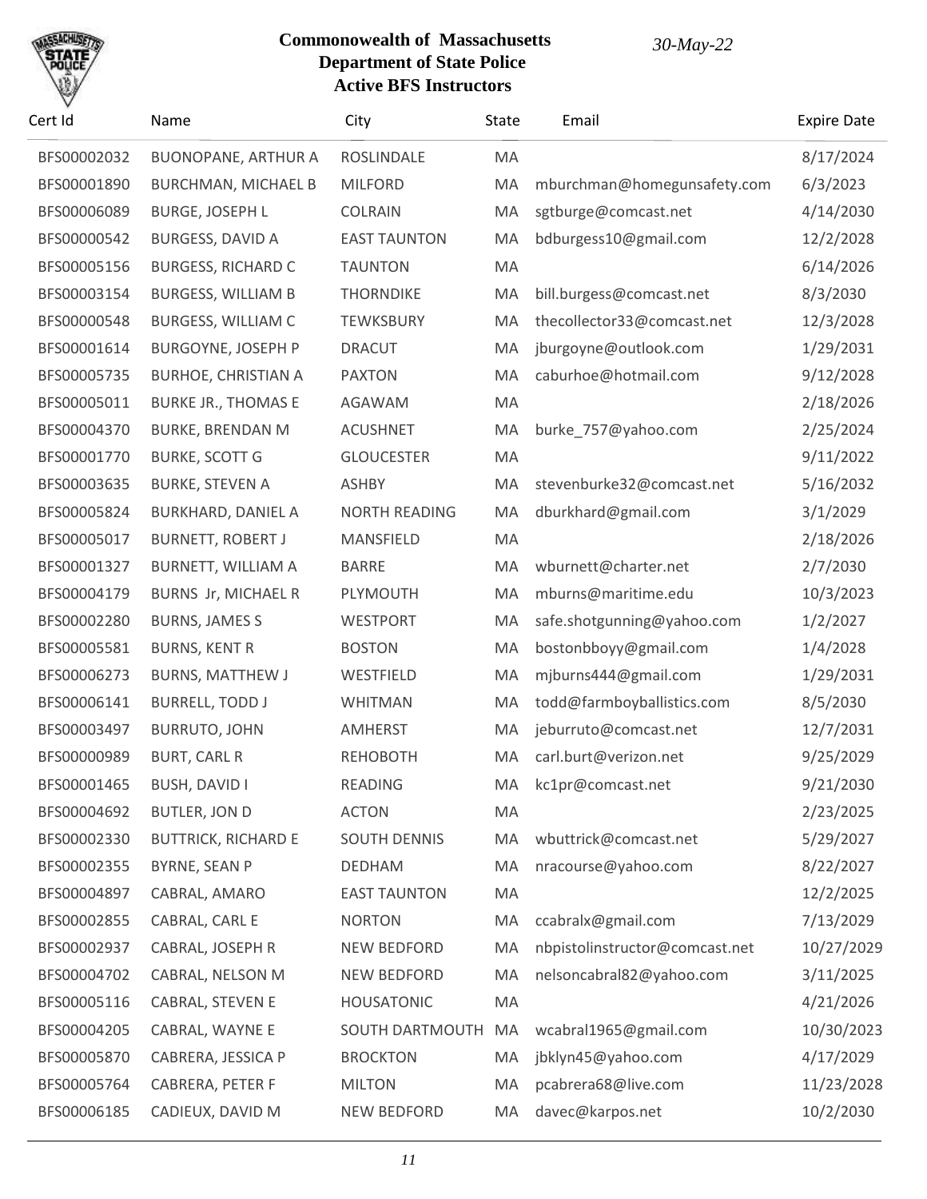**Commonwealth of Massachusetts**
**Department of State Police**
**Active BFS Instructors**

*30-May-22*

| Cert Id | Name | City | State | Email | Expire Date |
|---|---|---|---|---|---|
| BFS00002032 | BUONOPANE, ARTHUR A | ROSLINDALE | MA | | 8/17/2024 |
| BFS00001890 | BURCHMAN, MICHAEL B | MILFORD | MA | mburchman@homegunsafety.com | 6/3/2023 |
| BFS00006089 | BURGE, JOSEPH L | COLRAIN | MA | sgtburge@comcast.net | 4/14/2030 |
| BFS00000542 | BURGESS, DAVID A | EAST TAUNTON | MA | bdburgess10@gmail.com | 12/2/2028 |
| BFS00005156 | BURGESS, RICHARD C | TAUNTON | MA | | 6/14/2026 |
| BFS00003154 | BURGESS, WILLIAM B | THORNDIKE | MA | bill.burgess@comcast.net | 8/3/2030 |
| BFS00000548 | BURGESS, WILLIAM C | TEWKSBURY | MA | thecollector33@comcast.net | 12/3/2028 |
| BFS00001614 | BURGOYNE, JOSEPH P | DRACUT | MA | jburgoyne@outlook.com | 1/29/2031 |
| BFS00005735 | BURHOE, CHRISTIAN A | PAXTON | MA | caburhoe@hotmail.com | 9/12/2028 |
| BFS00005011 | BURKE JR., THOMAS E | AGAWAM | MA | | 2/18/2026 |
| BFS00004370 | BURKE, BRENDAN M | ACUSHNET | MA | burke_757@yahoo.com | 2/25/2024 |
| BFS00001770 | BURKE, SCOTT G | GLOUCESTER | MA | | 9/11/2022 |
| BFS00003635 | BURKE, STEVEN A | ASHBY | MA | stevenburke32@comcast.net | 5/16/2032 |
| BFS00005824 | BURKHARD, DANIEL A | NORTH READING | MA | dburkhard@gmail.com | 3/1/2029 |
| BFS00005017 | BURNETT, ROBERT J | MANSFIELD | MA | | 2/18/2026 |
| BFS00001327 | BURNETT, WILLIAM A | BARRE | MA | wburnett@charter.net | 2/7/2030 |
| BFS00004179 | BURNS Jr, MICHAEL R | PLYMOUTH | MA | mburns@maritime.edu | 10/3/2023 |
| BFS00002280 | BURNS, JAMES S | WESTPORT | MA | safe.shotgunning@yahoo.com | 1/2/2027 |
| BFS00005581 | BURNS, KENT R | BOSTON | MA | bostonbboyy@gmail.com | 1/4/2028 |
| BFS00006273 | BURNS, MATTHEW J | WESTFIELD | MA | mjburns444@gmail.com | 1/29/2031 |
| BFS00006141 | BURRELL, TODD J | WHITMAN | MA | todd@farmboyballistics.com | 8/5/2030 |
| BFS00003497 | BURRUTO, JOHN | AMHERST | MA | jeburruto@comcast.net | 12/7/2031 |
| BFS00000989 | BURT, CARL R | REHOBOTH | MA | carl.burt@verizon.net | 9/25/2029 |
| BFS00001465 | BUSH, DAVID I | READING | MA | kc1pr@comcast.net | 9/21/2030 |
| BFS00004692 | BUTLER, JON D | ACTON | MA | | 2/23/2025 |
| BFS00002330 | BUTTRICK, RICHARD E | SOUTH DENNIS | MA | wbuttrick@comcast.net | 5/29/2027 |
| BFS00002355 | BYRNE, SEAN P | DEDHAM | MA | nracourse@yahoo.com | 8/22/2027 |
| BFS00004897 | CABRAL, AMARO | EAST TAUNTON | MA | | 12/2/2025 |
| BFS00002855 | CABRAL, CARL E | NORTON | MA | ccabralx@gmail.com | 7/13/2029 |
| BFS00002937 | CABRAL, JOSEPH R | NEW BEDFORD | MA | nbpistolinstructor@comcast.net | 10/27/2029 |
| BFS00004702 | CABRAL, NELSON M | NEW BEDFORD | MA | nelsoncabral82@yahoo.com | 3/11/2025 |
| BFS00005116 | CABRAL, STEVEN E | HOUSATONIC | MA | | 4/21/2026 |
| BFS00004205 | CABRAL, WAYNE E | SOUTH DARTMOUTH | MA | wcabral1965@gmail.com | 10/30/2023 |
| BFS00005870 | CABRERA, JESSICA P | BROCKTON | MA | jbklyn45@yahoo.com | 4/17/2029 |
| BFS00005764 | CABRERA, PETER F | MILTON | MA | pcabrera68@live.com | 11/23/2028 |
| BFS00006185 | CADIEUX, DAVID M | NEW BEDFORD | MA | davec@karpos.net | 10/2/2030 |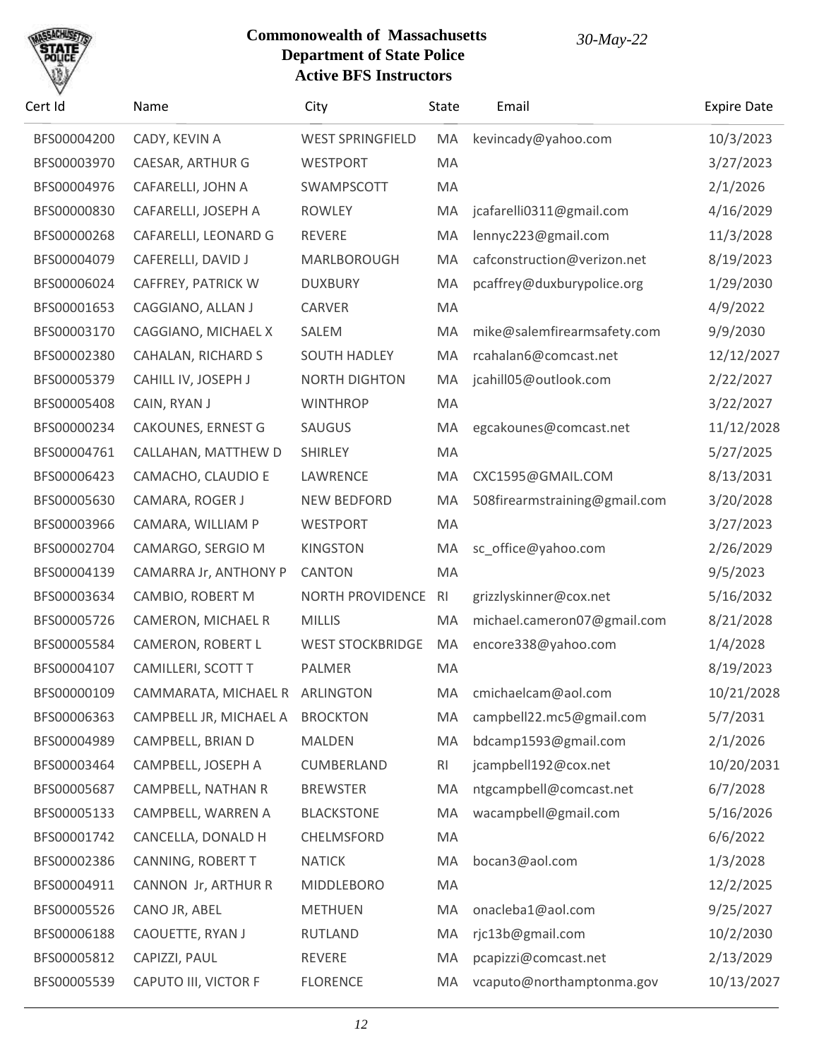**Commonwealth of Massachusetts**
**Department of State Police**
**Active BFS Instructors**

*30-May-22*

| Cert Id | Name | City | State | Email | Expire Date |
|---|---|---|---|---|---|
| BFS00004200 | CADY, KEVIN A | WEST SPRINGFIELD | MA | kevincady@yahoo.com | 10/3/2023 |
| BFS00003970 | CAESAR, ARTHUR G | WESTPORT | MA | | 3/27/2023 |
| BFS00004976 | CAFARELLI, JOHN A | SWAMPSCOTT | MA | | 2/1/2026 |
| BFS00000830 | CAFARELLI, JOSEPH A | ROWLEY | MA | jcafarelli0311@gmail.com | 4/16/2029 |
| BFS00000268 | CAFARELLI, LEONARD G | REVERE | MA | lennyc223@gmail.com | 11/3/2028 |
| BFS00004079 | CAFERELLI, DAVID J | MARLBOROUGH | MA | cafconstruction@verizon.net | 8/19/2023 |
| BFS00006024 | CAFFREY, PATRICK W | DUXBURY | MA | pcaffrey@duxburypolice.org | 1/29/2030 |
| BFS00001653 | CAGGIANO, ALLAN J | CARVER | MA | | 4/9/2022 |
| BFS00003170 | CAGGIANO, MICHAEL X | SALEM | MA | mike@salemfirearmsafety.com | 9/9/2030 |
| BFS00002380 | CAHALAN, RICHARD S | SOUTH HADLEY | MA | rcahalan6@comcast.net | 12/12/2027 |
| BFS00005379 | CAHILL IV, JOSEPH J | NORTH DIGHTON | MA | jcahill05@outlook.com | 2/22/2027 |
| BFS00005408 | CAIN, RYAN J | WINTHROP | MA | | 3/22/2027 |
| BFS00000234 | CAKOUNES, ERNEST G | SAUGUS | MA | egcakounes@comcast.net | 11/12/2028 |
| BFS00004761 | CALLAHAN, MATTHEW D | SHIRLEY | MA | | 5/27/2025 |
| BFS00006423 | CAMACHO, CLAUDIO E | LAWRENCE | MA | CXC1595@GMAIL.COM | 8/13/2031 |
| BFS00005630 | CAMARA, ROGER J | NEW BEDFORD | MA | 508firearmstraining@gmail.com | 3/20/2028 |
| BFS00003966 | CAMARA, WILLIAM P | WESTPORT | MA | | 3/27/2023 |
| BFS00002704 | CAMARGO, SERGIO M | KINGSTON | MA | sc_office@yahoo.com | 2/26/2029 |
| BFS00004139 | CAMARRA Jr, ANTHONY P | CANTON | MA | | 9/5/2023 |
| BFS00003634 | CAMBIO, ROBERT M | NORTH PROVIDENCE | RI | grizzlyskinner@cox.net | 5/16/2032 |
| BFS00005726 | CAMERON, MICHAEL R | MILLIS | MA | michael.cameron07@gmail.com | 8/21/2028 |
| BFS00005584 | CAMERON, ROBERT L | WEST STOCKBRIDGE | MA | encore338@yahoo.com | 1/4/2028 |
| BFS00004107 | CAMILLERI, SCOTT T | PALMER | MA | | 8/19/2023 |
| BFS00000109 | CAMMARATA, MICHAEL R | ARLINGTON | MA | cmichaelcam@aol.com | 10/21/2028 |
| BFS00006363 | CAMPBELL JR, MICHAEL A | BROCKTON | MA | campbell22.mc5@gmail.com | 5/7/2031 |
| BFS00004989 | CAMPBELL, BRIAN D | MALDEN | MA | bdcamp1593@gmail.com | 2/1/2026 |
| BFS00003464 | CAMPBELL, JOSEPH A | CUMBERLAND | RI | jcampbell192@cox.net | 10/20/2031 |
| BFS00005687 | CAMPBELL, NATHAN R | BREWSTER | MA | ntgcampbell@comcast.net | 6/7/2028 |
| BFS00005133 | CAMPBELL, WARREN A | BLACKSTONE | MA | wacampbell@gmail.com | 5/16/2026 |
| BFS00001742 | CANCELLA, DONALD H | CHELMSFORD | MA | | 6/6/2022 |
| BFS00002386 | CANNING, ROBERT T | NATICK | MA | bocan3@aol.com | 1/3/2028 |
| BFS00004911 | CANNON Jr, ARTHUR R | MIDDLEBORO | MA | | 12/2/2025 |
| BFS00005526 | CANO JR, ABEL | METHUEN | MA | onacleba1@aol.com | 9/25/2027 |
| BFS00006188 | CAOUETTE, RYAN J | RUTLAND | MA | rjc13b@gmail.com | 10/2/2030 |
| BFS00005812 | CAPIZZI, PAUL | REVERE | MA | pcapizzi@comcast.net | 2/13/2029 |
| BFS00005539 | CAPUTO III, VICTOR F | FLORENCE | MA | vcaputo@northamptonma.gov | 10/13/2027 |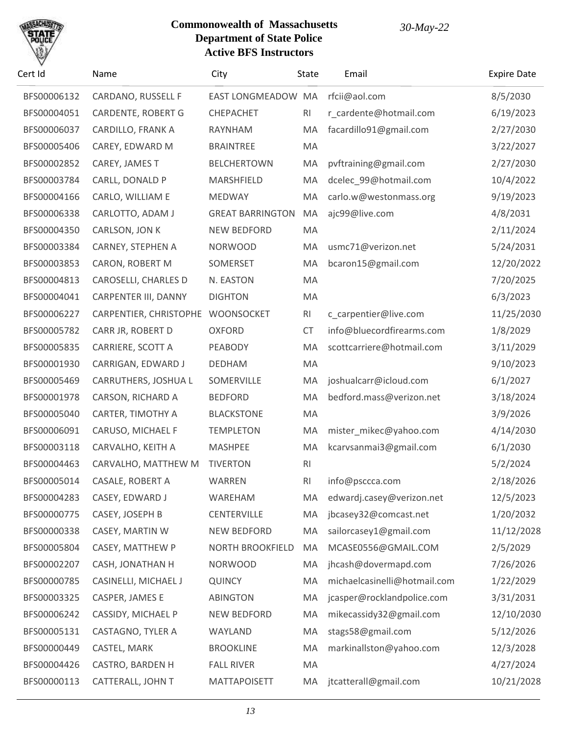**Commonwealth of Massachusetts**
**Department of State Police**
**Active BFS Instructors**

*30-May-22*

| Cert Id | Name | City | State | Email | Expire Date |
|---|---|---|---|---|---|
| BFS00006132 | CARDANO, RUSSELL F | EAST LONGMEADOW | MA | rfcii@aol.com | 8/5/2030 |
| BFS00004051 | CARDENTE, ROBERT G | CHEPACHET | RI | r_cardente@hotmail.com | 6/19/2023 |
| BFS00006037 | CARDILLO, FRANK A | RAYNHAM | MA | facardillo91@gmail.com | 2/27/2030 |
| BFS00005406 | CAREY, EDWARD M | BRAINTREE | MA | | 3/22/2027 |
| BFS00002852 | CAREY, JAMES T | BELCHERTOWN | MA | pvftraining@gmail.com | 2/27/2030 |
| BFS00003784 | CARLL, DONALD P | MARSHFIELD | MA | dcelec_99@hotmail.com | 10/4/2022 |
| BFS00004166 | CARLO, WILLIAM E | MEDWAY | MA | carlo.w@westonmass.org | 9/19/2023 |
| BFS00006338 | CARLOTTO, ADAM J | GREAT BARRINGTON | MA | ajc99@live.com | 4/8/2031 |
| BFS00004350 | CARLSON, JON K | NEW BEDFORD | MA | | 2/11/2024 |
| BFS00003384 | CARNEY, STEPHEN A | NORWOOD | MA | usmc71@verizon.net | 5/24/2031 |
| BFS00003853 | CARON, ROBERT M | SOMERSET | MA | bcaron15@gmail.com | 12/20/2022 |
| BFS00004813 | CAROSELLI, CHARLES D | N. EASTON | MA | | 7/20/2025 |
| BFS00004041 | CARPENTER III, DANNY | DIGHTON | MA | | 6/3/2023 |
| BFS00006227 | CARPENTIER, CHRISTOPHE | WOONSOCKET | RI | c_carpentier@live.com | 11/25/2030 |
| BFS00005782 | CARR JR, ROBERT D | OXFORD | CT | info@bluecordfirearms.com | 1/8/2029 |
| BFS00005835 | CARRIERE, SCOTT A | PEABODY | MA | scottcarriere@hotmail.com | 3/11/2029 |
| BFS00001930 | CARRIGAN, EDWARD J | DEDHAM | MA | | 9/10/2023 |
| BFS00005469 | CARRUTHERS, JOSHUA L | SOMERVILLE | MA | joshualcarr@icloud.com | 6/1/2027 |
| BFS00001978 | CARSON, RICHARD A | BEDFORD | MA | bedford.mass@verizon.net | 3/18/2024 |
| BFS00005040 | CARTER, TIMOTHY A | BLACKSTONE | MA | | 3/9/2026 |
| BFS00006091 | CARUSO, MICHAEL F | TEMPLETON | MA | mister_mikec@yahoo.com | 4/14/2030 |
| BFS00003118 | CARVALHO, KEITH A | MASHPEE | MA | kcarvsanmai3@gmail.com | 6/1/2030 |
| BFS00004463 | CARVALHO, MATTHEW M | TIVERTON | RI | | 5/2/2024 |
| BFS00005014 | CASALE, ROBERT A | WARREN | RI | info@psccca.com | 2/18/2026 |
| BFS00004283 | CASEY, EDWARD J | WAREHAM | MA | edwardj.casey@verizon.net | 12/5/2023 |
| BFS00000775 | CASEY, JOSEPH B | CENTERVILLE | MA | jbcasey32@comcast.net | 1/20/2032 |
| BFS00000338 | CASEY, MARTIN W | NEW BEDFORD | MA | sailorcasey1@gmail.com | 11/12/2028 |
| BFS00005804 | CASEY, MATTHEW P | NORTH BROOKFIELD | MA | MCASE0556@GMAIL.COM | 2/5/2029 |
| BFS00002207 | CASH, JONATHAN H | NORWOOD | MA | jhcash@dovermapd.com | 7/26/2026 |
| BFS00000785 | CASINELLI, MICHAEL J | QUINCY | MA | michaelcasinelli@hotmail.com | 1/22/2029 |
| BFS00003325 | CASPER, JAMES E | ABINGTON | MA | jcasper@rocklandpolice.com | 3/31/2031 |
| BFS00006242 | CASSIDY, MICHAEL P | NEW BEDFORD | MA | mikecassidy32@gmail.com | 12/10/2030 |
| BFS00005131 | CASTAGNO, TYLER A | WAYLAND | MA | stags58@gmail.com | 5/12/2026 |
| BFS00000449 | CASTEL, MARK | BROOKLINE | MA | markinallston@yahoo.com | 12/3/2028 |
| BFS00004426 | CASTRO, BARDEN H | FALL RIVER | MA | | 4/27/2024 |
| BFS00000113 | CATTERALL, JOHN T | MATTAPOISETT | MA | jtcatterall@gmail.com | 10/21/2028 |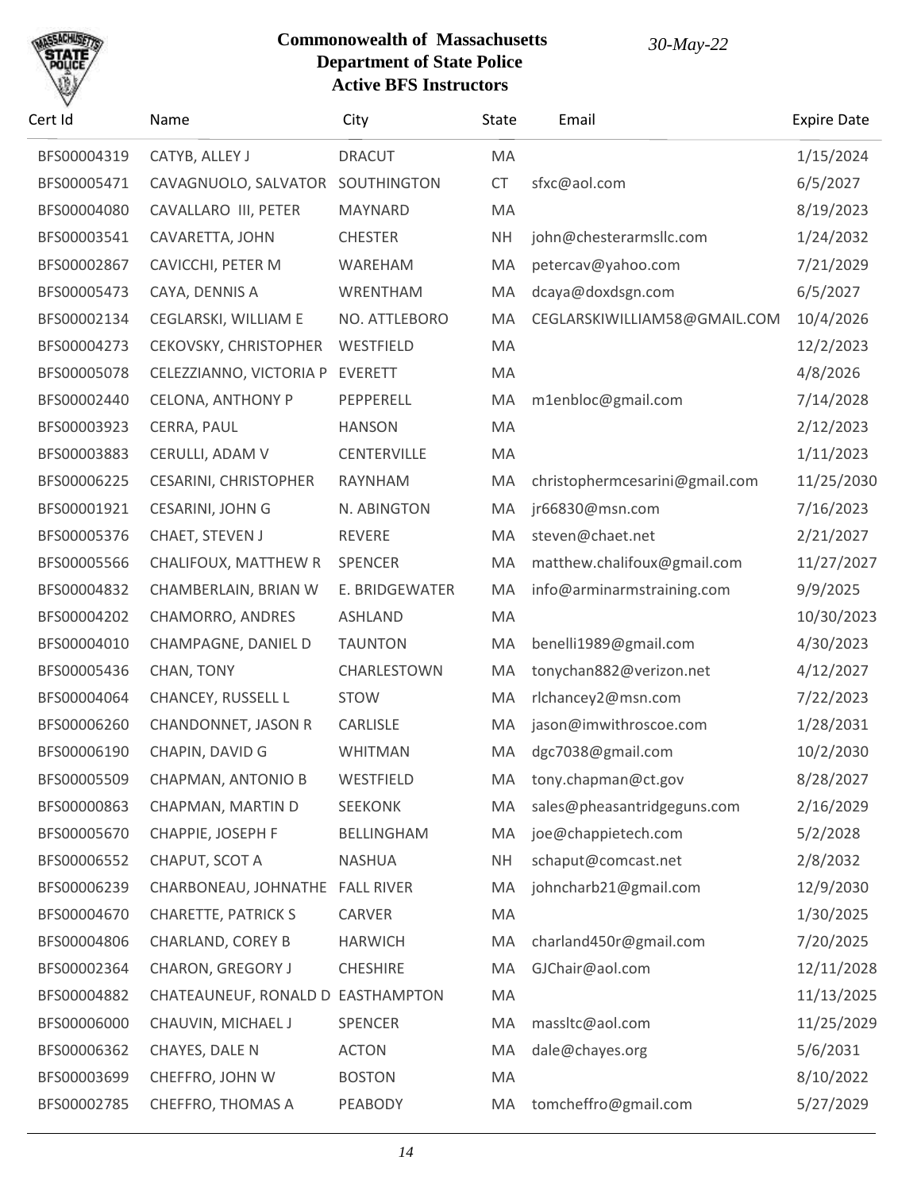**Commonwealth of Massachusetts**
**Department of State Police**
**Active BFS Instructors**

*30-May-22*

| Cert Id | Name | City | State | Email | Expire Date |
|---|---|---|---|---|---|
| BFS00004319 | CATYB, ALLEY J | DRACUT | MA | | 1/15/2024 |
| BFS00005471 | CAVAGNUOLO, SALVATOR | SOUTHINGTON | CT | sfxc@aol.com | 6/5/2027 |
| BFS00004080 | CAVALLARO III, PETER | MAYNARD | MA | | 8/19/2023 |
| BFS00003541 | CAVARETTA, JOHN | CHESTER | NH | john@chesterarmsllc.com | 1/24/2032 |
| BFS00002867 | CAVICCHI, PETER M | WAREHAM | MA | petercav@yahoo.com | 7/21/2029 |
| BFS00005473 | CAYA, DENNIS A | WRENTHAM | MA | dcaya@doxdsgn.com | 6/5/2027 |
| BFS00002134 | CEGLARSKI, WILLIAM E | NO. ATTLEBORO | MA | CEGLARSKIWILLIAM58@GMAIL.COM | 10/4/2026 |
| BFS00004273 | CEKOVSKY, CHRISTOPHER | WESTFIELD | MA | | 12/2/2023 |
| BFS00005078 | CELEZZIANNO, VICTORIA P | EVERETT | MA | | 4/8/2026 |
| BFS00002440 | CELONA, ANTHONY P | PEPPERELL | MA | m1enbloc@gmail.com | 7/14/2028 |
| BFS00003923 | CERRA, PAUL | HANSON | MA | | 2/12/2023 |
| BFS00003883 | CERULLI, ADAM V | CENTERVILLE | MA | | 1/11/2023 |
| BFS00006225 | CESARINI, CHRISTOPHER | RAYNHAM | MA | christophermcesarini@gmail.com | 11/25/2030 |
| BFS00001921 | CESARINI, JOHN G | N. ABINGTON | MA | jr66830@msn.com | 7/16/2023 |
| BFS00005376 | CHAET, STEVEN J | REVERE | MA | steven@chaet.net | 2/21/2027 |
| BFS00005566 | CHALIFOUX, MATTHEW R | SPENCER | MA | matthew.chalifoux@gmail.com | 11/27/2027 |
| BFS00004832 | CHAMBERLAIN, BRIAN W | E. BRIDGEWATER | MA | info@arminarmstraining.com | 9/9/2025 |
| BFS00004202 | CHAMORRO, ANDRES | ASHLAND | MA | | 10/30/2023 |
| BFS00004010 | CHAMPAGNE, DANIEL D | TAUNTON | MA | benelli1989@gmail.com | 4/30/2023 |
| BFS00005436 | CHAN, TONY | CHARLESTOWN | MA | tonychan882@verizon.net | 4/12/2027 |
| BFS00004064 | CHANCEY, RUSSELL L | STOW | MA | rlchancey2@msn.com | 7/22/2023 |
| BFS00006260 | CHANDONNET, JASON R | CARLISLE | MA | jason@imwithroscoe.com | 1/28/2031 |
| BFS00006190 | CHAPIN, DAVID G | WHITMAN | MA | dgc7038@gmail.com | 10/2/2030 |
| BFS00005509 | CHAPMAN, ANTONIO B | WESTFIELD | MA | tony.chapman@ct.gov | 8/28/2027 |
| BFS00000863 | CHAPMAN, MARTIN D | SEEKONK | MA | sales@pheasantridgeguns.com | 2/16/2029 |
| BFS00005670 | CHAPPIE, JOSEPH F | BELLINGHAM | MA | joe@chappietech.com | 5/2/2028 |
| BFS00006552 | CHAPUT, SCOT A | NASHUA | NH | schaput@comcast.net | 2/8/2032 |
| BFS00006239 | CHARBONEAU, JOHNATHE | FALL RIVER | MA | johncharb21@gmail.com | 12/9/2030 |
| BFS00004670 | CHARETTE, PATRICK S | CARVER | MA | | 1/30/2025 |
| BFS00004806 | CHARLAND, COREY B | HARWICH | MA | charland450r@gmail.com | 7/20/2025 |
| BFS00002364 | CHARON, GREGORY J | CHESHIRE | MA | GJChair@aol.com | 12/11/2028 |
| BFS00004882 | CHATEAUNEUF, RONALD D | EASTHAMPTON | MA | | 11/13/2025 |
| BFS00006000 | CHAUVIN, MICHAEL J | SPENCER | MA | massltc@aol.com | 11/25/2029 |
| BFS00006362 | CHAYES, DALE N | ACTON | MA | dale@chayes.org | 5/6/2031 |
| BFS00003699 | CHEFFRO, JOHN W | BOSTON | MA | | 8/10/2022 |
| BFS00002785 | CHEFFRO, THOMAS A | PEABODY | MA | tomcheffro@gmail.com | 5/27/2029 |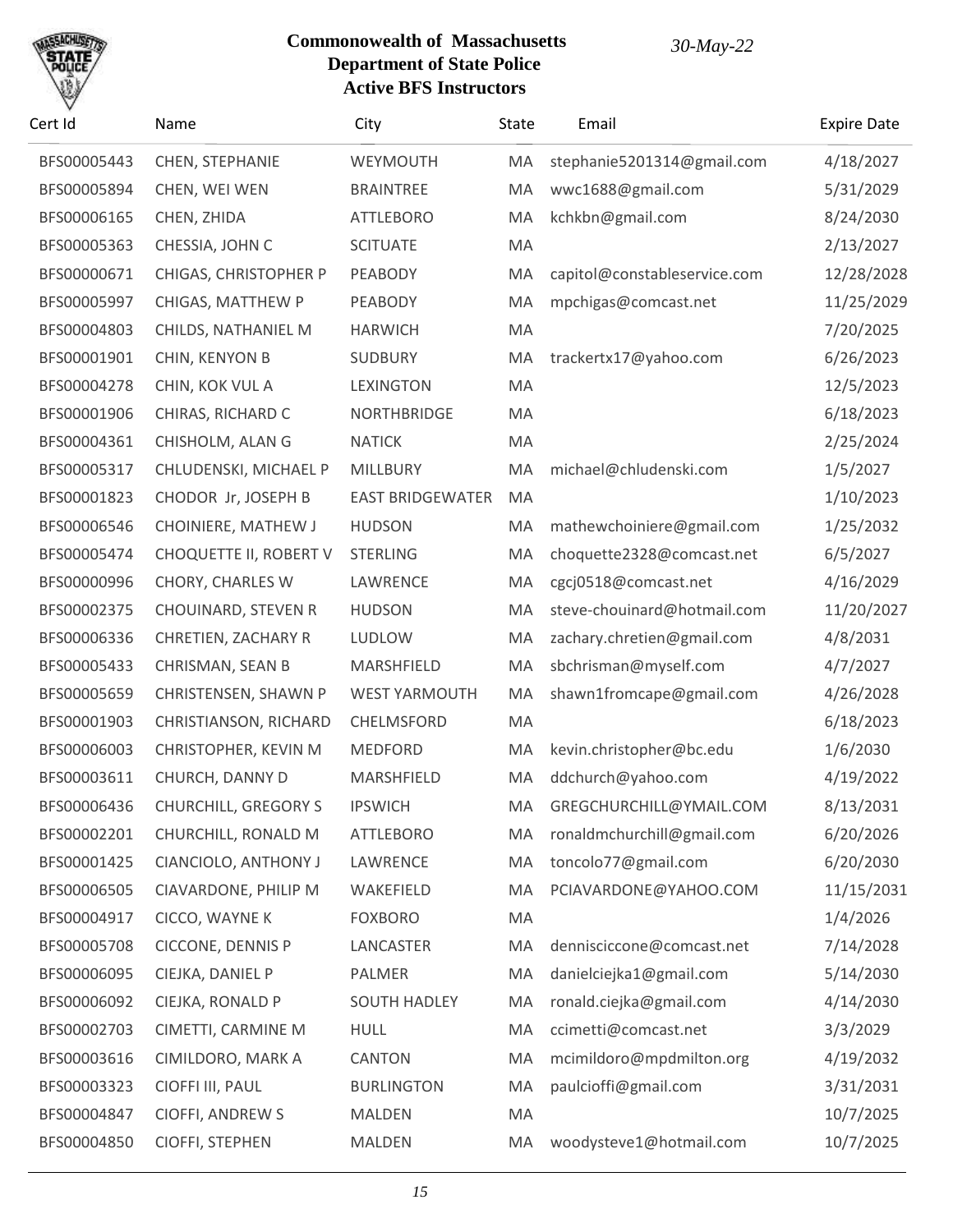# Commonwealth of Massachusetts
## Department of State Police
### Active BFS Instructors

*30-May-22*

| Cert Id | Name | City | State | Email | Expire Date |
|---|---|---|---|---|---|
| BFS00005443 | CHEN, STEPHANIE | WEYMOUTH | MA | stephanie5201314@gmail.com | 4/18/2027 |
| BFS00005894 | CHEN, WEI WEN | BRAINTREE | MA | wwc1688@gmail.com | 5/31/2029 |
| BFS00006165 | CHEN, ZHIDA | ATTLEBORO | MA | kchkbn@gmail.com | 8/24/2030 |
| BFS00005363 | CHESSIA, JOHN C | SCITUATE | MA | | 2/13/2027 |
| BFS00000671 | CHIGAS, CHRISTOPHER P | PEABODY | MA | capitol@constableservice.com | 12/28/2028 |
| BFS00005997 | CHIGAS, MATTHEW P | PEABODY | MA | mpchigas@comcast.net | 11/25/2029 |
| BFS00004803 | CHILDS, NATHANIEL M | HARWICH | MA | | 7/20/2025 |
| BFS00001901 | CHIN, KENYON B | SUDBURY | MA | trackertx17@yahoo.com | 6/26/2023 |
| BFS00004278 | CHIN, KOK VUL A | LEXINGTON | MA | | 12/5/2023 |
| BFS00001906 | CHIRAS, RICHARD C | NORTHBRIDGE | MA | | 6/18/2023 |
| BFS00004361 | CHISHOLM, ALAN G | NATICK | MA | | 2/25/2024 |
| BFS00005317 | CHLUDENSKI, MICHAEL P | MILLBURY | MA | michael@chludenski.com | 1/5/2027 |
| BFS00001823 | CHODOR Jr, JOSEPH B | EAST BRIDGEWATER | MA | | 1/10/2023 |
| BFS00006546 | CHOINIERE, MATHEW J | HUDSON | MA | mathewchoiniere@gmail.com | 1/25/2032 |
| BFS00005474 | CHOQUETTE II, ROBERT V | STERLING | MA | choquette2328@comcast.net | 6/5/2027 |
| BFS00000996 | CHORY, CHARLES W | LAWRENCE | MA | cgcj0518@comcast.net | 4/16/2029 |
| BFS00002375 | CHOUINARD, STEVEN R | HUDSON | MA | steve-chouinard@hotmail.com | 11/20/2027 |
| BFS00006336 | CHRETIEN, ZACHARY R | LUDLOW | MA | zachary.chretien@gmail.com | 4/8/2031 |
| BFS00005433 | CHRISMAN, SEAN B | MARSHFIELD | MA | sbchrisman@myself.com | 4/7/2027 |
| BFS00005659 | CHRISTENSEN, SHAWN P | WEST YARMOUTH | MA | shawn1fromcape@gmail.com | 4/26/2028 |
| BFS00001903 | CHRISTIANSON, RICHARD | CHELMSFORD | MA | | 6/18/2023 |
| BFS00006003 | CHRISTOPHER, KEVIN M | MEDFORD | MA | kevin.christopher@bc.edu | 1/6/2030 |
| BFS00003611 | CHURCH, DANNY D | MARSHFIELD | MA | ddchurch@yahoo.com | 4/19/2022 |
| BFS00006436 | CHURCHILL, GREGORY S | IPSWICH | MA | GREGCHURCHILL@YMAIL.COM | 8/13/2031 |
| BFS00002201 | CHURCHILL, RONALD M | ATTLEBORO | MA | ronaldmchurchill@gmail.com | 6/20/2026 |
| BFS00001425 | CIANCIOLO, ANTHONY J | LAWRENCE | MA | toncolo77@gmail.com | 6/20/2030 |
| BFS00006505 | CIAVARDONE, PHILIP M | WAKEFIELD | MA | PCIAVARDONE@YAHOO.COM | 11/15/2031 |
| BFS00004917 | CICCO, WAYNE K | FOXBORO | MA | | 1/4/2026 |
| BFS00005708 | CICCONE, DENNIS P | LANCASTER | MA | dennisciccone@comcast.net | 7/14/2028 |
| BFS00006095 | CIEJKA, DANIEL P | PALMER | MA | danielciejka1@gmail.com | 5/14/2030 |
| BFS00006092 | CIEJKA, RONALD P | SOUTH HADLEY | MA | ronald.ciejka@gmail.com | 4/14/2030 |
| BFS00002703 | CIMETTI, CARMINE M | HULL | MA | ccimetti@comcast.net | 3/3/2029 |
| BFS00003616 | CIMILDORO, MARK A | CANTON | MA | mcimildoro@mpdmilton.org | 4/19/2032 |
| BFS00003323 | CIOFFI III, PAUL | BURLINGTON | MA | paulcioffi@gmail.com | 3/31/2031 |
| BFS00004847 | CIOFFI, ANDREW S | MALDEN | MA | | 10/7/2025 |
| BFS00004850 | CIOFFI, STEPHEN | MALDEN | MA | woodysteve1@hotmail.com | 10/7/2025 |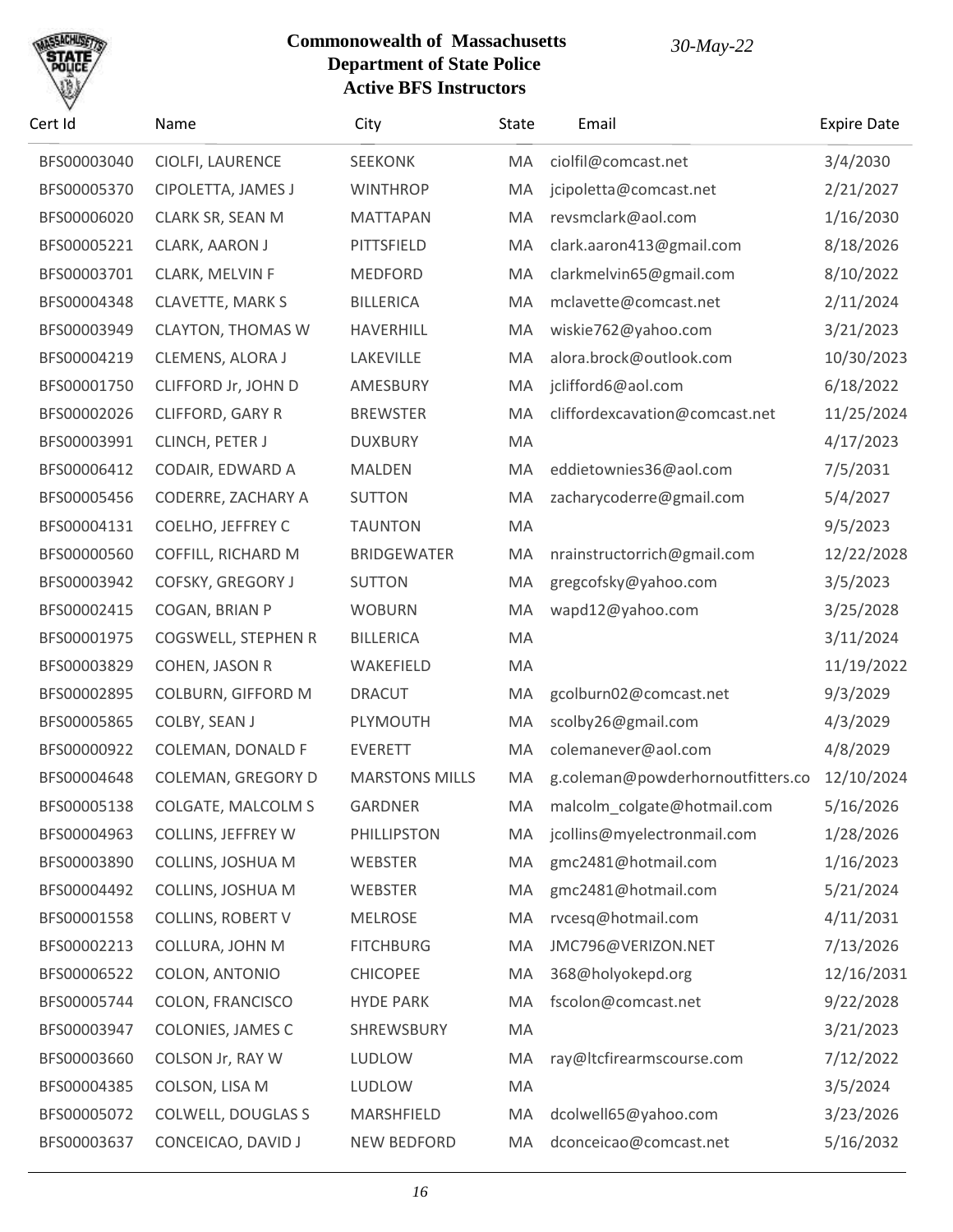# Commonwealth of Massachusetts
## Department of State Police
### Active BFS Instructors

*30-May-22*

| Cert Id | Name | City | State | Email | Expire Date |
|---|---|---|---|---|---|
| BFS00003040 | CIOLFI, LAURENCE | SEEKONK | MA | ciolfil@comcast.net | 3/4/2030 |
| BFS00005370 | CIPOLETTA, JAMES J | WINTHROP | MA | jcipoletta@comcast.net | 2/21/2027 |
| BFS00006020 | CLARK SR, SEAN M | MATTAPAN | MA | revsmclark@aol.com | 1/16/2030 |
| BFS00005221 | CLARK, AARON J | PITTSFIELD | MA | clark.aaron413@gmail.com | 8/18/2026 |
| BFS00003701 | CLARK, MELVIN F | MEDFORD | MA | clarkmelvin65@gmail.com | 8/10/2022 |
| BFS00004348 | CLAVETTE, MARK S | BILLERICA | MA | mclavette@comcast.net | 2/11/2024 |
| BFS00003949 | CLAYTON, THOMAS W | HAVERHILL | MA | wiskie762@yahoo.com | 3/21/2023 |
| BFS00004219 | CLEMENS, ALORA J | LAKEVILLE | MA | alora.brock@outlook.com | 10/30/2023 |
| BFS00001750 | CLIFFORD Jr, JOHN D | AMESBURY | MA | jclifford6@aol.com | 6/18/2022 |
| BFS00002026 | CLIFFORD, GARY R | BREWSTER | MA | cliffordexcavation@comcast.net | 11/25/2024 |
| BFS00003991 | CLINCH, PETER J | DUXBURY | MA | | 4/17/2023 |
| BFS00006412 | CODAIR, EDWARD A | MALDEN | MA | eddietownies36@aol.com | 7/5/2031 |
| BFS00005456 | CODERRE, ZACHARY A | SUTTON | MA | zacharycoderre@gmail.com | 5/4/2027 |
| BFS00004131 | COELHO, JEFFREY C | TAUNTON | MA | | 9/5/2023 |
| BFS00000560 | COFFILL, RICHARD M | BRIDGEWATER | MA | nrainstructorrich@gmail.com | 12/22/2028 |
| BFS00003942 | COFSKY, GREGORY J | SUTTON | MA | gregcofsky@yahoo.com | 3/5/2023 |
| BFS00002415 | COGAN, BRIAN P | WOBURN | MA | wapd12@yahoo.com | 3/25/2028 |
| BFS00001975 | COGSWELL, STEPHEN R | BILLERICA | MA | | 3/11/2024 |
| BFS00003829 | COHEN, JASON R | WAKEFIELD | MA | | 11/19/2022 |
| BFS00002895 | COLBURN, GIFFORD M | DRACUT | MA | gcolburn02@comcast.net | 9/3/2029 |
| BFS00005865 | COLBY, SEAN J | PLYMOUTH | MA | scolby26@gmail.com | 4/3/2029 |
| BFS00000922 | COLEMAN, DONALD F | EVERETT | MA | colemanever@aol.com | 4/8/2029 |
| BFS00004648 | COLEMAN, GREGORY D | MARSTONS MILLS | MA | g.coleman@powderhornoutfitters.co | 12/10/2024 |
| BFS00005138 | COLGATE, MALCOLM S | GARDNER | MA | malcolm_colgate@hotmail.com | 5/16/2026 |
| BFS00004963 | COLLINS, JEFFREY W | PHILLIPSTON | MA | jcollins@myelectronmail.com | 1/28/2026 |
| BFS00003890 | COLLINS, JOSHUA M | WEBSTER | MA | gmc2481@hotmail.com | 1/16/2023 |
| BFS00004492 | COLLINS, JOSHUA M | WEBSTER | MA | gmc2481@hotmail.com | 5/21/2024 |
| BFS00001558 | COLLINS, ROBERT V | MELROSE | MA | rvcesq@hotmail.com | 4/11/2031 |
| BFS00002213 | COLLURA, JOHN M | FITCHBURG | MA | JMC796@VERIZON.NET | 7/13/2026 |
| BFS00006522 | COLON, ANTONIO | CHICOPEE | MA | 368@holyokepd.org | 12/16/2031 |
| BFS00005744 | COLON, FRANCISCO | HYDE PARK | MA | fscolon@comcast.net | 9/22/2028 |
| BFS00003947 | COLONIES, JAMES C | SHREWSBURY | MA | | 3/21/2023 |
| BFS00003660 | COLSON Jr, RAY W | LUDLOW | MA | ray@ltcfirearmscourse.com | 7/12/2022 |
| BFS00004385 | COLSON, LISA M | LUDLOW | MA | | 3/5/2024 |
| BFS00005072 | COLWELL, DOUGLAS S | MARSHFIELD | MA | dcolwell65@yahoo.com | 3/23/2026 |
| BFS00003637 | CONCEICAO, DAVID J | NEW BEDFORD | MA | dconceicao@comcast.net | 5/16/2032 |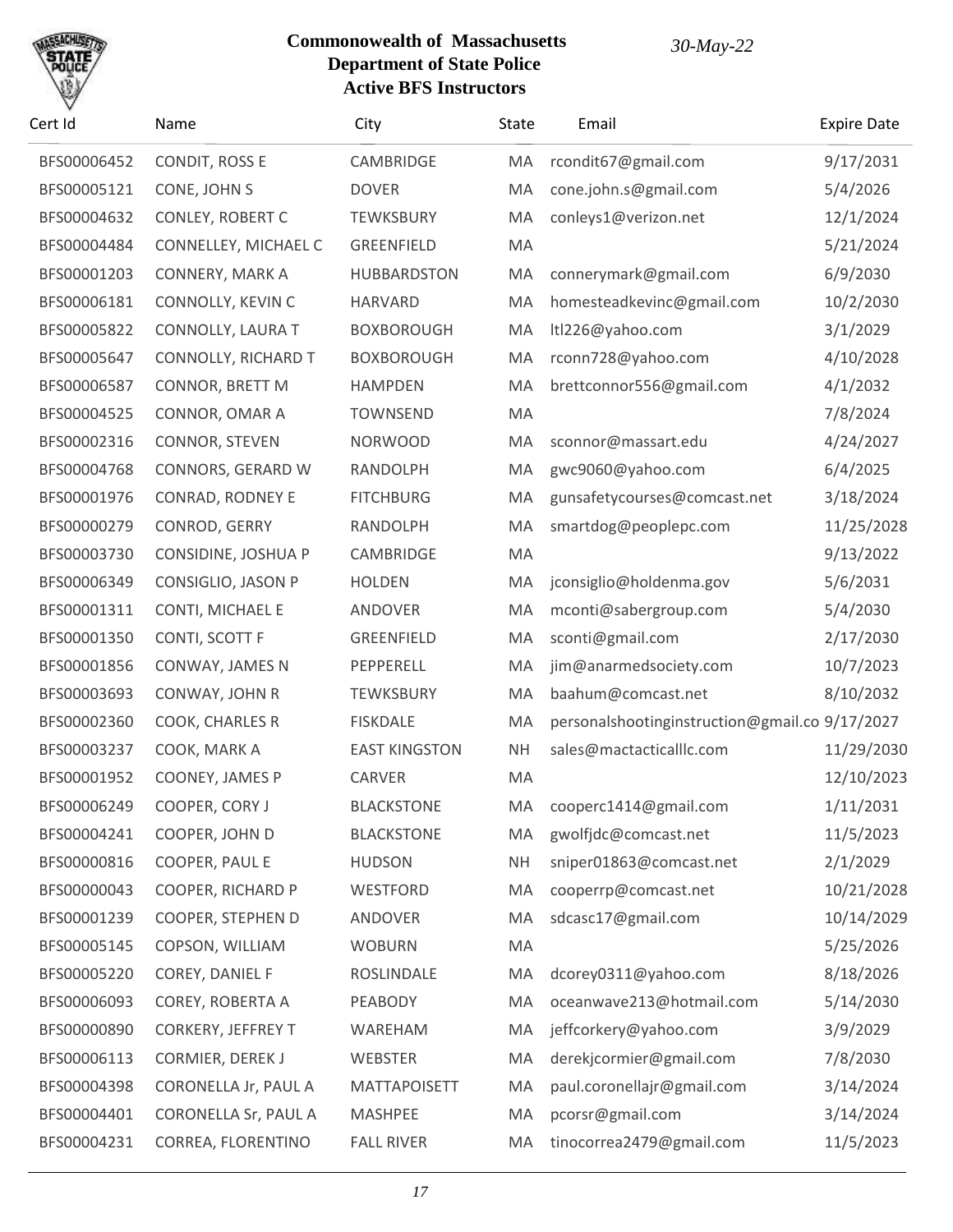# Commonwealth of Massachusetts
## Department of State Police
### Active BFS Instructors

*30-May-22*

| Cert Id | Name | City | State | Email | Expire Date |
|---|---|---|---|---|---|
| BFS00006452 | CONDIT, ROSS E | CAMBRIDGE | MA | rcondit67@gmail.com | 9/17/2031 |
| BFS00005121 | CONE, JOHN S | DOVER | MA | cone.john.s@gmail.com | 5/4/2026 |
| BFS00004632 | CONLEY, ROBERT C | TEWKSBURY | MA | conleys1@verizon.net | 12/1/2024 |
| BFS00004484 | CONNELLEY, MICHAEL C | GREENFIELD | MA | | 5/21/2024 |
| BFS00001203 | CONNERY, MARK A | HUBBARDSTON | MA | connerymark@gmail.com | 6/9/2030 |
| BFS00006181 | CONNOLLY, KEVIN C | HARVARD | MA | homesteadkevinc@gmail.com | 10/2/2030 |
| BFS00005822 | CONNOLLY, LAURA T | BOXBOROUGH | MA | ltl226@yahoo.com | 3/1/2029 |
| BFS00005647 | CONNOLLY, RICHARD T | BOXBOROUGH | MA | rconn728@yahoo.com | 4/10/2028 |
| BFS00006587 | CONNOR, BRETT M | HAMPDEN | MA | brettconnor556@gmail.com | 4/1/2032 |
| BFS00004525 | CONNOR, OMAR A | TOWNSEND | MA | | 7/8/2024 |
| BFS00002316 | CONNOR, STEVEN | NORWOOD | MA | sconnor@massart.edu | 4/24/2027 |
| BFS00004768 | CONNORS, GERARD W | RANDOLPH | MA | gwc9060@yahoo.com | 6/4/2025 |
| BFS00001976 | CONRAD, RODNEY E | FITCHBURG | MA | gunsafetycourses@comcast.net | 3/18/2024 |
| BFS00000279 | CONROD, GERRY | RANDOLPH | MA | smartdog@peoplepc.com | 11/25/2028 |
| BFS00003730 | CONSIDINE, JOSHUA P | CAMBRIDGE | MA | | 9/13/2022 |
| BFS00006349 | CONSIGLIO, JASON P | HOLDEN | MA | jconsiglio@holdenma.gov | 5/6/2031 |
| BFS00001311 | CONTI, MICHAEL E | ANDOVER | MA | mconti@sabergroup.com | 5/4/2030 |
| BFS00001350 | CONTI, SCOTT F | GREENFIELD | MA | sconti@gmail.com | 2/17/2030 |
| BFS00001856 | CONWAY, JAMES N | PEPPERELL | MA | jim@anarmedsociety.com | 10/7/2023 |
| BFS00003693 | CONWAY, JOHN R | TEWKSBURY | MA | baahum@comcast.net | 8/10/2032 |
| BFS00002360 | COOK, CHARLES R | FISKDALE | MA | personalshootinginstruction@gmail.co | 9/17/2027 |
| BFS00003237 | COOK, MARK A | EAST KINGSTON | NH | sales@mactacticalllc.com | 11/29/2030 |
| BFS00001952 | COONEY, JAMES P | CARVER | MA | | 12/10/2023 |
| BFS00006249 | COOPER, CORY J | BLACKSTONE | MA | cooperc1414@gmail.com | 1/11/2031 |
| BFS00004241 | COOPER, JOHN D | BLACKSTONE | MA | gwolfjdc@comcast.net | 11/5/2023 |
| BFS00000816 | COOPER, PAUL E | HUDSON | NH | sniper01863@comcast.net | 2/1/2029 |
| BFS00000043 | COOPER, RICHARD P | WESTFORD | MA | cooperrp@comcast.net | 10/21/2028 |
| BFS00001239 | COOPER, STEPHEN D | ANDOVER | MA | sdcasc17@gmail.com | 10/14/2029 |
| BFS00005145 | COPSON, WILLIAM | WOBURN | MA | | 5/25/2026 |
| BFS00005220 | COREY, DANIEL F | ROSLINDALE | MA | dcorey0311@yahoo.com | 8/18/2026 |
| BFS00006093 | COREY, ROBERTA A | PEABODY | MA | oceanwave213@hotmail.com | 5/14/2030 |
| BFS00000890 | CORKERY, JEFFREY T | WAREHAM | MA | jeffcorkery@yahoo.com | 3/9/2029 |
| BFS00006113 | CORMIER, DEREK J | WEBSTER | MA | derekjcormier@gmail.com | 7/8/2030 |
| BFS00004398 | CORONELLA Jr, PAUL A | MATTAPOISETT | MA | paul.coronellajr@gmail.com | 3/14/2024 |
| BFS00004401 | CORONELLA Sr, PAUL A | MASHPEE | MA | pcorsr@gmail.com | 3/14/2024 |
| BFS00004231 | CORREA, FLORENTINO | FALL RIVER | MA | tinocorrea2479@gmail.com | 11/5/2023 |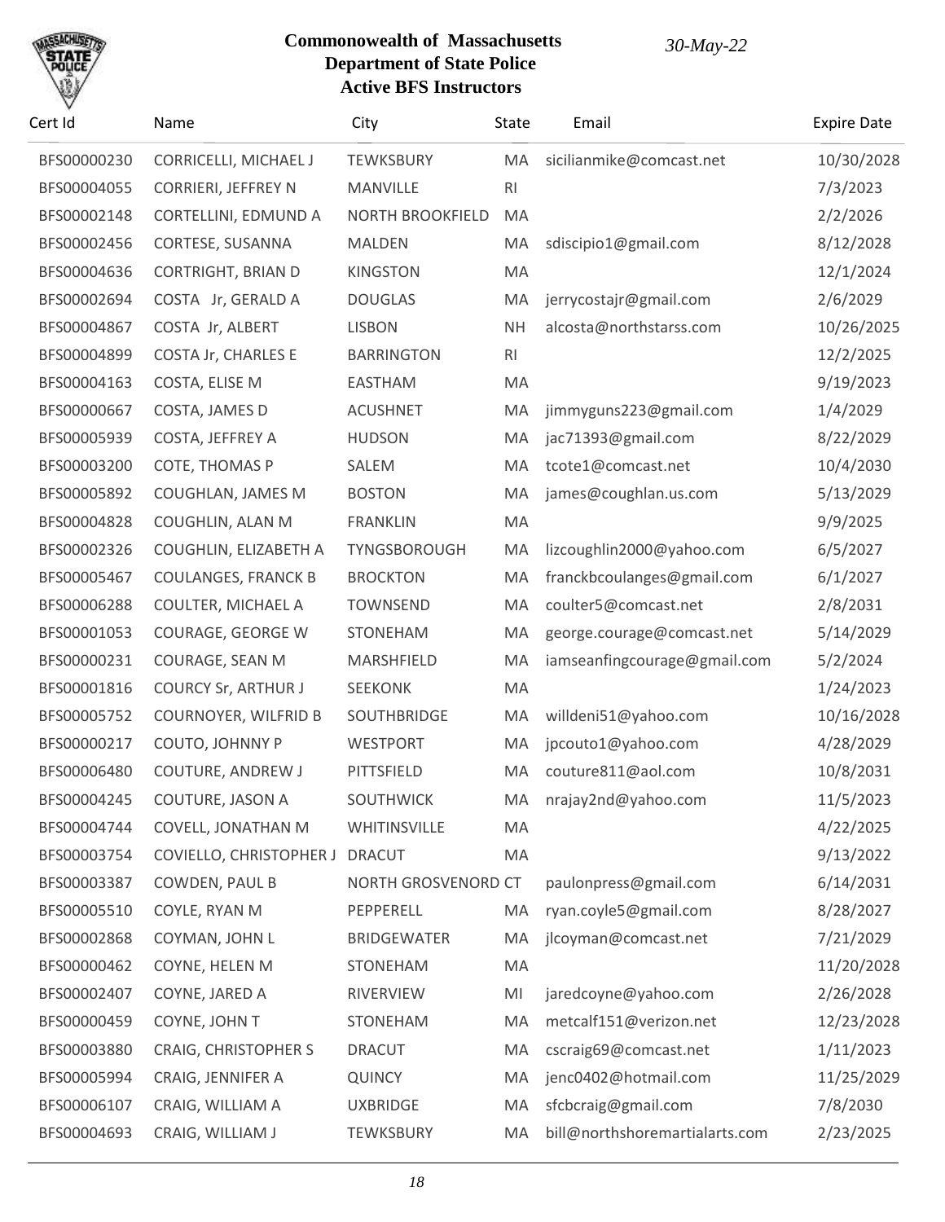**Commonwealth of Massachusetts**
**Department of State Police**
**Active BFS Instructors**

*30-May-22*

| Cert Id | Name | City | State | Email | Expire Date |
|---|---|---|---|---|---|
| BFS00000230 | CORRICELLI, MICHAEL J | TEWKSBURY | MA | sicilianmike@comcast.net | 10/30/2028 |
| BFS00004055 | CORRIERI, JEFFREY N | MANVILLE | RI | | 7/3/2023 |
| BFS00002148 | CORTELLINI, EDMUND A | NORTH BROOKFIELD | MA | | 2/2/2026 |
| BFS00002456 | CORTESE, SUSANNA | MALDEN | MA | sdiscipio1@gmail.com | 8/12/2028 |
| BFS00004636 | CORTRIGHT, BRIAN D | KINGSTON | MA | | 12/1/2024 |
| BFS00002694 | COSTA Jr, GERALD A | DOUGLAS | MA | jerrycostajr@gmail.com | 2/6/2029 |
| BFS00004867 | COSTA Jr, ALBERT | LISBON | NH | alcosta@northstarss.com | 10/26/2025 |
| BFS00004899 | COSTA Jr, CHARLES E | BARRINGTON | RI | | 12/2/2025 |
| BFS00004163 | COSTA, ELISE M | EASTHAM | MA | | 9/19/2023 |
| BFS00000667 | COSTA, JAMES D | ACUSHNET | MA | jimmyguns223@gmail.com | 1/4/2029 |
| BFS00005939 | COSTA, JEFFREY A | HUDSON | MA | jac71393@gmail.com | 8/22/2029 |
| BFS00003200 | COTE, THOMAS P | SALEM | MA | tcote1@comcast.net | 10/4/2030 |
| BFS00005892 | COUGHLAN, JAMES M | BOSTON | MA | james@coughlan.us.com | 5/13/2029 |
| BFS00004828 | COUGHLIN, ALAN M | FRANKLIN | MA | | 9/9/2025 |
| BFS00002326 | COUGHLIN, ELIZABETH A | TYNGSBOROUGH | MA | lizcoughlin2000@yahoo.com | 6/5/2027 |
| BFS00005467 | COULANGES, FRANCK B | BROCKTON | MA | franckbcoulanges@gmail.com | 6/1/2027 |
| BFS00006288 | COULTER, MICHAEL A | TOWNSEND | MA | coulter5@comcast.net | 2/8/2031 |
| BFS00001053 | COURAGE, GEORGE W | STONEHAM | MA | george.courage@comcast.net | 5/14/2029 |
| BFS00000231 | COURAGE, SEAN M | MARSHFIELD | MA | iamseanfingcourage@gmail.com | 5/2/2024 |
| BFS00001816 | COURCY Sr, ARTHUR J | SEEKONK | MA | | 1/24/2023 |
| BFS00005752 | COURNOYER, WILFRID B | SOUTHBRIDGE | MA | willdeni51@yahoo.com | 10/16/2028 |
| BFS00000217 | COUTO, JOHNNY P | WESTPORT | MA | jpcouto1@yahoo.com | 4/28/2029 |
| BFS00006480 | COUTURE, ANDREW J | PITTSFIELD | MA | couture811@aol.com | 10/8/2031 |
| BFS00004245 | COUTURE, JASON A | SOUTHWICK | MA | nrajay2nd@yahoo.com | 11/5/2023 |
| BFS00004744 | COVELL, JONATHAN M | WHITINSVILLE | MA | | 4/22/2025 |
| BFS00003754 | COVIELLO, CHRISTOPHER J | DRACUT | MA | | 9/13/2022 |
| BFS00003387 | COWDEN, PAUL B | NORTH GROSVENORD | CT | paulonpress@gmail.com | 6/14/2031 |
| BFS00005510 | COYLE, RYAN M | PEPPERELL | MA | ryan.coyle5@gmail.com | 8/28/2027 |
| BFS00002868 | COYMAN, JOHN L | BRIDGEWATER | MA | jlcoyman@comcast.net | 7/21/2029 |
| BFS00000462 | COYNE, HELEN M | STONEHAM | MA | | 11/20/2028 |
| BFS00002407 | COYNE, JARED A | RIVERVIEW | MI | jaredcoyne@yahoo.com | 2/26/2028 |
| BFS00000459 | COYNE, JOHN T | STONEHAM | MA | metcalf151@verizon.net | 12/23/2028 |
| BFS00003880 | CRAIG, CHRISTOPHER S | DRACUT | MA | cscraig69@comcast.net | 1/11/2023 |
| BFS00005994 | CRAIG, JENNIFER A | QUINCY | MA | jenc0402@hotmail.com | 11/25/2029 |
| BFS00006107 | CRAIG, WILLIAM A | UXBRIDGE | MA | sfcbcraig@gmail.com | 7/8/2030 |
| BFS00004693 | CRAIG, WILLIAM J | TEWKSBURY | MA | bill@northshoremartialarts.com | 2/23/2025 |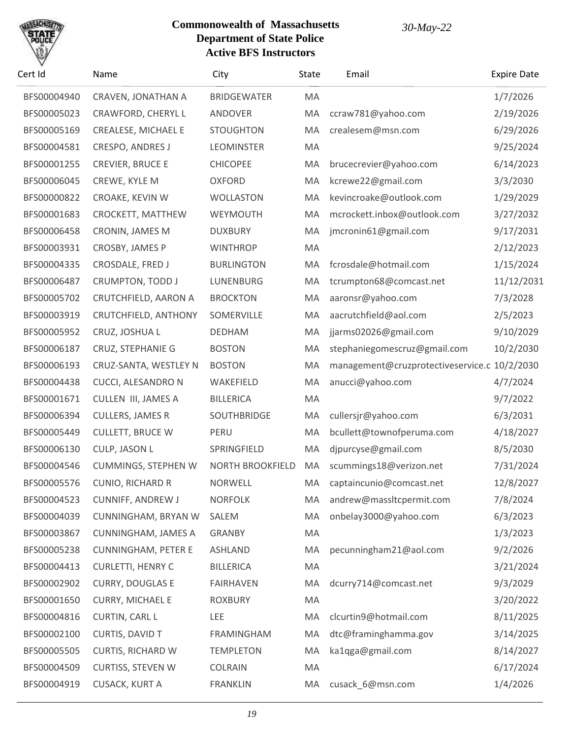**Commonwealth of Massachusetts**
**Department of State Police**
**Active BFS Instructors**

*30-May-22*

| Cert Id | Name | City | State | Email | Expire Date |
|---|---|---|---|---|---|
| BFS00004940 | CRAVEN, JONATHAN A | BRIDGEWATER | MA | | 1/7/2026 |
| BFS00005023 | CRAWFORD, CHERYL L | ANDOVER | MA | ccraw781@yahoo.com | 2/19/2026 |
| BFS00005169 | CREALESE, MICHAEL E | STOUGHTON | MA | crealesem@msn.com | 6/29/2026 |
| BFS00004581 | CRESPO, ANDRES J | LEOMINSTER | MA | | 9/25/2024 |
| BFS00001255 | CREVIER, BRUCE E | CHICOPEE | MA | brucecrevier@yahoo.com | 6/14/2023 |
| BFS00006045 | CREWE, KYLE M | OXFORD | MA | kcrewe22@gmail.com | 3/3/2030 |
| BFS00000822 | CROAKE, KEVIN W | WOLLASTON | MA | kevincroake@outlook.com | 1/29/2029 |
| BFS00001683 | CROCKETT, MATTHEW | WEYMOUTH | MA | mcrockett.inbox@outlook.com | 3/27/2032 |
| BFS00006458 | CRONIN, JAMES M | DUXBURY | MA | jmcronin61@gmail.com | 9/17/2031 |
| BFS00003931 | CROSBY, JAMES P | WINTHROP | MA | | 2/12/2023 |
| BFS00004335 | CROSDALE, FRED J | BURLINGTON | MA | fcrosdale@hotmail.com | 1/15/2024 |
| BFS00006487 | CRUMPTON, TODD J | LUNENBURG | MA | tcrumpton68@comcast.net | 11/12/2031 |
| BFS00005702 | CRUTCHFIELD, AARON A | BROCKTON | MA | aaronsr@yahoo.com | 7/3/2028 |
| BFS00003919 | CRUTCHFIELD, ANTHONY | SOMERVILLE | MA | aacrutchfield@aol.com | 2/5/2023 |
| BFS00005952 | CRUZ, JOSHUA L | DEDHAM | MA | jjarms02026@gmail.com | 9/10/2029 |
| BFS00006187 | CRUZ, STEPHANIE G | BOSTON | MA | stephaniegomescruz@gmail.com | 10/2/2030 |
| BFS00006193 | CRUZ-SANTA, WESTLEY N | BOSTON | MA | management@cruzprotectiveservice.c | 10/2/2030 |
| BFS00004438 | CUCCI, ALESANDRO N | WAKEFIELD | MA | anucci@yahoo.com | 4/7/2024 |
| BFS00001671 | CULLEN III, JAMES A | BILLERICA | MA | | 9/7/2022 |
| BFS00006394 | CULLERS, JAMES R | SOUTHBRIDGE | MA | cullersjr@yahoo.com | 6/3/2031 |
| BFS00005449 | CULLETT, BRUCE W | PERU | MA | bcullett@townofperuma.com | 4/18/2027 |
| BFS00006130 | CULP, JASON L | SPRINGFIELD | MA | djpurcyse@gmail.com | 8/5/2030 |
| BFS00004546 | CUMMINGS, STEPHEN W | NORTH BROOKFIELD | MA | scummings18@verizon.net | 7/31/2024 |
| BFS00005576 | CUNIO, RICHARD R | NORWELL | MA | captaincunio@comcast.net | 12/8/2027 |
| BFS00004523 | CUNNIFF, ANDREW J | NORFOLK | MA | andrew@massltcpermit.com | 7/8/2024 |
| BFS00004039 | CUNNINGHAM, BRYAN W | SALEM | MA | onbelay3000@yahoo.com | 6/3/2023 |
| BFS00003867 | CUNNINGHAM, JAMES A | GRANBY | MA | | 1/3/2023 |
| BFS00005238 | CUNNINGHAM, PETER E | ASHLAND | MA | pecunningham21@aol.com | 9/2/2026 |
| BFS00004413 | CURLETTI, HENRY C | BILLERICA | MA | | 3/21/2024 |
| BFS00002902 | CURRY, DOUGLAS E | FAIRHAVEN | MA | dcurry714@comcast.net | 9/3/2029 |
| BFS00001650 | CURRY, MICHAEL E | ROXBURY | MA | | 3/20/2022 |
| BFS00004816 | CURTIN, CARL L | LEE | MA | clcurtin9@hotmail.com | 8/11/2025 |
| BFS00002100 | CURTIS, DAVID T | FRAMINGHAM | MA | dtc@framinghamma.gov | 3/14/2025 |
| BFS00005505 | CURTIS, RICHARD W | TEMPLETON | MA | ka1qga@gmail.com | 8/14/2027 |
| BFS00004509 | CURTISS, STEVEN W | COLRAIN | MA | | 6/17/2024 |
| BFS00004919 | CUSACK, KURT A | FRANKLIN | MA | cusack_6@msn.com | 1/4/2026 |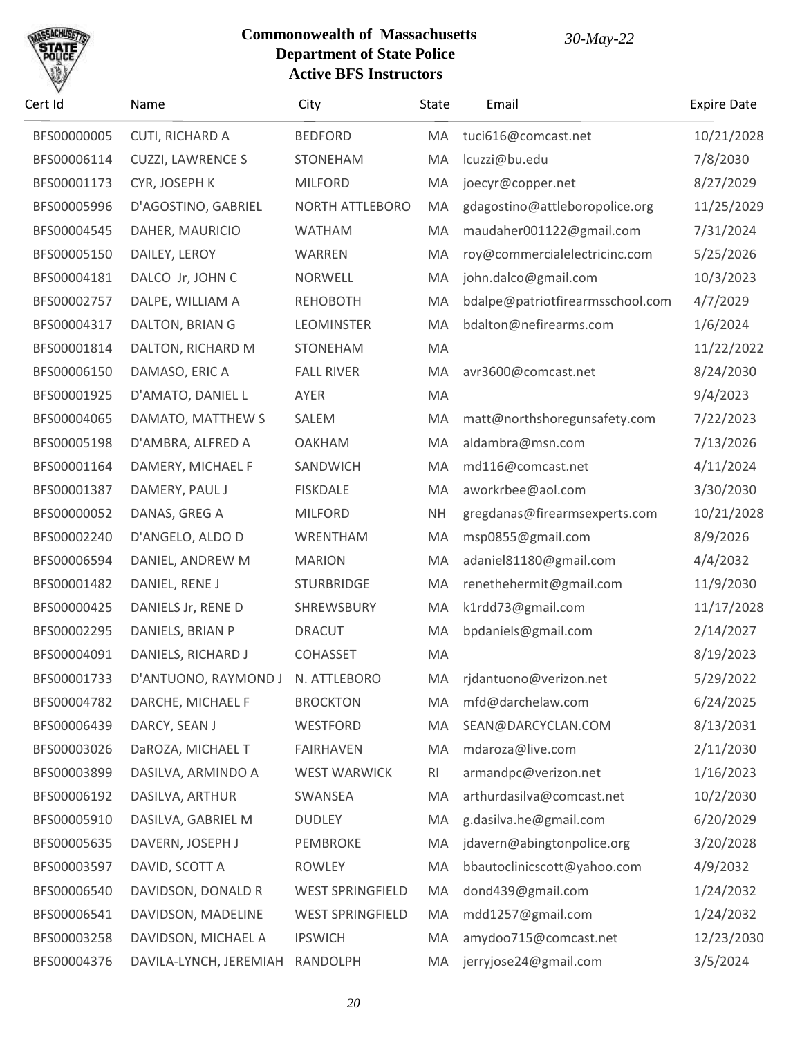**Commonwealth of Massachusetts**
**Department of State Police**
**Active BFS Instructors**

*30-May-22*

| Cert Id | Name | City | State | Email | Expire Date |
|---|---|---|---|---|---|
| BFS00000005 | CUTI, RICHARD A | BEDFORD | MA | tuci616@comcast.net | 10/21/2028 |
| BFS00006114 | CUZZI, LAWRENCE S | STONEHAM | MA | lcuzzi@bu.edu | 7/8/2030 |
| BFS00001173 | CYR, JOSEPH K | MILFORD | MA | joecyr@copper.net | 8/27/2029 |
| BFS00005996 | D'AGOSTINO, GABRIEL | NORTH ATTLEBORO | MA | gdagostino@attleboropolice.org | 11/25/2029 |
| BFS00004545 | DAHER, MAURICIO | WATHAM | MA | maudaher001122@gmail.com | 7/31/2024 |
| BFS00005150 | DAILEY, LEROY | WARREN | MA | roy@commercialelectricinc.com | 5/25/2026 |
| BFS00004181 | DALCO Jr, JOHN C | NORWELL | MA | john.dalco@gmail.com | 10/3/2023 |
| BFS00002757 | DALPE, WILLIAM A | REHOBOTH | MA | bdalpe@patriotfirearmsschool.com | 4/7/2029 |
| BFS00004317 | DALTON, BRIAN G | LEOMINSTER | MA | bdalton@nefirearms.com | 1/6/2024 |
| BFS00001814 | DALTON, RICHARD M | STONEHAM | MA | | 11/22/2022 |
| BFS00006150 | DAMASO, ERIC A | FALL RIVER | MA | avr3600@comcast.net | 8/24/2030 |
| BFS00001925 | D'AMATO, DANIEL L | AYER | MA | | 9/4/2023 |
| BFS00004065 | DAMATO, MATTHEW S | SALEM | MA | matt@northshoregunsafety.com | 7/22/2023 |
| BFS00005198 | D'AMBRA, ALFRED A | OAKHAM | MA | aldambra@msn.com | 7/13/2026 |
| BFS00001164 | DAMERY, MICHAEL F | SANDWICH | MA | md116@comcast.net | 4/11/2024 |
| BFS00001387 | DAMERY, PAUL J | FISKDALE | MA | aworkrbee@aol.com | 3/30/2030 |
| BFS00000052 | DANAS, GREG A | MILFORD | NH | gregdanas@firearmsexperts.com | 10/21/2028 |
| BFS00002240 | D'ANGELO, ALDO D | WRENTHAM | MA | msp0855@gmail.com | 8/9/2026 |
| BFS00006594 | DANIEL, ANDREW M | MARION | MA | adaniel81180@gmail.com | 4/4/2032 |
| BFS00001482 | DANIEL, RENE J | STURBRIDGE | MA | renethehermit@gmail.com | 11/9/2030 |
| BFS00000425 | DANIELS Jr, RENE D | SHREWSBURY | MA | k1rdd73@gmail.com | 11/17/2028 |
| BFS00002295 | DANIELS, BRIAN P | DRACUT | MA | bpdaniels@gmail.com | 2/14/2027 |
| BFS00004091 | DANIELS, RICHARD J | COHASSET | MA | | 8/19/2023 |
| BFS00001733 | D'ANTUONO, RAYMOND J | N. ATTLEBORO | MA | rjdantuono@verizon.net | 5/29/2022 |
| BFS00004782 | DARCHE, MICHAEL F | BROCKTON | MA | mfd@darchelaw.com | 6/24/2025 |
| BFS00006439 | DARCY, SEAN J | WESTFORD | MA | SEAN@DARCYCLAN.COM | 8/13/2031 |
| BFS00003026 | DaROZA, MICHAEL T | FAIRHAVEN | MA | mdaroza@live.com | 2/11/2030 |
| BFS00003899 | DASILVA, ARMINDO A | WEST WARWICK | RI | armandpc@verizon.net | 1/16/2023 |
| BFS00006192 | DASILVA, ARTHUR | SWANSEA | MA | arthurdasilva@comcast.net | 10/2/2030 |
| BFS00005910 | DASILVA, GABRIEL M | DUDLEY | MA | g.dasilva.he@gmail.com | 6/20/2029 |
| BFS00005635 | DAVERN, JOSEPH J | PEMBROKE | MA | jdavern@abingtonpolice.org | 3/20/2028 |
| BFS00003597 | DAVID, SCOTT A | ROWLEY | MA | bbautoclinicscott@yahoo.com | 4/9/2032 |
| BFS00006540 | DAVIDSON, DONALD R | WEST SPRINGFIELD | MA | dond439@gmail.com | 1/24/2032 |
| BFS00006541 | DAVIDSON, MADELINE | WEST SPRINGFIELD | MA | mdd1257@gmail.com | 1/24/2032 |
| BFS00003258 | DAVIDSON, MICHAEL A | IPSWICH | MA | amydoo715@comcast.net | 12/23/2030 |
| BFS00004376 | DAVILA-LYNCH, JEREMIAH | RANDOLPH | MA | jerryjose24@gmail.com | 3/5/2024 |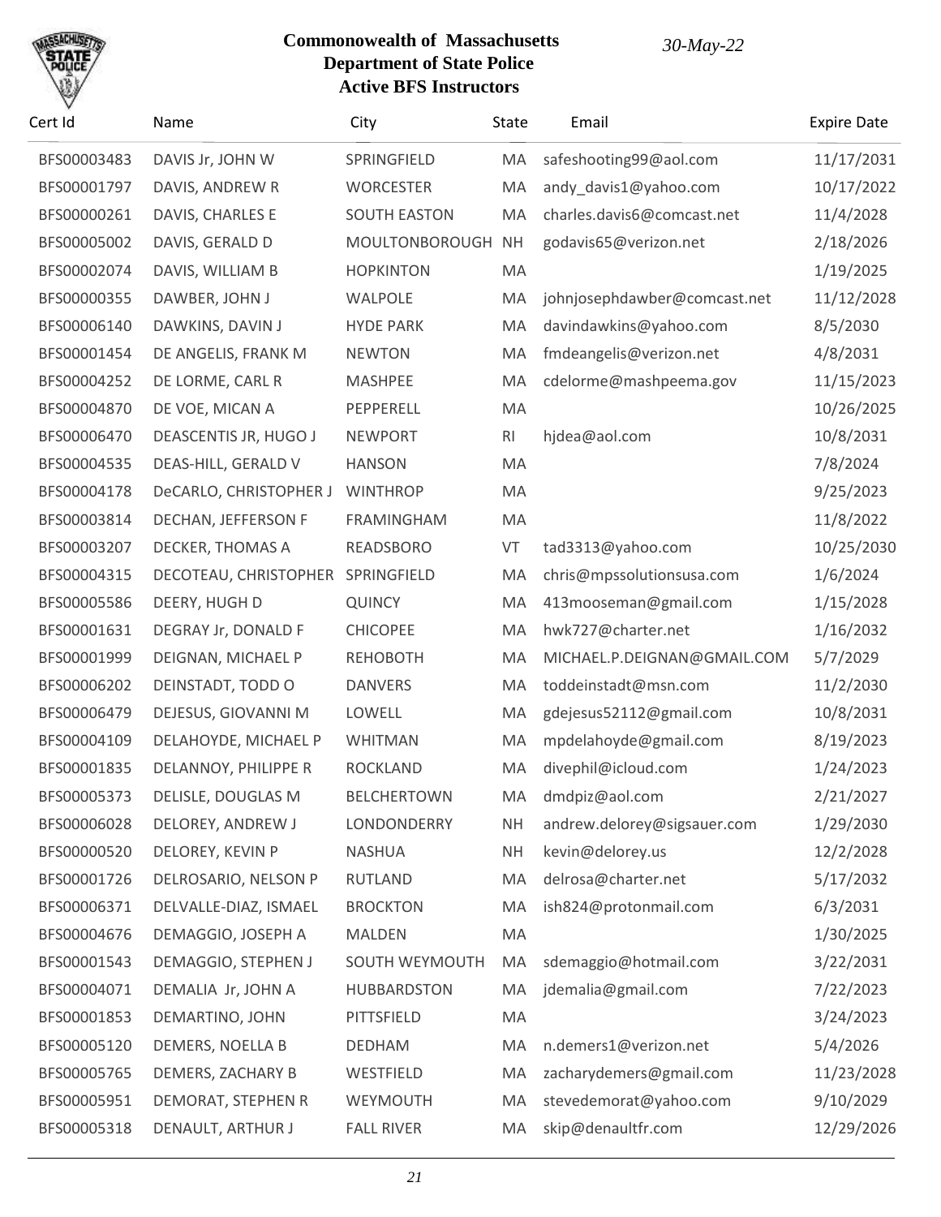**Commonwealth of Massachusetts**
**Department of State Police**
**Active BFS Instructors**

*30-May-22*

| Cert Id | Name | City | State | Email | Expire Date |
|---|---|---|---|---|---|
| BFS00003483 | DAVIS Jr, JOHN W | SPRINGFIELD | MA | safeshooting99@aol.com | 11/17/2031 |
| BFS00001797 | DAVIS, ANDREW R | WORCESTER | MA | andy_davis1@yahoo.com | 10/17/2022 |
| BFS00000261 | DAVIS, CHARLES E | SOUTH EASTON | MA | charles.davis6@comcast.net | 11/4/2028 |
| BFS00005002 | DAVIS, GERALD D | MOULTONBOROUGH | NH | godavis65@verizon.net | 2/18/2026 |
| BFS00002074 | DAVIS, WILLIAM B | HOPKINTON | MA | | 1/19/2025 |
| BFS00000355 | DAWBER, JOHN J | WALPOLE | MA | johnjosephdawber@comcast.net | 11/12/2028 |
| BFS00006140 | DAWKINS, DAVIN J | HYDE PARK | MA | davindawkins@yahoo.com | 8/5/2030 |
| BFS00001454 | DE ANGELIS, FRANK M | NEWTON | MA | fmdeangelis@verizon.net | 4/8/2031 |
| BFS00004252 | DE LORME, CARL R | MASHPEE | MA | cdelorme@mashpeema.gov | 11/15/2023 |
| BFS00004870 | DE VOE, MICAN A | PEPPERELL | MA | | 10/26/2025 |
| BFS00006470 | DEASCENTIS JR, HUGO J | NEWPORT | RI | hjdea@aol.com | 10/8/2031 |
| BFS00004535 | DEAS-HILL, GERALD V | HANSON | MA | | 7/8/2024 |
| BFS00004178 | DeCARLO, CHRISTOPHER J | WINTHROP | MA | | 9/25/2023 |
| BFS00003814 | DECHAN, JEFFERSON F | FRAMINGHAM | MA | | 11/8/2022 |
| BFS00003207 | DECKER, THOMAS A | READSBORO | VT | tad3313@yahoo.com | 10/25/2030 |
| BFS00004315 | DECOTEAU, CHRISTOPHER | SPRINGFIELD | MA | chris@mpssolutionsusa.com | 1/6/2024 |
| BFS00005586 | DEERY, HUGH D | QUINCY | MA | 413mooseman@gmail.com | 1/15/2028 |
| BFS00001631 | DEGRAY Jr, DONALD F | CHICOPEE | MA | hwk727@charter.net | 1/16/2032 |
| BFS00001999 | DEIGNAN, MICHAEL P | REHOBOTH | MA | MICHAEL.P.DEIGNAN@GMAIL.COM | 5/7/2029 |
| BFS00006202 | DEINSTADT, TODD O | DANVERS | MA | toddeinstadt@msn.com | 11/2/2030 |
| BFS00006479 | DEJESUS, GIOVANNI M | LOWELL | MA | gdejesus52112@gmail.com | 10/8/2031 |
| BFS00004109 | DELAHOYDE, MICHAEL P | WHITMAN | MA | mpdelahoyde@gmail.com | 8/19/2023 |
| BFS00001835 | DELANNOY, PHILIPPE R | ROCKLAND | MA | divephil@icloud.com | 1/24/2023 |
| BFS00005373 | DELISLE, DOUGLAS M | BELCHERTOWN | MA | dmdpiz@aol.com | 2/21/2027 |
| BFS00006028 | DELOREY, ANDREW J | LONDONDERRY | NH | andrew.delorey@sigsauer.com | 1/29/2030 |
| BFS00000520 | DELOREY, KEVIN P | NASHUA | NH | kevin@delorey.us | 12/2/2028 |
| BFS00001726 | DELROSARIO, NELSON P | RUTLAND | MA | delrosa@charter.net | 5/17/2032 |
| BFS00006371 | DELVALLE-DIAZ, ISMAEL | BROCKTON | MA | ish824@protonmail.com | 6/3/2031 |
| BFS00004676 | DEMAGGIO, JOSEPH A | MALDEN | MA | | 1/30/2025 |
| BFS00001543 | DEMAGGIO, STEPHEN J | SOUTH WEYMOUTH | MA | sdemaggio@hotmail.com | 3/22/2031 |
| BFS00004071 | DEMALIA Jr, JOHN A | HUBBARDSTON | MA | jdemalia@gmail.com | 7/22/2023 |
| BFS00001853 | DEMARTINO, JOHN | PITTSFIELD | MA | | 3/24/2023 |
| BFS00005120 | DEMERS, NOELLA B | DEDHAM | MA | n.demers1@verizon.net | 5/4/2026 |
| BFS00005765 | DEMERS, ZACHARY B | WESTFIELD | MA | zacharydemers@gmail.com | 11/23/2028 |
| BFS00005951 | DEMORAT, STEPHEN R | WEYMOUTH | MA | stevedemorat@yahoo.com | 9/10/2029 |
| BFS00005318 | DENAULT, ARTHUR J | FALL RIVER | MA | skip@denaultfr.com | 12/29/2026 |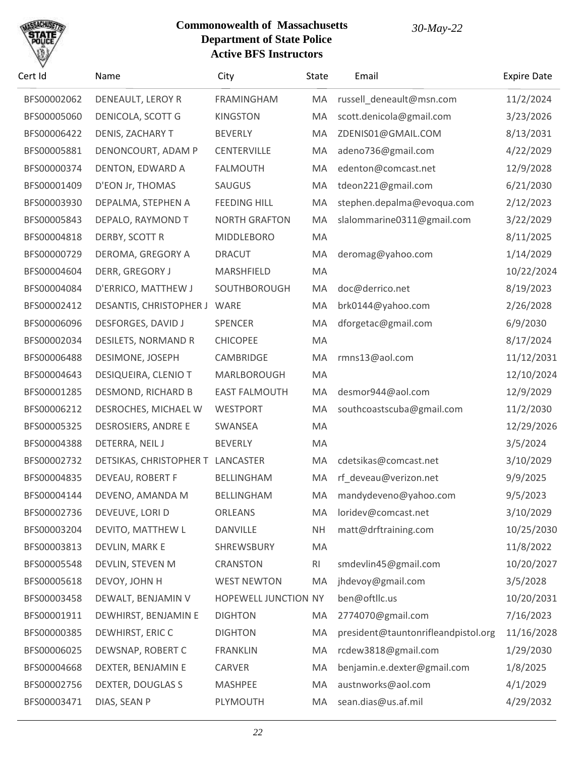# Commonwealth of Massachusetts
## Department of State Police
## Active BFS Instructors

*30-May-22*

| Cert Id | Name | City | State | Email | Expire Date |
|---|---|---|---|---|---|
| BFS00002062 | DENEAULT, LEROY R | FRAMINGHAM | MA | russell_deneault@msn.com | 11/2/2024 |
| BFS00005060 | DENICOLA, SCOTT G | KINGSTON | MA | scott.denicola@gmail.com | 3/23/2026 |
| BFS00006422 | DENIS, ZACHARY T | BEVERLY | MA | ZDENIS01@GMAIL.COM | 8/13/2031 |
| BFS00005881 | DENONCOURT, ADAM P | CENTERVILLE | MA | adeno736@gmail.com | 4/22/2029 |
| BFS00000374 | DENTON, EDWARD A | FALMOUTH | MA | edenton@comcast.net | 12/9/2028 |
| BFS00001409 | D'EON Jr, THOMAS | SAUGUS | MA | tdeon221@gmail.com | 6/21/2030 |
| BFS00003930 | DEPALMA, STEPHEN A | FEEDING HILL | MA | stephen.depalma@evoqua.com | 2/12/2023 |
| BFS00005843 | DEPALO, RAYMOND T | NORTH GRAFTON | MA | slalommarine0311@gmail.com | 3/22/2029 |
| BFS00004818 | DERBY, SCOTT R | MIDDLEBORO | MA | | 8/11/2025 |
| BFS00000729 | DEROMA, GREGORY A | DRACUT | MA | deromag@yahoo.com | 1/14/2029 |
| BFS00004604 | DERR, GREGORY J | MARSHFIELD | MA | | 10/22/2024 |
| BFS00004084 | D'ERRICO, MATTHEW J | SOUTHBOROUGH | MA | doc@derrico.net | 8/19/2023 |
| BFS00002412 | DESANTIS, CHRISTOPHER J | WARE | MA | brk0144@yahoo.com | 2/26/2028 |
| BFS00006096 | DESFORGES, DAVID J | SPENCER | MA | dforgetac@gmail.com | 6/9/2030 |
| BFS00002034 | DESILETS, NORMAND R | CHICOPEE | MA | | 8/17/2024 |
| BFS00006488 | DESIMONE, JOSEPH | CAMBRIDGE | MA | rmns13@aol.com | 11/12/2031 |
| BFS00004643 | DESIQUEIRA, CLENIO T | MARLBOROUGH | MA | | 12/10/2024 |
| BFS00001285 | DESMOND, RICHARD B | EAST FALMOUTH | MA | desmor944@aol.com | 12/9/2029 |
| BFS00006212 | DESROCHES, MICHAEL W | WESTPORT | MA | southcoastscuba@gmail.com | 11/2/2030 |
| BFS00005325 | DESROSIERS, ANDRE E | SWANSEA | MA | | 12/29/2026 |
| BFS00004388 | DETERRA, NEIL J | BEVERLY | MA | | 3/5/2024 |
| BFS00002732 | DETSIKAS, CHRISTOPHER T | LANCASTER | MA | cdetsikas@comcast.net | 3/10/2029 |
| BFS00004835 | DEVEAU, ROBERT F | BELLINGHAM | MA | rf_deveau@verizon.net | 9/9/2025 |
| BFS00004144 | DEVENO, AMANDA M | BELLINGHAM | MA | mandydeveno@yahoo.com | 9/5/2023 |
| BFS00002736 | DEVEUVE, LORI D | ORLEANS | MA | loridev@comcast.net | 3/10/2029 |
| BFS00003204 | DEVITO, MATTHEW L | DANVILLE | NH | matt@drftraining.com | 10/25/2030 |
| BFS00003813 | DEVLIN, MARK E | SHREWSBURY | MA | | 11/8/2022 |
| BFS00005548 | DEVLIN, STEVEN M | CRANSTON | RI | smdevlin45@gmail.com | 10/20/2027 |
| BFS00005618 | DEVOY, JOHN H | WEST NEWTON | MA | jhdevoy@gmail.com | 3/5/2028 |
| BFS00003458 | DEWALT, BENJAMIN V | HOPEWELL JUNCTION | NY | ben@oftllc.us | 10/20/2031 |
| BFS00001911 | DEWHIRST, BENJAMIN E | DIGHTON | MA | 2774070@gmail.com | 7/16/2023 |
| BFS00000385 | DEWHIRST, ERIC C | DIGHTON | MA | president@tauntonrifleandpistol.org | 11/16/2028 |
| BFS00006025 | DEWSNAP, ROBERT C | FRANKLIN | MA | rcdew3818@gmail.com | 1/29/2030 |
| BFS00004668 | DEXTER, BENJAMIN E | CARVER | MA | benjamin.e.dexter@gmail.com | 1/8/2025 |
| BFS00002756 | DEXTER, DOUGLAS S | MASHPEE | MA | austnworks@aol.com | 4/1/2029 |
| BFS00003471 | DIAS, SEAN P | PLYMOUTH | MA | sean.dias@us.af.mil | 4/29/2032 |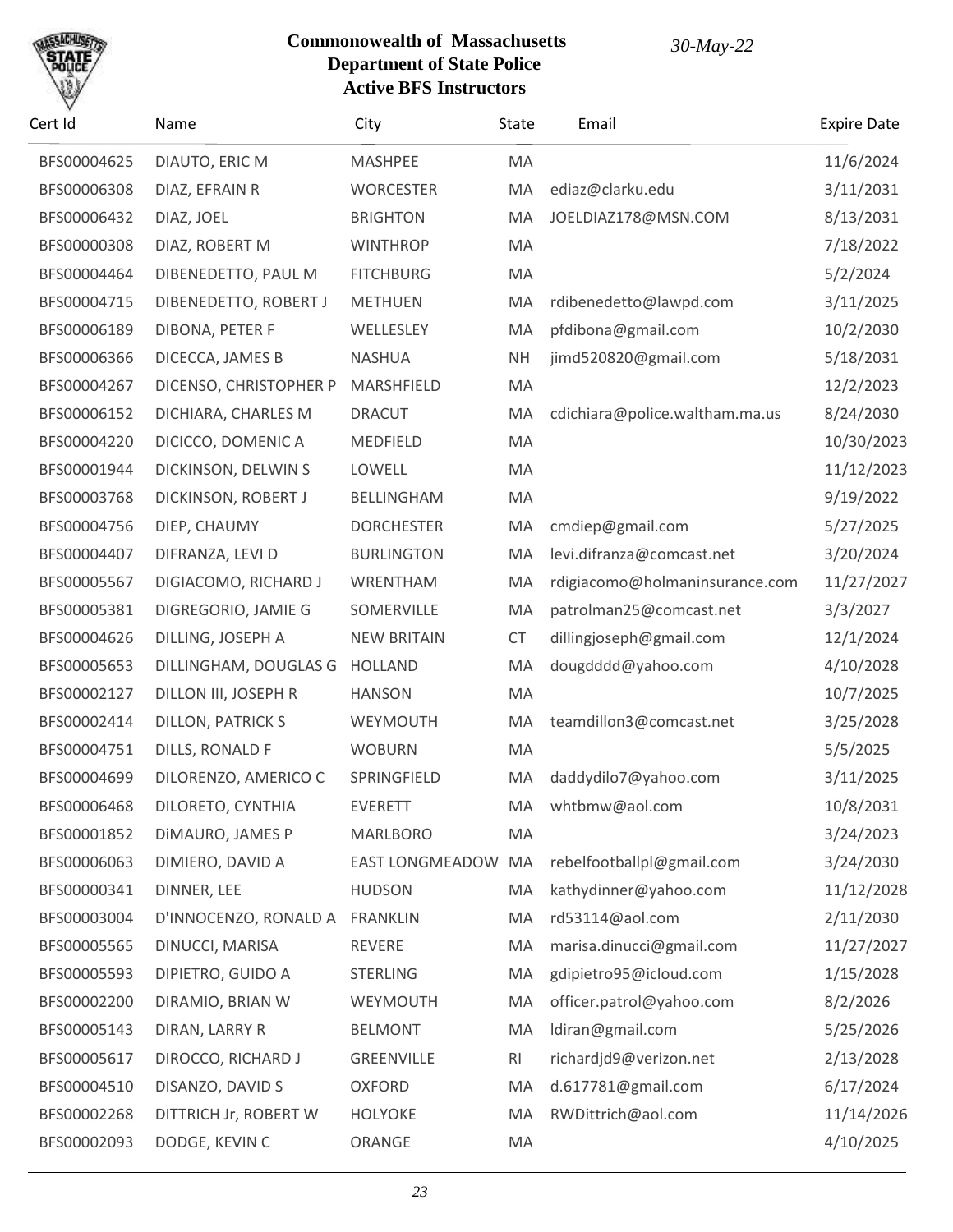**Commonwealth of Massachusetts**
**Department of State Police**
**Active BFS Instructors**

*30-May-22*

| Cert Id | Name | City | State | Email | Expire Date |
|---|---|---|---|---|---|
| BFS00004625 | DIAUTO, ERIC M | MASHPEE | MA | | 11/6/2024 |
| BFS00006308 | DIAZ, EFRAIN R | WORCESTER | MA | ediaz@clarku.edu | 3/11/2031 |
| BFS00006432 | DIAZ, JOEL | BRIGHTON | MA | JOELDIAZ178@MSN.COM | 8/13/2031 |
| BFS00000308 | DIAZ, ROBERT M | WINTHROP | MA | | 7/18/2022 |
| BFS00004464 | DIBENEDETTO, PAUL M | FITCHBURG | MA | | 5/2/2024 |
| BFS00004715 | DIBENEDETTO, ROBERT J | METHUEN | MA | rdibenedetto@lawpd.com | 3/11/2025 |
| BFS00006189 | DIBONA, PETER F | WELLESLEY | MA | pfdibona@gmail.com | 10/2/2030 |
| BFS00006366 | DICECCA, JAMES B | NASHUA | NH | jimd520820@gmail.com | 5/18/2031 |
| BFS00004267 | DICENSO, CHRISTOPHER P | MARSHFIELD | MA | | 12/2/2023 |
| BFS00006152 | DICHIARA, CHARLES M | DRACUT | MA | cdichiara@police.waltham.ma.us | 8/24/2030 |
| BFS00004220 | DICICCO, DOMENIC A | MEDFIELD | MA | | 10/30/2023 |
| BFS00001944 | DICKINSON, DELWIN S | LOWELL | MA | | 11/12/2023 |
| BFS00003768 | DICKINSON, ROBERT J | BELLINGHAM | MA | | 9/19/2022 |
| BFS00004756 | DIEP, CHAUMY | DORCHESTER | MA | cmdiep@gmail.com | 5/27/2025 |
| BFS00004407 | DIFRANZA, LEVI D | BURLINGTON | MA | levi.difranza@comcast.net | 3/20/2024 |
| BFS00005567 | DIGIACOMO, RICHARD J | WRENTHAM | MA | rdigiacomo@holmaninsurance.com | 11/27/2027 |
| BFS00005381 | DIGREGORIO, JAMIE G | SOMERVILLE | MA | patrolman25@comcast.net | 3/3/2027 |
| BFS00004626 | DILLING, JOSEPH A | NEW BRITAIN | CT | dillingjoseph@gmail.com | 12/1/2024 |
| BFS00005653 | DILLINGHAM, DOUGLAS G | HOLLAND | MA | dougdddd@yahoo.com | 4/10/2028 |
| BFS00002127 | DILLON III, JOSEPH R | HANSON | MA | | 10/7/2025 |
| BFS00002414 | DILLON, PATRICK S | WEYMOUTH | MA | teamdillon3@comcast.net | 3/25/2028 |
| BFS00004751 | DILLS, RONALD F | WOBURN | MA | | 5/5/2025 |
| BFS00004699 | DILORENZO, AMERICO C | SPRINGFIELD | MA | daddydilo7@yahoo.com | 3/11/2025 |
| BFS00006468 | DILORETO, CYNTHIA | EVERETT | MA | whtbmw@aol.com | 10/8/2031 |
| BFS00001852 | DiMAURO, JAMES P | MARLBORO | MA | | 3/24/2023 |
| BFS00006063 | DIMIERO, DAVID A | EAST LONGMEADOW | MA | rebelfootballpl@gmail.com | 3/24/2030 |
| BFS00000341 | DINNER, LEE | HUDSON | MA | kathydinner@yahoo.com | 11/12/2028 |
| BFS00003004 | D'INNOCENZO, RONALD A | FRANKLIN | MA | rd53114@aol.com | 2/11/2030 |
| BFS00005565 | DINUCCI, MARISA | REVERE | MA | marisa.dinucci@gmail.com | 11/27/2027 |
| BFS00005593 | DIPIETRO, GUIDO A | STERLING | MA | gdipietro95@icloud.com | 1/15/2028 |
| BFS00002200 | DIRAMIO, BRIAN W | WEYMOUTH | MA | officer.patrol@yahoo.com | 8/2/2026 |
| BFS00005143 | DIRAN, LARRY R | BELMONT | MA | ldiran@gmail.com | 5/25/2026 |
| BFS00005617 | DIROCCO, RICHARD J | GREENVILLE | RI | richardjd9@verizon.net | 2/13/2028 |
| BFS00004510 | DISANZO, DAVID S | OXFORD | MA | d.617781@gmail.com | 6/17/2024 |
| BFS00002268 | DITTRICH Jr, ROBERT W | HOLYOKE | MA | RWDittrich@aol.com | 11/14/2026 |
| BFS00002093 | DODGE, KEVIN C | ORANGE | MA | | 4/10/2025 |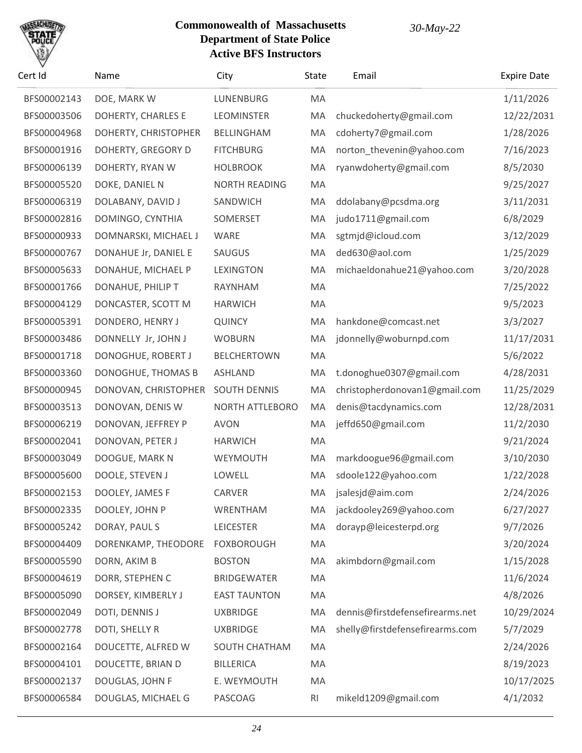# Commonwealth of Massachusetts
## Department of State Police
### Active BFS Instructors

*30-May-22*

| Cert Id | Name | City | State | Email | Expire Date |
|---|---|---|---|---|---|
| BFS00002143 | DOE, MARK W | LUNENBURG | MA | | 1/11/2026 |
| BFS00003506 | DOHERTY, CHARLES E | LEOMINSTER | MA | chuckedoherty@gmail.com | 12/22/2031 |
| BFS00004968 | DOHERTY, CHRISTOPHER | BELLINGHAM | MA | cdoherty7@gmail.com | 1/28/2026 |
| BFS00001916 | DOHERTY, GREGORY D | FITCHBURG | MA | norton_thevenin@yahoo.com | 7/16/2023 |
| BFS00006139 | DOHERTY, RYAN W | HOLBROOK | MA | ryanwdoherty@gmail.com | 8/5/2030 |
| BFS00005520 | DOKE, DANIEL N | NORTH READING | MA | | 9/25/2027 |
| BFS00006319 | DOLABANY, DAVID J | SANDWICH | MA | ddolabany@pcsdma.org | 3/11/2031 |
| BFS00002816 | DOMINGO, CYNTHIA | SOMERSET | MA | judo1711@gmail.com | 6/8/2029 |
| BFS00000933 | DOMNARSKI, MICHAEL J | WARE | MA | sgtmjd@icloud.com | 3/12/2029 |
| BFS00000767 | DONAHUE Jr, DANIEL E | SAUGUS | MA | ded630@aol.com | 1/25/2029 |
| BFS00005633 | DONAHUE, MICHAEL P | LEXINGTON | MA | michaeldonahue21@yahoo.com | 3/20/2028 |
| BFS00001766 | DONAHUE, PHILIP T | RAYNHAM | MA | | 7/25/2022 |
| BFS00004129 | DONCASTER, SCOTT M | HARWICH | MA | | 9/5/2023 |
| BFS00005391 | DONDERO, HENRY J | QUINCY | MA | hankdone@comcast.net | 3/3/2027 |
| BFS00003486 | DONNELLY Jr, JOHN J | WOBURN | MA | jdonnelly@woburnpd.com | 11/17/2031 |
| BFS00001718 | DONOGHUE, ROBERT J | BELCHERTOWN | MA | | 5/6/2022 |
| BFS00003360 | DONOGHUE, THOMAS B | ASHLAND | MA | t.donoghue0307@gmail.com | 4/28/2031 |
| BFS00000945 | DONOVAN, CHRISTOPHER | SOUTH DENNIS | MA | christopherdonovan1@gmail.com | 11/25/2029 |
| BFS00003513 | DONOVAN, DENIS W | NORTH ATTLEBORO | MA | denis@tacdynamics.com | 12/28/2031 |
| BFS00006219 | DONOVAN, JEFFREY P | AVON | MA | jeffd650@gmail.com | 11/2/2030 |
| BFS00002041 | DONOVAN, PETER J | HARWICH | MA | | 9/21/2024 |
| BFS00003049 | DOOGUE, MARK N | WEYMOUTH | MA | markdoogue96@gmail.com | 3/10/2030 |
| BFS00005600 | DOOLE, STEVEN J | LOWELL | MA | sdoole122@yahoo.com | 1/22/2028 |
| BFS00002153 | DOOLEY, JAMES F | CARVER | MA | jsalesjd@aim.com | 2/24/2026 |
| BFS00002335 | DOOLEY, JOHN P | WRENTHAM | MA | jackdooley269@yahoo.com | 6/27/2027 |
| BFS00005242 | DORAY, PAUL S | LEICESTER | MA | dorayp@leicesterpd.org | 9/7/2026 |
| BFS00004409 | DORENKAMP, THEODORE | FOXBOROUGH | MA | | 3/20/2024 |
| BFS00005590 | DORN, AKIM B | BOSTON | MA | akimbdorn@gmail.com | 1/15/2028 |
| BFS00004619 | DORR, STEPHEN C | BRIDGEWATER | MA | | 11/6/2024 |
| BFS00005090 | DORSEY, KIMBERLY J | EAST TAUNTON | MA | | 4/8/2026 |
| BFS00002049 | DOTI, DENNIS J | UXBRIDGE | MA | dennis@firstdefensefirearms.net | 10/29/2024 |
| BFS00002778 | DOTI, SHELLY R | UXBRIDGE | MA | shelly@firstdefensefirearms.com | 5/7/2029 |
| BFS00002164 | DOUCETTE, ALFRED W | SOUTH CHATHAM | MA | | 2/24/2026 |
| BFS00004101 | DOUCETTE, BRIAN D | BILLERICA | MA | | 8/19/2023 |
| BFS00002137 | DOUGLAS, JOHN F | E. WEYMOUTH | MA | | 10/17/2025 |
| BFS00006584 | DOUGLAS, MICHAEL G | PASCOAG | RI | mikeld1209@gmail.com | 4/1/2032 |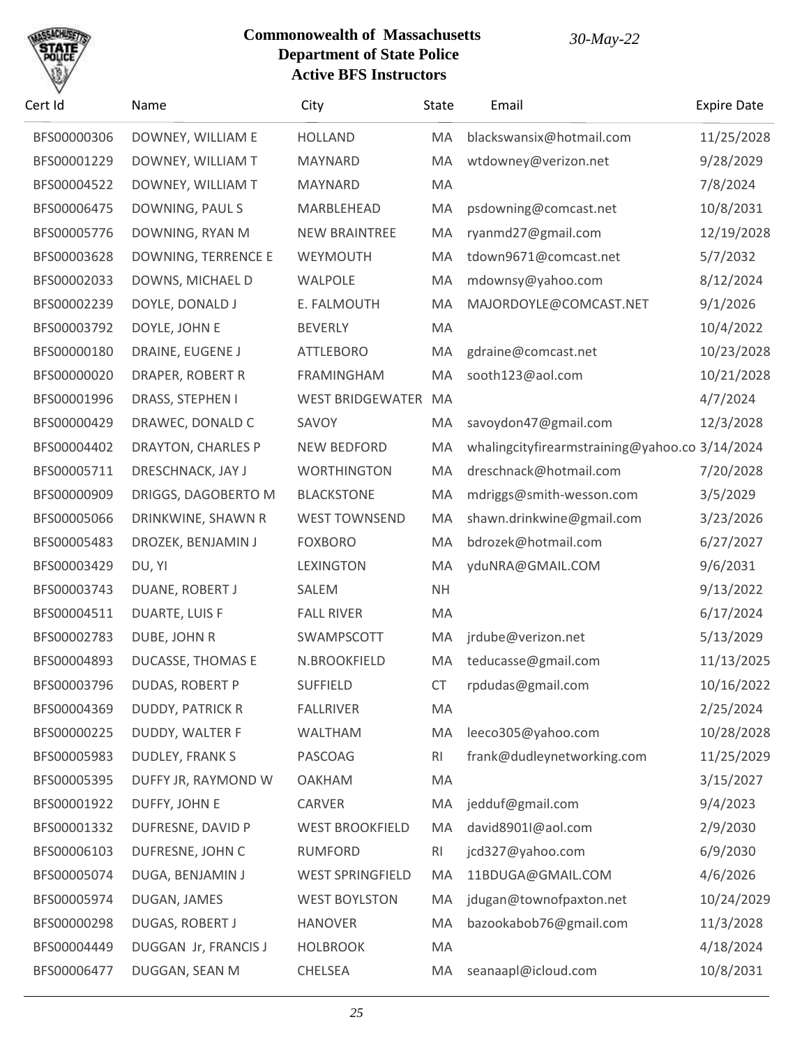# Commonwealth of Massachusetts
## Department of State Police
### Active BFS Instructors

*30-May-22*

| Cert Id | Name | City | State | Email | Expire Date |
|---|---|---|---|---|---|
| BFS00000306 | DOWNEY, WILLIAM E | HOLLAND | MA | blackswansix@hotmail.com | 11/25/2028 |
| BFS00001229 | DOWNEY, WILLIAM T | MAYNARD | MA | wtdowney@verizon.net | 9/28/2029 |
| BFS00004522 | DOWNEY, WILLIAM T | MAYNARD | MA | | 7/8/2024 |
| BFS00006475 | DOWNING, PAUL S | MARBLEHEAD | MA | psdowning@comcast.net | 10/8/2031 |
| BFS00005776 | DOWNING, RYAN M | NEW BRAINTREE | MA | ryanmd27@gmail.com | 12/19/2028 |
| BFS00003628 | DOWNING, TERRENCE E | WEYMOUTH | MA | tdown9671@comcast.net | 5/7/2032 |
| BFS00002033 | DOWNS, MICHAEL D | WALPOLE | MA | mdownsy@yahoo.com | 8/12/2024 |
| BFS00002239 | DOYLE, DONALD J | E. FALMOUTH | MA | MAJORDOYLE@COMCAST.NET | 9/1/2026 |
| BFS00003792 | DOYLE, JOHN E | BEVERLY | MA | | 10/4/2022 |
| BFS00000180 | DRAINE, EUGENE J | ATTLEBORO | MA | gdraine@comcast.net | 10/23/2028 |
| BFS00000020 | DRAPER, ROBERT R | FRAMINGHAM | MA | sooth123@aol.com | 10/21/2028 |
| BFS00001996 | DRASS, STEPHEN I | WEST BRIDGEWATER | MA | | 4/7/2024 |
| BFS00000429 | DRAWEC, DONALD C | SAVOY | MA | savoydon47@gmail.com | 12/3/2028 |
| BFS00004402 | DRAYTON, CHARLES P | NEW BEDFORD | MA | whalingcityfirearmstraining@yahoo.co | 3/14/2024 |
| BFS00005711 | DRESCHNACK, JAY J | WORTHINGTON | MA | dreschnack@hotmail.com | 7/20/2028 |
| BFS00000909 | DRIGGS, DAGOBERTO M | BLACKSTONE | MA | mdriggs@smith-wesson.com | 3/5/2029 |
| BFS00005066 | DRINKWINE, SHAWN R | WEST TOWNSEND | MA | shawn.drinkwine@gmail.com | 3/23/2026 |
| BFS00005483 | DROZEK, BENJAMIN J | FOXBORO | MA | bdrozek@hotmail.com | 6/27/2027 |
| BFS00003429 | DU, YI | LEXINGTON | MA | yduNRA@GMAIL.COM | 9/6/2031 |
| BFS00003743 | DUANE, ROBERT J | SALEM | NH | | 9/13/2022 |
| BFS00004511 | DUARTE, LUIS F | FALL RIVER | MA | | 6/17/2024 |
| BFS00002783 | DUBE, JOHN R | SWAMPSCOTT | MA | jrdube@verizon.net | 5/13/2029 |
| BFS00004893 | DUCASSE, THOMAS E | N.BROOKFIELD | MA | teducasse@gmail.com | 11/13/2025 |
| BFS00003796 | DUDAS, ROBERT P | SUFFIELD | CT | rpdudas@gmail.com | 10/16/2022 |
| BFS00004369 | DUDDY, PATRICK R | FALLRIVER | MA | | 2/25/2024 |
| BFS00000225 | DUDDY, WALTER F | WALTHAM | MA | leeco305@yahoo.com | 10/28/2028 |
| BFS00005983 | DUDLEY, FRANK S | PASCOAG | RI | frank@dudleynetworking.com | 11/25/2029 |
| BFS00005395 | DUFFY JR, RAYMOND W | OAKHAM | MA | | 3/15/2027 |
| BFS00001922 | DUFFY, JOHN E | CARVER | MA | jedduf@gmail.com | 9/4/2023 |
| BFS00001332 | DUFRESNE, DAVID P | WEST BROOKFIELD | MA | david8901I@aol.com | 2/9/2030 |
| BFS00006103 | DUFRESNE, JOHN C | RUMFORD | RI | jcd327@yahoo.com | 6/9/2030 |
| BFS00005074 | DUGA, BENJAMIN J | WEST SPRINGFIELD | MA | 11BDUGA@GMAIL.COM | 4/6/2026 |
| BFS00005974 | DUGAN, JAMES | WEST BOYLSTON | MA | jdugan@townofpaxton.net | 10/24/2029 |
| BFS00000298 | DUGAS, ROBERT J | HANOVER | MA | bazookabob76@gmail.com | 11/3/2028 |
| BFS00004449 | DUGGAN Jr, FRANCIS J | HOLBROOK | MA | | 4/18/2024 |
| BFS00006477 | DUGGAN, SEAN M | CHELSEA | MA | seanaapl@icloud.com | 10/8/2031 |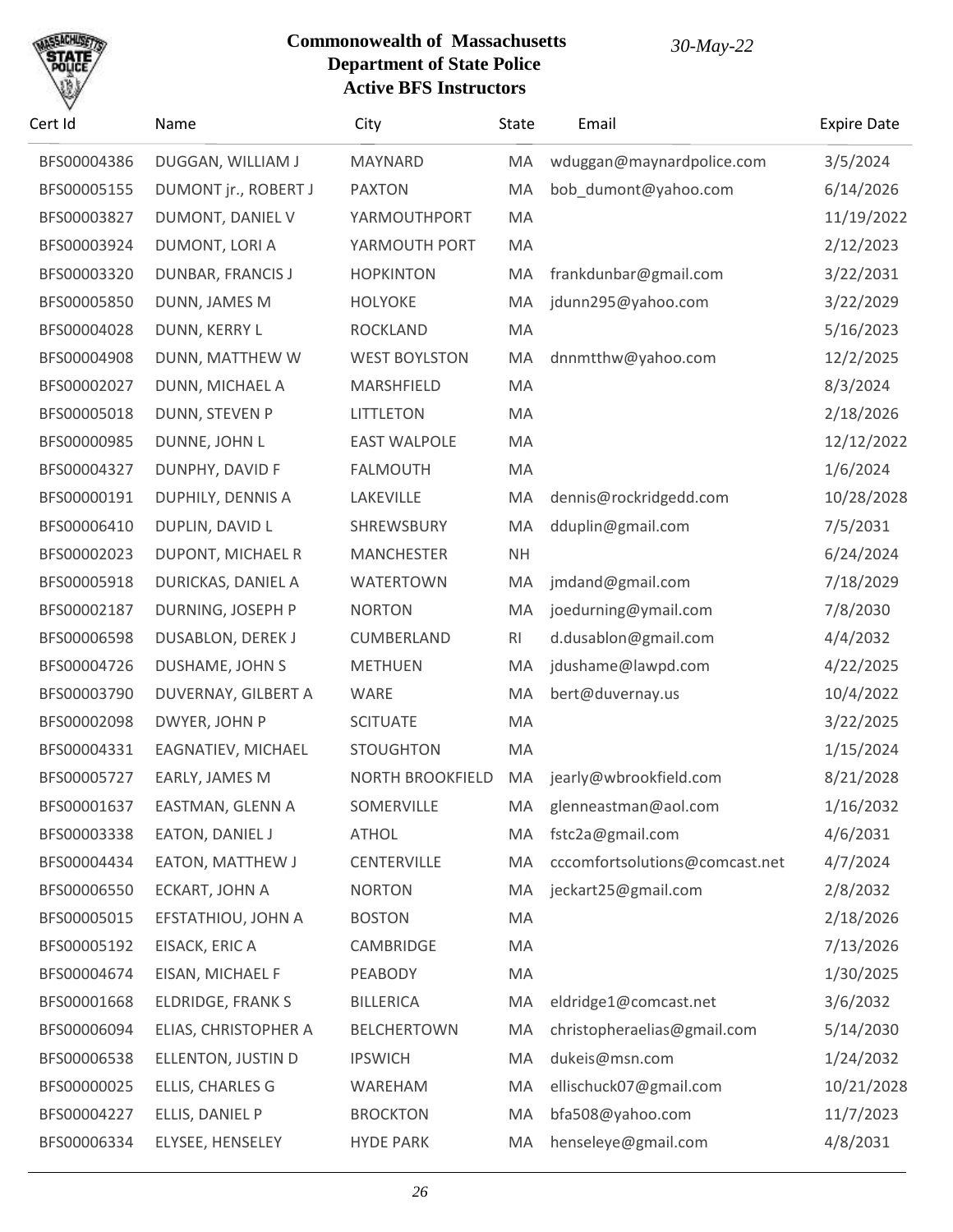**Commonwealth of Massachusetts**
**Department of State Police**
**Active BFS Instructors**

*30-May-22*

| Cert Id | Name | City | State | Email | Expire Date |
|---|---|---|---|---|---|
| BFS00004386 | DUGGAN, WILLIAM J | MAYNARD | MA | wduggan@maynardpolice.com | 3/5/2024 |
| BFS00005155 | DUMONT jr., ROBERT J | PAXTON | MA | bob_dumont@yahoo.com | 6/14/2026 |
| BFS00003827 | DUMONT, DANIEL V | YARMOUTHPORT | MA | | 11/19/2022 |
| BFS00003924 | DUMONT, LORI A | YARMOUTH PORT | MA | | 2/12/2023 |
| BFS00003320 | DUNBAR, FRANCIS J | HOPKINTON | MA | frankdunbar@gmail.com | 3/22/2031 |
| BFS00005850 | DUNN, JAMES M | HOLYOKE | MA | jdunn295@yahoo.com | 3/22/2029 |
| BFS00004028 | DUNN, KERRY L | ROCKLAND | MA | | 5/16/2023 |
| BFS00004908 | DUNN, MATTHEW W | WEST BOYLSTON | MA | dnnmtthw@yahoo.com | 12/2/2025 |
| BFS00002027 | DUNN, MICHAEL A | MARSHFIELD | MA | | 8/3/2024 |
| BFS00005018 | DUNN, STEVEN P | LITTLETON | MA | | 2/18/2026 |
| BFS00000985 | DUNNE, JOHN L | EAST WALPOLE | MA | | 12/12/2022 |
| BFS00004327 | DUNPHY, DAVID F | FALMOUTH | MA | | 1/6/2024 |
| BFS00000191 | DUPHILY, DENNIS A | LAKEVILLE | MA | dennis@rockridgedd.com | 10/28/2028 |
| BFS00006410 | DUPLIN, DAVID L | SHREWSBURY | MA | dduplin@gmail.com | 7/5/2031 |
| BFS00002023 | DUPONT, MICHAEL R | MANCHESTER | NH | | 6/24/2024 |
| BFS00005918 | DURICKAS, DANIEL A | WATERTOWN | MA | jmdand@gmail.com | 7/18/2029 |
| BFS00002187 | DURNING, JOSEPH P | NORTON | MA | joedurning@ymail.com | 7/8/2030 |
| BFS00006598 | DUSABLON, DEREK J | CUMBERLAND | RI | d.dusablon@gmail.com | 4/4/2032 |
| BFS00004726 | DUSHAME, JOHN S | METHUEN | MA | jdushame@lawpd.com | 4/22/2025 |
| BFS00003790 | DUVERNAY, GILBERT A | WARE | MA | bert@duvernay.us | 10/4/2022 |
| BFS00002098 | DWYER, JOHN P | SCITUATE | MA | | 3/22/2025 |
| BFS00004331 | EAGNATIEV, MICHAEL | STOUGHTON | MA | | 1/15/2024 |
| BFS00005727 | EARLY, JAMES M | NORTH BROOKFIELD | MA | jearly@wbrookfield.com | 8/21/2028 |
| BFS00001637 | EASTMAN, GLENN A | SOMERVILLE | MA | glenneastman@aol.com | 1/16/2032 |
| BFS00003338 | EATON, DANIEL J | ATHOL | MA | fstc2a@gmail.com | 4/6/2031 |
| BFS00004434 | EATON, MATTHEW J | CENTERVILLE | MA | cccomfortsolutions@comcast.net | 4/7/2024 |
| BFS00006550 | ECKART, JOHN A | NORTON | MA | jeckart25@gmail.com | 2/8/2032 |
| BFS00005015 | EFSTATHIOU, JOHN A | BOSTON | MA | | 2/18/2026 |
| BFS00005192 | EISACK, ERIC A | CAMBRIDGE | MA | | 7/13/2026 |
| BFS00004674 | EISAN, MICHAEL F | PEABODY | MA | | 1/30/2025 |
| BFS00001668 | ELDRIDGE, FRANK S | BILLERICA | MA | eldridge1@comcast.net | 3/6/2032 |
| BFS00006094 | ELIAS, CHRISTOPHER A | BELCHERTOWN | MA | christopheraelias@gmail.com | 5/14/2030 |
| BFS00006538 | ELLENTON, JUSTIN D | IPSWICH | MA | dukeis@msn.com | 1/24/2032 |
| BFS00000025 | ELLIS, CHARLES G | WAREHAM | MA | ellischuck07@gmail.com | 10/21/2028 |
| BFS00004227 | ELLIS, DANIEL P | BROCKTON | MA | bfa508@yahoo.com | 11/7/2023 |
| BFS00006334 | ELYSEE, HENSELEY | HYDE PARK | MA | henseleye@gmail.com | 4/8/2031 |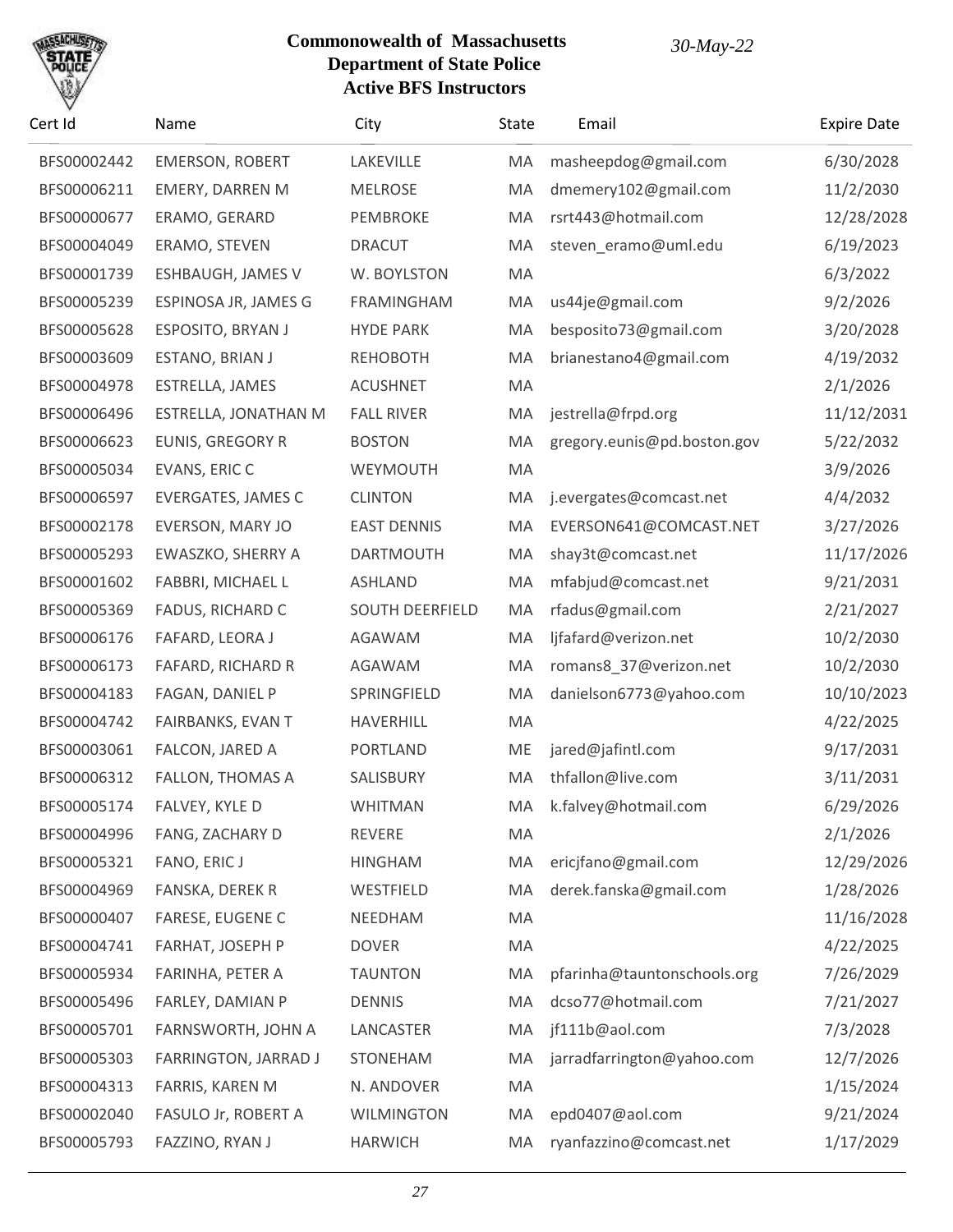# Commonwealth of Massachusetts
# Department of State Police
# Active BFS Instructors

*30-May-22*

| Cert Id | Name | City | State | Email | Expire Date |
|---|---|---|---|---|---|
| BFS00002442 | EMERSON, ROBERT | LAKEVILLE | MA | masheepdog@gmail.com | 6/30/2028 |
| BFS00006211 | EMERY, DARREN M | MELROSE | MA | dmemery102@gmail.com | 11/2/2030 |
| BFS00000677 | ERAMO, GERARD | PEMBROKE | MA | rsrt443@hotmail.com | 12/28/2028 |
| BFS00004049 | ERAMO, STEVEN | DRACUT | MA | steven_eramo@uml.edu | 6/19/2023 |
| BFS00001739 | ESHBAUGH, JAMES V | W. BOYLSTON | MA | | 6/3/2022 |
| BFS00005239 | ESPINOSA JR, JAMES G | FRAMINGHAM | MA | us44je@gmail.com | 9/2/2026 |
| BFS00005628 | ESPOSITO, BRYAN J | HYDE PARK | MA | besposito73@gmail.com | 3/20/2028 |
| BFS00003609 | ESTANO, BRIAN J | REHOBOTH | MA | brianestano4@gmail.com | 4/19/2032 |
| BFS00004978 | ESTRELLA, JAMES | ACUSHNET | MA | | 2/1/2026 |
| BFS00006496 | ESTRELLA, JONATHAN M | FALL RIVER | MA | jestrella@frpd.org | 11/12/2031 |
| BFS00006623 | EUNIS, GREGORY R | BOSTON | MA | gregory.eunis@pd.boston.gov | 5/22/2032 |
| BFS00005034 | EVANS, ERIC C | WEYMOUTH | MA | | 3/9/2026 |
| BFS00006597 | EVERGATES, JAMES C | CLINTON | MA | j.evergates@comcast.net | 4/4/2032 |
| BFS00002178 | EVERSON, MARY JO | EAST DENNIS | MA | EVERSON641@COMCAST.NET | 3/27/2026 |
| BFS00005293 | EWASZKO, SHERRY A | DARTMOUTH | MA | shay3t@comcast.net | 11/17/2026 |
| BFS00001602 | FABBRI, MICHAEL L | ASHLAND | MA | mfabjud@comcast.net | 9/21/2031 |
| BFS00005369 | FADUS, RICHARD C | SOUTH DEERFIELD | MA | rfadus@gmail.com | 2/21/2027 |
| BFS00006176 | FAFARD, LEORA J | AGAWAM | MA | ljfafard@verizon.net | 10/2/2030 |
| BFS00006173 | FAFARD, RICHARD R | AGAWAM | MA | romans8_37@verizon.net | 10/2/2030 |
| BFS00004183 | FAGAN, DANIEL P | SPRINGFIELD | MA | danielson6773@yahoo.com | 10/10/2023 |
| BFS00004742 | FAIRBANKS, EVAN T | HAVERHILL | MA | | 4/22/2025 |
| BFS00003061 | FALCON, JARED A | PORTLAND | ME | jared@jafintl.com | 9/17/2031 |
| BFS00006312 | FALLON, THOMAS A | SALISBURY | MA | thfallon@live.com | 3/11/2031 |
| BFS00005174 | FALVEY, KYLE D | WHITMAN | MA | k.falvey@hotmail.com | 6/29/2026 |
| BFS00004996 | FANG, ZACHARY D | REVERE | MA | | 2/1/2026 |
| BFS00005321 | FANO, ERIC J | HINGHAM | MA | ericjfano@gmail.com | 12/29/2026 |
| BFS00004969 | FANSKA, DEREK R | WESTFIELD | MA | derek.fanska@gmail.com | 1/28/2026 |
| BFS00000407 | FARESE, EUGENE C | NEEDHAM | MA | | 11/16/2028 |
| BFS00004741 | FARHAT, JOSEPH P | DOVER | MA | | 4/22/2025 |
| BFS00005934 | FARINHA, PETER A | TAUNTON | MA | pfarinha@tauntonschools.org | 7/26/2029 |
| BFS00005496 | FARLEY, DAMIAN P | DENNIS | MA | dcso77@hotmail.com | 7/21/2027 |
| BFS00005701 | FARNSWORTH, JOHN A | LANCASTER | MA | jf111b@aol.com | 7/3/2028 |
| BFS00005303 | FARRINGTON, JARRAD J | STONEHAM | MA | jarradfarrington@yahoo.com | 12/7/2026 |
| BFS00004313 | FARRIS, KAREN M | N. ANDOVER | MA | | 1/15/2024 |
| BFS00002040 | FASULO Jr, ROBERT A | WILMINGTON | MA | epd0407@aol.com | 9/21/2024 |
| BFS00005793 | FAZZINO, RYAN J | HARWICH | MA | ryanfazzino@comcast.net | 1/17/2029 |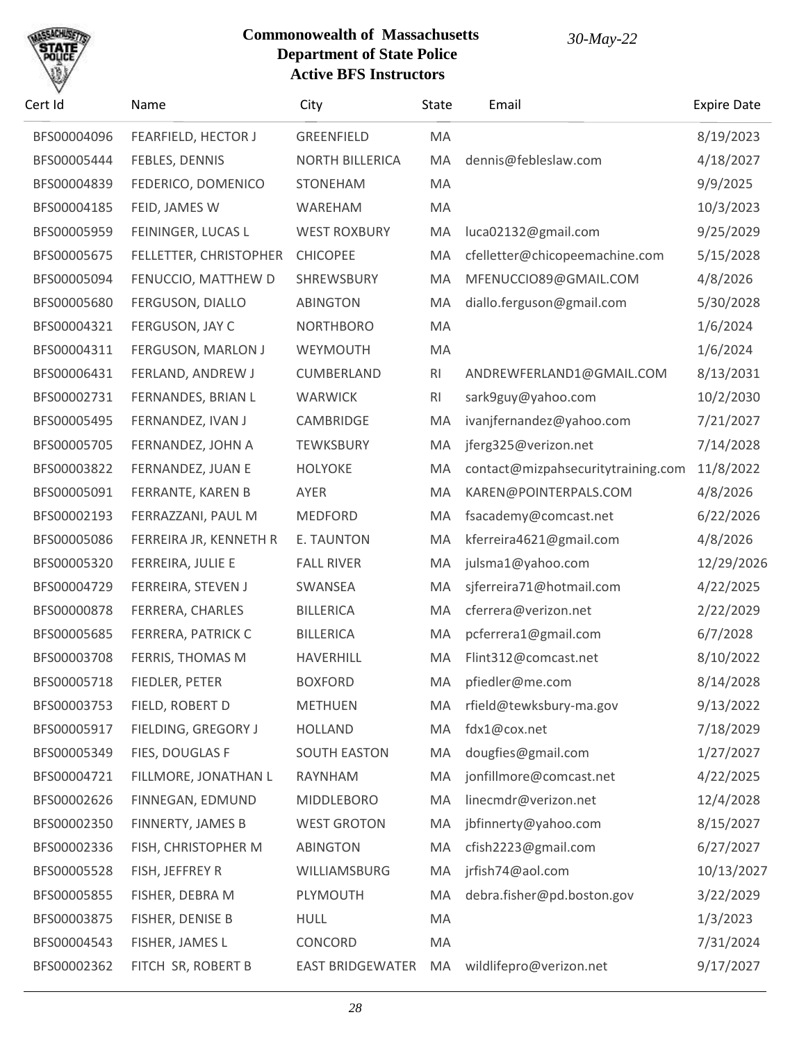**Commonwealth of Massachusetts**
**Department of State Police**
**Active BFS Instructors**

*30-May-22*

| Cert Id | Name | City | State | Email | Expire Date |
|---|---|---|---|---|---|
| BFS00004096 | FEARFIELD, HECTOR J | GREENFIELD | MA | | 8/19/2023 |
| BFS00005444 | FEBLES, DENNIS | NORTH BILLERICA | MA | dennis@febleslaw.com | 4/18/2027 |
| BFS00004839 | FEDERICO, DOMENICO | STONEHAM | MA | | 9/9/2025 |
| BFS00004185 | FEID, JAMES W | WAREHAM | MA | | 10/3/2023 |
| BFS00005959 | FEININGER, LUCAS L | WEST ROXBURY | MA | luca02132@gmail.com | 9/25/2029 |
| BFS00005675 | FELLETTER, CHRISTOPHER | CHICOPEE | MA | cfelletter@chicopeemachine.com | 5/15/2028 |
| BFS00005094 | FENUCCIO, MATTHEW D | SHREWSBURY | MA | MFENUCCIO89@GMAIL.COM | 4/8/2026 |
| BFS00005680 | FERGUSON, DIALLO | ABINGTON | MA | diallo.ferguson@gmail.com | 5/30/2028 |
| BFS00004321 | FERGUSON, JAY C | NORTHBORO | MA | | 1/6/2024 |
| BFS00004311 | FERGUSON, MARLON J | WEYMOUTH | MA | | 1/6/2024 |
| BFS00006431 | FERLAND, ANDREW J | CUMBERLAND | RI | ANDREWFERLAND1@GMAIL.COM | 8/13/2031 |
| BFS00002731 | FERNANDES, BRIAN L | WARWICK | RI | sark9guy@yahoo.com | 10/2/2030 |
| BFS00005495 | FERNANDEZ, IVAN J | CAMBRIDGE | MA | ivanjfernandez@yahoo.com | 7/21/2027 |
| BFS00005705 | FERNANDEZ, JOHN A | TEWKSBURY | MA | jferg325@verizon.net | 7/14/2028 |
| BFS00003822 | FERNANDEZ, JUAN E | HOLYOKE | MA | contact@mizpahsecuritytraining.com | 11/8/2022 |
| BFS00005091 | FERRANTE, KAREN B | AYER | MA | KAREN@POINTERPALS.COM | 4/8/2026 |
| BFS00002193 | FERRAZZANI, PAUL M | MEDFORD | MA | fsacademy@comcast.net | 6/22/2026 |
| BFS00005086 | FERREIRA JR, KENNETH R | E. TAUNTON | MA | kferreira4621@gmail.com | 4/8/2026 |
| BFS00005320 | FERREIRA, JULIE E | FALL RIVER | MA | julsma1@yahoo.com | 12/29/2026 |
| BFS00004729 | FERREIRA, STEVEN J | SWANSEA | MA | sjferreira71@hotmail.com | 4/22/2025 |
| BFS00000878 | FERRERA, CHARLES | BILLERICA | MA | cferrera@verizon.net | 2/22/2029 |
| BFS00005685 | FERRERA, PATRICK C | BILLERICA | MA | pcferrera1@gmail.com | 6/7/2028 |
| BFS00003708 | FERRIS, THOMAS M | HAVERHILL | MA | Flint312@comcast.net | 8/10/2022 |
| BFS00005718 | FIEDLER, PETER | BOXFORD | MA | pfiedler@me.com | 8/14/2028 |
| BFS00003753 | FIELD, ROBERT D | METHUEN | MA | rfield@tewksbury-ma.gov | 9/13/2022 |
| BFS00005917 | FIELDING, GREGORY J | HOLLAND | MA | fdx1@cox.net | 7/18/2029 |
| BFS00005349 | FIES, DOUGLAS F | SOUTH EASTON | MA | dougfies@gmail.com | 1/27/2027 |
| BFS00004721 | FILLMORE, JONATHAN L | RAYNHAM | MA | jonfillmore@comcast.net | 4/22/2025 |
| BFS00002626 | FINNEGAN, EDMUND | MIDDLEBORO | MA | linecmdr@verizon.net | 12/4/2028 |
| BFS00002350 | FINNERTY, JAMES B | WEST GROTON | MA | jbfinnerty@yahoo.com | 8/15/2027 |
| BFS00002336 | FISH, CHRISTOPHER M | ABINGTON | MA | cfish2223@gmail.com | 6/27/2027 |
| BFS00005528 | FISH, JEFFREY R | WILLIAMSBURG | MA | jrfish74@aol.com | 10/13/2027 |
| BFS00005855 | FISHER, DEBRA M | PLYMOUTH | MA | debra.fisher@pd.boston.gov | 3/22/2029 |
| BFS00003875 | FISHER, DENISE B | HULL | MA | | 1/3/2023 |
| BFS00004543 | FISHER, JAMES L | CONCORD | MA | | 7/31/2024 |
| BFS00002362 | FITCH SR, ROBERT B | EAST BRIDGEWATER | MA | wildlifepro@verizon.net | 9/17/2027 |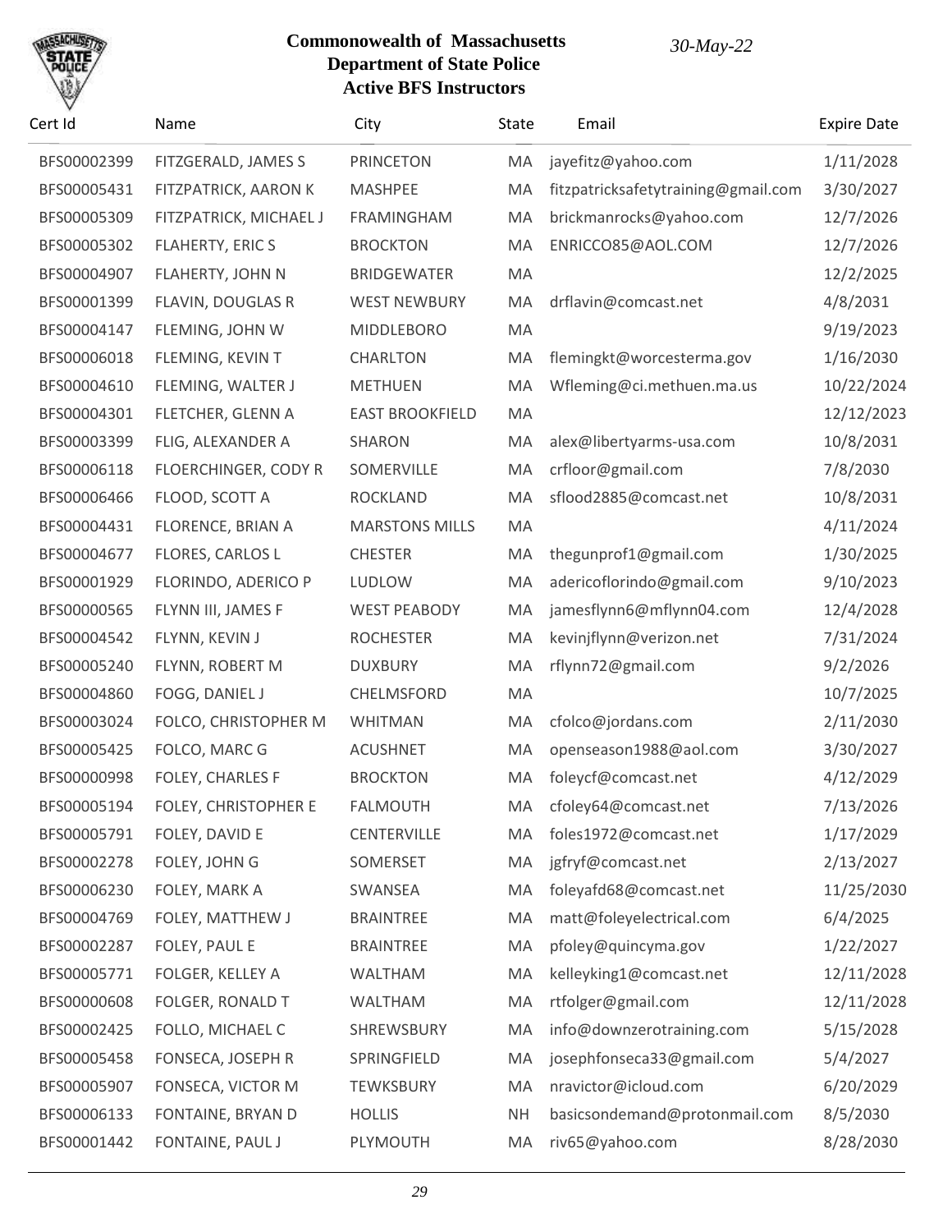# Commonwealth of Massachusetts
## Department of State Police
### Active BFS Instructors

*30-May-22*

| Cert Id | Name | City | State | Email | Expire Date |
|---|---|---|---|---|---|
| BFS00002399 | FITZGERALD, JAMES S | PRINCETON | MA | jayefitz@yahoo.com | 1/11/2028 |
| BFS00005431 | FITZPATRICK, AARON K | MASHPEE | MA | fitzpatricksafetytraining@gmail.com | 3/30/2027 |
| BFS00005309 | FITZPATRICK, MICHAEL J | FRAMINGHAM | MA | brickmanrocks@yahoo.com | 12/7/2026 |
| BFS00005302 | FLAHERTY, ERIC S | BROCKTON | MA | ENRICCO85@AOL.COM | 12/7/2026 |
| BFS00004907 | FLAHERTY, JOHN N | BRIDGEWATER | MA | | 12/2/2025 |
| BFS00001399 | FLAVIN, DOUGLAS R | WEST NEWBURY | MA | drflavin@comcast.net | 4/8/2031 |
| BFS00004147 | FLEMING, JOHN W | MIDDLEBORO | MA | | 9/19/2023 |
| BFS00006018 | FLEMING, KEVIN T | CHARLTON | MA | flemingkt@worcesterma.gov | 1/16/2030 |
| BFS00004610 | FLEMING, WALTER J | METHUEN | MA | Wfleming@ci.methuen.ma.us | 10/22/2024 |
| BFS00004301 | FLETCHER, GLENN A | EAST BROOKFIELD | MA | | 12/12/2023 |
| BFS00003399 | FLIG, ALEXANDER A | SHARON | MA | alex@libertyarms-usa.com | 10/8/2031 |
| BFS00006118 | FLOERCHINGER, CODY R | SOMERVILLE | MA | crfloor@gmail.com | 7/8/2030 |
| BFS00006466 | FLOOD, SCOTT A | ROCKLAND | MA | sflood2885@comcast.net | 10/8/2031 |
| BFS00004431 | FLORENCE, BRIAN A | MARSTONS MILLS | MA | | 4/11/2024 |
| BFS00004677 | FLORES, CARLOS L | CHESTER | MA | thegunprof1@gmail.com | 1/30/2025 |
| BFS00001929 | FLORINDO, ADERICO P | LUDLOW | MA | adericoflorindo@gmail.com | 9/10/2023 |
| BFS00000565 | FLYNN III, JAMES F | WEST PEABODY | MA | jamesflynn6@mflynn04.com | 12/4/2028 |
| BFS00004542 | FLYNN, KEVIN J | ROCHESTER | MA | kevinjflynn@verizon.net | 7/31/2024 |
| BFS00005240 | FLYNN, ROBERT M | DUXBURY | MA | rflynn72@gmail.com | 9/2/2026 |
| BFS00004860 | FOGG, DANIEL J | CHELMSFORD | MA | | 10/7/2025 |
| BFS00003024 | FOLCO, CHRISTOPHER M | WHITMAN | MA | cfolco@jordans.com | 2/11/2030 |
| BFS00005425 | FOLCO, MARC G | ACUSHNET | MA | openseason1988@aol.com | 3/30/2027 |
| BFS00000998 | FOLEY, CHARLES F | BROCKTON | MA | foleycf@comcast.net | 4/12/2029 |
| BFS00005194 | FOLEY, CHRISTOPHER E | FALMOUTH | MA | cfoley64@comcast.net | 7/13/2026 |
| BFS00005791 | FOLEY, DAVID E | CENTERVILLE | MA | foles1972@comcast.net | 1/17/2029 |
| BFS00002278 | FOLEY, JOHN G | SOMERSET | MA | jgfryf@comcast.net | 2/13/2027 |
| BFS00006230 | FOLEY, MARK A | SWANSEA | MA | foleyafd68@comcast.net | 11/25/2030 |
| BFS00004769 | FOLEY, MATTHEW J | BRAINTREE | MA | matt@foleyelectrical.com | 6/4/2025 |
| BFS00002287 | FOLEY, PAUL E | BRAINTREE | MA | pfoley@quincyma.gov | 1/22/2027 |
| BFS00005771 | FOLGER, KELLEY A | WALTHAM | MA | kelleyking1@comcast.net | 12/11/2028 |
| BFS00000608 | FOLGER, RONALD T | WALTHAM | MA | rtfolger@gmail.com | 12/11/2028 |
| BFS00002425 | FOLLO, MICHAEL C | SHREWSBURY | MA | info@downzerotraining.com | 5/15/2028 |
| BFS00005458 | FONSECA, JOSEPH R | SPRINGFIELD | MA | josephfonseca33@gmail.com | 5/4/2027 |
| BFS00005907 | FONSECA, VICTOR M | TEWKSBURY | MA | nravictor@icloud.com | 6/20/2029 |
| BFS00006133 | FONTAINE, BRYAN D | HOLLIS | NH | basicsondemand@protonmail.com | 8/5/2030 |
| BFS00001442 | FONTAINE, PAUL J | PLYMOUTH | MA | riv65@yahoo.com | 8/28/2030 |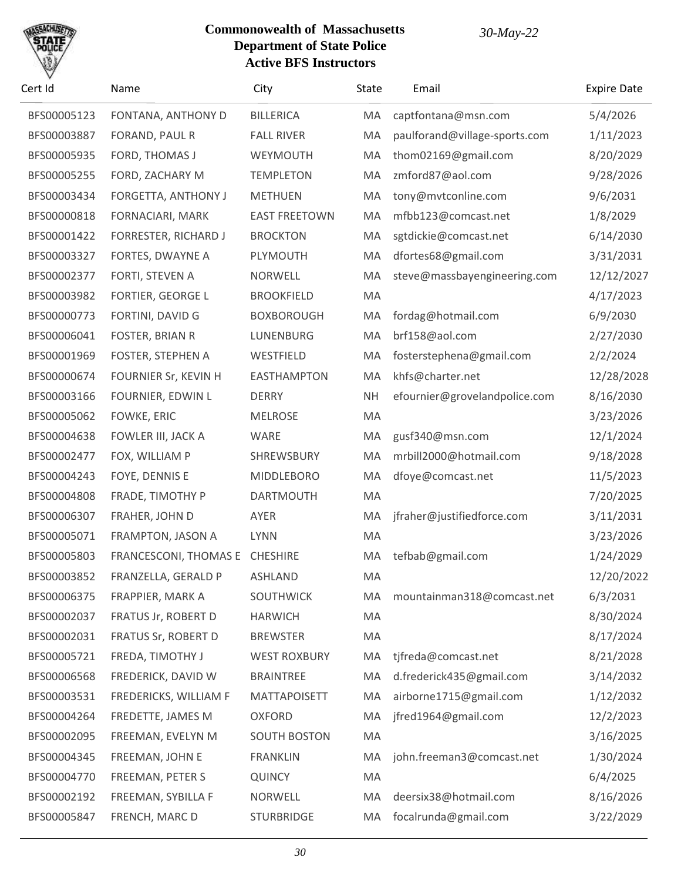**Commonwealth of Massachusetts**
**Department of State Police**
**Active BFS Instructors**

*30-May-22*

| Cert Id | Name | City | State | Email | Expire Date |
| --- | --- | --- | --- | --- | --- |
| BFS00005123 | FONTANA, ANTHONY D | BILLERICA | MA | captfontana@msn.com | 5/4/2026 |
| BFS00003887 | FORAND, PAUL R | FALL RIVER | MA | paulforand@village-sports.com | 1/11/2023 |
| BFS00005935 | FORD, THOMAS J | WEYMOUTH | MA | thom02169@gmail.com | 8/20/2029 |
| BFS00005255 | FORD, ZACHARY M | TEMPLETON | MA | zmford87@aol.com | 9/28/2026 |
| BFS00003434 | FORGETTA, ANTHONY J | METHUEN | MA | tony@mvtconline.com | 9/6/2031 |
| BFS00000818 | FORNACIARI, MARK | EAST FREETOWN | MA | mfbb123@comcast.net | 1/8/2029 |
| BFS00001422 | FORRESTER, RICHARD J | BROCKTON | MA | sgtdickie@comcast.net | 6/14/2030 |
| BFS00003327 | FORTES, DWAYNE A | PLYMOUTH | MA | dfortes68@gmail.com | 3/31/2031 |
| BFS00002377 | FORTI, STEVEN A | NORWELL | MA | steve@massbayengineering.com | 12/12/2027 |
| BFS00003982 | FORTIER, GEORGE L | BROOKFIELD | MA | | 4/17/2023 |
| BFS00000773 | FORTINI, DAVID G | BOXBOROUGH | MA | fordag@hotmail.com | 6/9/2030 |
| BFS00006041 | FOSTER, BRIAN R | LUNENBURG | MA | brf158@aol.com | 2/27/2030 |
| BFS00001969 | FOSTER, STEPHEN A | WESTFIELD | MA | fosterstephena@gmail.com | 2/2/2024 |
| BFS00000674 | FOURNIER Sr, KEVIN H | EASTHAMPTON | MA | khfs@charter.net | 12/28/2028 |
| BFS00003166 | FOURNIER, EDWIN L | DERRY | NH | efournier@grovelandpolice.com | 8/16/2030 |
| BFS00005062 | FOWKE, ERIC | MELROSE | MA | | 3/23/2026 |
| BFS00004638 | FOWLER III, JACK A | WARE | MA | gusf340@msn.com | 12/1/2024 |
| BFS00002477 | FOX, WILLIAM P | SHREWSBURY | MA | mrbill2000@hotmail.com | 9/18/2028 |
| BFS00004243 | FOYE, DENNIS E | MIDDLEBORO | MA | dfoye@comcast.net | 11/5/2023 |
| BFS00004808 | FRADE, TIMOTHY P | DARTMOUTH | MA | | 7/20/2025 |
| BFS00006307 | FRAHER, JOHN D | AYER | MA | jfraher@justifiedforce.com | 3/11/2031 |
| BFS00005071 | FRAMPTON, JASON A | LYNN | MA | | 3/23/2026 |
| BFS00005803 | FRANCESCONI, THOMAS E | CHESHIRE | MA | tefbab@gmail.com | 1/24/2029 |
| BFS00003852 | FRANZELLA, GERALD P | ASHLAND | MA | | 12/20/2022 |
| BFS00006375 | FRAPPIER, MARK A | SOUTHWICK | MA | mountainman318@comcast.net | 6/3/2031 |
| BFS00002037 | FRATUS Jr, ROBERT D | HARWICH | MA | | 8/30/2024 |
| BFS00002031 | FRATUS Sr, ROBERT D | BREWSTER | MA | | 8/17/2024 |
| BFS00005721 | FREDA, TIMOTHY J | WEST ROXBURY | MA | tjfreda@comcast.net | 8/21/2028 |
| BFS00006568 | FREDERICK, DAVID W | BRAINTREE | MA | d.frederick435@gmail.com | 3/14/2032 |
| BFS00003531 | FREDERICKS, WILLIAM F | MATTAPOISETT | MA | airborne1715@gmail.com | 1/12/2032 |
| BFS00004264 | FREDETTE, JAMES M | OXFORD | MA | jfred1964@gmail.com | 12/2/2023 |
| BFS00002095 | FREEMAN, EVELYN M | SOUTH BOSTON | MA | | 3/16/2025 |
| BFS00004345 | FREEMAN, JOHN E | FRANKLIN | MA | john.freeman3@comcast.net | 1/30/2024 |
| BFS00004770 | FREEMAN, PETER S | QUINCY | MA | | 6/4/2025 |
| BFS00002192 | FREEMAN, SYBILLA F | NORWELL | MA | deersix38@hotmail.com | 8/16/2026 |
| BFS00005847 | FRENCH, MARC D | STURBRIDGE | MA | focalrunda@gmail.com | 3/22/2029 |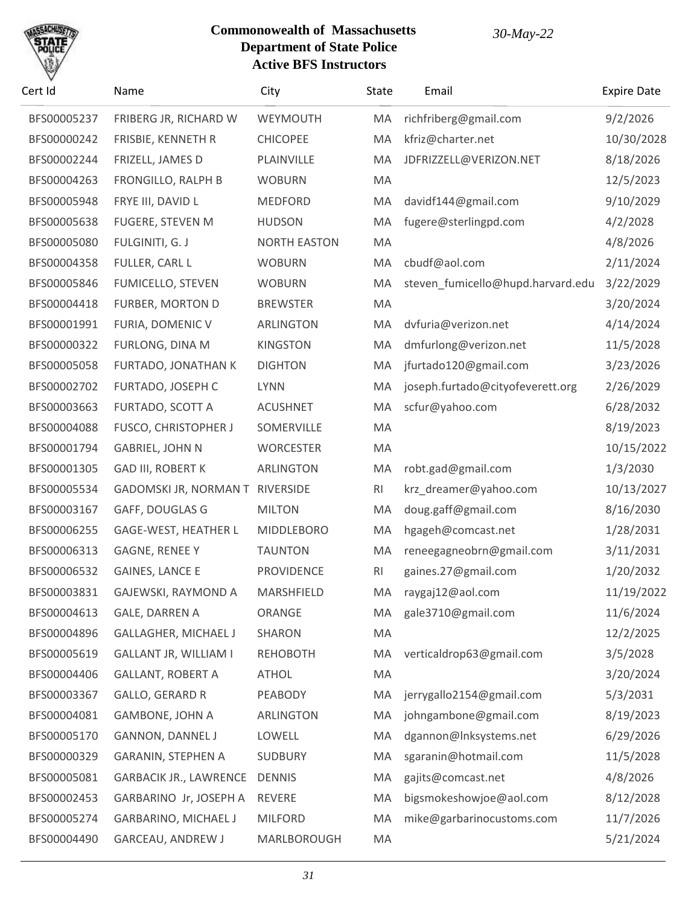**Commonwealth of Massachusetts**
**Department of State Police**
**Active BFS Instructors**

*30-May-22*

| Cert Id | Name | City | State | Email | Expire Date |
|---|---|---|---|---|---|
| BFS00005237 | FRIBERG JR, RICHARD W | WEYMOUTH | MA | richfriberg@gmail.com | 9/2/2026 |
| BFS00000242 | FRISBIE, KENNETH R | CHICOPEE | MA | kfriz@charter.net | 10/30/2028 |
| BFS00002244 | FRIZELL, JAMES D | PLAINVILLE | MA | JDFRIZZELL@VERIZON.NET | 8/18/2026 |
| BFS00004263 | FRONGILLO, RALPH B | WOBURN | MA | | 12/5/2023 |
| BFS00005948 | FRYE III, DAVID L | MEDFORD | MA | davidf144@gmail.com | 9/10/2029 |
| BFS00005638 | FUGERE, STEVEN M | HUDSON | MA | fugere@sterlingpd.com | 4/2/2028 |
| BFS00005080 | FULGINITI, G. J | NORTH EASTON | MA | | 4/8/2026 |
| BFS00004358 | FULLER, CARL L | WOBURN | MA | cbudf@aol.com | 2/11/2024 |
| BFS00005846 | FUMICELLO, STEVEN | WOBURN | MA | steven_fumicello@hupd.harvard.edu | 3/22/2029 |
| BFS00004418 | FURBER, MORTON D | BREWSTER | MA | | 3/20/2024 |
| BFS00001991 | FURIA, DOMENIC V | ARLINGTON | MA | dvfuria@verizon.net | 4/14/2024 |
| BFS00000322 | FURLONG, DINA M | KINGSTON | MA | dmfurlong@verizon.net | 11/5/2028 |
| BFS00005058 | FURTADO, JONATHAN K | DIGHTON | MA | jfurtado120@gmail.com | 3/23/2026 |
| BFS00002702 | FURTADO, JOSEPH C | LYNN | MA | joseph.furtado@cityofeverett.org | 2/26/2029 |
| BFS00003663 | FURTADO, SCOTT A | ACUSHNET | MA | scfur@yahoo.com | 6/28/2032 |
| BFS00004088 | FUSCO, CHRISTOPHER J | SOMERVILLE | MA | | 8/19/2023 |
| BFS00001794 | GABRIEL, JOHN N | WORCESTER | MA | | 10/15/2022 |
| BFS00001305 | GAD III, ROBERT K | ARLINGTON | MA | robt.gad@gmail.com | 1/3/2030 |
| BFS00005534 | GADOMSKI JR, NORMAN T | RIVERSIDE | RI | krz_dreamer@yahoo.com | 10/13/2027 |
| BFS00003167 | GAFF, DOUGLAS G | MILTON | MA | doug.gaff@gmail.com | 8/16/2030 |
| BFS00006255 | GAGE-WEST, HEATHER L | MIDDLEBORO | MA | hgageh@comcast.net | 1/28/2031 |
| BFS00006313 | GAGNE, RENEE Y | TAUNTON | MA | reneegagneobrn@gmail.com | 3/11/2031 |
| BFS00006532 | GAINES, LANCE E | PROVIDENCE | RI | gaines.27@gmail.com | 1/20/2032 |
| BFS00003831 | GAJEWSKI, RAYMOND A | MARSHFIELD | MA | raygaj12@aol.com | 11/19/2022 |
| BFS00004613 | GALE, DARREN A | ORANGE | MA | gale3710@gmail.com | 11/6/2024 |
| BFS00004896 | GALLAGHER, MICHAEL J | SHARON | MA | | 12/2/2025 |
| BFS00005619 | GALLANT JR, WILLIAM I | REHOBOTH | MA | verticaldrop63@gmail.com | 3/5/2028 |
| BFS00004406 | GALLANT, ROBERT A | ATHOL | MA | | 3/20/2024 |
| BFS00003367 | GALLO, GERARD R | PEABODY | MA | jerrygallo2154@gmail.com | 5/3/2031 |
| BFS00004081 | GAMBONE, JOHN A | ARLINGTON | MA | johngambone@gmail.com | 8/19/2023 |
| BFS00005170 | GANNON, DANNEL J | LOWELL | MA | dgannon@lnksystems.net | 6/29/2026 |
| BFS00000329 | GARANIN, STEPHEN A | SUDBURY | MA | sgaranin@hotmail.com | 11/5/2028 |
| BFS00005081 | GARBACIK JR., LAWRENCE | DENNIS | MA | gajits@comcast.net | 4/8/2026 |
| BFS00002453 | GARBARINO Jr, JOSEPH A | REVERE | MA | bigsmokeshowjoe@aol.com | 8/12/2028 |
| BFS00005274 | GARBARINO, MICHAEL J | MILFORD | MA | mike@garbarinocustoms.com | 11/7/2026 |
| BFS00004490 | GARCEAU, ANDREW J | MARLBOROUGH | MA | | 5/21/2024 |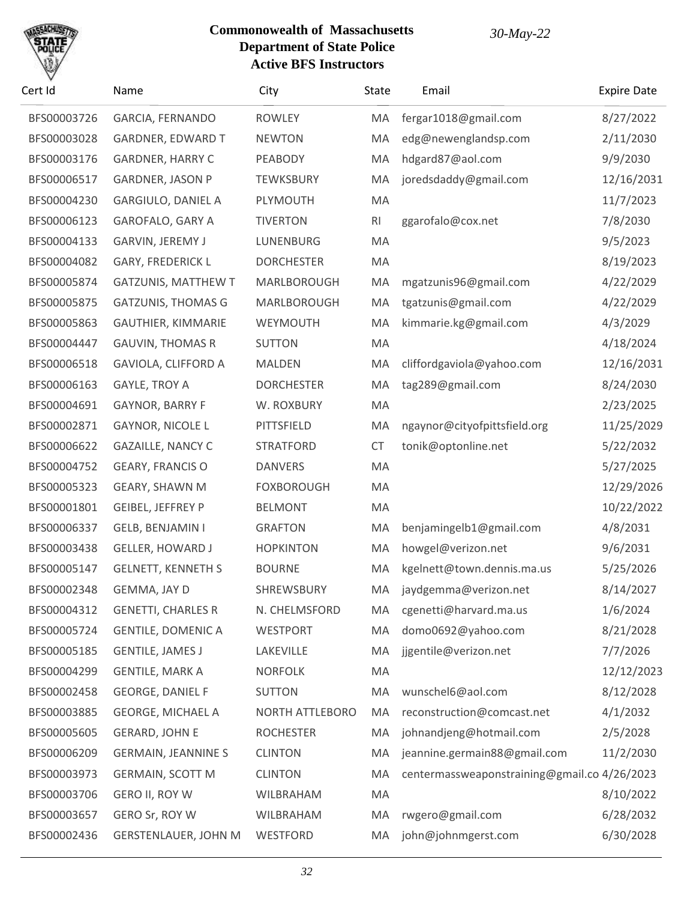**Commonwealth of Massachusetts**
**Department of State Police**
**Active BFS Instructors**

*30-May-22*

| Cert Id | Name | City | State | Email | Expire Date |
|---|---|---|---|---|---|
| BFS00003726 | GARCIA, FERNANDO | ROWLEY | MA | fergar1018@gmail.com | 8/27/2022 |
| BFS00003028 | GARDNER, EDWARD T | NEWTON | MA | edg@newenglandsp.com | 2/11/2030 |
| BFS00003176 | GARDNER, HARRY C | PEABODY | MA | hdgard87@aol.com | 9/9/2030 |
| BFS00006517 | GARDNER, JASON P | TEWKSBURY | MA | joredsdaddy@gmail.com | 12/16/2031 |
| BFS00004230 | GARGIULO, DANIEL A | PLYMOUTH | MA | | 11/7/2023 |
| BFS00006123 | GAROFALO, GARY A | TIVERTON | RI | ggarofalo@cox.net | 7/8/2030 |
| BFS00004133 | GARVIN, JEREMY J | LUNENBURG | MA | | 9/5/2023 |
| BFS00004082 | GARY, FREDERICK L | DORCHESTER | MA | | 8/19/2023 |
| BFS00005874 | GATZUNIS, MATTHEW T | MARLBOROUGH | MA | mgatzunis96@gmail.com | 4/22/2029 |
| BFS00005875 | GATZUNIS, THOMAS G | MARLBOROUGH | MA | tgatzunis@gmail.com | 4/22/2029 |
| BFS00005863 | GAUTHIER, KIMMARIE | WEYMOUTH | MA | kimmarie.kg@gmail.com | 4/3/2029 |
| BFS00004447 | GAUVIN, THOMAS R | SUTTON | MA | | 4/18/2024 |
| BFS00006518 | GAVIOLA, CLIFFORD A | MALDEN | MA | cliffordgaviola@yahoo.com | 12/16/2031 |
| BFS00006163 | GAYLE, TROY A | DORCHESTER | MA | tag289@gmail.com | 8/24/2030 |
| BFS00004691 | GAYNOR, BARRY F | W. ROXBURY | MA | | 2/23/2025 |
| BFS00002871 | GAYNOR, NICOLE L | PITTSFIELD | MA | ngaynor@cityofpittsfield.org | 11/25/2029 |
| BFS00006622 | GAZAILLE, NANCY C | STRATFORD | CT | tonik@optonline.net | 5/22/2032 |
| BFS00004752 | GEARY, FRANCIS O | DANVERS | MA | | 5/27/2025 |
| BFS00005323 | GEARY, SHAWN M | FOXBOROUGH | MA | | 12/29/2026 |
| BFS00001801 | GEIBEL, JEFFREY P | BELMONT | MA | | 10/22/2022 |
| BFS00006337 | GELB, BENJAMIN I | GRAFTON | MA | benjamingelb1@gmail.com | 4/8/2031 |
| BFS00003438 | GELLER, HOWARD J | HOPKINTON | MA | howgel@verizon.net | 9/6/2031 |
| BFS00005147 | GELNETT, KENNETH S | BOURNE | MA | kgelnett@town.dennis.ma.us | 5/25/2026 |
| BFS00002348 | GEMMA, JAY D | SHREWSBURY | MA | jaydgemma@verizon.net | 8/14/2027 |
| BFS00004312 | GENETTI, CHARLES R | N. CHELMSFORD | MA | cgenetti@harvard.ma.us | 1/6/2024 |
| BFS00005724 | GENTILE, DOMENIC A | WESTPORT | MA | domo0692@yahoo.com | 8/21/2028 |
| BFS00005185 | GENTILE, JAMES J | LAKEVILLE | MA | jjgentile@verizon.net | 7/7/2026 |
| BFS00004299 | GENTILE, MARK A | NORFOLK | MA | | 12/12/2023 |
| BFS00002458 | GEORGE, DANIEL F | SUTTON | MA | wunschel6@aol.com | 8/12/2028 |
| BFS00003885 | GEORGE, MICHAEL A | NORTH ATTLEBORO | MA | reconstruction@comcast.net | 4/1/2032 |
| BFS00005605 | GERARD, JOHN E | ROCHESTER | MA | johnandjeng@hotmail.com | 2/5/2028 |
| BFS00006209 | GERMAIN, JEANNINE S | CLINTON | MA | jeannine.germain88@gmail.com | 11/2/2030 |
| BFS00003973 | GERMAIN, SCOTT M | CLINTON | MA | centermassweaponstraining@gmail.co | 4/26/2023 |
| BFS00003706 | GERO II, ROY W | WILBRAHAM | MA | | 8/10/2022 |
| BFS00003657 | GERO Sr, ROY W | WILBRAHAM | MA | rwgero@gmail.com | 6/28/2032 |
| BFS00002436 | GERSTENLAUER, JOHN M | WESTFORD | MA | john@johnmgerst.com | 6/30/2028 |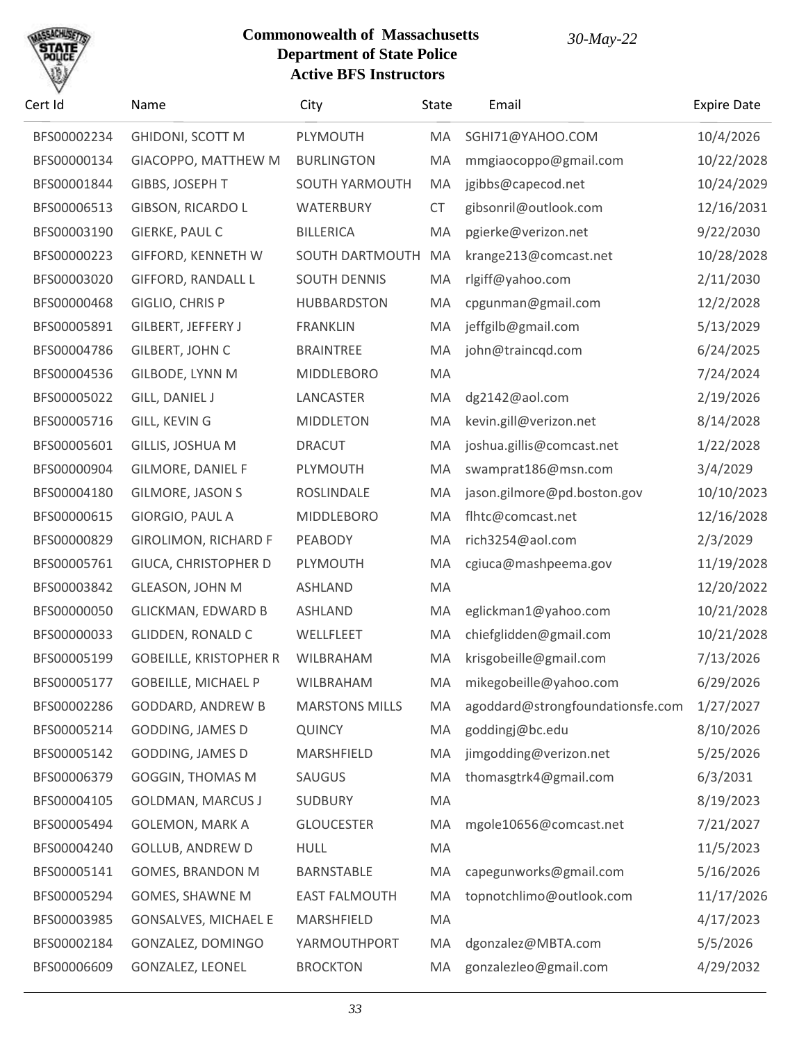**Commonwealth of Massachusetts**
**Department of State Police**
**Active BFS Instructors**

*30-May-22*

| Cert Id | Name | City | State | Email | Expire Date |
|---|---|---|---|---|---|
| BFS00002234 | GHIDONI, SCOTT M | PLYMOUTH | MA | SGHI71@YAHOO.COM | 10/4/2026 |
| BFS00000134 | GIACOPPO, MATTHEW M | BURLINGTON | MA | mmgiacoppo@gmail.com | 10/22/2028 |
| BFS00001844 | GIBBS, JOSEPH T | SOUTH YARMOUTH | MA | jgibbs@capecod.net | 10/24/2029 |
| BFS00006513 | GIBSON, RICARDO L | WATERBURY | CT | gibsonril@outlook.com | 12/16/2031 |
| BFS00003190 | GIERKE, PAUL C | BILLERICA | MA | pgierke@verizon.net | 9/22/2030 |
| BFS00000223 | GIFFORD, KENNETH W | SOUTH DARTMOUTH | MA | krange213@comcast.net | 10/28/2028 |
| BFS00003020 | GIFFORD, RANDALL L | SOUTH DENNIS | MA | rlgiff@yahoo.com | 2/11/2030 |
| BFS00000468 | GIGLIO, CHRIS P | HUBBARDSTON | MA | cpgunman@gmail.com | 12/2/2028 |
| BFS00005891 | GILBERT, JEFFERY J | FRANKLIN | MA | jeffgilb@gmail.com | 5/13/2029 |
| BFS00004786 | GILBERT, JOHN C | BRAINTREE | MA | john@traincqd.com | 6/24/2025 |
| BFS00004536 | GILBODE, LYNN M | MIDDLEBORO | MA | | 7/24/2024 |
| BFS00005022 | GILL, DANIEL J | LANCASTER | MA | dg2142@aol.com | 2/19/2026 |
| BFS00005716 | GILL, KEVIN G | MIDDLETON | MA | kevin.gill@verizon.net | 8/14/2028 |
| BFS00005601 | GILLIS, JOSHUA M | DRACUT | MA | joshua.gillis@comcast.net | 1/22/2028 |
| BFS00000904 | GILMORE, DANIEL F | PLYMOUTH | MA | swamprat186@msn.com | 3/4/2029 |
| BFS00004180 | GILMORE, JASON S | ROSLINDALE | MA | jason.gilmore@pd.boston.gov | 10/10/2023 |
| BFS00000615 | GIORGIO, PAUL A | MIDDLEBORO | MA | flhtc@comcast.net | 12/16/2028 |
| BFS00000829 | GIROLIMON, RICHARD F | PEABODY | MA | rich3254@aol.com | 2/3/2029 |
| BFS00005761 | GIUCA, CHRISTOPHER D | PLYMOUTH | MA | cgiuca@mashpeema.gov | 11/19/2028 |
| BFS00003842 | GLEASON, JOHN M | ASHLAND | MA | | 12/20/2022 |
| BFS00000050 | GLICKMAN, EDWARD B | ASHLAND | MA | eglickman1@yahoo.com | 10/21/2028 |
| BFS00000033 | GLIDDEN, RONALD C | WELLFLEET | MA | chiefglidden@gmail.com | 10/21/2028 |
| BFS00005199 | GOBEILLE, KRISTOPHER R | WILBRAHAM | MA | krisgobeille@gmail.com | 7/13/2026 |
| BFS00005177 | GOBEILLE, MICHAEL P | WILBRAHAM | MA | mikegobeille@yahoo.com | 6/29/2026 |
| BFS00002286 | GODDARD, ANDREW B | MARSTONS MILLS | MA | agoddard@strongfoundationsfe.com | 1/27/2027 |
| BFS00005214 | GODDING, JAMES D | QUINCY | MA | goddingj@bc.edu | 8/10/2026 |
| BFS00005142 | GODDING, JAMES D | MARSHFIELD | MA | jimgodding@verizon.net | 5/25/2026 |
| BFS00006379 | GOGGIN, THOMAS M | SAUGUS | MA | thomasgtrk4@gmail.com | 6/3/2031 |
| BFS00004105 | GOLDMAN, MARCUS J | SUDBURY | MA | | 8/19/2023 |
| BFS00005494 | GOLEMON, MARK A | GLOUCESTER | MA | mgole10656@comcast.net | 7/21/2027 |
| BFS00004240 | GOLLUB, ANDREW D | HULL | MA | | 11/5/2023 |
| BFS00005141 | GOMES, BRANDON M | BARNSTABLE | MA | capegunworks@gmail.com | 5/16/2026 |
| BFS00005294 | GOMES, SHAWNE M | EAST FALMOUTH | MA | topnotchlimo@outlook.com | 11/17/2026 |
| BFS00003985 | GONSALVES, MICHAEL E | MARSHFIELD | MA | | 4/17/2023 |
| BFS00002184 | GONZALEZ, DOMINGO | YARMOUTHPORT | MA | dgonzalez@MBTA.com | 5/5/2026 |
| BFS00006609 | GONZALEZ, LEONEL | BROCKTON | MA | gonzalezleo@gmail.com | 4/29/2032 |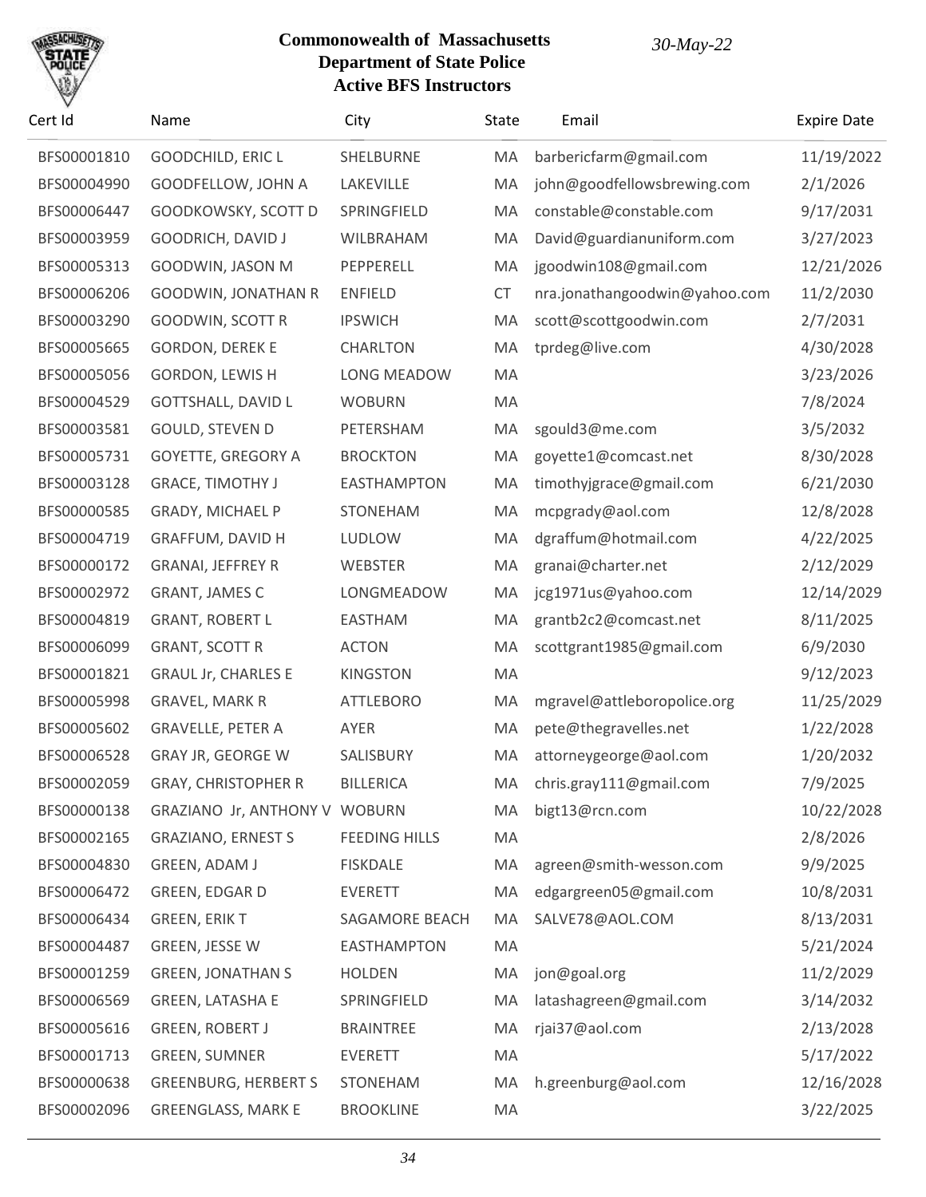**Commonwealth of Massachusetts**
**Department of State Police**
**Active BFS Instructors**

*30-May-22*

| Cert Id | Name | City | State | Email | Expire Date |
|---|---|---|---|---|---|
| BFS00001810 | GOODCHILD, ERIC L | SHELBURNE | MA | barbericfarm@gmail.com | 11/19/2022 |
| BFS00004990 | GOODFELLOW, JOHN A | LAKEVILLE | MA | john@goodfellowsbrewing.com | 2/1/2026 |
| BFS00006447 | GOODKOWSKY, SCOTT D | SPRINGFIELD | MA | constable@constable.com | 9/17/2031 |
| BFS00003959 | GOODRICH, DAVID J | WILBRAHAM | MA | David@guardianuniform.com | 3/27/2023 |
| BFS00005313 | GOODWIN, JASON M | PEPPERELL | MA | jgoodwin108@gmail.com | 12/21/2026 |
| BFS00006206 | GOODWIN, JONATHAN R | ENFIELD | CT | nra.jonathangoodwin@yahoo.com | 11/2/2030 |
| BFS00003290 | GOODWIN, SCOTT R | IPSWICH | MA | scott@scottgoodwin.com | 2/7/2031 |
| BFS00005665 | GORDON, DEREK E | CHARLTON | MA | tprdeg@live.com | 4/30/2028 |
| BFS00005056 | GORDON, LEWIS H | LONG MEADOW | MA | | 3/23/2026 |
| BFS00004529 | GOTTSHALL, DAVID L | WOBURN | MA | | 7/8/2024 |
| BFS00003581 | GOULD, STEVEN D | PETERSHAM | MA | sgould3@me.com | 3/5/2032 |
| BFS00005731 | GOYETTE, GREGORY A | BROCKTON | MA | goyette1@comcast.net | 8/30/2028 |
| BFS00003128 | GRACE, TIMOTHY J | EASTHAMPTON | MA | timothyjgrace@gmail.com | 6/21/2030 |
| BFS00000585 | GRADY, MICHAEL P | STONEHAM | MA | mcpgrady@aol.com | 12/8/2028 |
| BFS00004719 | GRAFFUM, DAVID H | LUDLOW | MA | dgraffum@hotmail.com | 4/22/2025 |
| BFS00000172 | GRANAI, JEFFREY R | WEBSTER | MA | granai@charter.net | 2/12/2029 |
| BFS00002972 | GRANT, JAMES C | LONGMEADOW | MA | jcg1971us@yahoo.com | 12/14/2029 |
| BFS00004819 | GRANT, ROBERT L | EASTHAM | MA | grantb2c2@comcast.net | 8/11/2025 |
| BFS00006099 | GRANT, SCOTT R | ACTON | MA | scottgrant1985@gmail.com | 6/9/2030 |
| BFS00001821 | GRAUL Jr, CHARLES E | KINGSTON | MA | | 9/12/2023 |
| BFS00005998 | GRAVEL, MARK R | ATTLEBORO | MA | mgravel@attleboropolice.org | 11/25/2029 |
| BFS00005602 | GRAVELLE, PETER A | AYER | MA | pete@thegravelles.net | 1/22/2028 |
| BFS00006528 | GRAY JR, GEORGE W | SALISBURY | MA | attorneygeorge@aol.com | 1/20/2032 |
| BFS00002059 | GRAY, CHRISTOPHER R | BILLERICA | MA | chris.gray111@gmail.com | 7/9/2025 |
| BFS00000138 | GRAZIANO Jr, ANTHONY V | WOBURN | MA | bigt13@rcn.com | 10/22/2028 |
| BFS00002165 | GRAZIANO, ERNEST S | FEEDING HILLS | MA | | 2/8/2026 |
| BFS00004830 | GREEN, ADAM J | FISKDALE | MA | agreen@smith-wesson.com | 9/9/2025 |
| BFS00006472 | GREEN, EDGAR D | EVERETT | MA | edgargreen05@gmail.com | 10/8/2031 |
| BFS00006434 | GREEN, ERIK T | SAGAMORE BEACH | MA | SALVE78@AOL.COM | 8/13/2031 |
| BFS00004487 | GREEN, JESSE W | EASTHAMPTON | MA | | 5/21/2024 |
| BFS00001259 | GREEN, JONATHAN S | HOLDEN | MA | jon@goal.org | 11/2/2029 |
| BFS00006569 | GREEN, LATASHA E | SPRINGFIELD | MA | latashagreen@gmail.com | 3/14/2032 |
| BFS00005616 | GREEN, ROBERT J | BRAINTREE | MA | rjai37@aol.com | 2/13/2028 |
| BFS00001713 | GREEN, SUMNER | EVERETT | MA | | 5/17/2022 |
| BFS00000638 | GREENBURG, HERBERT S | STONEHAM | MA | h.greenburg@aol.com | 12/16/2028 |
| BFS00002096 | GREENGLASS, MARK E | BROOKLINE | MA | | 3/22/2025 |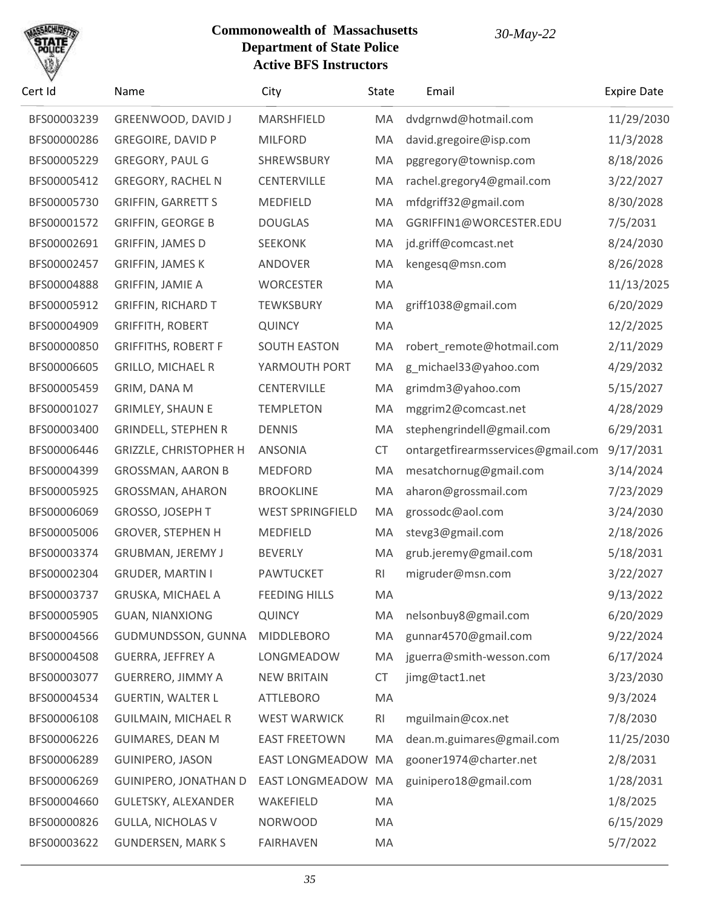**Commonwealth of Massachusetts**
**Department of State Police**
**Active BFS Instructors**

*30-May-22*

| Cert Id | Name | City | State | Email | Expire Date |
|---|---|---|---|---|---|
| BFS00003239 | GREENWOOD, DAVID J | MARSHFIELD | MA | dvdgrnwd@hotmail.com | 11/29/2030 |
| BFS00000286 | GREGOIRE, DAVID P | MILFORD | MA | david.gregoire@isp.com | 11/3/2028 |
| BFS00005229 | GREGORY, PAUL G | SHREWSBURY | MA | pggregory@townisp.com | 8/18/2026 |
| BFS00005412 | GREGORY, RACHEL N | CENTERVILLE | MA | rachel.gregory4@gmail.com | 3/22/2027 |
| BFS00005730 | GRIFFIN, GARRETT S | MEDFIELD | MA | mfdgriff32@gmail.com | 8/30/2028 |
| BFS00001572 | GRIFFIN, GEORGE B | DOUGLAS | MA | GGRIFFIN1@WORCESTER.EDU | 7/5/2031 |
| BFS00002691 | GRIFFIN, JAMES D | SEEKONK | MA | jd.griff@comcast.net | 8/24/2030 |
| BFS00002457 | GRIFFIN, JAMES K | ANDOVER | MA | kengesq@msn.com | 8/26/2028 |
| BFS00004888 | GRIFFIN, JAMIE A | WORCESTER | MA | | 11/13/2025 |
| BFS00005912 | GRIFFIN, RICHARD T | TEWKSBURY | MA | griff1038@gmail.com | 6/20/2029 |
| BFS00004909 | GRIFFITH, ROBERT | QUINCY | MA | | 12/2/2025 |
| BFS00000850 | GRIFFITHS, ROBERT F | SOUTH EASTON | MA | robert_remote@hotmail.com | 2/11/2029 |
| BFS00006605 | GRILLO, MICHAEL R | YARMOUTH PORT | MA | g_michael33@yahoo.com | 4/29/2032 |
| BFS00005459 | GRIM, DANA M | CENTERVILLE | MA | grimdm3@yahoo.com | 5/15/2027 |
| BFS00001027 | GRIMLEY, SHAUN E | TEMPLETON | MA | mggrim2@comcast.net | 4/28/2029 |
| BFS00003400 | GRINDELL, STEPHEN R | DENNIS | MA | stephengrindell@gmail.com | 6/29/2031 |
| BFS00006446 | GRIZZLE, CHRISTOPHER H | ANSONIA | CT | ontargetfirearmsservices@gmail.com | 9/17/2031 |
| BFS00004399 | GROSSMAN, AARON B | MEDFORD | MA | mesatchornug@gmail.com | 3/14/2024 |
| BFS00005925 | GROSSMAN, AHARON | BROOKLINE | MA | aharon@grossmail.com | 7/23/2029 |
| BFS00006069 | GROSSO, JOSEPH T | WEST SPRINGFIELD | MA | grossodc@aol.com | 3/24/2030 |
| BFS00005006 | GROVER, STEPHEN H | MEDFIELD | MA | stevg3@gmail.com | 2/18/2026 |
| BFS00003374 | GRUBMAN, JEREMY J | BEVERLY | MA | grub.jeremy@gmail.com | 5/18/2031 |
| BFS00002304 | GRUDER, MARTIN I | PAWTUCKET | RI | migruder@msn.com | 3/22/2027 |
| BFS00003737 | GRUSKA, MICHAEL A | FEEDING HILLS | MA | | 9/13/2022 |
| BFS00005905 | GUAN, NIANXIONG | QUINCY | MA | nelsonbuy8@gmail.com | 6/20/2029 |
| BFS00004566 | GUDMUNDSSON, GUNNA | MIDDLEBORO | MA | gunnar4570@gmail.com | 9/22/2024 |
| BFS00004508 | GUERRA, JEFFREY A | LONGMEADOW | MA | jguerra@smith-wesson.com | 6/17/2024 |
| BFS00003077 | GUERRERO, JIMMY A | NEW BRITAIN | CT | jimg@tact1.net | 3/23/2030 |
| BFS00004534 | GUERTIN, WALTER L | ATTLEBORO | MA | | 9/3/2024 |
| BFS00006108 | GUILMAIN, MICHAEL R | WEST WARWICK | RI | mguilmain@cox.net | 7/8/2030 |
| BFS00006226 | GUIMARES, DEAN M | EAST FREETOWN | MA | dean.m.guimares@gmail.com | 11/25/2030 |
| BFS00006289 | GUINIPERO, JASON | EAST LONGMEADOW | MA | gooner1974@charter.net | 2/8/2031 |
| BFS00006269 | GUINIPERO, JONATHAN D | EAST LONGMEADOW | MA | guinipero18@gmail.com | 1/28/2031 |
| BFS00004660 | GULETSKY, ALEXANDER | WAKEFIELD | MA | | 1/8/2025 |
| BFS00000826 | GULLA, NICHOLAS V | NORWOOD | MA | | 6/15/2029 |
| BFS00003622 | GUNDERSEN, MARK S | FAIRHAVEN | MA | | 5/7/2022 |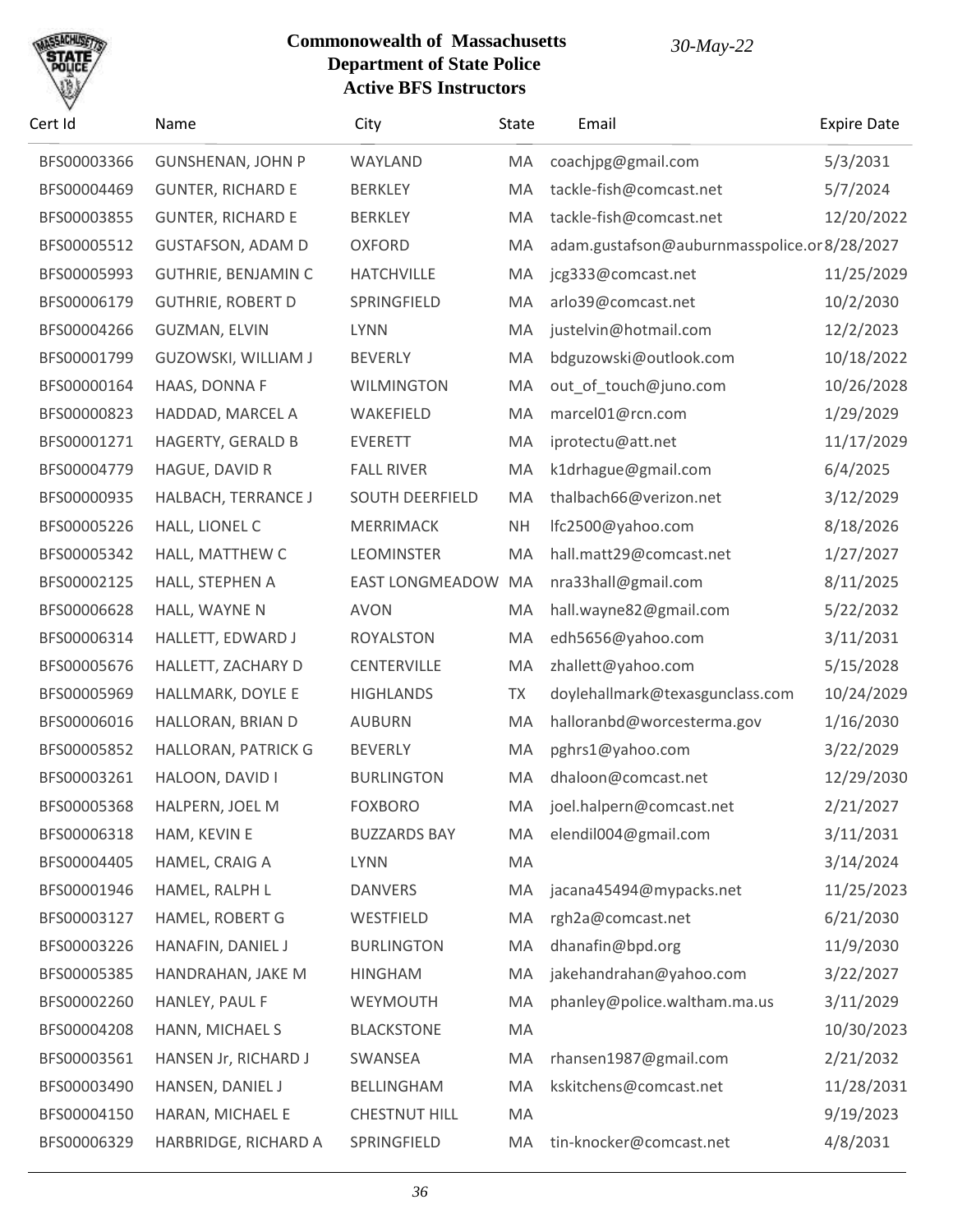# Commonwealth of Massachusetts
## Department of State Police
### Active BFS Instructors

*30-May-22*

| Cert Id | Name | City | State | Email | Expire Date |
|---|---|---|---|---|---|
| BFS00003366 | GUNSHENAN, JOHN P | WAYLAND | MA | coachjpg@gmail.com | 5/3/2031 |
| BFS00004469 | GUNTER, RICHARD E | BERKLEY | MA | tackle-fish@comcast.net | 5/7/2024 |
| BFS00003855 | GUNTER, RICHARD E | BERKLEY | MA | tackle-fish@comcast.net | 12/20/2022 |
| BFS00005512 | GUSTAFSON, ADAM D | OXFORD | MA | adam.gustafson@auburnmasspolice.or | 8/28/2027 |
| BFS00005993 | GUTHRIE, BENJAMIN C | HATCHVILLE | MA | jcg333@comcast.net | 11/25/2029 |
| BFS00006179 | GUTHRIE, ROBERT D | SPRINGFIELD | MA | arlo39@comcast.net | 10/2/2030 |
| BFS00004266 | GUZMAN, ELVIN | LYNN | MA | justelvin@hotmail.com | 12/2/2023 |
| BFS00001799 | GUZOWSKI, WILLIAM J | BEVERLY | MA | bdguzowski@outlook.com | 10/18/2022 |
| BFS00000164 | HAAS, DONNA F | WILMINGTON | MA | out_of_touch@juno.com | 10/26/2028 |
| BFS00000823 | HADDAD, MARCEL A | WAKEFIELD | MA | marcel01@rcn.com | 1/29/2029 |
| BFS00001271 | HAGERTY, GERALD B | EVERETT | MA | iprotectu@att.net | 11/17/2029 |
| BFS00004779 | HAGUE, DAVID R | FALL RIVER | MA | k1drhague@gmail.com | 6/4/2025 |
| BFS00000935 | HALBACH, TERRANCE J | SOUTH DEERFIELD | MA | thalbach66@verizon.net | 3/12/2029 |
| BFS00005226 | HALL, LIONEL C | MERRIMACK | NH | lfc2500@yahoo.com | 8/18/2026 |
| BFS00005342 | HALL, MATTHEW C | LEOMINSTER | MA | hall.matt29@comcast.net | 1/27/2027 |
| BFS00002125 | HALL, STEPHEN A | EAST LONGMEADOW | MA | nra33hall@gmail.com | 8/11/2025 |
| BFS00006628 | HALL, WAYNE N | AVON | MA | hall.wayne82@gmail.com | 5/22/2032 |
| BFS00006314 | HALLETT, EDWARD J | ROYALSTON | MA | edh5656@yahoo.com | 3/11/2031 |
| BFS00005676 | HALLETT, ZACHARY D | CENTERVILLE | MA | zhallett@yahoo.com | 5/15/2028 |
| BFS00005969 | HALLMARK, DOYLE E | HIGHLANDS | TX | doylehallmark@texasgunclass.com | 10/24/2029 |
| BFS00006016 | HALLORAN, BRIAN D | AUBURN | MA | halloranbd@worcesterma.gov | 1/16/2030 |
| BFS00005852 | HALLORAN, PATRICK G | BEVERLY | MA | pghrs1@yahoo.com | 3/22/2029 |
| BFS00003261 | HALOON, DAVID I | BURLINGTON | MA | dhaloon@comcast.net | 12/29/2030 |
| BFS00005368 | HALPERN, JOEL M | FOXBORO | MA | joel.halpern@comcast.net | 2/21/2027 |
| BFS00006318 | HAM, KEVIN E | BUZZARDS BAY | MA | elendil004@gmail.com | 3/11/2031 |
| BFS00004405 | HAMEL, CRAIG A | LYNN | MA | | 3/14/2024 |
| BFS00001946 | HAMEL, RALPH L | DANVERS | MA | jacana45494@mypacks.net | 11/25/2023 |
| BFS00003127 | HAMEL, ROBERT G | WESTFIELD | MA | rgh2a@comcast.net | 6/21/2030 |
| BFS00003226 | HANAFIN, DANIEL J | BURLINGTON | MA | dhanafin@bpd.org | 11/9/2030 |
| BFS00005385 | HANDRAHAN, JAKE M | HINGHAM | MA | jakehandrahan@yahoo.com | 3/22/2027 |
| BFS00002260 | HANLEY, PAUL F | WEYMOUTH | MA | phanley@police.waltham.ma.us | 3/11/2029 |
| BFS00004208 | HANN, MICHAEL S | BLACKSTONE | MA | | 10/30/2023 |
| BFS00003561 | HANSEN Jr, RICHARD J | SWANSEA | MA | rhansen1987@gmail.com | 2/21/2032 |
| BFS00003490 | HANSEN, DANIEL J | BELLINGHAM | MA | kskitchens@comcast.net | 11/28/2031 |
| BFS00004150 | HARAN, MICHAEL E | CHESTNUT HILL | MA | | 9/19/2023 |
| BFS00006329 | HARBRIDGE, RICHARD A | SPRINGFIELD | MA | tin-knocker@comcast.net | 4/8/2031 |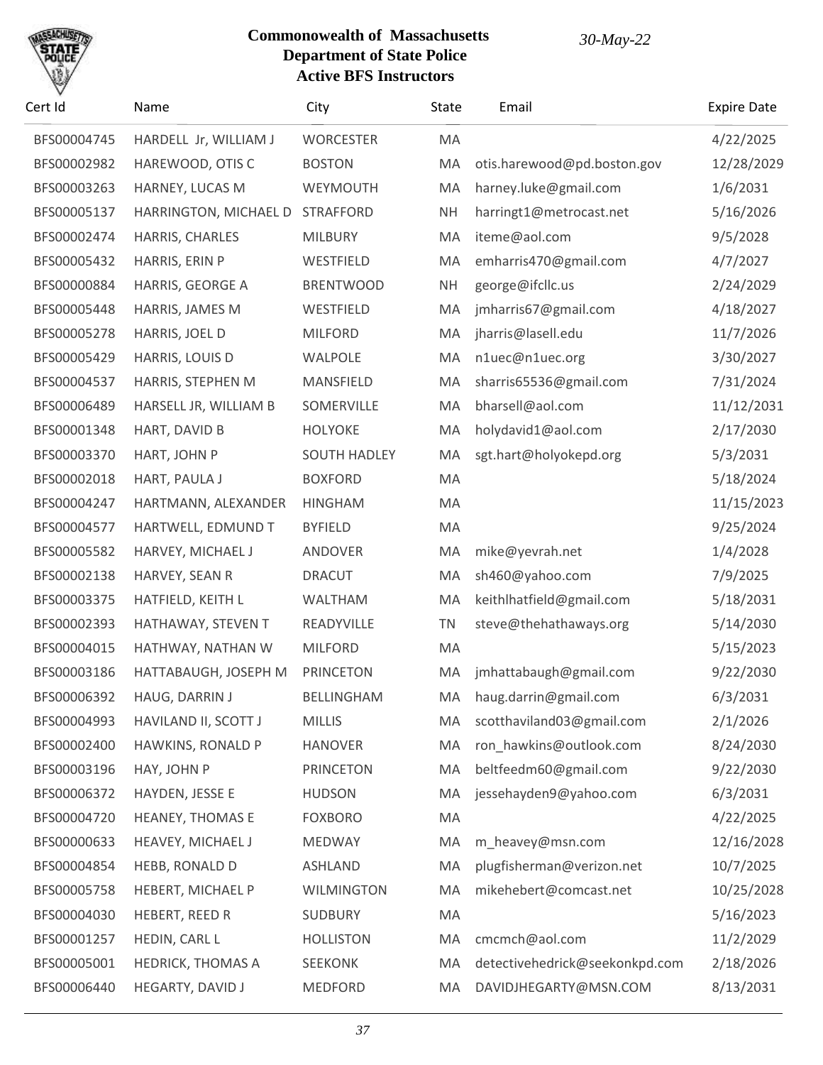**Commonwealth of Massachusetts**
**Department of State Police**
**Active BFS Instructors**

*30-May-22*

| Cert Id | Name | City | State | Email | Expire Date |
|---|---|---|---|---|---|
| BFS00004745 | HARDELL Jr, WILLIAM J | WORCESTER | MA | | 4/22/2025 |
| BFS00002982 | HAREWOOD, OTIS C | BOSTON | MA | otis.harewood@pd.boston.gov | 12/28/2029 |
| BFS00003263 | HARNEY, LUCAS M | WEYMOUTH | MA | harney.luke@gmail.com | 1/6/2031 |
| BFS00005137 | HARRINGTON, MICHAEL D | STRAFFORD | NH | harringt1@metrocast.net | 5/16/2026 |
| BFS00002474 | HARRIS, CHARLES | MILBURY | MA | iteme@aol.com | 9/5/2028 |
| BFS00005432 | HARRIS, ERIN P | WESTFIELD | MA | emharris470@gmail.com | 4/7/2027 |
| BFS00000884 | HARRIS, GEORGE A | BRENTWOOD | NH | george@ifcllc.us | 2/24/2029 |
| BFS00005448 | HARRIS, JAMES M | WESTFIELD | MA | jmharris67@gmail.com | 4/18/2027 |
| BFS00005278 | HARRIS, JOEL D | MILFORD | MA | jharris@lasell.edu | 11/7/2026 |
| BFS00005429 | HARRIS, LOUIS D | WALPOLE | MA | n1uec@n1uec.org | 3/30/2027 |
| BFS00004537 | HARRIS, STEPHEN M | MANSFIELD | MA | sharris65536@gmail.com | 7/31/2024 |
| BFS00006489 | HARSELL JR, WILLIAM B | SOMERVILLE | MA | bharsell@aol.com | 11/12/2031 |
| BFS00001348 | HART, DAVID B | HOLYOKE | MA | holydavid1@aol.com | 2/17/2030 |
| BFS00003370 | HART, JOHN P | SOUTH HADLEY | MA | sgt.hart@holyokepd.org | 5/3/2031 |
| BFS00002018 | HART, PAULA J | BOXFORD | MA | | 5/18/2024 |
| BFS00004247 | HARTMANN, ALEXANDER | HINGHAM | MA | | 11/15/2023 |
| BFS00004577 | HARTWELL, EDMUND T | BYFIELD | MA | | 9/25/2024 |
| BFS00005582 | HARVEY, MICHAEL J | ANDOVER | MA | mike@yevrah.net | 1/4/2028 |
| BFS00002138 | HARVEY, SEAN R | DRACUT | MA | sh460@yahoo.com | 7/9/2025 |
| BFS00003375 | HATFIELD, KEITH L | WALTHAM | MA | keithlhatfield@gmail.com | 5/18/2031 |
| BFS00002393 | HATHAWAY, STEVEN T | READYVILLE | TN | steve@thehathaways.org | 5/14/2030 |
| BFS00004015 | HATHWAY, NATHAN W | MILFORD | MA | | 5/15/2023 |
| BFS00003186 | HATTABAUGH, JOSEPH M | PRINCETON | MA | jmhattabaugh@gmail.com | 9/22/2030 |
| BFS00006392 | HAUG, DARRIN J | BELLINGHAM | MA | haug.darrin@gmail.com | 6/3/2031 |
| BFS00004993 | HAVILAND II, SCOTT J | MILLIS | MA | scotthaviland03@gmail.com | 2/1/2026 |
| BFS00002400 | HAWKINS, RONALD P | HANOVER | MA | ron_hawkins@outlook.com | 8/24/2030 |
| BFS00003196 | HAY, JOHN P | PRINCETON | MA | beltfeedm60@gmail.com | 9/22/2030 |
| BFS00006372 | HAYDEN, JESSE E | HUDSON | MA | jessehayden9@yahoo.com | 6/3/2031 |
| BFS00004720 | HEANEY, THOMAS E | FOXBORO | MA | | 4/22/2025 |
| BFS00000633 | HEAVEY, MICHAEL J | MEDWAY | MA | m_heavey@msn.com | 12/16/2028 |
| BFS00004854 | HEBB, RONALD D | ASHLAND | MA | plugfisherman@verizon.net | 10/7/2025 |
| BFS00005758 | HEBERT, MICHAEL P | WILMINGTON | MA | mikehebert@comcast.net | 10/25/2028 |
| BFS00004030 | HEBERT, REED R | SUDBURY | MA | | 5/16/2023 |
| BFS00001257 | HEDIN, CARL L | HOLLISTON | MA | cmcmch@aol.com | 11/2/2029 |
| BFS00005001 | HEDRICK, THOMAS A | SEEKONK | MA | detectivehedrick@seekonkpd.com | 2/18/2026 |
| BFS00006440 | HEGARTY, DAVID J | MEDFORD | MA | DAVIDJHEGARTY@MSN.COM | 8/13/2031 |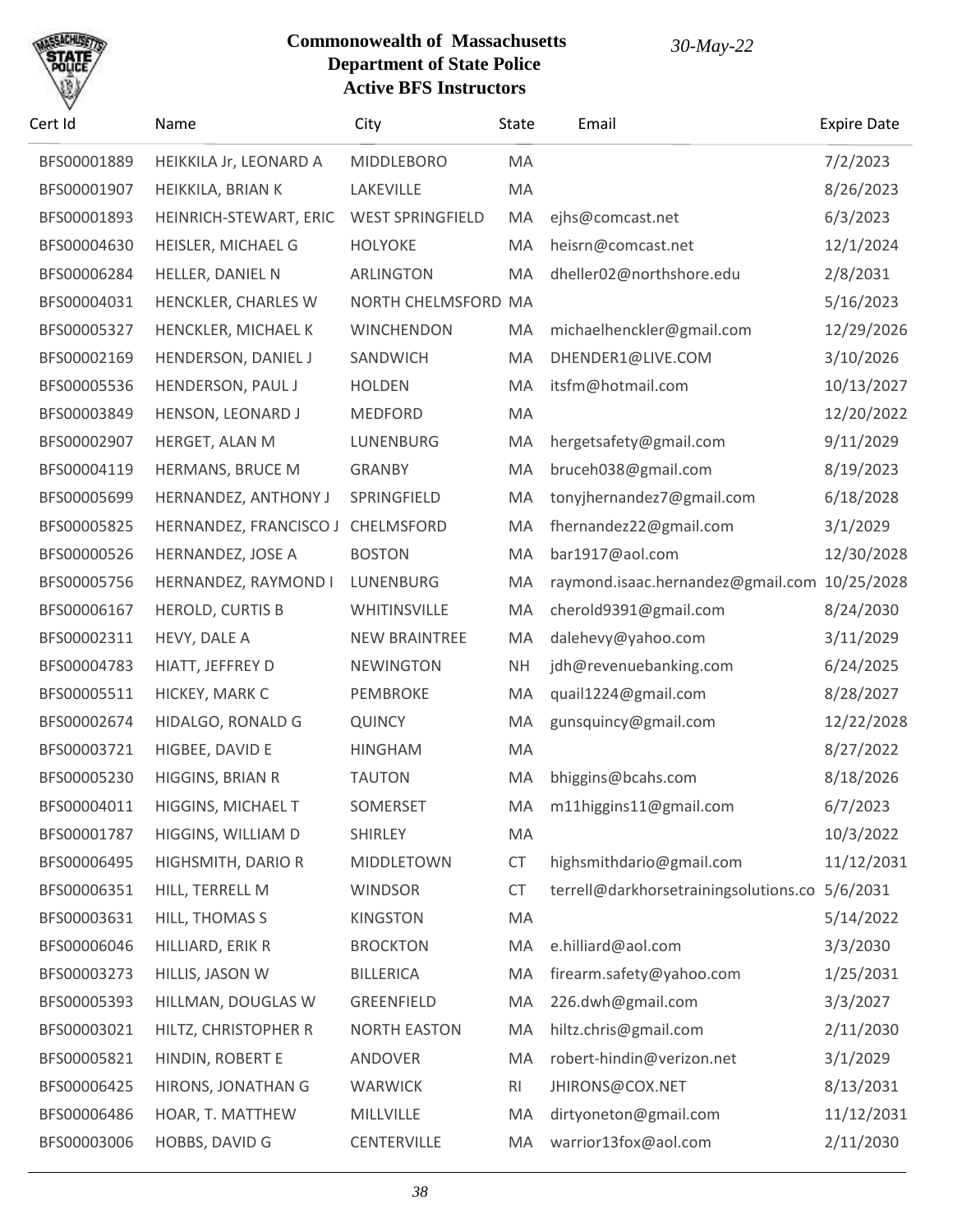**Commonwealth of Massachusetts**
**Department of State Police**
**Active BFS Instructors**

*30-May-22*

| Cert Id | Name | City | State | Email | Expire Date |
|---|---|---|---|---|---|
| BFS00001889 | HEIKKILA Jr, LEONARD A | MIDDLEBORO | MA | | 7/2/2023 |
| BFS00001907 | HEIKKILA, BRIAN K | LAKEVILLE | MA | | 8/26/2023 |
| BFS00001893 | HEINRICH-STEWART, ERIC | WEST SPRINGFIELD | MA | ejhs@comcast.net | 6/3/2023 |
| BFS00004630 | HEISLER, MICHAEL G | HOLYOKE | MA | heisrn@comcast.net | 12/1/2024 |
| BFS00006284 | HELLER, DANIEL N | ARLINGTON | MA | dheller02@northshore.edu | 2/8/2031 |
| BFS00004031 | HENCKLER, CHARLES W | NORTH CHELMSFORD | MA | | 5/16/2023 |
| BFS00005327 | HENCKLER, MICHAEL K | WINCHENDON | MA | michaelhenckler@gmail.com | 12/29/2026 |
| BFS00002169 | HENDERSON, DANIEL J | SANDWICH | MA | DHENDER1@LIVE.COM | 3/10/2026 |
| BFS00005536 | HENDERSON, PAUL J | HOLDEN | MA | itsfm@hotmail.com | 10/13/2027 |
| BFS00003849 | HENSON, LEONARD J | MEDFORD | MA | | 12/20/2022 |
| BFS00002907 | HERGET, ALAN M | LUNENBURG | MA | hergetsafety@gmail.com | 9/11/2029 |
| BFS00004119 | HERMANS, BRUCE M | GRANBY | MA | bruceh038@gmail.com | 8/19/2023 |
| BFS00005699 | HERNANDEZ, ANTHONY J | SPRINGFIELD | MA | tonyjhernandez7@gmail.com | 6/18/2028 |
| BFS00005825 | HERNANDEZ, FRANCISCO J | CHELMSFORD | MA | fhernandez22@gmail.com | 3/1/2029 |
| BFS00000526 | HERNANDEZ, JOSE A | BOSTON | MA | bar1917@aol.com | 12/30/2028 |
| BFS00005756 | HERNANDEZ, RAYMOND I | LUNENBURG | MA | raymond.isaac.hernandez@gmail.com | 10/25/2028 |
| BFS00006167 | HEROLD, CURTIS B | WHITINSVILLE | MA | cherold9391@gmail.com | 8/24/2030 |
| BFS00002311 | HEVY, DALE A | NEW BRAINTREE | MA | dalehevy@yahoo.com | 3/11/2029 |
| BFS00004783 | HIATT, JEFFREY D | NEWINGTON | NH | jdh@revenuebanking.com | 6/24/2025 |
| BFS00005511 | HICKEY, MARK C | PEMBROKE | MA | quail1224@gmail.com | 8/28/2027 |
| BFS00002674 | HIDALGO, RONALD G | QUINCY | MA | gunsquincy@gmail.com | 12/22/2028 |
| BFS00003721 | HIGBEE, DAVID E | HINGHAM | MA | | 8/27/2022 |
| BFS00005230 | HIGGINS, BRIAN R | TAUTON | MA | bhiggins@bcahs.com | 8/18/2026 |
| BFS00004011 | HIGGINS, MICHAEL T | SOMERSET | MA | m11higgins11@gmail.com | 6/7/2023 |
| BFS00001787 | HIGGINS, WILLIAM D | SHIRLEY | MA | | 10/3/2022 |
| BFS00006495 | HIGHSMITH, DARIO R | MIDDLETOWN | CT | highsmithdario@gmail.com | 11/12/2031 |
| BFS00006351 | HILL, TERRELL M | WINDSOR | CT | terrell@darkhorsetrainingsolutions.co | 5/6/2031 |
| BFS00003631 | HILL, THOMAS S | KINGSTON | MA | | 5/14/2022 |
| BFS00006046 | HILLIARD, ERIK R | BROCKTON | MA | e.hilliard@aol.com | 3/3/2030 |
| BFS00003273 | HILLIS, JASON W | BILLERICA | MA | firearm.safety@yahoo.com | 1/25/2031 |
| BFS00005393 | HILLMAN, DOUGLAS W | GREENFIELD | MA | 226.dwh@gmail.com | 3/3/2027 |
| BFS00003021 | HILTZ, CHRISTOPHER R | NORTH EASTON | MA | hiltz.chris@gmail.com | 2/11/2030 |
| BFS00005821 | HINDIN, ROBERT E | ANDOVER | MA | robert-hindin@verizon.net | 3/1/2029 |
| BFS00006425 | HIRONS, JONATHAN G | WARWICK | RI | JHIRONS@COX.NET | 8/13/2031 |
| BFS00006486 | HOAR, T. MATTHEW | MILLVILLE | MA | dirtyoneton@gmail.com | 11/12/2031 |
| BFS00003006 | HOBBS, DAVID G | CENTERVILLE | MA | warrior13fox@aol.com | 2/11/2030 |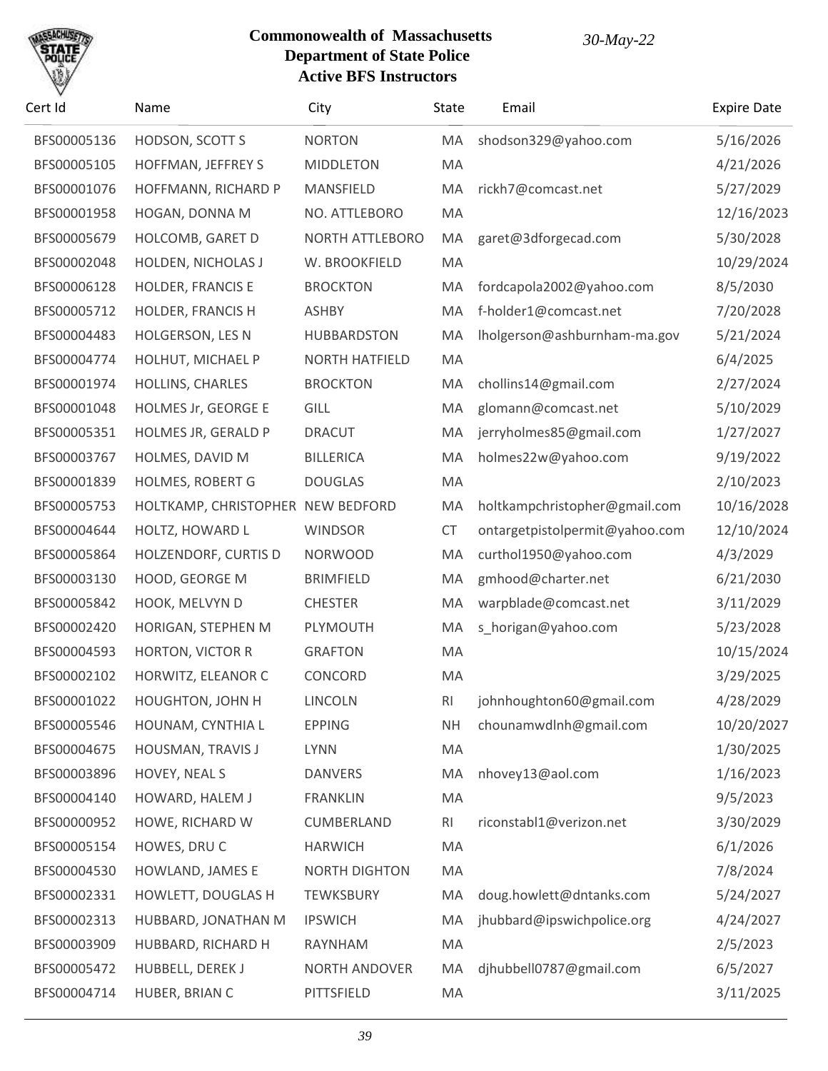# Commonwealth of Massachusetts
## Department of State Police
## Active BFS Instructors

*30-May-22*

| Cert Id | Name | City | State | Email | Expire Date |
|---|---|---|---|---|---|
| BFS00005136 | HODSON, SCOTT S | NORTON | MA | shodson329@yahoo.com | 5/16/2026 |
| BFS00005105 | HOFFMAN, JEFFREY S | MIDDLETON | MA | | 4/21/2026 |
| BFS00001076 | HOFFMANN, RICHARD P | MANSFIELD | MA | rickh7@comcast.net | 5/27/2029 |
| BFS00001958 | HOGAN, DONNA M | NO. ATTLEBORO | MA | | 12/16/2023 |
| BFS00005679 | HOLCOMB, GARET D | NORTH ATTLEBORO | MA | garet@3dforgecad.com | 5/30/2028 |
| BFS00002048 | HOLDEN, NICHOLAS J | W. BROOKFIELD | MA | | 10/29/2024 |
| BFS00006128 | HOLDER, FRANCIS E | BROCKTON | MA | fordcapola2002@yahoo.com | 8/5/2030 |
| BFS00005712 | HOLDER, FRANCIS H | ASHBY | MA | f-holder1@comcast.net | 7/20/2028 |
| BFS00004483 | HOLGERSON, LES N | HUBBARDSTON | MA | lholgerson@ashburnham-ma.gov | 5/21/2024 |
| BFS00004774 | HOLHUT, MICHAEL P | NORTH HATFIELD | MA | | 6/4/2025 |
| BFS00001974 | HOLLINS, CHARLES | BROCKTON | MA | chollins14@gmail.com | 2/27/2024 |
| BFS00001048 | HOLMES Jr, GEORGE E | GILL | MA | glomann@comcast.net | 5/10/2029 |
| BFS00005351 | HOLMES JR, GERALD P | DRACUT | MA | jerryholmes85@gmail.com | 1/27/2027 |
| BFS00003767 | HOLMES, DAVID M | BILLERICA | MA | holmes22w@yahoo.com | 9/19/2022 |
| BFS00001839 | HOLMES, ROBERT G | DOUGLAS | MA | | 2/10/2023 |
| BFS00005753 | HOLTKAMP, CHRISTOPHER | NEW BEDFORD | MA | holtkampchristopher@gmail.com | 10/16/2028 |
| BFS00004644 | HOLTZ, HOWARD L | WINDSOR | CT | ontargetpistolpermit@yahoo.com | 12/10/2024 |
| BFS00005864 | HOLZENDORF, CURTIS D | NORWOOD | MA | curthol1950@yahoo.com | 4/3/2029 |
| BFS00003130 | HOOD, GEORGE M | BRIMFIELD | MA | gmhood@charter.net | 6/21/2030 |
| BFS00005842 | HOOK, MELVYN D | CHESTER | MA | warpblade@comcast.net | 3/11/2029 |
| BFS00002420 | HORIGAN, STEPHEN M | PLYMOUTH | MA | s_horigan@yahoo.com | 5/23/2028 |
| BFS00004593 | HORTON, VICTOR R | GRAFTON | MA | | 10/15/2024 |
| BFS00002102 | HORWITZ, ELEANOR C | CONCORD | MA | | 3/29/2025 |
| BFS00001022 | HOUGHTON, JOHN H | LINCOLN | RI | johnhoughton60@gmail.com | 4/28/2029 |
| BFS00005546 | HOUNAM, CYNTHIA L | EPPING | NH | chounamwdlnh@gmail.com | 10/20/2027 |
| BFS00004675 | HOUSMAN, TRAVIS J | LYNN | MA | | 1/30/2025 |
| BFS00003896 | HOVEY, NEAL S | DANVERS | MA | nhovey13@aol.com | 1/16/2023 |
| BFS00004140 | HOWARD, HALEM J | FRANKLIN | MA | | 9/5/2023 |
| BFS00000952 | HOWE, RICHARD W | CUMBERLAND | RI | riconstabl1@verizon.net | 3/30/2029 |
| BFS00005154 | HOWES, DRU C | HARWICH | MA | | 6/1/2026 |
| BFS00004530 | HOWLAND, JAMES E | NORTH DIGHTON | MA | | 7/8/2024 |
| BFS00002331 | HOWLETT, DOUGLAS H | TEWKSBURY | MA | doug.howlett@dntanks.com | 5/24/2027 |
| BFS00002313 | HUBBARD, JONATHAN M | IPSWICH | MA | jhubbard@ipswichpolice.org | 4/24/2027 |
| BFS00003909 | HUBBARD, RICHARD H | RAYNHAM | MA | | 2/5/2023 |
| BFS00005472 | HUBBELL, DEREK J | NORTH ANDOVER | MA | djhubbell0787@gmail.com | 6/5/2027 |
| BFS00004714 | HUBER, BRIAN C | PITTSFIELD | MA | | 3/11/2025 |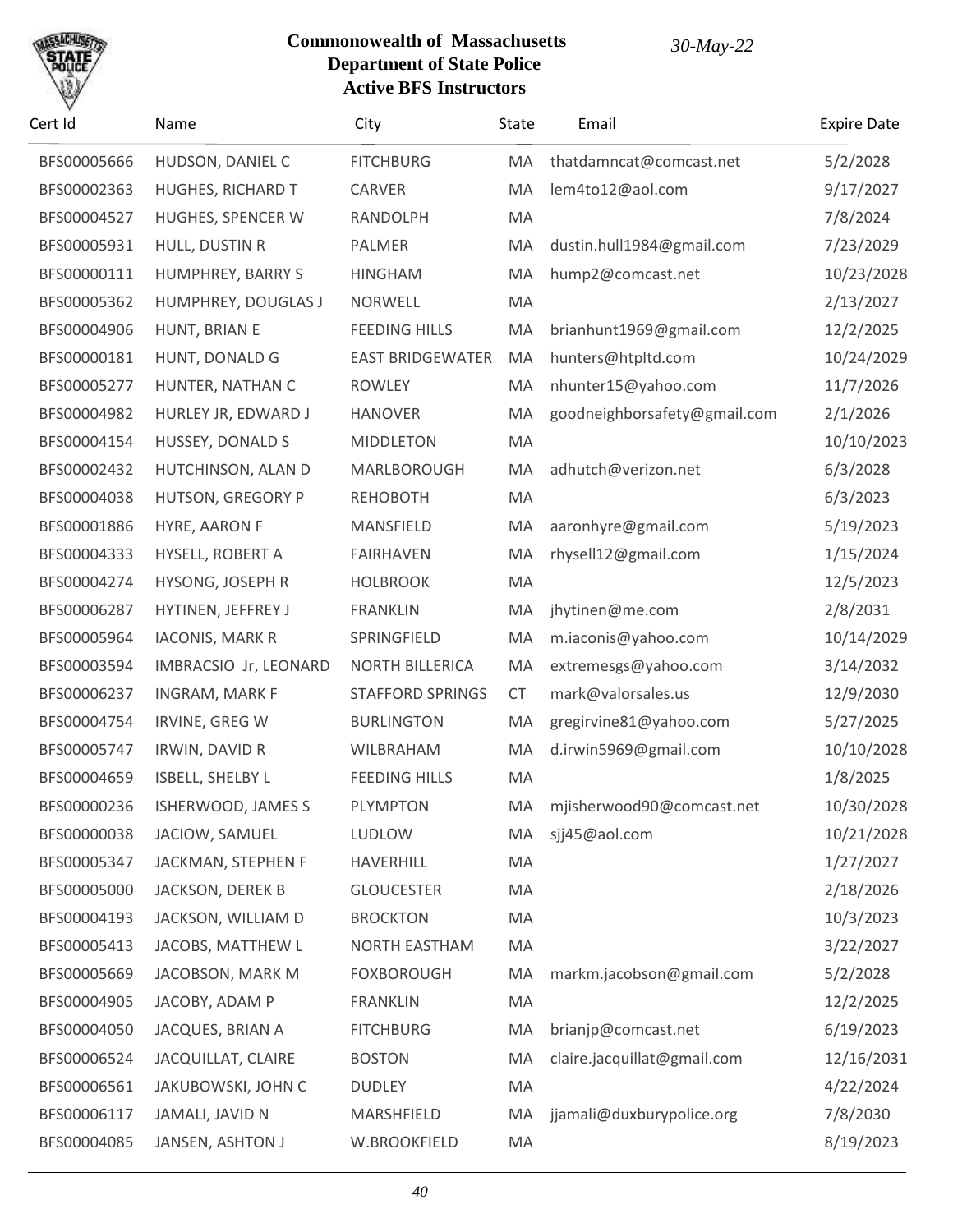# Commonwealth of Massachusetts
## Department of State Police
## Active BFS Instructors

*30-May-22*

| Cert Id | Name | City | State | Email | Expire Date |
|---|---|---|---|---|---|
| BFS00005666 | HUDSON, DANIEL C | FITCHBURG | MA | thatdamncat@comcast.net | 5/2/2028 |
| BFS00002363 | HUGHES, RICHARD T | CARVER | MA | lem4to12@aol.com | 9/17/2027 |
| BFS00004527 | HUGHES, SPENCER W | RANDOLPH | MA | | 7/8/2024 |
| BFS00005931 | HULL, DUSTIN R | PALMER | MA | dustin.hull1984@gmail.com | 7/23/2029 |
| BFS00000111 | HUMPHREY, BARRY S | HINGHAM | MA | hump2@comcast.net | 10/23/2028 |
| BFS00005362 | HUMPHREY, DOUGLAS J | NORWELL | MA | | 2/13/2027 |
| BFS00004906 | HUNT, BRIAN E | FEEDING HILLS | MA | brianhunt1969@gmail.com | 12/2/2025 |
| BFS00000181 | HUNT, DONALD G | EAST BRIDGEWATER | MA | hunters@htpltd.com | 10/24/2029 |
| BFS00005277 | HUNTER, NATHAN C | ROWLEY | MA | nhunter15@yahoo.com | 11/7/2026 |
| BFS00004982 | HURLEY JR, EDWARD J | HANOVER | MA | goodneighborsafety@gmail.com | 2/1/2026 |
| BFS00004154 | HUSSEY, DONALD S | MIDDLETON | MA | | 10/10/2023 |
| BFS00002432 | HUTCHINSON, ALAN D | MARLBOROUGH | MA | adhutch@verizon.net | 6/3/2028 |
| BFS00004038 | HUTSON, GREGORY P | REHOBOTH | MA | | 6/3/2023 |
| BFS00001886 | HYRE, AARON F | MANSFIELD | MA | aaronhyre@gmail.com | 5/19/2023 |
| BFS00004333 | HYSELL, ROBERT A | FAIRHAVEN | MA | rhysell12@gmail.com | 1/15/2024 |
| BFS00004274 | HYSONG, JOSEPH R | HOLBROOK | MA | | 12/5/2023 |
| BFS00006287 | HYTINEN, JEFFREY J | FRANKLIN | MA | jhytinen@me.com | 2/8/2031 |
| BFS00005964 | IACONIS, MARK R | SPRINGFIELD | MA | m.iaconis@yahoo.com | 10/14/2029 |
| BFS00003594 | IMBRACSIO Jr, LEONARD | NORTH BILLERICA | MA | extremesgs@yahoo.com | 3/14/2032 |
| BFS00006237 | INGRAM, MARK F | STAFFORD SPRINGS | CT | mark@valorsales.us | 12/9/2030 |
| BFS00004754 | IRVINE, GREG W | BURLINGTON | MA | gregirvine81@yahoo.com | 5/27/2025 |
| BFS00005747 | IRWIN, DAVID R | WILBRAHAM | MA | d.irwin5969@gmail.com | 10/10/2028 |
| BFS00004659 | ISBELL, SHELBY L | FEEDING HILLS | MA | | 1/8/2025 |
| BFS00000236 | ISHERWOOD, JAMES S | PLYMPTON | MA | mjisherwood90@comcast.net | 10/30/2028 |
| BFS00000038 | JACIOW, SAMUEL | LUDLOW | MA | sjj45@aol.com | 10/21/2028 |
| BFS00005347 | JACKMAN, STEPHEN F | HAVERHILL | MA | | 1/27/2027 |
| BFS00005000 | JACKSON, DEREK B | GLOUCESTER | MA | | 2/18/2026 |
| BFS00004193 | JACKSON, WILLIAM D | BROCKTON | MA | | 10/3/2023 |
| BFS00005413 | JACOBS, MATTHEW L | NORTH EASTHAM | MA | | 3/22/2027 |
| BFS00005669 | JACOBSON, MARK M | FOXBOROUGH | MA | markm.jacobson@gmail.com | 5/2/2028 |
| BFS00004905 | JACOBY, ADAM P | FRANKLIN | MA | | 12/2/2025 |
| BFS00004050 | JACQUES, BRIAN A | FITCHBURG | MA | brianjp@comcast.net | 6/19/2023 |
| BFS00006524 | JACQUILLAT, CLAIRE | BOSTON | MA | claire.jacquillat@gmail.com | 12/16/2031 |
| BFS00006561 | JAKUBOWSKI, JOHN C | DUDLEY | MA | | 4/22/2024 |
| BFS00006117 | JAMALI, JAVID N | MARSHFIELD | MA | jjamali@duxburypolice.org | 7/8/2030 |
| BFS00004085 | JANSEN, ASHTON J | W.BROOKFIELD | MA | | 8/19/2023 |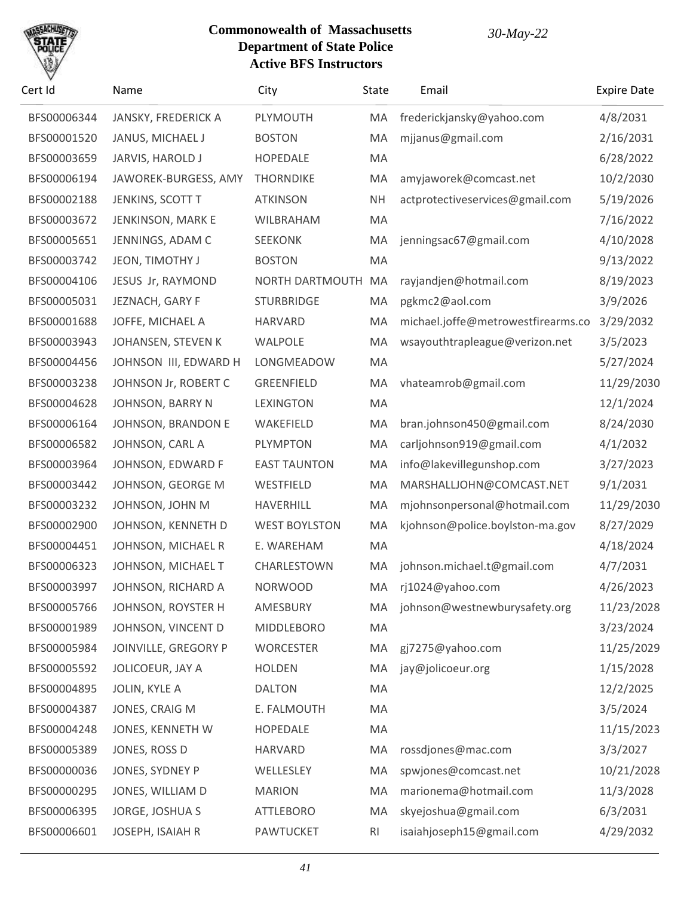**Commonwealth of Massachusetts**
**Department of State Police**
**Active BFS Instructors**

*30-May-22*

| Cert Id | Name | City | State | Email | Expire Date |
|---|---|---|---|---|---|
| BFS00006344 | JANSKY, FREDERICK A | PLYMOUTH | MA | frederickjansky@yahoo.com | 4/8/2031 |
| BFS00001520 | JANUS, MICHAEL J | BOSTON | MA | mjjanus@gmail.com | 2/16/2031 |
| BFS00003659 | JARVIS, HAROLD J | HOPEDALE | MA | | 6/28/2022 |
| BFS00006194 | JAWOREK-BURGESS, AMY | THORNDIKE | MA | amyjaworek@comcast.net | 10/2/2030 |
| BFS00002188 | JENKINS, SCOTT T | ATKINSON | NH | actprotectiveservices@gmail.com | 5/19/2026 |
| BFS00003672 | JENKINSON, MARK E | WILBRAHAM | MA | | 7/16/2022 |
| BFS00005651 | JENNINGS, ADAM C | SEEKONK | MA | jenningsac67@gmail.com | 4/10/2028 |
| BFS00003742 | JEON, TIMOTHY J | BOSTON | MA | | 9/13/2022 |
| BFS00004106 | JESUS Jr, RAYMOND | NORTH DARTMOUTH | MA | rayjandjen@hotmail.com | 8/19/2023 |
| BFS00005031 | JEZNACH, GARY F | STURBRIDGE | MA | pgkmc2@aol.com | 3/9/2026 |
| BFS00001688 | JOFFE, MICHAEL A | HARVARD | MA | michael.joffe@metrowestfirearms.co | 3/29/2032 |
| BFS00003943 | JOHANSEN, STEVEN K | WALPOLE | MA | wsayouthtrapleague@verizon.net | 3/5/2023 |
| BFS00004456 | JOHNSON III, EDWARD H | LONGMEADOW | MA | | 5/27/2024 |
| BFS00003238 | JOHNSON Jr, ROBERT C | GREENFIELD | MA | vhateamrob@gmail.com | 11/29/2030 |
| BFS00004628 | JOHNSON, BARRY N | LEXINGTON | MA | | 12/1/2024 |
| BFS00006164 | JOHNSON, BRANDON E | WAKEFIELD | MA | bran.johnson450@gmail.com | 8/24/2030 |
| BFS00006582 | JOHNSON, CARL A | PLYMPTON | MA | carljohnson919@gmail.com | 4/1/2032 |
| BFS00003964 | JOHNSON, EDWARD F | EAST TAUNTON | MA | info@lakevillegunshop.com | 3/27/2023 |
| BFS00003442 | JOHNSON, GEORGE M | WESTFIELD | MA | MARSHALLJOHN@COMCAST.NET | 9/1/2031 |
| BFS00003232 | JOHNSON, JOHN M | HAVERHILL | MA | mjohnsonpersonal@hotmail.com | 11/29/2030 |
| BFS00002900 | JOHNSON, KENNETH D | WEST BOYLSTON | MA | kjohnson@police.boylston-ma.gov | 8/27/2029 |
| BFS00004451 | JOHNSON, MICHAEL R | E. WAREHAM | MA | | 4/18/2024 |
| BFS00006323 | JOHNSON, MICHAEL T | CHARLESTOWN | MA | johnson.michael.t@gmail.com | 4/7/2031 |
| BFS00003997 | JOHNSON, RICHARD A | NORWOOD | MA | rj1024@yahoo.com | 4/26/2023 |
| BFS00005766 | JOHNSON, ROYSTER H | AMESBURY | MA | johnson@westnewburysafety.org | 11/23/2028 |
| BFS00001989 | JOHNSON, VINCENT D | MIDDLEBORO | MA | | 3/23/2024 |
| BFS00005984 | JOINVILLE, GREGORY P | WORCESTER | MA | gj7275@yahoo.com | 11/25/2029 |
| BFS00005592 | JOLICOEUR, JAY A | HOLDEN | MA | jay@jolicoeur.org | 1/15/2028 |
| BFS00004895 | JOLIN, KYLE A | DALTON | MA | | 12/2/2025 |
| BFS00004387 | JONES, CRAIG M | E. FALMOUTH | MA | | 3/5/2024 |
| BFS00004248 | JONES, KENNETH W | HOPEDALE | MA | | 11/15/2023 |
| BFS00005389 | JONES, ROSS D | HARVARD | MA | rossdjones@mac.com | 3/3/2027 |
| BFS00000036 | JONES, SYDNEY P | WELLESLEY | MA | spwjones@comcast.net | 10/21/2028 |
| BFS00000295 | JONES, WILLIAM D | MARION | MA | marionema@hotmail.com | 11/3/2028 |
| BFS00006395 | JORGE, JOSHUA S | ATTLEBORO | MA | skyejoshua@gmail.com | 6/3/2031 |
| BFS00006601 | JOSEPH, ISAIAH R | PAWTUCKET | RI | isaiahjoseph15@gmail.com | 4/29/2032 |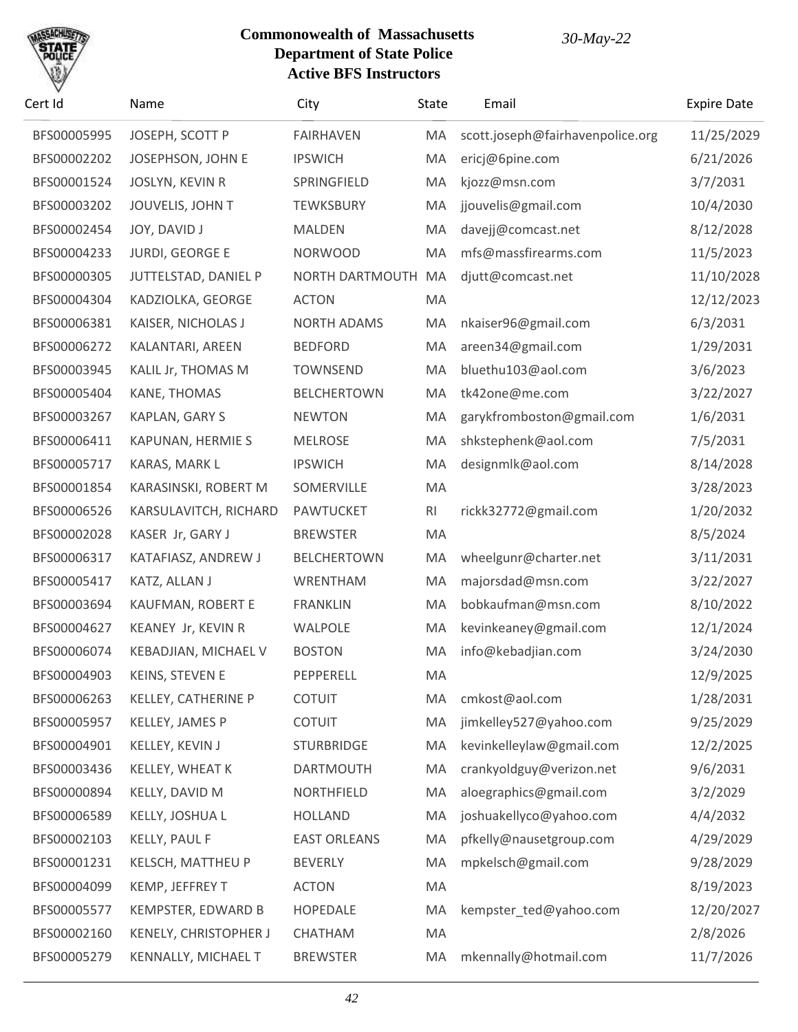**Commonwealth of Massachusetts**
**Department of State Police**
**Active BFS Instructors**

*30-May-22*

| Cert Id | Name | City | State | Email | Expire Date |
|---|---|---|---|---|---|
| BFS00005995 | JOSEPH, SCOTT P | FAIRHAVEN | MA | scott.joseph@fairhavenpolice.org | 11/25/2029 |
| BFS00002202 | JOSEPHSON, JOHN E | IPSWICH | MA | ericj@6pine.com | 6/21/2026 |
| BFS00001524 | JOSLYN, KEVIN R | SPRINGFIELD | MA | kjozz@msn.com | 3/7/2031 |
| BFS00003202 | JOUVELIS, JOHN T | TEWKSBURY | MA | jjouvelis@gmail.com | 10/4/2030 |
| BFS00002454 | JOY, DAVID J | MALDEN | MA | davejj@comcast.net | 8/12/2028 |
| BFS00004233 | JURDI, GEORGE E | NORWOOD | MA | mfs@massfirearms.com | 11/5/2023 |
| BFS00000305 | JUTTELSTAD, DANIEL P | NORTH DARTMOUTH | MA | djutt@comcast.net | 11/10/2028 |
| BFS00004304 | KADZIOLKA, GEORGE | ACTON | MA | | 12/12/2023 |
| BFS00006381 | KAISER, NICHOLAS J | NORTH ADAMS | MA | nkaiser96@gmail.com | 6/3/2031 |
| BFS00006272 | KALANTARI, AREEN | BEDFORD | MA | areen34@gmail.com | 1/29/2031 |
| BFS00003945 | KALIL Jr, THOMAS M | TOWNSEND | MA | bluethu103@aol.com | 3/6/2023 |
| BFS00005404 | KANE, THOMAS | BELCHERTOWN | MA | tk42one@me.com | 3/22/2027 |
| BFS00003267 | KAPLAN, GARY S | NEWTON | MA | garykfromboston@gmail.com | 1/6/2031 |
| BFS00006411 | KAPUNAN, HERMIE S | MELROSE | MA | shkstephenk@aol.com | 7/5/2031 |
| BFS00005717 | KARAS, MARK L | IPSWICH | MA | designmlk@aol.com | 8/14/2028 |
| BFS00001854 | KARASINSKI, ROBERT M | SOMERVILLE | MA | | 3/28/2023 |
| BFS00006526 | KARSULAVITCH, RICHARD | PAWTUCKET | RI | rickk32772@gmail.com | 1/20/2032 |
| BFS00002028 | KASER Jr, GARY J | BREWSTER | MA | | 8/5/2024 |
| BFS00006317 | KATAFIASZ, ANDREW J | BELCHERTOWN | MA | wheelgunr@charter.net | 3/11/2031 |
| BFS00005417 | KATZ, ALLAN J | WRENTHAM | MA | majorsdad@msn.com | 3/22/2027 |
| BFS00003694 | KAUFMAN, ROBERT E | FRANKLIN | MA | bobkaufman@msn.com | 8/10/2022 |
| BFS00004627 | KEANEY Jr, KEVIN R | WALPOLE | MA | kevinkeaney@gmail.com | 12/1/2024 |
| BFS00006074 | KEBADJIAN, MICHAEL V | BOSTON | MA | info@kebadjian.com | 3/24/2030 |
| BFS00004903 | KEINS, STEVEN E | PEPPERELL | MA | | 12/9/2025 |
| BFS00006263 | KELLEY, CATHERINE P | COTUIT | MA | cmkost@aol.com | 1/28/2031 |
| BFS00005957 | KELLEY, JAMES P | COTUIT | MA | jimkelley527@yahoo.com | 9/25/2029 |
| BFS00004901 | KELLEY, KEVIN J | STURBRIDGE | MA | kevinkelleylaw@gmail.com | 12/2/2025 |
| BFS00003436 | KELLEY, WHEAT K | DARTMOUTH | MA | crankyoldguy@verizon.net | 9/6/2031 |
| BFS00000894 | KELLY, DAVID M | NORTHFIELD | MA | aloegraphics@gmail.com | 3/2/2029 |
| BFS00006589 | KELLY, JOSHUA L | HOLLAND | MA | joshuakellyco@yahoo.com | 4/4/2032 |
| BFS00002103 | KELLY, PAUL F | EAST ORLEANS | MA | pfkelly@nausetgroup.com | 4/29/2029 |
| BFS00001231 | KELSCH, MATTHEU P | BEVERLY | MA | mpkelsch@gmail.com | 9/28/2029 |
| BFS00004099 | KEMP, JEFFREY T | ACTON | MA | | 8/19/2023 |
| BFS00005577 | KEMPSTER, EDWARD B | HOPEDALE | MA | kempster_ted@yahoo.com | 12/20/2027 |
| BFS00002160 | KENELY, CHRISTOPHER J | CHATHAM | MA | | 2/8/2026 |
| BFS00005279 | KENNALLY, MICHAEL T | BREWSTER | MA | mkennally@hotmail.com | 11/7/2026 |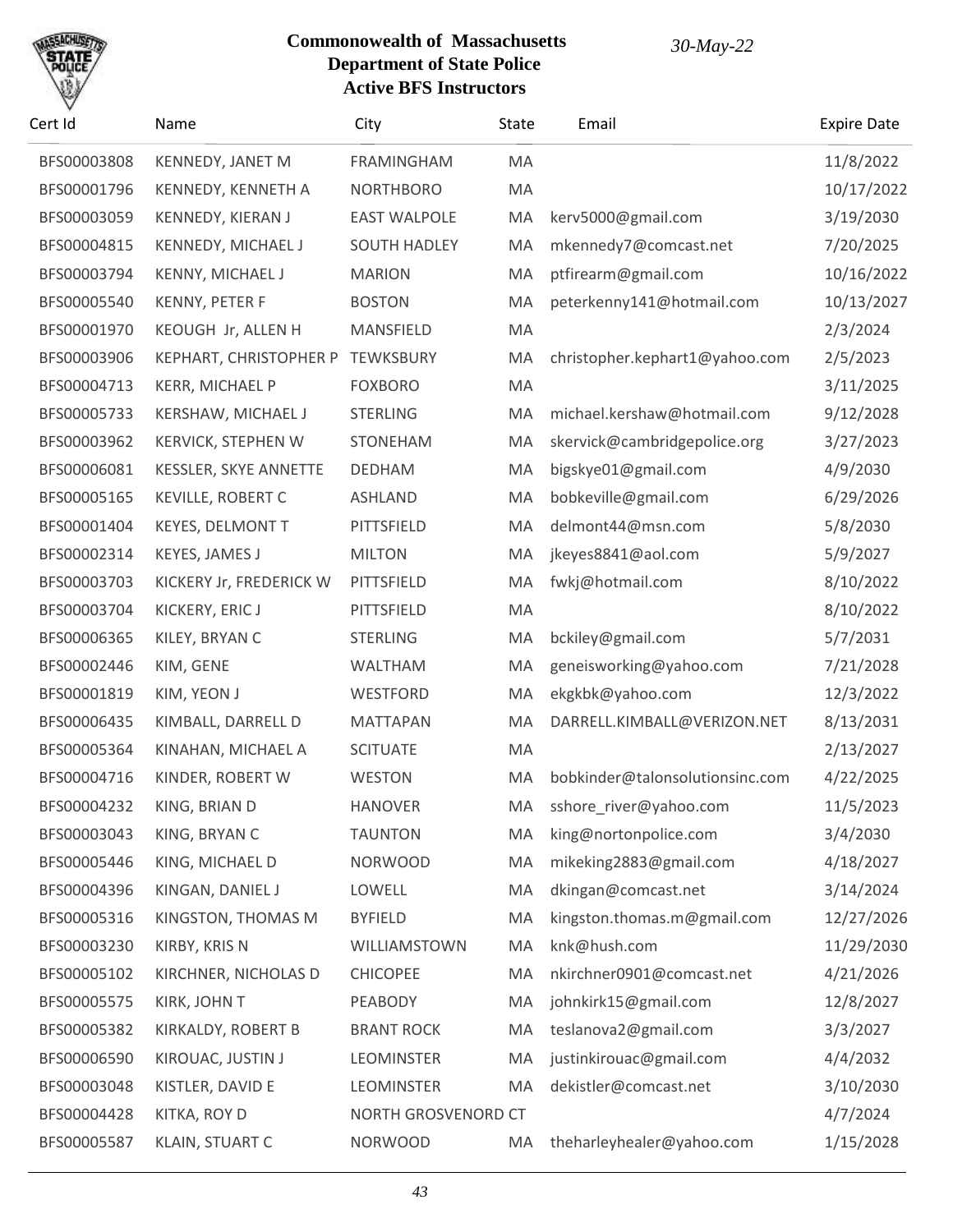# Commonwealth of Massachusetts
## Department of State Police
### Active BFS Instructors

*30-May-22*

| Cert Id | Name | City | State | Email | Expire Date |
|---|---|---|---|---|---|
| BFS00003808 | KENNEDY, JANET M | FRAMINGHAM | MA | | 11/8/2022 |
| BFS00001796 | KENNEDY, KENNETH A | NORTHBORO | MA | | 10/17/2022 |
| BFS00003059 | KENNEDY, KIERAN J | EAST WALPOLE | MA | kerv5000@gmail.com | 3/19/2030 |
| BFS00004815 | KENNEDY, MICHAEL J | SOUTH HADLEY | MA | mkennedy7@comcast.net | 7/20/2025 |
| BFS00003794 | KENNY, MICHAEL J | MARION | MA | ptfirearm@gmail.com | 10/16/2022 |
| BFS00005540 | KENNY, PETER F | BOSTON | MA | peterkenny141@hotmail.com | 10/13/2027 |
| BFS00001970 | KEOUGH Jr, ALLEN H | MANSFIELD | MA | | 2/3/2024 |
| BFS00003906 | KEPHART, CHRISTOPHER P | TEWKSBURY | MA | christopher.kephart1@yahoo.com | 2/5/2023 |
| BFS00004713 | KERR, MICHAEL P | FOXBORO | MA | | 3/11/2025 |
| BFS00005733 | KERSHAW, MICHAEL J | STERLING | MA | michael.kershaw@hotmail.com | 9/12/2028 |
| BFS00003962 | KERVICK, STEPHEN W | STONEHAM | MA | skervick@cambridgepolice.org | 3/27/2023 |
| BFS00006081 | KESSLER, SKYE ANNETTE | DEDHAM | MA | bigskye01@gmail.com | 4/9/2030 |
| BFS00005165 | KEVILLE, ROBERT C | ASHLAND | MA | bobkeville@gmail.com | 6/29/2026 |
| BFS00001404 | KEYES, DELMONT T | PITTSFIELD | MA | delmont44@msn.com | 5/8/2030 |
| BFS00002314 | KEYES, JAMES J | MILTON | MA | jkeyes8841@aol.com | 5/9/2027 |
| BFS00003703 | KICKERY Jr, FREDERICK W | PITTSFIELD | MA | fwkj@hotmail.com | 8/10/2022 |
| BFS00003704 | KICKERY, ERIC J | PITTSFIELD | MA | | 8/10/2022 |
| BFS00006365 | KILEY, BRYAN C | STERLING | MA | bckiley@gmail.com | 5/7/2031 |
| BFS00002446 | KIM, GENE | WALTHAM | MA | geneisworking@yahoo.com | 7/21/2028 |
| BFS00001819 | KIM, YEON J | WESTFORD | MA | ekgkbk@yahoo.com | 12/3/2022 |
| BFS00006435 | KIMBALL, DARRELL D | MATTAPAN | MA | DARRELL.KIMBALL@VERIZON.NET | 8/13/2031 |
| BFS00005364 | KINAHAN, MICHAEL A | SCITUATE | MA | | 2/13/2027 |
| BFS00004716 | KINDER, ROBERT W | WESTON | MA | bobkinder@talonsolutionsinc.com | 4/22/2025 |
| BFS00004232 | KING, BRIAN D | HANOVER | MA | sshore_river@yahoo.com | 11/5/2023 |
| BFS00003043 | KING, BRYAN C | TAUNTON | MA | king@nortonpolice.com | 3/4/2030 |
| BFS00005446 | KING, MICHAEL D | NORWOOD | MA | mikeking2883@gmail.com | 4/18/2027 |
| BFS00004396 | KINGAN, DANIEL J | LOWELL | MA | dkingan@comcast.net | 3/14/2024 |
| BFS00005316 | KINGSTON, THOMAS M | BYFIELD | MA | kingston.thomas.m@gmail.com | 12/27/2026 |
| BFS00003230 | KIRBY, KRIS N | WILLIAMSTOWN | MA | knk@hush.com | 11/29/2030 |
| BFS00005102 | KIRCHNER, NICHOLAS D | CHICOPEE | MA | nkirchner0901@comcast.net | 4/21/2026 |
| BFS00005575 | KIRK, JOHN T | PEABODY | MA | johnkirk15@gmail.com | 12/8/2027 |
| BFS00005382 | KIRKALDY, ROBERT B | BRANT ROCK | MA | teslanova2@gmail.com | 3/3/2027 |
| BFS00006590 | KIROUAC, JUSTIN J | LEOMINSTER | MA | justinkirouac@gmail.com | 4/4/2032 |
| BFS00003048 | KISTLER, DAVID E | LEOMINSTER | MA | dekistler@comcast.net | 3/10/2030 |
| BFS00004428 | KITKA, ROY D | NORTH GROSVENORD | CT | | 4/7/2024 |
| BFS00005587 | KLAIN, STUART C | NORWOOD | MA | theharleyhealer@yahoo.com | 1/15/2028 |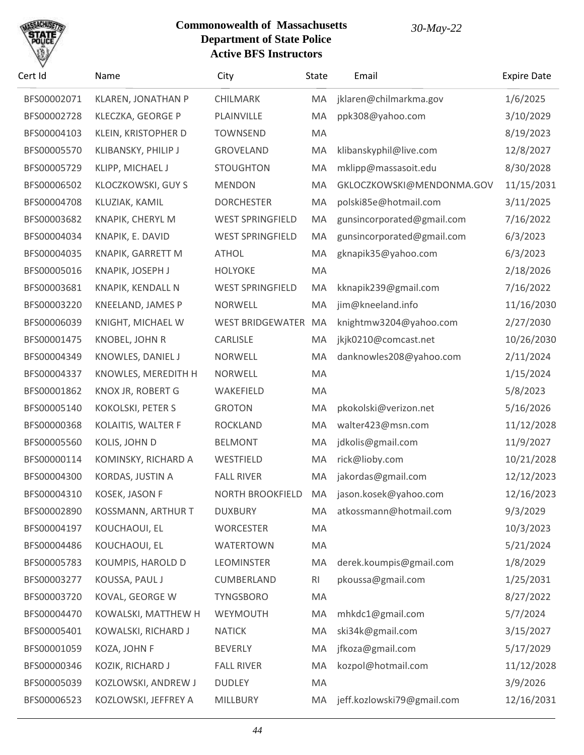**Commonwealth of Massachusetts**
**Department of State Police**
**Active BFS Instructors**

*30-May-22*

| Cert Id | Name | City | State | Email | Expire Date |
|---|---|---|---|---|---|
| BFS00002071 | KLAREN, JONATHAN P | CHILMARK | MA | jklaren@chilmarkma.gov | 1/6/2025 |
| BFS00002728 | KLECZKA, GEORGE P | PLAINVILLE | MA | ppk308@yahoo.com | 3/10/2029 |
| BFS00004103 | KLEIN, KRISTOPHER D | TOWNSEND | MA | | 8/19/2023 |
| BFS00005570 | KLIBANSKY, PHILIP J | GROVELAND | MA | klibanskyphil@live.com | 12/8/2027 |
| BFS00005729 | KLIPP, MICHAEL J | STOUGHTON | MA | mklipp@massasoit.edu | 8/30/2028 |
| BFS00006502 | KLOCZKOWSKI, GUY S | MENDON | MA | GKLOCZKOWSKI@MENDONMA.GOV | 11/15/2031 |
| BFS00004708 | KLUZIAK, KAMIL | DORCHESTER | MA | polski85e@hotmail.com | 3/11/2025 |
| BFS00003682 | KNAPIK, CHERYL M | WEST SPRINGFIELD | MA | gunsincorporated@gmail.com | 7/16/2022 |
| BFS00004034 | KNAPIK, E. DAVID | WEST SPRINGFIELD | MA | gunsincorporated@gmail.com | 6/3/2023 |
| BFS00004035 | KNAPIK, GARRETT M | ATHOL | MA | gknapik35@yahoo.com | 6/3/2023 |
| BFS00005016 | KNAPIK, JOSEPH J | HOLYOKE | MA | | 2/18/2026 |
| BFS00003681 | KNAPIK, KENDALL N | WEST SPRINGFIELD | MA | kknapik239@gmail.com | 7/16/2022 |
| BFS00003220 | KNEELAND, JAMES P | NORWELL | MA | jim@kneeland.info | 11/16/2030 |
| BFS00006039 | KNIGHT, MICHAEL W | WEST BRIDGEWATER | MA | knightmw3204@yahoo.com | 2/27/2030 |
| BFS00001475 | KNOBEL, JOHN R | CARLISLE | MA | jkjk0210@comcast.net | 10/26/2030 |
| BFS00004349 | KNOWLES, DANIEL J | NORWELL | MA | danknowles208@yahoo.com | 2/11/2024 |
| BFS00004337 | KNOWLES, MEREDITH H | NORWELL | MA | | 1/15/2024 |
| BFS00001862 | KNOX JR, ROBERT G | WAKEFIELD | MA | | 5/8/2023 |
| BFS00005140 | KOKOLSKI, PETER S | GROTON | MA | pkokolski@verizon.net | 5/16/2026 |
| BFS00000368 | KOLAITIS, WALTER F | ROCKLAND | MA | walter423@msn.com | 11/12/2028 |
| BFS00005560 | KOLIS, JOHN D | BELMONT | MA | jdkolis@gmail.com | 11/9/2027 |
| BFS00000114 | KOMINSKY, RICHARD A | WESTFIELD | MA | rick@lioby.com | 10/21/2028 |
| BFS00004300 | KORDAS, JUSTIN A | FALL RIVER | MA | jakordas@gmail.com | 12/12/2023 |
| BFS00004310 | KOSEK, JASON F | NORTH BROOKFIELD | MA | jason.kosek@yahoo.com | 12/16/2023 |
| BFS00002890 | KOSSMANN, ARTHUR T | DUXBURY | MA | atkossmann@hotmail.com | 9/3/2029 |
| BFS00004197 | KOUCHAOUI, EL | WORCESTER | MA | | 10/3/2023 |
| BFS00004486 | KOUCHAOUI, EL | WATERTOWN | MA | | 5/21/2024 |
| BFS00005783 | KOUMPIS, HAROLD D | LEOMINSTER | MA | derek.koumpis@gmail.com | 1/8/2029 |
| BFS00003277 | KOUSSA, PAUL J | CUMBERLAND | RI | pkoussa@gmail.com | 1/25/2031 |
| BFS00003720 | KOVAL, GEORGE W | TYNGSBORO | MA | | 8/27/2022 |
| BFS00004470 | KOWALSKI, MATTHEW H | WEYMOUTH | MA | mhkdc1@gmail.com | 5/7/2024 |
| BFS00005401 | KOWALSKI, RICHARD J | NATICK | MA | ski34k@gmail.com | 3/15/2027 |
| BFS00001059 | KOZA, JOHN F | BEVERLY | MA | jfkoza@gmail.com | 5/17/2029 |
| BFS00000346 | KOZIK, RICHARD J | FALL RIVER | MA | kozpol@hotmail.com | 11/12/2028 |
| BFS00005039 | KOZLOWSKI, ANDREW J | DUDLEY | MA | | 3/9/2026 |
| BFS00006523 | KOZLOWSKI, JEFFREY A | MILLBURY | MA | jeff.kozlowski79@gmail.com | 12/16/2031 |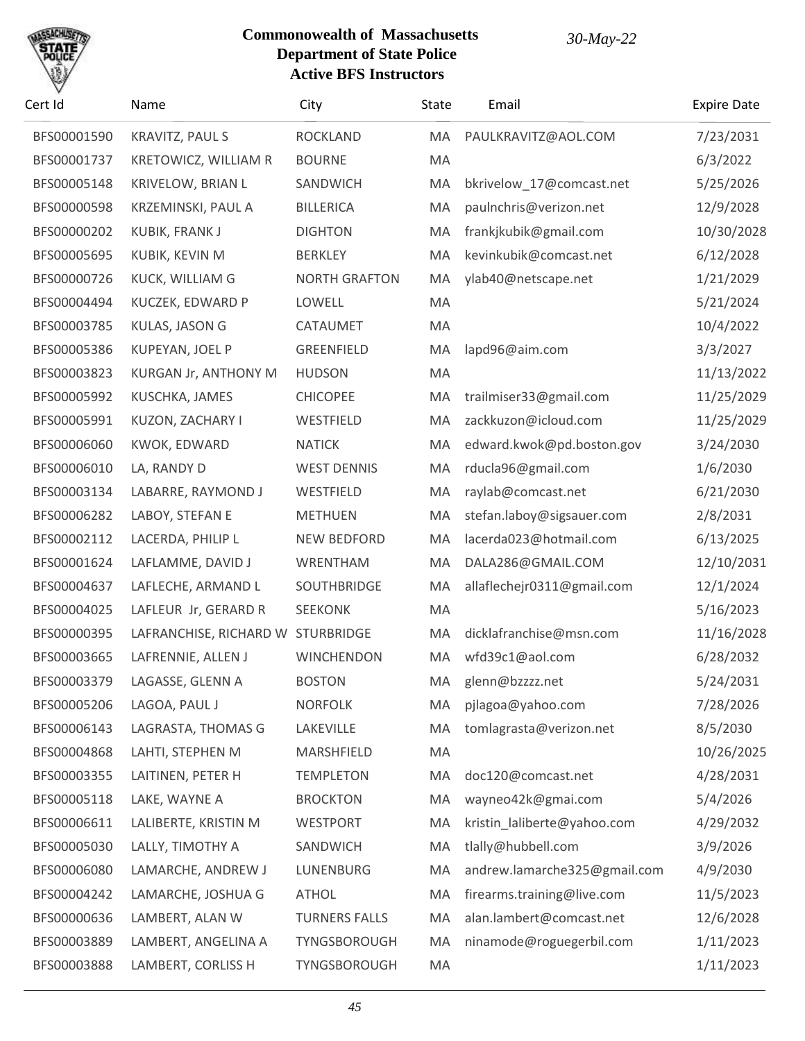**Commonwealth of Massachusetts**
**Department of State Police**
**Active BFS Instructors**

*30-May-22*

| Cert Id | Name | City | State | Email | Expire Date |
|---|---|---|---|---|---|
| BFS00001590 | KRAVITZ, PAUL S | ROCKLAND | MA | PAULKRAVITZ@AOL.COM | 7/23/2031 |
| BFS00001737 | KRETOWICZ, WILLIAM R | BOURNE | MA | | 6/3/2022 |
| BFS00005148 | KRIVELOW, BRIAN L | SANDWICH | MA | bkrivelow_17@comcast.net | 5/25/2026 |
| BFS00000598 | KRZEMINSKI, PAUL A | BILLERICA | MA | paulnchris@verizon.net | 12/9/2028 |
| BFS00000202 | KUBIK, FRANK J | DIGHTON | MA | frankjkubik@gmail.com | 10/30/2028 |
| BFS00005695 | KUBIK, KEVIN M | BERKLEY | MA | kevinkubik@comcast.net | 6/12/2028 |
| BFS00000726 | KUCK, WILLIAM G | NORTH GRAFTON | MA | ylab40@netscape.net | 1/21/2029 |
| BFS00004494 | KUCZEK, EDWARD P | LOWELL | MA | | 5/21/2024 |
| BFS00003785 | KULAS, JASON G | CATAUMET | MA | | 10/4/2022 |
| BFS00005386 | KUPEYAN, JOEL P | GREENFIELD | MA | lapd96@aim.com | 3/3/2027 |
| BFS00003823 | KURGAN Jr, ANTHONY M | HUDSON | MA | | 11/13/2022 |
| BFS00005992 | KUSCHKA, JAMES | CHICOPEE | MA | trailmiser33@gmail.com | 11/25/2029 |
| BFS00005991 | KUZON, ZACHARY I | WESTFIELD | MA | zackkuzon@icloud.com | 11/25/2029 |
| BFS00006060 | KWOK, EDWARD | NATICK | MA | edward.kwok@pd.boston.gov | 3/24/2030 |
| BFS00006010 | LA, RANDY D | WEST DENNIS | MA | rducla96@gmail.com | 1/6/2030 |
| BFS00003134 | LABARRE, RAYMOND J | WESTFIELD | MA | raylab@comcast.net | 6/21/2030 |
| BFS00006282 | LABOY, STEFAN E | METHUEN | MA | stefan.laboy@sigsauer.com | 2/8/2031 |
| BFS00002112 | LACERDA, PHILIP L | NEW BEDFORD | MA | lacerda023@hotmail.com | 6/13/2025 |
| BFS00001624 | LAFLAMME, DAVID J | WRENTHAM | MA | DALA286@GMAIL.COM | 12/10/2031 |
| BFS00004637 | LAFLECHE, ARMAND L | SOUTHBRIDGE | MA | allaflechejr0311@gmail.com | 12/1/2024 |
| BFS00004025 | LAFLEUR Jr, GERARD R | SEEKONK | MA | | 5/16/2023 |
| BFS00000395 | LAFRANCHISE, RICHARD W | STURBRIDGE | MA | dicklafranchise@msn.com | 11/16/2028 |
| BFS00003665 | LAFRENNIE, ALLEN J | WINCHENDON | MA | wfd39c1@aol.com | 6/28/2032 |
| BFS00003379 | LAGASSE, GLENN A | BOSTON | MA | glenn@bzzzz.net | 5/24/2031 |
| BFS00005206 | LAGOA, PAUL J | NORFOLK | MA | pjlagoa@yahoo.com | 7/28/2026 |
| BFS00006143 | LAGRASTA, THOMAS G | LAKEVILLE | MA | tomlagrasta@verizon.net | 8/5/2030 |
| BFS00004868 | LAHTI, STEPHEN M | MARSHFIELD | MA | | 10/26/2025 |
| BFS00003355 | LAITINEN, PETER H | TEMPLETON | MA | doc120@comcast.net | 4/28/2031 |
| BFS00005118 | LAKE, WAYNE A | BROCKTON | MA | wayneo42k@gmai.com | 5/4/2026 |
| BFS00006611 | LALIBERTE, KRISTIN M | WESTPORT | MA | kristin_laliberte@yahoo.com | 4/29/2032 |
| BFS00005030 | LALLY, TIMOTHY A | SANDWICH | MA | tlally@hubbell.com | 3/9/2026 |
| BFS00006080 | LAMARCHE, ANDREW J | LUNENBURG | MA | andrew.lamarche325@gmail.com | 4/9/2030 |
| BFS00004242 | LAMARCHE, JOSHUA G | ATHOL | MA | firearms.training@live.com | 11/5/2023 |
| BFS00000636 | LAMBERT, ALAN W | TURNERS FALLS | MA | alan.lambert@comcast.net | 12/6/2028 |
| BFS00003889 | LAMBERT, ANGELINA A | TYNGSBOROUGH | MA | ninamode@roguegerbil.com | 1/11/2023 |
| BFS00003888 | LAMBERT, CORLISS H | TYNGSBOROUGH | MA | | 1/11/2023 |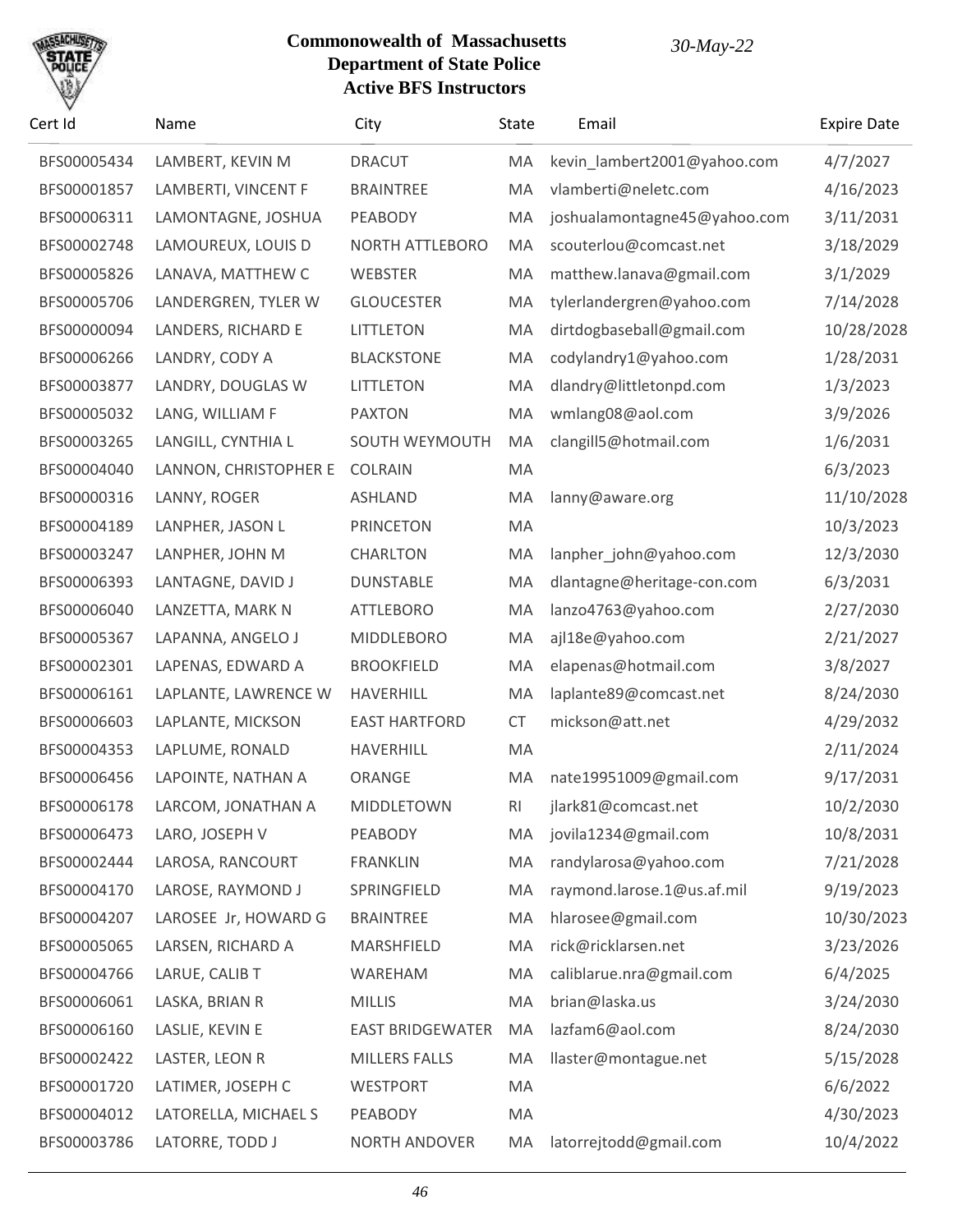**Commonwealth of Massachusetts**
**Department of State Police**
**Active BFS Instructors**

*30-May-22*

| Cert Id | Name | City | State | Email | Expire Date |
|---|---|---|---|---|---|
| BFS00005434 | LAMBERT, KEVIN M | DRACUT | MA | kevin_lambert2001@yahoo.com | 4/7/2027 |
| BFS00001857 | LAMBERTI, VINCENT F | BRAINTREE | MA | vlamberti@neletc.com | 4/16/2023 |
| BFS00006311 | LAMONTAGNE, JOSHUA | PEABODY | MA | joshualamontagne45@yahoo.com | 3/11/2031 |
| BFS00002748 | LAMOUREUX, LOUIS D | NORTH ATTLEBORO | MA | scouterlou@comcast.net | 3/18/2029 |
| BFS00005826 | LANAVA, MATTHEW C | WEBSTER | MA | matthew.lanava@gmail.com | 3/1/2029 |
| BFS00005706 | LANDERGREN, TYLER W | GLOUCESTER | MA | tylerlandergren@yahoo.com | 7/14/2028 |
| BFS00000094 | LANDERS, RICHARD E | LITTLETON | MA | dirtdogbaseball@gmail.com | 10/28/2028 |
| BFS00006266 | LANDRY, CODY A | BLACKSTONE | MA | codylandry1@yahoo.com | 1/28/2031 |
| BFS00003877 | LANDRY, DOUGLAS W | LITTLETON | MA | dlandry@littletonpd.com | 1/3/2023 |
| BFS00005032 | LANG, WILLIAM F | PAXTON | MA | wmlang08@aol.com | 3/9/2026 |
| BFS00003265 | LANGILL, CYNTHIA L | SOUTH WEYMOUTH | MA | clangill5@hotmail.com | 1/6/2031 |
| BFS00004040 | LANNON, CHRISTOPHER E | COLRAIN | MA | | 6/3/2023 |
| BFS00000316 | LANNY, ROGER | ASHLAND | MA | lanny@aware.org | 11/10/2028 |
| BFS00004189 | LANPHER, JASON L | PRINCETON | MA | | 10/3/2023 |
| BFS00003247 | LANPHER, JOHN M | CHARLTON | MA | lanpher_john@yahoo.com | 12/3/2030 |
| BFS00006393 | LANTAGNE, DAVID J | DUNSTABLE | MA | dlantagne@heritage-con.com | 6/3/2031 |
| BFS00006040 | LANZETTA, MARK N | ATTLEBORO | MA | lanzo4763@yahoo.com | 2/27/2030 |
| BFS00005367 | LAPANNA, ANGELO J | MIDDLEBORO | MA | ajl18e@yahoo.com | 2/21/2027 |
| BFS00002301 | LAPENAS, EDWARD A | BROOKFIELD | MA | elapenas@hotmail.com | 3/8/2027 |
| BFS00006161 | LAPLANTE, LAWRENCE W | HAVERHILL | MA | laplante89@comcast.net | 8/24/2030 |
| BFS00006603 | LAPLANTE, MICKSON | EAST HARTFORD | CT | mickson@att.net | 4/29/2032 |
| BFS00004353 | LAPLUME, RONALD | HAVERHILL | MA | | 2/11/2024 |
| BFS00006456 | LAPOINTE, NATHAN A | ORANGE | MA | nate19951009@gmail.com | 9/17/2031 |
| BFS00006178 | LARCOM, JONATHAN A | MIDDLETOWN | RI | jlark81@comcast.net | 10/2/2030 |
| BFS00006473 | LARO, JOSEPH V | PEABODY | MA | jovila1234@gmail.com | 10/8/2031 |
| BFS00002444 | LAROSA, RANCOURT | FRANKLIN | MA | randylarosa@yahoo.com | 7/21/2028 |
| BFS00004170 | LAROSE, RAYMOND J | SPRINGFIELD | MA | raymond.larose.1@us.af.mil | 9/19/2023 |
| BFS00004207 | LAROSEE Jr, HOWARD G | BRAINTREE | MA | hlarosee@gmail.com | 10/30/2023 |
| BFS00005065 | LARSEN, RICHARD A | MARSHFIELD | MA | rick@ricklarsen.net | 3/23/2026 |
| BFS00004766 | LARUE, CALIB T | WAREHAM | MA | caliblarue.nra@gmail.com | 6/4/2025 |
| BFS00006061 | LASKA, BRIAN R | MILLIS | MA | brian@laska.us | 3/24/2030 |
| BFS00006160 | LASLIE, KEVIN E | EAST BRIDGEWATER | MA | lazfam6@aol.com | 8/24/2030 |
| BFS00002422 | LASTER, LEON R | MILLERS FALLS | MA | llaster@montague.net | 5/15/2028 |
| BFS00001720 | LATIMER, JOSEPH C | WESTPORT | MA | | 6/6/2022 |
| BFS00004012 | LATORELLA, MICHAEL S | PEABODY | MA | | 4/30/2023 |
| BFS00003786 | LATORRE, TODD J | NORTH ANDOVER | MA | latorrejtodd@gmail.com | 10/4/2022 |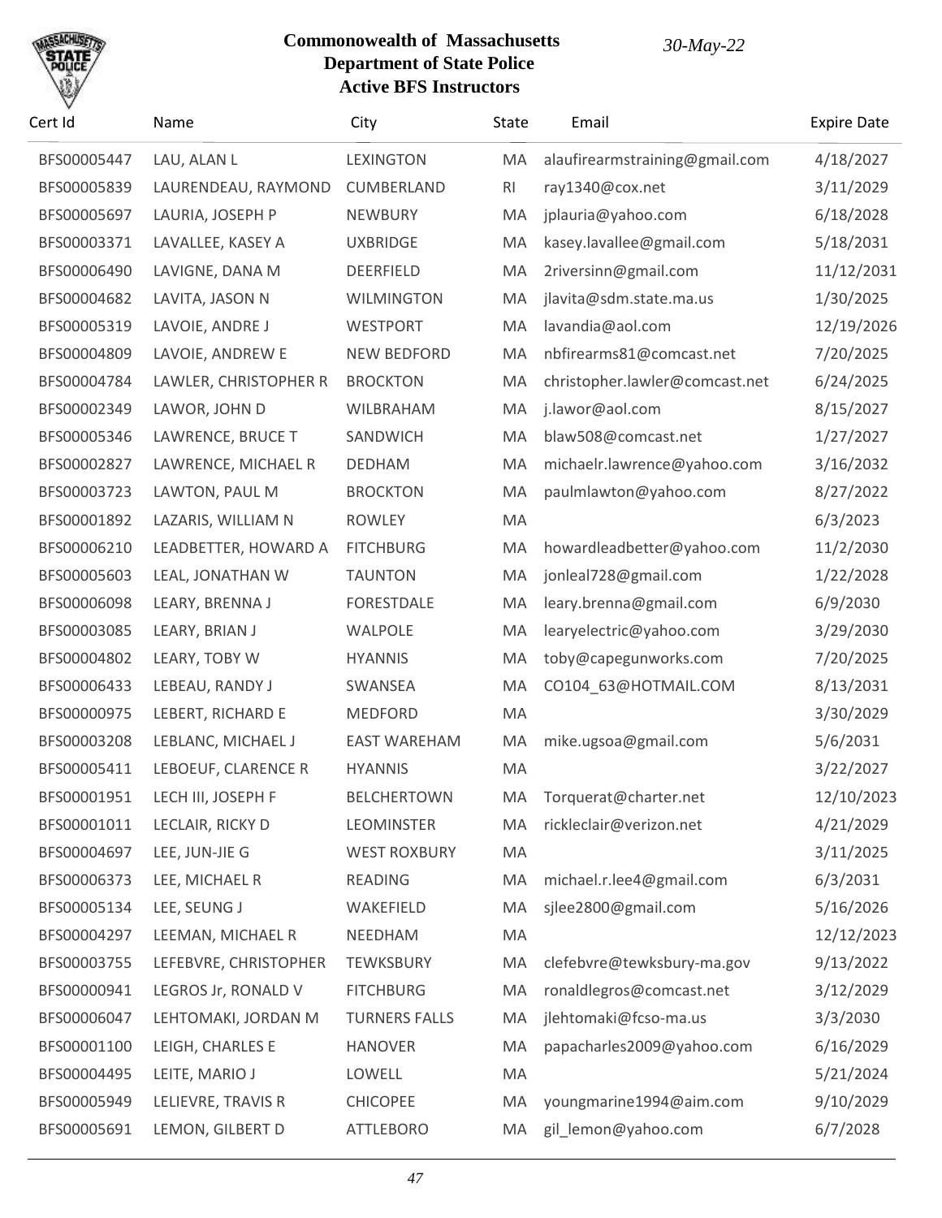# Commonwealth of Massachusetts
## Department of State Police
### Active BFS Instructors

*30-May-22*

| Cert Id | Name | City | State | Email | Expire Date |
|---|---|---|---|---|---|
| BFS00005447 | LAU, ALAN L | LEXINGTON | MA | alaufirearmstraining@gmail.com | 4/18/2027 |
| BFS00005839 | LAURENDEAU, RAYMOND | CUMBERLAND | RI | ray1340@cox.net | 3/11/2029 |
| BFS00005697 | LAURIA, JOSEPH P | NEWBURY | MA | jplauria@yahoo.com | 6/18/2028 |
| BFS00003371 | LAVALLEE, KASEY A | UXBRIDGE | MA | kasey.lavallee@gmail.com | 5/18/2031 |
| BFS00006490 | LAVIGNE, DANA M | DEERFIELD | MA | 2riversinn@gmail.com | 11/12/2031 |
| BFS00004682 | LAVITA, JASON N | WILMINGTON | MA | jlavita@sdm.state.ma.us | 1/30/2025 |
| BFS00005319 | LAVOIE, ANDRE J | WESTPORT | MA | lavandia@aol.com | 12/19/2026 |
| BFS00004809 | LAVOIE, ANDREW E | NEW BEDFORD | MA | nbfirearms81@comcast.net | 7/20/2025 |
| BFS00004784 | LAWLER, CHRISTOPHER R | BROCKTON | MA | christopher.lawler@comcast.net | 6/24/2025 |
| BFS00002349 | LAWOR, JOHN D | WILBRAHAM | MA | j.lawor@aol.com | 8/15/2027 |
| BFS00005346 | LAWRENCE, BRUCE T | SANDWICH | MA | blaw508@comcast.net | 1/27/2027 |
| BFS00002827 | LAWRENCE, MICHAEL R | DEDHAM | MA | michaelr.lawrence@yahoo.com | 3/16/2032 |
| BFS00003723 | LAWTON, PAUL M | BROCKTON | MA | paulmlawton@yahoo.com | 8/27/2022 |
| BFS00001892 | LAZARIS, WILLIAM N | ROWLEY | MA | | 6/3/2023 |
| BFS00006210 | LEADBETTER, HOWARD A | FITCHBURG | MA | howardleadbetter@yahoo.com | 11/2/2030 |
| BFS00005603 | LEAL, JONATHAN W | TAUNTON | MA | jonleal728@gmail.com | 1/22/2028 |
| BFS00006098 | LEARY, BRENNA J | FORESTDALE | MA | leary.brenna@gmail.com | 6/9/2030 |
| BFS00003085 | LEARY, BRIAN J | WALPOLE | MA | learyelectric@yahoo.com | 3/29/2030 |
| BFS00004802 | LEARY, TOBY W | HYANNIS | MA | toby@capegunworks.com | 7/20/2025 |
| BFS00006433 | LEBEAU, RANDY J | SWANSEA | MA | CO104_63@HOTMAIL.COM | 8/13/2031 |
| BFS00000975 | LEBERT, RICHARD E | MEDFORD | MA | | 3/30/2029 |
| BFS00003208 | LEBLANC, MICHAEL J | EAST WAREHAM | MA | mike.ugsoa@gmail.com | 5/6/2031 |
| BFS00005411 | LEBOEUF, CLARENCE R | HYANNIS | MA | | 3/22/2027 |
| BFS00001951 | LECH III, JOSEPH F | BELCHERTOWN | MA | Torquerat@charter.net | 12/10/2023 |
| BFS00001011 | LECLAIR, RICKY D | LEOMINSTER | MA | rickleclair@verizon.net | 4/21/2029 |
| BFS00004697 | LEE, JUN-JIE G | WEST ROXBURY | MA | | 3/11/2025 |
| BFS00006373 | LEE, MICHAEL R | READING | MA | michael.r.lee4@gmail.com | 6/3/2031 |
| BFS00005134 | LEE, SEUNG J | WAKEFIELD | MA | sjlee2800@gmail.com | 5/16/2026 |
| BFS00004297 | LEEMAN, MICHAEL R | NEEDHAM | MA | | 12/12/2023 |
| BFS00003755 | LEFEBVRE, CHRISTOPHER | TEWKSBURY | MA | clefebvre@tewksbury-ma.gov | 9/13/2022 |
| BFS00000941 | LEGROS Jr, RONALD V | FITCHBURG | MA | ronaldlegros@comcast.net | 3/12/2029 |
| BFS00006047 | LEHTOMAKI, JORDAN M | TURNERS FALLS | MA | jlehtomaki@fcso-ma.us | 3/3/2030 |
| BFS00001100 | LEIGH, CHARLES E | HANOVER | MA | papacharles2009@yahoo.com | 6/16/2029 |
| BFS00004495 | LEITE, MARIO J | LOWELL | MA | | 5/21/2024 |
| BFS00005949 | LELIEVRE, TRAVIS R | CHICOPEE | MA | youngmarine1994@aim.com | 9/10/2029 |
| BFS00005691 | LEMON, GILBERT D | ATTLEBORO | MA | gil_lemon@yahoo.com | 6/7/2028 |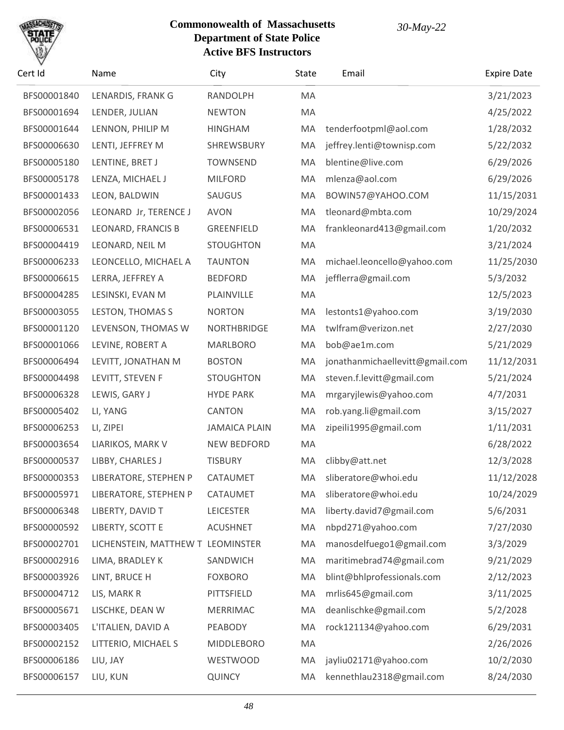**Commonwealth of Massachusetts**
**Department of State Police**
**Active BFS Instructors**

*30-May-22*

| Cert Id | Name | City | State | Email | Expire Date |
|---|---|---|---|---|---|
| BFS00001840 | LENARDIS, FRANK G | RANDOLPH | MA | | 3/21/2023 |
| BFS00001694 | LENDER, JULIAN | NEWTON | MA | | 4/25/2022 |
| BFS00001644 | LENNON, PHILIP M | HINGHAM | MA | tenderfootpml@aol.com | 1/28/2032 |
| BFS00006630 | LENTI, JEFFREY M | SHREWSBURY | MA | jeffrey.lenti@townisp.com | 5/22/2032 |
| BFS00005180 | LENTINE, BRET J | TOWNSEND | MA | blentine@live.com | 6/29/2026 |
| BFS00005178 | LENZA, MICHAEL J | MILFORD | MA | mlenza@aol.com | 6/29/2026 |
| BFS00001433 | LEON, BALDWIN | SAUGUS | MA | BOWIN57@YAHOO.COM | 11/15/2031 |
| BFS00002056 | LEONARD Jr, TERENCE J | AVON | MA | tleonard@mbta.com | 10/29/2024 |
| BFS00006531 | LEONARD, FRANCIS B | GREENFIELD | MA | frankleonard413@gmail.com | 1/20/2032 |
| BFS00004419 | LEONARD, NEIL M | STOUGHTON | MA | | 3/21/2024 |
| BFS00006233 | LEONCELLO, MICHAEL A | TAUNTON | MA | michael.leoncello@yahoo.com | 11/25/2030 |
| BFS00006615 | LERRA, JEFFREY A | BEDFORD | MA | jefflerra@gmail.com | 5/3/2032 |
| BFS00004285 | LESINSKI, EVAN M | PLAINVILLE | MA | | 12/5/2023 |
| BFS00003055 | LESTON, THOMAS S | NORTON | MA | lestonts1@yahoo.com | 3/19/2030 |
| BFS00001120 | LEVENSON, THOMAS W | NORTHBRIDGE | MA | twlfram@verizon.net | 2/27/2030 |
| BFS00001066 | LEVINE, ROBERT A | MARLBORO | MA | bob@ae1m.com | 5/21/2029 |
| BFS00006494 | LEVITT, JONATHAN M | BOSTON | MA | jonathanmichaellevitt@gmail.com | 11/12/2031 |
| BFS00004498 | LEVITT, STEVEN F | STOUGHTON | MA | steven.f.levitt@gmail.com | 5/21/2024 |
| BFS00006328 | LEWIS, GARY J | HYDE PARK | MA | mrgaryjlewis@yahoo.com | 4/7/2031 |
| BFS00005402 | LI, YANG | CANTON | MA | rob.yang.li@gmail.com | 3/15/2027 |
| BFS00006253 | LI, ZIPEI | JAMAICA PLAIN | MA | zipeili1995@gmail.com | 1/11/2031 |
| BFS00003654 | LIARIKOS, MARK V | NEW BEDFORD | MA | | 6/28/2022 |
| BFS00000537 | LIBBY, CHARLES J | TISBURY | MA | clibby@att.net | 12/3/2028 |
| BFS00000353 | LIBERATORE, STEPHEN P | CATAUMET | MA | sliberatore@whoi.edu | 11/12/2028 |
| BFS00005971 | LIBERATORE, STEPHEN P | CATAUMET | MA | sliberatore@whoi.edu | 10/24/2029 |
| BFS00006348 | LIBERTY, DAVID T | LEICESTER | MA | liberty.david7@gmail.com | 5/6/2031 |
| BFS00000592 | LIBERTY, SCOTT E | ACUSHNET | MA | nbpd271@yahoo.com | 7/27/2030 |
| BFS00002701 | LICHENSTEIN, MATTHEW T | LEOMINSTER | MA | manosdelfuego1@gmail.com | 3/3/2029 |
| BFS00002916 | LIMA, BRADLEY K | SANDWICH | MA | maritimebrad74@gmail.com | 9/21/2029 |
| BFS00003926 | LINT, BRUCE H | FOXBORO | MA | blint@bhlprofessionals.com | 2/12/2023 |
| BFS00004712 | LIS, MARK R | PITTSFIELD | MA | mrlis645@gmail.com | 3/11/2025 |
| BFS00005671 | LISCHKE, DEAN W | MERRIMAC | MA | deanlischke@gmail.com | 5/2/2028 |
| BFS00003405 | L'ITALIEN, DAVID A | PEABODY | MA | rock121134@yahoo.com | 6/29/2031 |
| BFS00002152 | LITTERIO, MICHAEL S | MIDDLEBORO | MA | | 2/26/2026 |
| BFS00006186 | LIU, JAY | WESTWOOD | MA | jayliu02171@yahoo.com | 10/2/2030 |
| BFS00006157 | LIU, KUN | QUINCY | MA | kennethlau2318@gmail.com | 8/24/2030 |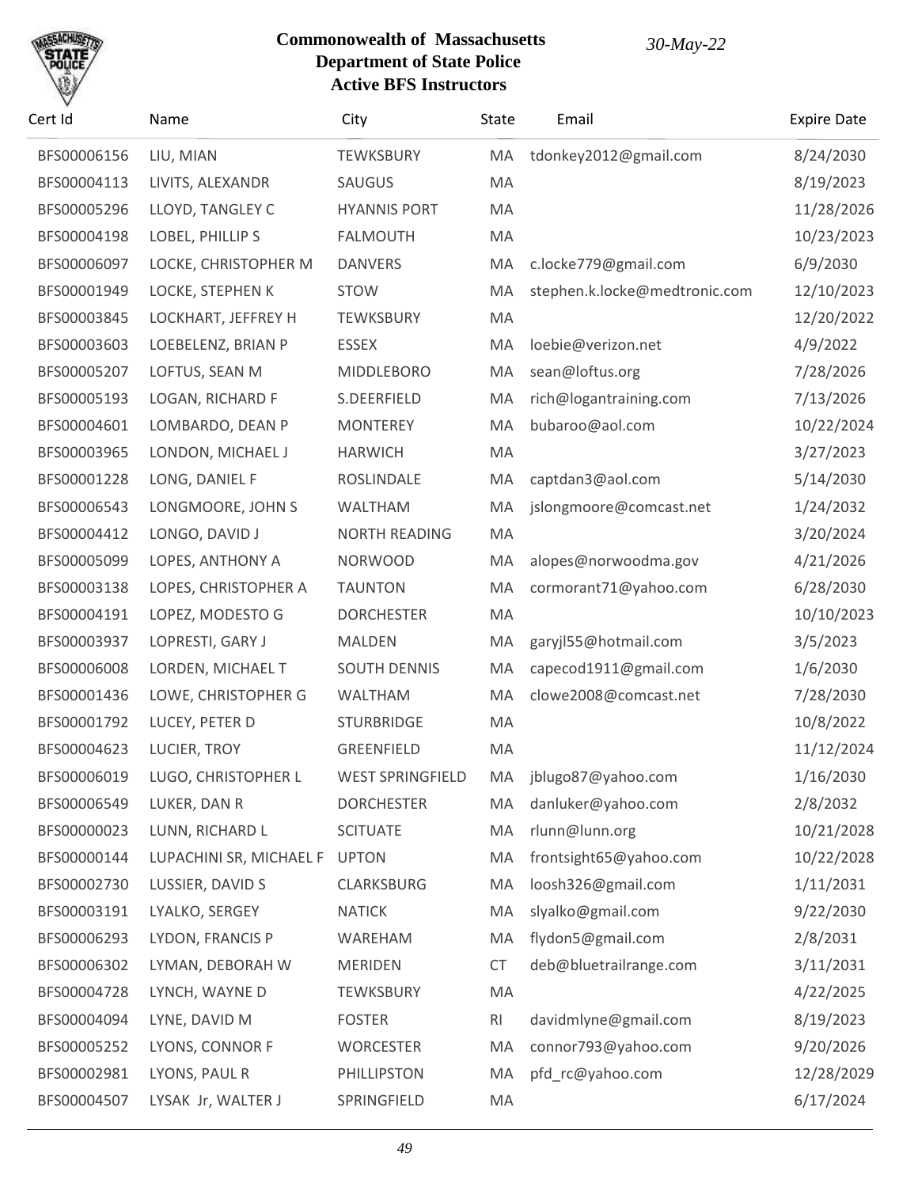# Commonwealth of Massachusetts
## Department of State Police
### Active BFS Instructors

*30-May-22*

| Cert Id | Name | City | State | Email | Expire Date |
|---|---|---|---|---|---|
| BFS00006156 | LIU, MIAN | TEWKSBURY | MA | tdonkey2012@gmail.com | 8/24/2030 |
| BFS00004113 | LIVITS, ALEXANDR | SAUGUS | MA | | 8/19/2023 |
| BFS00005296 | LLOYD, TANGLEY C | HYANNIS PORT | MA | | 11/28/2026 |
| BFS00004198 | LOBEL, PHILLIP S | FALMOUTH | MA | | 10/23/2023 |
| BFS00006097 | LOCKE, CHRISTOPHER M | DANVERS | MA | c.locke779@gmail.com | 6/9/2030 |
| BFS00001949 | LOCKE, STEPHEN K | STOW | MA | stephen.k.locke@medtronic.com | 12/10/2023 |
| BFS00003845 | LOCKHART, JEFFREY H | TEWKSBURY | MA | | 12/20/2022 |
| BFS00003603 | LOEBELENZ, BRIAN P | ESSEX | MA | loebie@verizon.net | 4/9/2022 |
| BFS00005207 | LOFTUS, SEAN M | MIDDLEBORO | MA | sean@loftus.org | 7/28/2026 |
| BFS00005193 | LOGAN, RICHARD F | S.DEERFIELD | MA | rich@logantraining.com | 7/13/2026 |
| BFS00004601 | LOMBARDO, DEAN P | MONTEREY | MA | bubaroo@aol.com | 10/22/2024 |
| BFS00003965 | LONDON, MICHAEL J | HARWICH | MA | | 3/27/2023 |
| BFS00001228 | LONG, DANIEL F | ROSLINDALE | MA | captdan3@aol.com | 5/14/2030 |
| BFS00006543 | LONGMOORE, JOHN S | WALTHAM | MA | jslongmoore@comcast.net | 1/24/2032 |
| BFS00004412 | LONGO, DAVID J | NORTH READING | MA | | 3/20/2024 |
| BFS00005099 | LOPES, ANTHONY A | NORWOOD | MA | alopes@norwoodma.gov | 4/21/2026 |
| BFS00003138 | LOPES, CHRISTOPHER A | TAUNTON | MA | cormorant71@yahoo.com | 6/28/2030 |
| BFS00004191 | LOPEZ, MODESTO G | DORCHESTER | MA | | 10/10/2023 |
| BFS00003937 | LOPRESTI, GARY J | MALDEN | MA | garyjl55@hotmail.com | 3/5/2023 |
| BFS00006008 | LORDEN, MICHAEL T | SOUTH DENNIS | MA | capecod1911@gmail.com | 1/6/2030 |
| BFS00001436 | LOWE, CHRISTOPHER G | WALTHAM | MA | clowe2008@comcast.net | 7/28/2030 |
| BFS00001792 | LUCEY, PETER D | STURBRIDGE | MA | | 10/8/2022 |
| BFS00004623 | LUCIER, TROY | GREENFIELD | MA | | 11/12/2024 |
| BFS00006019 | LUGO, CHRISTOPHER L | WEST SPRINGFIELD | MA | jblugo87@yahoo.com | 1/16/2030 |
| BFS00006549 | LUKER, DAN R | DORCHESTER | MA | danluker@yahoo.com | 2/8/2032 |
| BFS00000023 | LUNN, RICHARD L | SCITUATE | MA | rlunn@lunn.org | 10/21/2028 |
| BFS00000144 | LUPACHINI SR, MICHAEL F | UPTON | MA | frontsight65@yahoo.com | 10/22/2028 |
| BFS00002730 | LUSSIER, DAVID S | CLARKSBURG | MA | loosh326@gmail.com | 1/11/2031 |
| BFS00003191 | LYALKO, SERGEY | NATICK | MA | slyalko@gmail.com | 9/22/2030 |
| BFS00006293 | LYDON, FRANCIS P | WAREHAM | MA | flydon5@gmail.com | 2/8/2031 |
| BFS00006302 | LYMAN, DEBORAH W | MERIDEN | CT | deb@bluetrailrange.com | 3/11/2031 |
| BFS00004728 | LYNCH, WAYNE D | TEWKSBURY | MA | | 4/22/2025 |
| BFS00004094 | LYNE, DAVID M | FOSTER | RI | davidmlyne@gmail.com | 8/19/2023 |
| BFS00005252 | LYONS, CONNOR F | WORCESTER | MA | connor793@yahoo.com | 9/20/2026 |
| BFS00002981 | LYONS, PAUL R | PHILLIPSTON | MA | pfd_rc@yahoo.com | 12/28/2029 |
| BFS00004507 | LYSAK Jr, WALTER J | SPRINGFIELD | MA | | 6/17/2024 |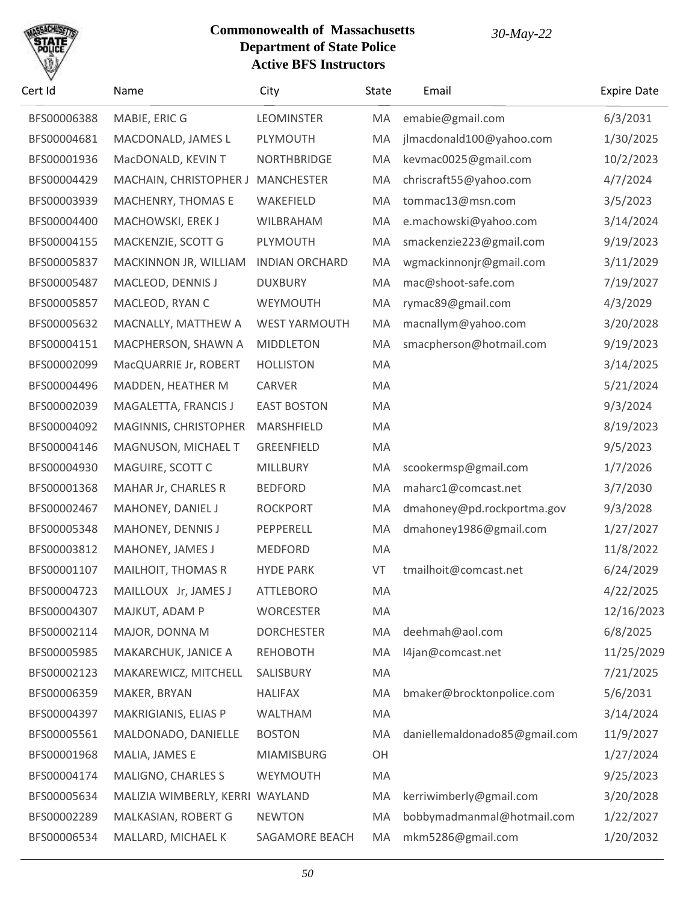**Commonwealth of Massachusetts**
**Department of State Police**
**Active BFS Instructors**

*30-May-22*

| Cert Id | Name | City | State | Email | Expire Date |
|---|---|---|---|---|---|
| BFS00006388 | MABIE, ERIC G | LEOMINSTER | MA | emabie@gmail.com | 6/3/2031 |
| BFS00004681 | MACDONALD, JAMES L | PLYMOUTH | MA | jlmacdonald100@yahoo.com | 1/30/2025 |
| BFS00001936 | MacDONALD, KEVIN T | NORTHBRIDGE | MA | kevmac0025@gmail.com | 10/2/2023 |
| BFS00004429 | MACHAIN, CHRISTOPHER J | MANCHESTER | MA | chriscraft55@yahoo.com | 4/7/2024 |
| BFS00003939 | MACHENRY, THOMAS E | WAKEFIELD | MA | tommac13@msn.com | 3/5/2023 |
| BFS00004400 | MACHOWSKI, EREK J | WILBRAHAM | MA | e.machowski@yahoo.com | 3/14/2024 |
| BFS00004155 | MACKENZIE, SCOTT G | PLYMOUTH | MA | smackenzie223@gmail.com | 9/19/2023 |
| BFS00005837 | MACKINNON JR, WILLIAM | INDIAN ORCHARD | MA | wgmackinnonjr@gmail.com | 3/11/2029 |
| BFS00005487 | MACLEOD, DENNIS J | DUXBURY | MA | mac@shoot-safe.com | 7/19/2027 |
| BFS00005857 | MACLEOD, RYAN C | WEYMOUTH | MA | rymac89@gmail.com | 4/3/2029 |
| BFS00005632 | MACNALLY, MATTHEW A | WEST YARMOUTH | MA | macnallym@yahoo.com | 3/20/2028 |
| BFS00004151 | MACPHERSON, SHAWN A | MIDDLETON | MA | smacpherson@hotmail.com | 9/19/2023 |
| BFS00002099 | MacQUARRIE Jr, ROBERT | HOLLISTON | MA | | 3/14/2025 |
| BFS00004496 | MADDEN, HEATHER M | CARVER | MA | | 5/21/2024 |
| BFS00002039 | MAGALETTA, FRANCIS J | EAST BOSTON | MA | | 9/3/2024 |
| BFS00004092 | MAGINNIS, CHRISTOPHER | MARSHFIELD | MA | | 8/19/2023 |
| BFS00004146 | MAGNUSON, MICHAEL T | GREENFIELD | MA | | 9/5/2023 |
| BFS00004930 | MAGUIRE, SCOTT C | MILLBURY | MA | scookermsp@gmail.com | 1/7/2026 |
| BFS00001368 | MAHAR Jr, CHARLES R | BEDFORD | MA | maharc1@comcast.net | 3/7/2030 |
| BFS00002467 | MAHONEY, DANIEL J | ROCKPORT | MA | dmahoney@pd.rockportma.gov | 9/3/2028 |
| BFS00005348 | MAHONEY, DENNIS J | PEPPERELL | MA | dmahoney1986@gmail.com | 1/27/2027 |
| BFS00003812 | MAHONEY, JAMES J | MEDFORD | MA | | 11/8/2022 |
| BFS00001107 | MAILHOIT, THOMAS R | HYDE PARK | VT | tmailhoit@comcast.net | 6/24/2029 |
| BFS00004723 | MAILLOUX Jr, JAMES J | ATTLEBORO | MA | | 4/22/2025 |
| BFS00004307 | MAJKUT, ADAM P | WORCESTER | MA | | 12/16/2023 |
| BFS00002114 | MAJOR, DONNA M | DORCHESTER | MA | deehmah@aol.com | 6/8/2025 |
| BFS00005985 | MAKARCHUK, JANICE A | REHOBOTH | MA | l4jan@comcast.net | 11/25/2029 |
| BFS00002123 | MAKAREWICZ, MITCHELL | SALISBURY | MA | | 7/21/2025 |
| BFS00006359 | MAKER, BRYAN | HALIFAX | MA | bmaker@brocktonpolice.com | 5/6/2031 |
| BFS00004397 | MAKRIGIANIS, ELIAS P | WALTHAM | MA | | 3/14/2024 |
| BFS00005561 | MALDONADO, DANIELLE | BOSTON | MA | daniellemaldonado85@gmail.com | 11/9/2027 |
| BFS00001968 | MALIA, JAMES E | MIAMISBURG | OH | | 1/27/2024 |
| BFS00004174 | MALIGNO, CHARLES S | WEYMOUTH | MA | | 9/25/2023 |
| BFS00005634 | MALIZIA WIMBERLY, KERRI | WAYLAND | MA | kerriwimberly@gmail.com | 3/20/2028 |
| BFS00002289 | MALKASIAN, ROBERT G | NEWTON | MA | bobbymadmanmal@hotmail.com | 1/22/2027 |
| BFS00006534 | MALLARD, MICHAEL K | SAGAMORE BEACH | MA | mkm5286@gmail.com | 1/20/2032 |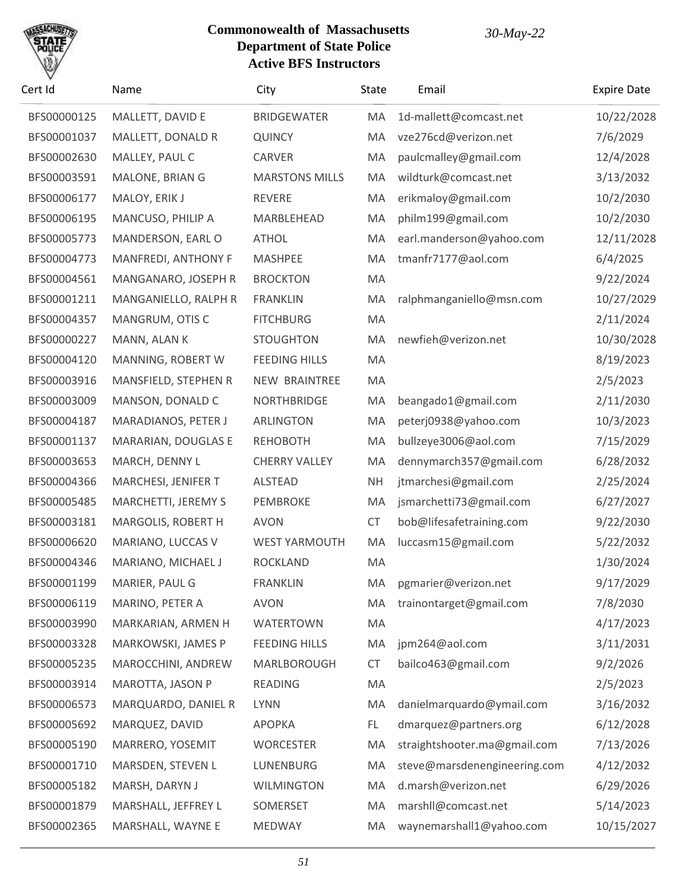**Commonwealth of Massachusetts**
**Department of State Police**
**Active BFS Instructors**

*30-May-22*

| Cert Id | Name | City | State | Email | Expire Date |
|---|---|---|---|---|---|
| BFS00000125 | MALLETT, DAVID E | BRIDGEWATER | MA | 1d-mallett@comcast.net | 10/22/2028 |
| BFS00001037 | MALLETT, DONALD R | QUINCY | MA | vze276cd@verizon.net | 7/6/2029 |
| BFS00002630 | MALLEY, PAUL C | CARVER | MA | paulcmalley@gmail.com | 12/4/2028 |
| BFS00003591 | MALONE, BRIAN G | MARSTONS MILLS | MA | wildturk@comcast.net | 3/13/2032 |
| BFS00006177 | MALOY, ERIK J | REVERE | MA | erikmaloy@gmail.com | 10/2/2030 |
| BFS00006195 | MANCUSO, PHILIP A | MARBLEHEAD | MA | philm199@gmail.com | 10/2/2030 |
| BFS00005773 | MANDERSON, EARL O | ATHOL | MA | earl.manderson@yahoo.com | 12/11/2028 |
| BFS00004773 | MANFREDI, ANTHONY F | MASHPEE | MA | tmanfr7177@aol.com | 6/4/2025 |
| BFS00004561 | MANGANARO, JOSEPH R | BROCKTON | MA | | 9/22/2024 |
| BFS00001211 | MANGANIELLO, RALPH R | FRANKLIN | MA | ralphmanganiello@msn.com | 10/27/2029 |
| BFS00004357 | MANGRUM, OTIS C | FITCHBURG | MA | | 2/11/2024 |
| BFS00000227 | MANN, ALAN K | STOUGHTON | MA | newfieh@verizon.net | 10/30/2028 |
| BFS00004120 | MANNING, ROBERT W | FEEDING HILLS | MA | | 8/19/2023 |
| BFS00003916 | MANSFIELD, STEPHEN R | NEW BRAINTREE | MA | | 2/5/2023 |
| BFS00003009 | MANSON, DONALD C | NORTHBRIDGE | MA | beangado1@gmail.com | 2/11/2030 |
| BFS00004187 | MARADIANOS, PETER J | ARLINGTON | MA | peterj0938@yahoo.com | 10/3/2023 |
| BFS00001137 | MARARIAN, DOUGLAS E | REHOBOTH | MA | bullzeye3006@aol.com | 7/15/2029 |
| BFS00003653 | MARCH, DENNY L | CHERRY VALLEY | MA | dennymarch357@gmail.com | 6/28/2032 |
| BFS00004366 | MARCHESI, JENIFER T | ALSTEAD | NH | jtmarchesi@gmail.com | 2/25/2024 |
| BFS00005485 | MARCHETTI, JEREMY S | PEMBROKE | MA | jsmarchetti73@gmail.com | 6/27/2027 |
| BFS00003181 | MARGOLIS, ROBERT H | AVON | CT | bob@lifesafetraining.com | 9/22/2030 |
| BFS00006620 | MARIANO, LUCCAS V | WEST YARMOUTH | MA | luccasm15@gmail.com | 5/22/2032 |
| BFS00004346 | MARIANO, MICHAEL J | ROCKLAND | MA | | 1/30/2024 |
| BFS00001199 | MARIER, PAUL G | FRANKLIN | MA | pgmarier@verizon.net | 9/17/2029 |
| BFS00006119 | MARINO, PETER A | AVON | MA | trainontarget@gmail.com | 7/8/2030 |
| BFS00003990 | MARKARIAN, ARMEN H | WATERTOWN | MA | | 4/17/2023 |
| BFS00003328 | MARKOWSKI, JAMES P | FEEDING HILLS | MA | jpm264@aol.com | 3/11/2031 |
| BFS00005235 | MAROCCHINI, ANDREW | MARLBOROUGH | CT | bailco463@gmail.com | 9/2/2026 |
| BFS00003914 | MAROTTA, JASON P | READING | MA | | 2/5/2023 |
| BFS00006573 | MARQUARDO, DANIEL R | LYNN | MA | danielmarquardo@ymail.com | 3/16/2032 |
| BFS00005692 | MARQUEZ, DAVID | APOPKA | FL | dmarquez@partners.org | 6/12/2028 |
| BFS00005190 | MARRERO, YOSEMIT | WORCESTER | MA | straightshooter.ma@gmail.com | 7/13/2026 |
| BFS00001710 | MARSDEN, STEVEN L | LUNENBURG | MA | steve@marsdenengineering.com | 4/12/2032 |
| BFS00005182 | MARSH, DARYN J | WILMINGTON | MA | d.marsh@verizon.net | 6/29/2026 |
| BFS00001879 | MARSHALL, JEFFREY L | SOMERSET | MA | marshll@comcast.net | 5/14/2023 |
| BFS00002365 | MARSHALL, WAYNE E | MEDWAY | MA | waynemarshall1@yahoo.com | 10/15/2027 |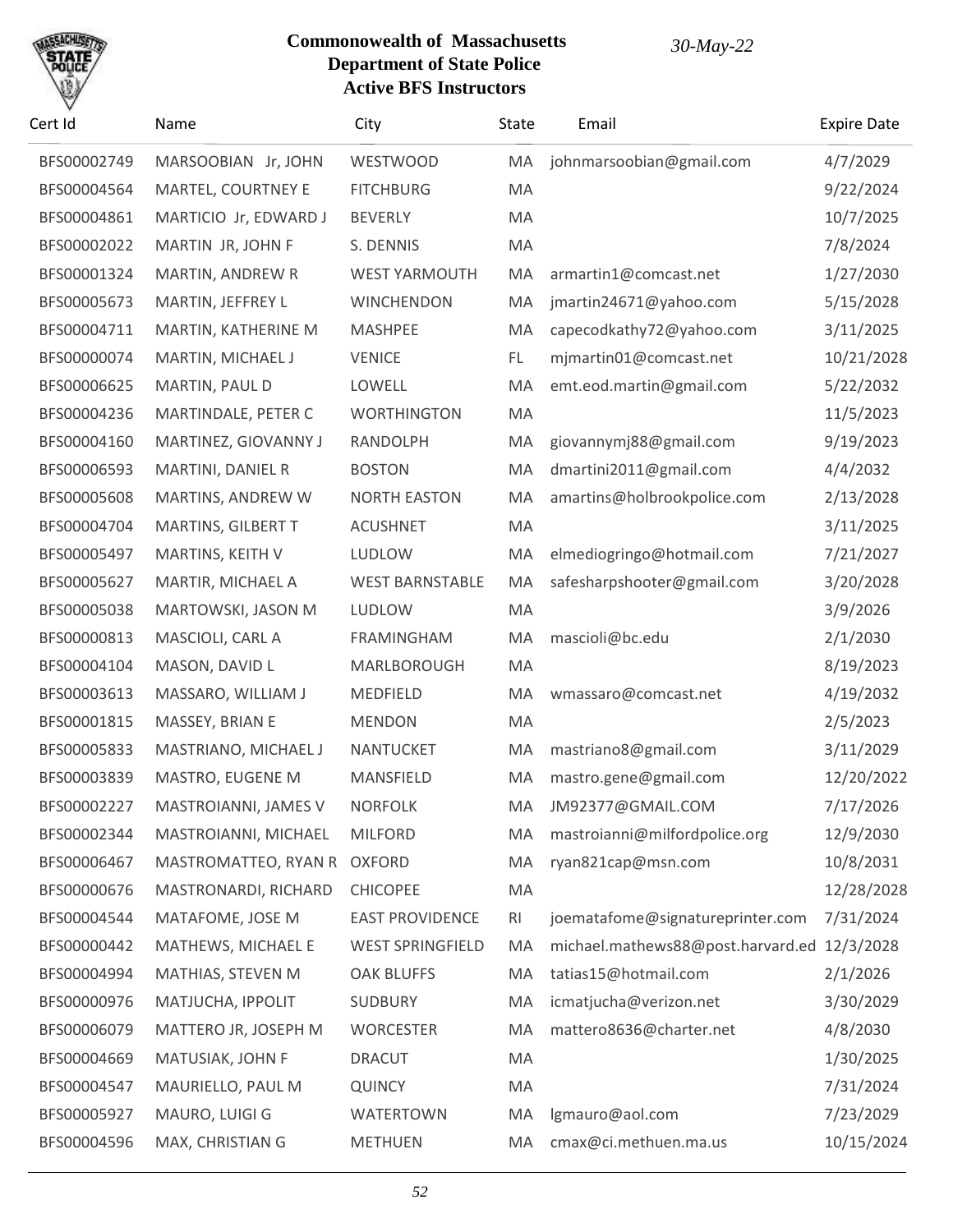**Commonwealth of Massachusetts**
**Department of State Police**
**Active BFS Instructors**

*30-May-22*

| Cert Id | Name | City | State | Email | Expire Date |
|---|---|---|---|---|---|
| BFS00002749 | MARSOOBIAN Jr, JOHN | WESTWOOD | MA | johnmarsoobian@gmail.com | 4/7/2029 |
| BFS00004564 | MARTEL, COURTNEY E | FITCHBURG | MA | | 9/22/2024 |
| BFS00004861 | MARTICIO Jr, EDWARD J | BEVERLY | MA | | 10/7/2025 |
| BFS00002022 | MARTIN JR, JOHN F | S. DENNIS | MA | | 7/8/2024 |
| BFS00001324 | MARTIN, ANDREW R | WEST YARMOUTH | MA | armartin1@comcast.net | 1/27/2030 |
| BFS00005673 | MARTIN, JEFFREY L | WINCHENDON | MA | jmartin24671@yahoo.com | 5/15/2028 |
| BFS00004711 | MARTIN, KATHERINE M | MASHPEE | MA | capecodkathy72@yahoo.com | 3/11/2025 |
| BFS00000074 | MARTIN, MICHAEL J | VENICE | FL | mjmartin01@comcast.net | 10/21/2028 |
| BFS00006625 | MARTIN, PAUL D | LOWELL | MA | emt.eod.martin@gmail.com | 5/22/2032 |
| BFS00004236 | MARTINDALE, PETER C | WORTHINGTON | MA | | 11/5/2023 |
| BFS00004160 | MARTINEZ, GIOVANNY J | RANDOLPH | MA | giovannymj88@gmail.com | 9/19/2023 |
| BFS00006593 | MARTINI, DANIEL R | BOSTON | MA | dmartini2011@gmail.com | 4/4/2032 |
| BFS00005608 | MARTINS, ANDREW W | NORTH EASTON | MA | amartins@holbrookpolice.com | 2/13/2028 |
| BFS00004704 | MARTINS, GILBERT T | ACUSHNET | MA | | 3/11/2025 |
| BFS00005497 | MARTINS, KEITH V | LUDLOW | MA | elmediogringo@hotmail.com | 7/21/2027 |
| BFS00005627 | MARTIR, MICHAEL A | WEST BARNSTABLE | MA | safesharpshooter@gmail.com | 3/20/2028 |
| BFS00005038 | MARTOWSKI, JASON M | LUDLOW | MA | | 3/9/2026 |
| BFS00000813 | MASCIOLI, CARL A | FRAMINGHAM | MA | mascioli@bc.edu | 2/1/2030 |
| BFS00004104 | MASON, DAVID L | MARLBOROUGH | MA | | 8/19/2023 |
| BFS00003613 | MASSARO, WILLIAM J | MEDFIELD | MA | wmassaro@comcast.net | 4/19/2032 |
| BFS00001815 | MASSEY, BRIAN E | MENDON | MA | | 2/5/2023 |
| BFS00005833 | MASTRIANO, MICHAEL J | NANTUCKET | MA | mastriano8@gmail.com | 3/11/2029 |
| BFS00003839 | MASTRO, EUGENE M | MANSFIELD | MA | mastro.gene@gmail.com | 12/20/2022 |
| BFS00002227 | MASTROIANNI, JAMES V | NORFOLK | MA | JM92377@GMAIL.COM | 7/17/2026 |
| BFS00002344 | MASTROIANNI, MICHAEL | MILFORD | MA | mastroianni@milfordpolice.org | 12/9/2030 |
| BFS00006467 | MASTROMATTEO, RYAN R | OXFORD | MA | ryan821cap@msn.com | 10/8/2031 |
| BFS00000676 | MASTRONARDI, RICHARD | CHICOPEE | MA | | 12/28/2028 |
| BFS00004544 | MATAFOME, JOSE M | EAST PROVIDENCE | RI | joematafome@signatureprinter.com | 7/31/2024 |
| BFS00000442 | MATHEWS, MICHAEL E | WEST SPRINGFIELD | MA | michael.mathews88@post.harvard.ed | 12/3/2028 |
| BFS00004994 | MATHIAS, STEVEN M | OAK BLUFFS | MA | tatias15@hotmail.com | 2/1/2026 |
| BFS00000976 | MATJUCHA, IPPOLIT | SUDBURY | MA | icmatjucha@verizon.net | 3/30/2029 |
| BFS00006079 | MATTERO JR, JOSEPH M | WORCESTER | MA | mattero8636@charter.net | 4/8/2030 |
| BFS00004669 | MATUSIAK, JOHN F | DRACUT | MA | | 1/30/2025 |
| BFS00004547 | MAURIELLO, PAUL M | QUINCY | MA | | 7/31/2024 |
| BFS00005927 | MAURO, LUIGI G | WATERTOWN | MA | lgmauro@aol.com | 7/23/2029 |
| BFS00004596 | MAX, CHRISTIAN G | METHUEN | MA | cmax@ci.methuen.ma.us | 10/15/2024 |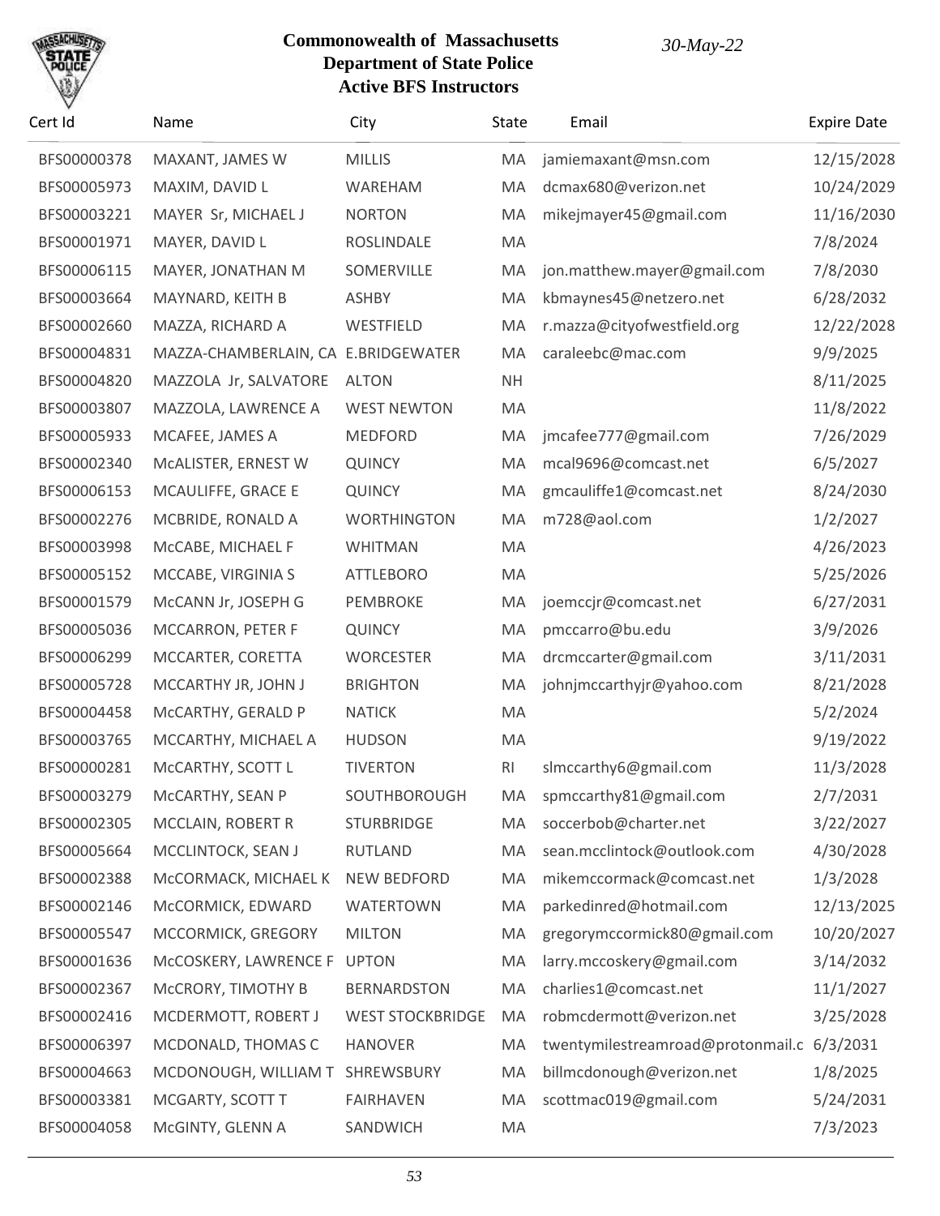**Commonwealth of Massachusetts**
**Department of State Police**
**Active BFS Instructors**

*30-May-22*

| Cert Id | Name | City | State | Email | Expire Date |
|---|---|---|---|---|---|
| BFS00000378 | MAXANT, JAMES W | MILLIS | MA | jamiemaxant@msn.com | 12/15/2028 |
| BFS00005973 | MAXIM, DAVID L | WAREHAM | MA | dcmax680@verizon.net | 10/24/2029 |
| BFS00003221 | MAYER Sr, MICHAEL J | NORTON | MA | mikejmayer45@gmail.com | 11/16/2030 |
| BFS00001971 | MAYER, DAVID L | ROSLINDALE | MA | | 7/8/2024 |
| BFS00006115 | MAYER, JONATHAN M | SOMERVILLE | MA | jon.matthew.mayer@gmail.com | 7/8/2030 |
| BFS00003664 | MAYNARD, KEITH B | ASHBY | MA | kbmaynes45@netzero.net | 6/28/2032 |
| BFS00002660 | MAZZA, RICHARD A | WESTFIELD | MA | r.mazza@cityofwestfield.org | 12/22/2028 |
| BFS00004831 | MAZZA-CHAMBERLAIN, CA | E.BRIDGEWATER | MA | caraleebc@mac.com | 9/9/2025 |
| BFS00004820 | MAZZOLA Jr, SALVATORE | ALTON | NH | | 8/11/2025 |
| BFS00003807 | MAZZOLA, LAWRENCE A | WEST NEWTON | MA | | 11/8/2022 |
| BFS00005933 | MCAFEE, JAMES A | MEDFORD | MA | jmcafee777@gmail.com | 7/26/2029 |
| BFS00002340 | McALISTER, ERNEST W | QUINCY | MA | mcal9696@comcast.net | 6/5/2027 |
| BFS00006153 | MCAULIFFE, GRACE E | QUINCY | MA | gmcauliffe1@comcast.net | 8/24/2030 |
| BFS00002276 | MCBRIDE, RONALD A | WORTHINGTON | MA | m728@aol.com | 1/2/2027 |
| BFS00003998 | McCABE, MICHAEL F | WHITMAN | MA | | 4/26/2023 |
| BFS00005152 | MCCABE, VIRGINIA S | ATTLEBORO | MA | | 5/25/2026 |
| BFS00001579 | McCANN Jr, JOSEPH G | PEMBROKE | MA | joemccjr@comcast.net | 6/27/2031 |
| BFS00005036 | MCCARRON, PETER F | QUINCY | MA | pmccarro@bu.edu | 3/9/2026 |
| BFS00006299 | MCCARTER, CORETTA | WORCESTER | MA | drcmccarter@gmail.com | 3/11/2031 |
| BFS00005728 | MCCARTHY JR, JOHN J | BRIGHTON | MA | johnjmccarthyjr@yahoo.com | 8/21/2028 |
| BFS00004458 | McCARTHY, GERALD P | NATICK | MA | | 5/2/2024 |
| BFS00003765 | MCCARTHY, MICHAEL A | HUDSON | MA | | 9/19/2022 |
| BFS00000281 | McCARTHY, SCOTT L | TIVERTON | RI | slmccarthy6@gmail.com | 11/3/2028 |
| BFS00003279 | McCARTHY, SEAN P | SOUTHBOROUGH | MA | spmccarthy81@gmail.com | 2/7/2031 |
| BFS00002305 | MCCLAIN, ROBERT R | STURBRIDGE | MA | soccerbob@charter.net | 3/22/2027 |
| BFS00005664 | MCCLINTOCK, SEAN J | RUTLAND | MA | sean.mcclintock@outlook.com | 4/30/2028 |
| BFS00002388 | McCORMACK, MICHAEL K | NEW BEDFORD | MA | mikemccormack@comcast.net | 1/3/2028 |
| BFS00002146 | McCORMICK, EDWARD | WATERTOWN | MA | parkedinred@hotmail.com | 12/13/2025 |
| BFS00005547 | MCCORMICK, GREGORY | MILTON | MA | gregorymccormick80@gmail.com | 10/20/2027 |
| BFS00001636 | McCOSKERY, LAWRENCE F | UPTON | MA | larry.mccoskery@gmail.com | 3/14/2032 |
| BFS00002367 | McCRORY, TIMOTHY B | BERNARDSTON | MA | charlies1@comcast.net | 11/1/2027 |
| BFS00002416 | MCDERMOTT, ROBERT J | WEST STOCKBRIDGE | MA | robmcdermott@verizon.net | 3/25/2028 |
| BFS00006397 | MCDONALD, THOMAS C | HANOVER | MA | twentymilestreamroad@protonmail.c | 6/3/2031 |
| BFS00004663 | MCDONOUGH, WILLIAM T | SHREWSBURY | MA | billmcdonough@verizon.net | 1/8/2025 |
| BFS00003381 | MCGARTY, SCOTT T | FAIRHAVEN | MA | scottmac019@gmail.com | 5/24/2031 |
| BFS00004058 | McGINTY, GLENN A | SANDWICH | MA | | 7/3/2023 |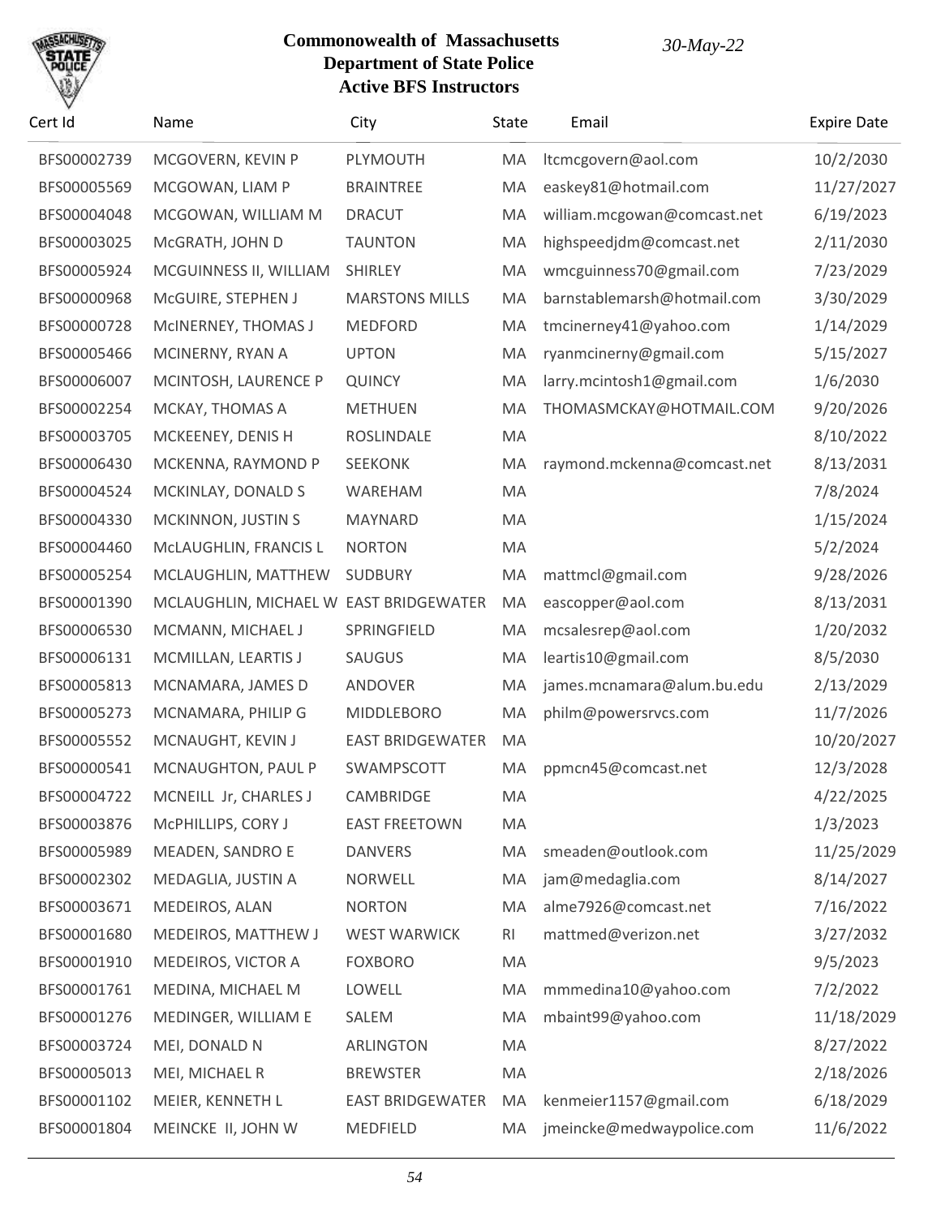**Commonwealth of Massachusetts**
**Department of State Police**
**Active BFS Instructors**

*30-May-22*

| Cert Id | Name | City | State | Email | Expire Date |
|---|---|---|---|---|---|
| BFS00002739 | MCGOVERN, KEVIN P | PLYMOUTH | MA | ltcmcgovern@aol.com | 10/2/2030 |
| BFS00005569 | MCGOWAN, LIAM P | BRAINTREE | MA | easkey81@hotmail.com | 11/27/2027 |
| BFS00004048 | MCGOWAN, WILLIAM M | DRACUT | MA | william.mcgowan@comcast.net | 6/19/2023 |
| BFS00003025 | McGRATH, JOHN D | TAUNTON | MA | highspeedjdm@comcast.net | 2/11/2030 |
| BFS00005924 | MCGUINNESS II, WILLIAM | SHIRLEY | MA | wmcguinness70@gmail.com | 7/23/2029 |
| BFS00000968 | McGUIRE, STEPHEN J | MARSTONS MILLS | MA | barnstablemarsh@hotmail.com | 3/30/2029 |
| BFS00000728 | McINERNEY, THOMAS J | MEDFORD | MA | tmcinerney41@yahoo.com | 1/14/2029 |
| BFS00005466 | MCINERNY, RYAN A | UPTON | MA | ryanmcinerny@gmail.com | 5/15/2027 |
| BFS00006007 | MCINTOSH, LAURENCE P | QUINCY | MA | larry.mcintosh1@gmail.com | 1/6/2030 |
| BFS00002254 | MCKAY, THOMAS A | METHUEN | MA | THOMASMCKAY@HOTMAIL.COM | 9/20/2026 |
| BFS00003705 | MCKEENEY, DENIS H | ROSLINDALE | MA | | 8/10/2022 |
| BFS00006430 | MCKENNA, RAYMOND P | SEEKONK | MA | raymond.mckenna@comcast.net | 8/13/2031 |
| BFS00004524 | MCKINLAY, DONALD S | WAREHAM | MA | | 7/8/2024 |
| BFS00004330 | MCKINNON, JUSTIN S | MAYNARD | MA | | 1/15/2024 |
| BFS00004460 | McLAUGHLIN, FRANCIS L | NORTON | MA | | 5/2/2024 |
| BFS00005254 | MCLAUGHLIN, MATTHEW | SUDBURY | MA | mattmcl@gmail.com | 9/28/2026 |
| BFS00001390 | MCLAUGHLIN, MICHAEL W | EAST BRIDGEWATER | MA | eascopper@aol.com | 8/13/2031 |
| BFS00006530 | MCMANN, MICHAEL J | SPRINGFIELD | MA | mcsalesrep@aol.com | 1/20/2032 |
| BFS00006131 | MCMILLAN, LEARTIS J | SAUGUS | MA | leartis10@gmail.com | 8/5/2030 |
| BFS00005813 | MCNAMARA, JAMES D | ANDOVER | MA | james.mcnamara@alum.bu.edu | 2/13/2029 |
| BFS00005273 | MCNAMARA, PHILIP G | MIDDLEBORO | MA | philm@powersrvcs.com | 11/7/2026 |
| BFS00005552 | MCNAUGHT, KEVIN J | EAST BRIDGEWATER | MA | | 10/20/2027 |
| BFS00000541 | MCNAUGHTON, PAUL P | SWAMPSCOTT | MA | ppmcn45@comcast.net | 12/3/2028 |
| BFS00004722 | MCNEILL Jr, CHARLES J | CAMBRIDGE | MA | | 4/22/2025 |
| BFS00003876 | McPHILLIPS, CORY J | EAST FREETOWN | MA | | 1/3/2023 |
| BFS00005989 | MEADEN, SANDRO E | DANVERS | MA | smeaden@outlook.com | 11/25/2029 |
| BFS00002302 | MEDAGLIA, JUSTIN A | NORWELL | MA | jam@medaglia.com | 8/14/2027 |
| BFS00003671 | MEDEIROS, ALAN | NORTON | MA | alme7926@comcast.net | 7/16/2022 |
| BFS00001680 | MEDEIROS, MATTHEW J | WEST WARWICK | RI | mattmed@verizon.net | 3/27/2032 |
| BFS00001910 | MEDEIROS, VICTOR A | FOXBORO | MA | | 9/5/2023 |
| BFS00001761 | MEDINA, MICHAEL M | LOWELL | MA | mmmedina10@yahoo.com | 7/2/2022 |
| BFS00001276 | MEDINGER, WILLIAM E | SALEM | MA | mbaint99@yahoo.com | 11/18/2029 |
| BFS00003724 | MEI, DONALD N | ARLINGTON | MA | | 8/27/2022 |
| BFS00005013 | MEI, MICHAEL R | BREWSTER | MA | | 2/18/2026 |
| BFS00001102 | MEIER, KENNETH L | EAST BRIDGEWATER | MA | kenmeier1157@gmail.com | 6/18/2029 |
| BFS00001804 | MEINCKE II, JOHN W | MEDFIELD | MA | jmeincke@medwaypolice.com | 11/6/2022 |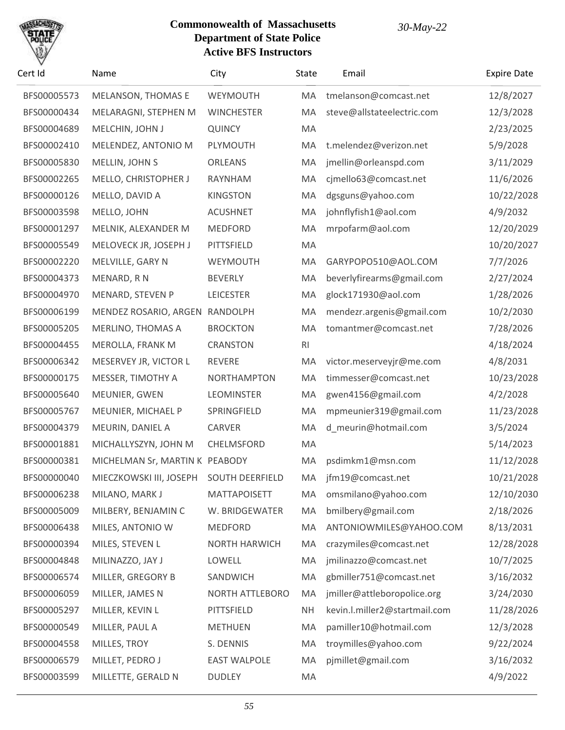**Commonwealth of Massachusetts**
**Department of State Police**
**Active BFS Instructors**

*30-May-22*

| Cert Id | Name | City | State | Email | Expire Date |
|---|---|---|---|---|---|
| BFS00005573 | MELANSON, THOMAS E | WEYMOUTH | MA | tmelanson@comcast.net | 12/8/2027 |
| BFS00000434 | MELARAGNI, STEPHEN M | WINCHESTER | MA | steve@allstateelectric.com | 12/3/2028 |
| BFS00004689 | MELCHIN, JOHN J | QUINCY | MA | | 2/23/2025 |
| BFS00002410 | MELENDEZ, ANTONIO M | PLYMOUTH | MA | t.melendez@verizon.net | 5/9/2028 |
| BFS00005830 | MELLIN, JOHN S | ORLEANS | MA | jmellin@orleanspd.com | 3/11/2029 |
| BFS00002265 | MELLO, CHRISTOPHER J | RAYNHAM | MA | cjmello63@comcast.net | 11/6/2026 |
| BFS00000126 | MELLO, DAVID A | KINGSTON | MA | dgsguns@yahoo.com | 10/22/2028 |
| BFS00003598 | MELLO, JOHN | ACUSHNET | MA | johnflyfish1@aol.com | 4/9/2032 |
| BFS00001297 | MELNIK, ALEXANDER M | MEDFORD | MA | mrpofarm@aol.com | 12/20/2029 |
| BFS00005549 | MELOVECK JR, JOSEPH J | PITTSFIELD | MA | | 10/20/2027 |
| BFS00002220 | MELVILLE, GARY N | WEYMOUTH | MA | GARYPOPO510@AOL.COM | 7/7/2026 |
| BFS00004373 | MENARD, R N | BEVERLY | MA | beverlyfirearms@gmail.com | 2/27/2024 |
| BFS00004970 | MENARD, STEVEN P | LEICESTER | MA | glock171930@aol.com | 1/28/2026 |
| BFS00006199 | MENDEZ ROSARIO, ARGEN | RANDOLPH | MA | mendezr.argenis@gmail.com | 10/2/2030 |
| BFS00005205 | MERLINO, THOMAS A | BROCKTON | MA | tomantmer@comcast.net | 7/28/2026 |
| BFS00004455 | MEROLLA, FRANK M | CRANSTON | RI | | 4/18/2024 |
| BFS00006342 | MESERVEY JR, VICTOR L | REVERE | MA | victor.meserveyjr@me.com | 4/8/2031 |
| BFS00000175 | MESSER, TIMOTHY A | NORTHAMPTON | MA | timmesser@comcast.net | 10/23/2028 |
| BFS00005640 | MEUNIER, GWEN | LEOMINSTER | MA | gwen4156@gmail.com | 4/2/2028 |
| BFS00005767 | MEUNIER, MICHAEL P | SPRINGFIELD | MA | mpmeunier319@gmail.com | 11/23/2028 |
| BFS00004379 | MEURIN, DANIEL A | CARVER | MA | d_meurin@hotmail.com | 3/5/2024 |
| BFS00001881 | MICHALLYSZYN, JOHN M | CHELMSFORD | MA | | 5/14/2023 |
| BFS00000381 | MICHELMAN Sr, MARTIN K | PEABODY | MA | psdimkm1@msn.com | 11/12/2028 |
| BFS00000040 | MIECZKOWSKI III, JOSEPH | SOUTH DEERFIELD | MA | jfm19@comcast.net | 10/21/2028 |
| BFS00006238 | MILANO, MARK J | MATTAPOISETT | MA | omsmilano@yahoo.com | 12/10/2030 |
| BFS00005009 | MILBERY, BENJAMIN C | W. BRIDGEWATER | MA | bmilbery@gmail.com | 2/18/2026 |
| BFS00006438 | MILES, ANTONIO W | MEDFORD | MA | ANTONIOWMILES@YAHOO.COM | 8/13/2031 |
| BFS00000394 | MILES, STEVEN L | NORTH HARWICH | MA | crazymiles@comcast.net | 12/28/2028 |
| BFS00004848 | MILINAZZO, JAY J | LOWELL | MA | jmilinazzo@comcast.net | 10/7/2025 |
| BFS00006574 | MILLER, GREGORY B | SANDWICH | MA | gbmiller751@comcast.net | 3/16/2032 |
| BFS00006059 | MILLER, JAMES N | NORTH ATTLEBORO | MA | jmiller@attleboropolice.org | 3/24/2030 |
| BFS00005297 | MILLER, KEVIN L | PITTSFIELD | NH | kevin.l.miller2@startmail.com | 11/28/2026 |
| BFS00000549 | MILLER, PAUL A | METHUEN | MA | pamiller10@hotmail.com | 12/3/2028 |
| BFS00004558 | MILLES, TROY | S. DENNIS | MA | troymilles@yahoo.com | 9/22/2024 |
| BFS00006579 | MILLET, PEDRO J | EAST WALPOLE | MA | pjmillet@gmail.com | 3/16/2032 |
| BFS00003599 | MILLETTE, GERALD N | DUDLEY | MA | | 4/9/2022 |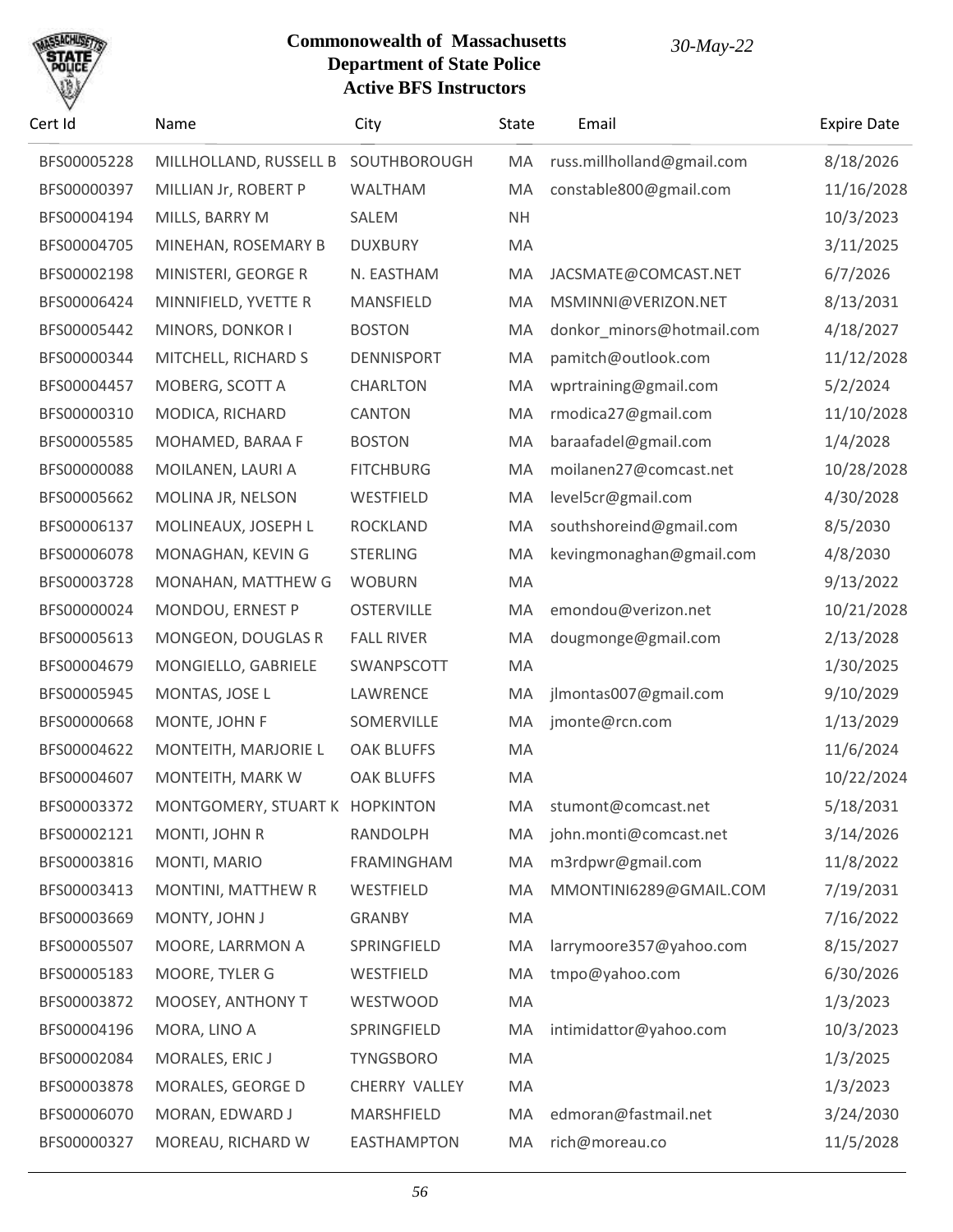# Commonwealth of Massachusetts
## Department of State Police
## Active BFS Instructors

*30-May-22*

| Cert Id | Name | City | State | Email | Expire Date |
|---|---|---|---|---|---|
| BFS00005228 | MILLHOLLAND, RUSSELL B | SOUTHBOROUGH | MA | russ.millholland@gmail.com | 8/18/2026 |
| BFS00000397 | MILLIAN Jr, ROBERT P | WALTHAM | MA | constable800@gmail.com | 11/16/2028 |
| BFS00004194 | MILLS, BARRY M | SALEM | NH | | 10/3/2023 |
| BFS00004705 | MINEHAN, ROSEMARY B | DUXBURY | MA | | 3/11/2025 |
| BFS00002198 | MINISTERI, GEORGE R | N. EASTHAM | MA | JACSMATE@COMCAST.NET | 6/7/2026 |
| BFS00006424 | MINNIFIELD, YVETTE R | MANSFIELD | MA | MSMINNI@VERIZON.NET | 8/13/2031 |
| BFS00005442 | MINORS, DONKOR I | BOSTON | MA | donkor_minors@hotmail.com | 4/18/2027 |
| BFS00000344 | MITCHELL, RICHARD S | DENNISPORT | MA | pamitch@outlook.com | 11/12/2028 |
| BFS00004457 | MOBERG, SCOTT A | CHARLTON | MA | wprtraining@gmail.com | 5/2/2024 |
| BFS00000310 | MODICA, RICHARD | CANTON | MA | rmodica27@gmail.com | 11/10/2028 |
| BFS00005585 | MOHAMED, BARAA F | BOSTON | MA | baraafadel@gmail.com | 1/4/2028 |
| BFS00000088 | MOILANEN, LAURI A | FITCHBURG | MA | moilanen27@comcast.net | 10/28/2028 |
| BFS00005662 | MOLINA JR, NELSON | WESTFIELD | MA | level5cr@gmail.com | 4/30/2028 |
| BFS00006137 | MOLINEAUX, JOSEPH L | ROCKLAND | MA | southshoreind@gmail.com | 8/5/2030 |
| BFS00006078 | MONAGHAN, KEVIN G | STERLING | MA | kevingmonaghan@gmail.com | 4/8/2030 |
| BFS00003728 | MONAHAN, MATTHEW G | WOBURN | MA | | 9/13/2022 |
| BFS00000024 | MONDOU, ERNEST P | OSTERVILLE | MA | emondou@verizon.net | 10/21/2028 |
| BFS00005613 | MONGEON, DOUGLAS R | FALL RIVER | MA | dougmonge@gmail.com | 2/13/2028 |
| BFS00004679 | MONGIELLO, GABRIELE | SWANPSCOTT | MA | | 1/30/2025 |
| BFS00005945 | MONTAS, JOSE L | LAWRENCE | MA | jlmontas007@gmail.com | 9/10/2029 |
| BFS00000668 | MONTE, JOHN F | SOMERVILLE | MA | jmonte@rcn.com | 1/13/2029 |
| BFS00004622 | MONTEITH, MARJORIE L | OAK BLUFFS | MA | | 11/6/2024 |
| BFS00004607 | MONTEITH, MARK W | OAK BLUFFS | MA | | 10/22/2024 |
| BFS00003372 | MONTGOMERY, STUART K | HOPKINTON | MA | stumont@comcast.net | 5/18/2031 |
| BFS00002121 | MONTI, JOHN R | RANDOLPH | MA | john.monti@comcast.net | 3/14/2026 |
| BFS00003816 | MONTI, MARIO | FRAMINGHAM | MA | m3rdpwr@gmail.com | 11/8/2022 |
| BFS00003413 | MONTINI, MATTHEW R | WESTFIELD | MA | MMONTINI6289@GMAIL.COM | 7/19/2031 |
| BFS00003669 | MONTY, JOHN J | GRANBY | MA | | 7/16/2022 |
| BFS00005507 | MOORE, LARRMON A | SPRINGFIELD | MA | larrymoore357@yahoo.com | 8/15/2027 |
| BFS00005183 | MOORE, TYLER G | WESTFIELD | MA | tmpo@yahoo.com | 6/30/2026 |
| BFS00003872 | MOOSEY, ANTHONY T | WESTWOOD | MA | | 1/3/2023 |
| BFS00004196 | MORA, LINO A | SPRINGFIELD | MA | intimidattor@yahoo.com | 10/3/2023 |
| BFS00002084 | MORALES, ERIC J | TYNGSBORO | MA | | 1/3/2025 |
| BFS00003878 | MORALES, GEORGE D | CHERRY VALLEY | MA | | 1/3/2023 |
| BFS00006070 | MORAN, EDWARD J | MARSHFIELD | MA | edmoran@fastmail.net | 3/24/2030 |
| BFS00000327 | MOREAU, RICHARD W | EASTHAMPTON | MA | rich@moreau.co | 11/5/2028 |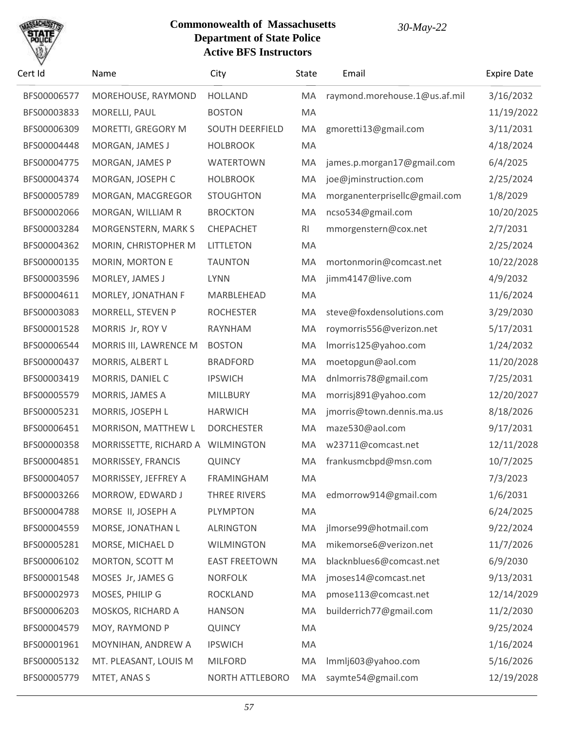**Commonwealth of Massachusetts**
**Department of State Police**
**Active BFS Instructors**

*30-May-22*

| Cert Id | Name | City | State | Email | Expire Date |
|---|---|---|---|---|---|
| BFS00006577 | MOREHOUSE, RAYMOND | HOLLAND | MA | raymond.morehouse.1@us.af.mil | 3/16/2032 |
| BFS00003833 | MORELLI, PAUL | BOSTON | MA | | 11/19/2022 |
| BFS00006309 | MORETTI, GREGORY M | SOUTH DEERFIELD | MA | gmoretti13@gmail.com | 3/11/2031 |
| BFS00004448 | MORGAN, JAMES J | HOLBROOK | MA | | 4/18/2024 |
| BFS00004775 | MORGAN, JAMES P | WATERTOWN | MA | james.p.morgan17@gmail.com | 6/4/2025 |
| BFS00004374 | MORGAN, JOSEPH C | HOLBROOK | MA | joe@jminstruction.com | 2/25/2024 |
| BFS00005789 | MORGAN, MACGREGOR | STOUGHTON | MA | morganenterprisellc@gmail.com | 1/8/2029 |
| BFS00002066 | MORGAN, WILLIAM R | BROCKTON | MA | ncso534@gmail.com | 10/20/2025 |
| BFS00003284 | MORGENSTERN, MARK S | CHEPACHET | RI | mmorgenstern@cox.net | 2/7/2031 |
| BFS00004362 | MORIN, CHRISTOPHER M | LITTLETON | MA | | 2/25/2024 |
| BFS00000135 | MORIN, MORTON E | TAUNTON | MA | mortonmorin@comcast.net | 10/22/2028 |
| BFS00003596 | MORLEY, JAMES J | LYNN | MA | jimm4147@live.com | 4/9/2032 |
| BFS00004611 | MORLEY, JONATHAN F | MARBLEHEAD | MA | | 11/6/2024 |
| BFS00003083 | MORRELL, STEVEN P | ROCHESTER | MA | steve@foxdensolutions.com | 3/29/2030 |
| BFS00001528 | MORRIS Jr, ROY V | RAYNHAM | MA | roymorris556@verizon.net | 5/17/2031 |
| BFS00006544 | MORRIS III, LAWRENCE M | BOSTON | MA | lmorris125@yahoo.com | 1/24/2032 |
| BFS00000437 | MORRIS, ALBERT L | BRADFORD | MA | moetopgun@aol.com | 11/20/2028 |
| BFS00003419 | MORRIS, DANIEL C | IPSWICH | MA | dnlmorris78@gmail.com | 7/25/2031 |
| BFS00005579 | MORRIS, JAMES A | MILLBURY | MA | morrisj891@yahoo.com | 12/20/2027 |
| BFS00005231 | MORRIS, JOSEPH L | HARWICH | MA | jmorris@town.dennis.ma.us | 8/18/2026 |
| BFS00006451 | MORRISON, MATTHEW L | DORCHESTER | MA | maze530@aol.com | 9/17/2031 |
| BFS00000358 | MORRISSETTE, RICHARD A | WILMINGTON | MA | w23711@comcast.net | 12/11/2028 |
| BFS00004851 | MORRISSEY, FRANCIS | QUINCY | MA | frankusmcbpd@msn.com | 10/7/2025 |
| BFS00004057 | MORRISSEY, JEFFREY A | FRAMINGHAM | MA | | 7/3/2023 |
| BFS00003266 | MORROW, EDWARD J | THREE RIVERS | MA | edmorrow914@gmail.com | 1/6/2031 |
| BFS00004788 | MORSE II, JOSEPH A | PLYMPTON | MA | | 6/24/2025 |
| BFS00004559 | MORSE, JONATHAN L | ALRINGTON | MA | jlmorse99@hotmail.com | 9/22/2024 |
| BFS00005281 | MORSE, MICHAEL D | WILMINGTON | MA | mikemorse6@verizon.net | 11/7/2026 |
| BFS00006102 | MORTON, SCOTT M | EAST FREETOWN | MA | blacknblues6@comcast.net | 6/9/2030 |
| BFS00001548 | MOSES Jr, JAMES G | NORFOLK | MA | jmoses14@comcast.net | 9/13/2031 |
| BFS00002973 | MOSES, PHILIP G | ROCKLAND | MA | pmose113@comcast.net | 12/14/2029 |
| BFS00006203 | MOSKOS, RICHARD A | HANSON | MA | builderrich77@gmail.com | 11/2/2030 |
| BFS00004579 | MOY, RAYMOND P | QUINCY | MA | | 9/25/2024 |
| BFS00001961 | MOYNIHAN, ANDREW A | IPSWICH | MA | | 1/16/2024 |
| BFS00005132 | MT. PLEASANT, LOUIS M | MILFORD | MA | lmmlj603@yahoo.com | 5/16/2026 |
| BFS00005779 | MTET, ANAS S | NORTH ATTLEBORO | MA | saymte54@gmail.com | 12/19/2028 |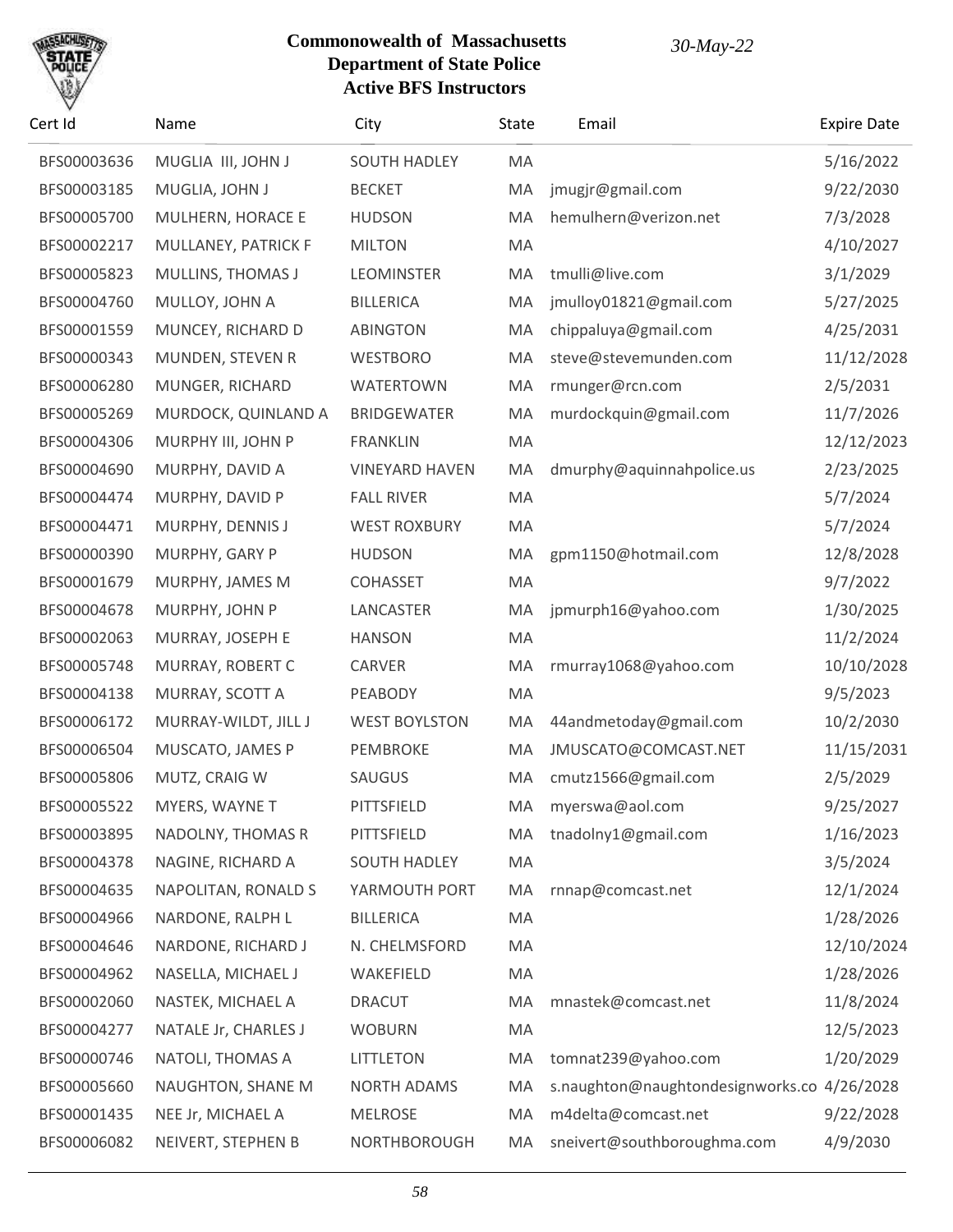# Commonwealth of Massachusetts
## Department of State Police
## Active BFS Instructors

*30-May-22*

| Cert Id | Name | City | State | Email | Expire Date |
|---|---|---|---|---|---|
| BFS00003636 | MUGLIA III, JOHN J | SOUTH HADLEY | MA | | 5/16/2022 |
| BFS00003185 | MUGLIA, JOHN J | BECKET | MA | jmugjr@gmail.com | 9/22/2030 |
| BFS00005700 | MULHERN, HORACE E | HUDSON | MA | hemulhern@verizon.net | 7/3/2028 |
| BFS00002217 | MULLANEY, PATRICK F | MILTON | MA | | 4/10/2027 |
| BFS00005823 | MULLINS, THOMAS J | LEOMINSTER | MA | tmulli@live.com | 3/1/2029 |
| BFS00004760 | MULLOY, JOHN A | BILLERICA | MA | jmulloy01821@gmail.com | 5/27/2025 |
| BFS00001559 | MUNCEY, RICHARD D | ABINGTON | MA | chippaluya@gmail.com | 4/25/2031 |
| BFS00000343 | MUNDEN, STEVEN R | WESTBORO | MA | steve@stevemunden.com | 11/12/2028 |
| BFS00006280 | MUNGER, RICHARD | WATERTOWN | MA | rmunger@rcn.com | 2/5/2031 |
| BFS00005269 | MURDOCK, QUINLAND A | BRIDGEWATER | MA | murdockquin@gmail.com | 11/7/2026 |
| BFS00004306 | MURPHY III, JOHN P | FRANKLIN | MA | | 12/12/2023 |
| BFS00004690 | MURPHY, DAVID A | VINEYARD HAVEN | MA | dmurphy@aquinnahpolice.us | 2/23/2025 |
| BFS00004474 | MURPHY, DAVID P | FALL RIVER | MA | | 5/7/2024 |
| BFS00004471 | MURPHY, DENNIS J | WEST ROXBURY | MA | | 5/7/2024 |
| BFS00000390 | MURPHY, GARY P | HUDSON | MA | gpm1150@hotmail.com | 12/8/2028 |
| BFS00001679 | MURPHY, JAMES M | COHASSET | MA | | 9/7/2022 |
| BFS00004678 | MURPHY, JOHN P | LANCASTER | MA | jpmurph16@yahoo.com | 1/30/2025 |
| BFS00002063 | MURRAY, JOSEPH E | HANSON | MA | | 11/2/2024 |
| BFS00005748 | MURRAY, ROBERT C | CARVER | MA | rmurray1068@yahoo.com | 10/10/2028 |
| BFS00004138 | MURRAY, SCOTT A | PEABODY | MA | | 9/5/2023 |
| BFS00006172 | MURRAY-WILDT, JILL J | WEST BOYLSTON | MA | 44andmetoday@gmail.com | 10/2/2030 |
| BFS00006504 | MUSCATO, JAMES P | PEMBROKE | MA | JMUSCATO@COMCAST.NET | 11/15/2031 |
| BFS00005806 | MUTZ, CRAIG W | SAUGUS | MA | cmutz1566@gmail.com | 2/5/2029 |
| BFS00005522 | MYERS, WAYNE T | PITTSFIELD | MA | myerswa@aol.com | 9/25/2027 |
| BFS00003895 | NADOLNY, THOMAS R | PITTSFIELD | MA | tnadolny1@gmail.com | 1/16/2023 |
| BFS00004378 | NAGINE, RICHARD A | SOUTH HADLEY | MA | | 3/5/2024 |
| BFS00004635 | NAPOLITAN, RONALD S | YARMOUTH PORT | MA | rnnap@comcast.net | 12/1/2024 |
| BFS00004966 | NARDONE, RALPH L | BILLERICA | MA | | 1/28/2026 |
| BFS00004646 | NARDONE, RICHARD J | N. CHELMSFORD | MA | | 12/10/2024 |
| BFS00004962 | NASELLA, MICHAEL J | WAKEFIELD | MA | | 1/28/2026 |
| BFS00002060 | NASTEK, MICHAEL A | DRACUT | MA | mnastek@comcast.net | 11/8/2024 |
| BFS00004277 | NATALE Jr, CHARLES J | WOBURN | MA | | 12/5/2023 |
| BFS00000746 | NATOLI, THOMAS A | LITTLETON | MA | tomnat239@yahoo.com | 1/20/2029 |
| BFS00005660 | NAUGHTON, SHANE M | NORTH ADAMS | MA | s.naughton@naughtondesignworks.co | 4/26/2028 |
| BFS00001435 | NEE Jr, MICHAEL A | MELROSE | MA | m4delta@comcast.net | 9/22/2028 |
| BFS00006082 | NEIVERT, STEPHEN B | NORTHBOROUGH | MA | sneivert@southboroughma.com | 4/9/2030 |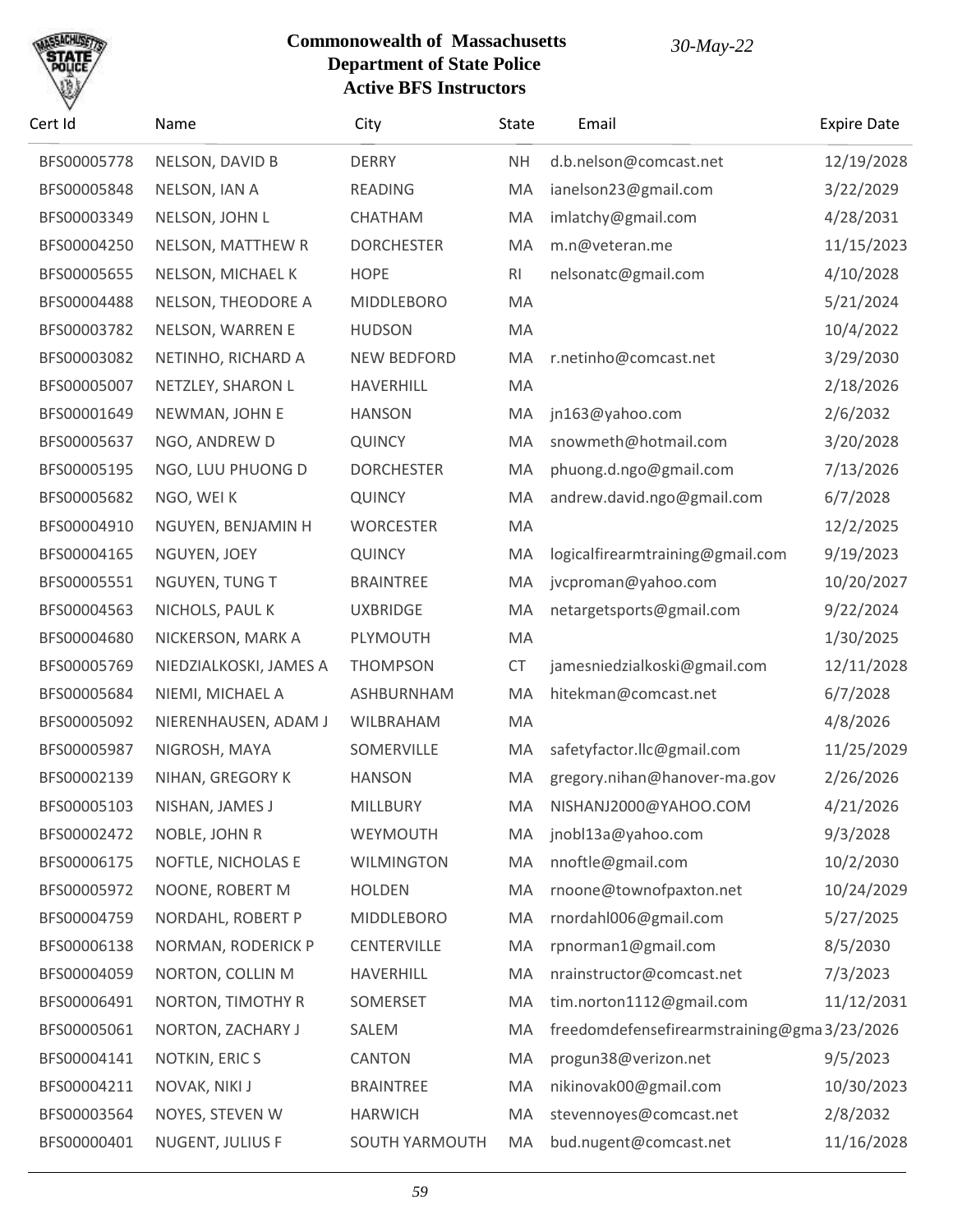# Commonwealth of Massachusetts
## Department of State Police
## Active BFS Instructors

*30-May-22*

| Cert Id | Name | City | State | Email | Expire Date |
|---|---|---|---|---|---|
| BFS00005778 | NELSON, DAVID B | DERRY | NH | d.b.nelson@comcast.net | 12/19/2028 |
| BFS00005848 | NELSON, IAN A | READING | MA | ianelson23@gmail.com | 3/22/2029 |
| BFS00003349 | NELSON, JOHN L | CHATHAM | MA | imlatchy@gmail.com | 4/28/2031 |
| BFS00004250 | NELSON, MATTHEW R | DORCHESTER | MA | m.n@veteran.me | 11/15/2023 |
| BFS00005655 | NELSON, MICHAEL K | HOPE | RI | nelsonatc@gmail.com | 4/10/2028 |
| BFS00004488 | NELSON, THEODORE A | MIDDLEBORO | MA | | 5/21/2024 |
| BFS00003782 | NELSON, WARREN E | HUDSON | MA | | 10/4/2022 |
| BFS00003082 | NETINHO, RICHARD A | NEW BEDFORD | MA | r.netinho@comcast.net | 3/29/2030 |
| BFS00005007 | NETZLEY, SHARON L | HAVERHILL | MA | | 2/18/2026 |
| BFS00001649 | NEWMAN, JOHN E | HANSON | MA | jn163@yahoo.com | 2/6/2032 |
| BFS00005637 | NGO, ANDREW D | QUINCY | MA | snowmeth@hotmail.com | 3/20/2028 |
| BFS00005195 | NGO, LUU PHUONG D | DORCHESTER | MA | phuong.d.ngo@gmail.com | 7/13/2026 |
| BFS00005682 | NGO, WEI K | QUINCY | MA | andrew.david.ngo@gmail.com | 6/7/2028 |
| BFS00004910 | NGUYEN, BENJAMIN H | WORCESTER | MA | | 12/2/2025 |
| BFS00004165 | NGUYEN, JOEY | QUINCY | MA | logicalfirearmtraining@gmail.com | 9/19/2023 |
| BFS00005551 | NGUYEN, TUNG T | BRAINTREE | MA | jvcproman@yahoo.com | 10/20/2027 |
| BFS00004563 | NICHOLS, PAUL K | UXBRIDGE | MA | netargetsports@gmail.com | 9/22/2024 |
| BFS00004680 | NICKERSON, MARK A | PLYMOUTH | MA | | 1/30/2025 |
| BFS00005769 | NIEDZIALKOSKI, JAMES A | THOMPSON | CT | jamesniedzialkoski@gmail.com | 12/11/2028 |
| BFS00005684 | NIEMI, MICHAEL A | ASHBURNHAM | MA | hitekman@comcast.net | 6/7/2028 |
| BFS00005092 | NIERENHAUSEN, ADAM J | WILBRAHAM | MA | | 4/8/2026 |
| BFS00005987 | NIGROSH, MAYA | SOMERVILLE | MA | safetyfactor.llc@gmail.com | 11/25/2029 |
| BFS00002139 | NIHAN, GREGORY K | HANSON | MA | gregory.nihan@hanover-ma.gov | 2/26/2026 |
| BFS00005103 | NISHAN, JAMES J | MILLBURY | MA | NISHANJ2000@YAHOO.COM | 4/21/2026 |
| BFS00002472 | NOBLE, JOHN R | WEYMOUTH | MA | jnobl13a@yahoo.com | 9/3/2028 |
| BFS00006175 | NOFTLE, NICHOLAS E | WILMINGTON | MA | nnoftle@gmail.com | 10/2/2030 |
| BFS00005972 | NOONE, ROBERT M | HOLDEN | MA | rnoone@townofpaxton.net | 10/24/2029 |
| BFS00004759 | NORDAHL, ROBERT P | MIDDLEBORO | MA | rnordahl006@gmail.com | 5/27/2025 |
| BFS00006138 | NORMAN, RODERICK P | CENTERVILLE | MA | rpnorman1@gmail.com | 8/5/2030 |
| BFS00004059 | NORTON, COLLIN M | HAVERHILL | MA | nrainstructor@comcast.net | 7/3/2023 |
| BFS00006491 | NORTON, TIMOTHY R | SOMERSET | MA | tim.norton1112@gmail.com | 11/12/2031 |
| BFS00005061 | NORTON, ZACHARY J | SALEM | MA | freedomdefensefirearmstraining@gma | 3/23/2026 |
| BFS00004141 | NOTKIN, ERIC S | CANTON | MA | progun38@verizon.net | 9/5/2023 |
| BFS00004211 | NOVAK, NIKI J | BRAINTREE | MA | nikinovak00@gmail.com | 10/30/2023 |
| BFS00003564 | NOYES, STEVEN W | HARWICH | MA | stevennoyes@comcast.net | 2/8/2032 |
| BFS00000401 | NUGENT, JULIUS F | SOUTH YARMOUTH | MA | bud.nugent@comcast.net | 11/16/2028 |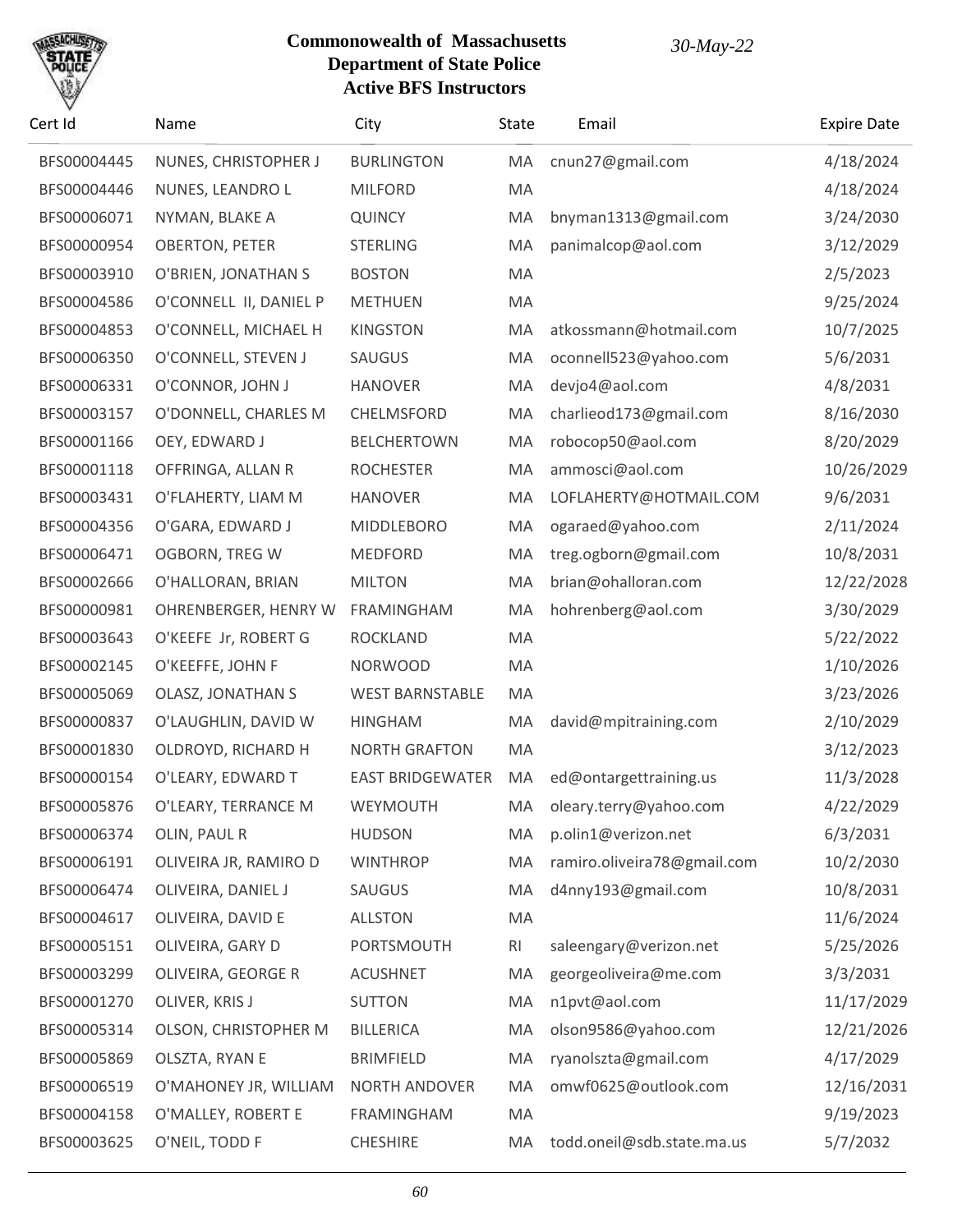# Commonwealth of Massachusetts
## Department of State Police
### Active BFS Instructors

*30-May-22*

| Cert Id | Name | City | State | Email | Expire Date |
|---|---|---|---|---|---|
| BFS00004445 | NUNES, CHRISTOPHER J | BURLINGTON | MA | cnun27@gmail.com | 4/18/2024 |
| BFS00004446 | NUNES, LEANDRO L | MILFORD | MA | | 4/18/2024 |
| BFS00006071 | NYMAN, BLAKE A | QUINCY | MA | bnyman1313@gmail.com | 3/24/2030 |
| BFS00000954 | OBERTON, PETER | STERLING | MA | panimalcop@aol.com | 3/12/2029 |
| BFS00003910 | O'BRIEN, JONATHAN S | BOSTON | MA | | 2/5/2023 |
| BFS00004586 | O'CONNELL II, DANIEL P | METHUEN | MA | | 9/25/2024 |
| BFS00004853 | O'CONNELL, MICHAEL H | KINGSTON | MA | atkossmann@hotmail.com | 10/7/2025 |
| BFS00006350 | O'CONNELL, STEVEN J | SAUGUS | MA | oconnell523@yahoo.com | 5/6/2031 |
| BFS00006331 | O'CONNOR, JOHN J | HANOVER | MA | devjo4@aol.com | 4/8/2031 |
| BFS00003157 | O'DONNELL, CHARLES M | CHELMSFORD | MA | charlieod173@gmail.com | 8/16/2030 |
| BFS00001166 | OEY, EDWARD J | BELCHERTOWN | MA | robocop50@aol.com | 8/20/2029 |
| BFS00001118 | OFFRINGA, ALLAN R | ROCHESTER | MA | ammosci@aol.com | 10/26/2029 |
| BFS00003431 | O'FLAHERTY, LIAM M | HANOVER | MA | LOFLAHERTY@HOTMAIL.COM | 9/6/2031 |
| BFS00004356 | O'GARA, EDWARD J | MIDDLEBORO | MA | ogaraed@yahoo.com | 2/11/2024 |
| BFS00006471 | OGBORN, TREG W | MEDFORD | MA | treg.ogborn@gmail.com | 10/8/2031 |
| BFS00002666 | O'HALLORAN, BRIAN | MILTON | MA | brian@ohalloran.com | 12/22/2028 |
| BFS00000981 | OHRENBERGER, HENRY W | FRAMINGHAM | MA | hohrenberg@aol.com | 3/30/2029 |
| BFS00003643 | O'KEEFE Jr, ROBERT G | ROCKLAND | MA | | 5/22/2022 |
| BFS00002145 | O'KEEFFE, JOHN F | NORWOOD | MA | | 1/10/2026 |
| BFS00005069 | OLASZ, JONATHAN S | WEST BARNSTABLE | MA | | 3/23/2026 |
| BFS00000837 | O'LAUGHLIN, DAVID W | HINGHAM | MA | david@mpitraining.com | 2/10/2029 |
| BFS00001830 | OLDROYD, RICHARD H | NORTH GRAFTON | MA | | 3/12/2023 |
| BFS00000154 | O'LEARY, EDWARD T | EAST BRIDGEWATER | MA | ed@ontargettraining.us | 11/3/2028 |
| BFS00005876 | O'LEARY, TERRANCE M | WEYMOUTH | MA | oleary.terry@yahoo.com | 4/22/2029 |
| BFS00006374 | OLIN, PAUL R | HUDSON | MA | p.olin1@verizon.net | 6/3/2031 |
| BFS00006191 | OLIVEIRA JR, RAMIRO D | WINTHROP | MA | ramiro.oliveira78@gmail.com | 10/2/2030 |
| BFS00006474 | OLIVEIRA, DANIEL J | SAUGUS | MA | d4nny193@gmail.com | 10/8/2031 |
| BFS00004617 | OLIVEIRA, DAVID E | ALLSTON | MA | | 11/6/2024 |
| BFS00005151 | OLIVEIRA, GARY D | PORTSMOUTH | RI | saleengary@verizon.net | 5/25/2026 |
| BFS00003299 | OLIVEIRA, GEORGE R | ACUSHNET | MA | georgeoliveira@me.com | 3/3/2031 |
| BFS00001270 | OLIVER, KRIS J | SUTTON | MA | n1pvt@aol.com | 11/17/2029 |
| BFS00005314 | OLSON, CHRISTOPHER M | BILLERICA | MA | olson9586@yahoo.com | 12/21/2026 |
| BFS00005869 | OLSZTA, RYAN E | BRIMFIELD | MA | ryanolszta@gmail.com | 4/17/2029 |
| BFS00006519 | O'MAHONEY JR, WILLIAM | NORTH ANDOVER | MA | omwf0625@outlook.com | 12/16/2031 |
| BFS00004158 | O'MALLEY, ROBERT E | FRAMINGHAM | MA | | 9/19/2023 |
| BFS00003625 | O'NEIL, TODD F | CHESHIRE | MA | todd.oneil@sdb.state.ma.us | 5/7/2032 |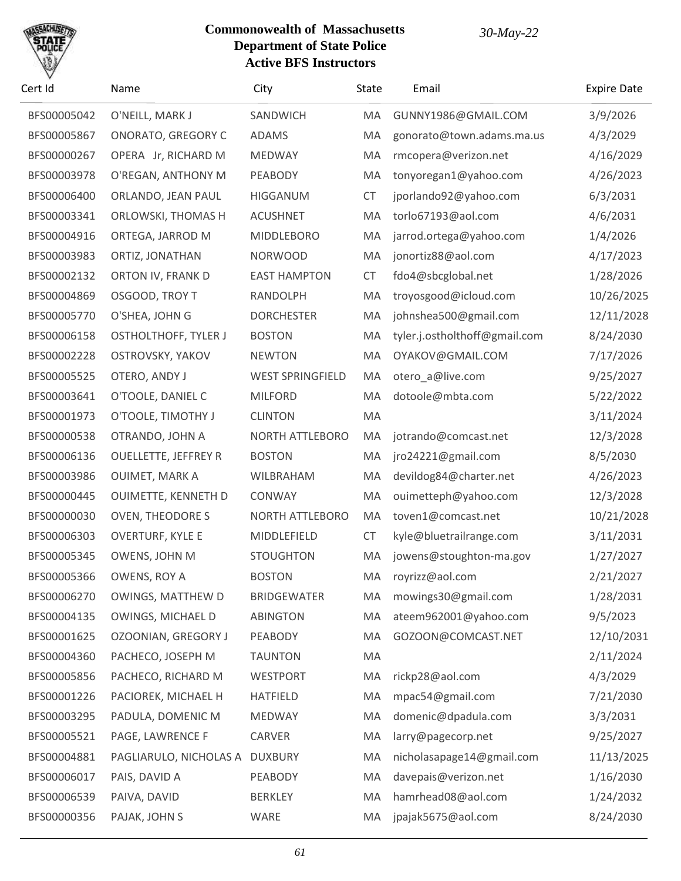**Commonwealth of Massachusetts**
**Department of State Police**
**Active BFS Instructors**

*30-May-22*

| Cert Id | Name | City | State | Email | Expire Date |
|---|---|---|---|---|---|
| BFS00005042 | O'NEILL, MARK J | SANDWICH | MA | GUNNY1986@GMAIL.COM | 3/9/2026 |
| BFS00005867 | ONORATO, GREGORY C | ADAMS | MA | gonorato@town.adams.ma.us | 4/3/2029 |
| BFS00000267 | OPERA Jr, RICHARD M | MEDWAY | MA | rmcopera@verizon.net | 4/16/2029 |
| BFS00003978 | O'REGAN, ANTHONY M | PEABODY | MA | tonyoregan1@yahoo.com | 4/26/2023 |
| BFS00006400 | ORLANDO, JEAN PAUL | HIGGANUM | CT | jporlando92@yahoo.com | 6/3/2031 |
| BFS00003341 | ORLOWSKI, THOMAS H | ACUSHNET | MA | torlo67193@aol.com | 4/6/2031 |
| BFS00004916 | ORTEGA, JARROD M | MIDDLEBORO | MA | jarrod.ortega@yahoo.com | 1/4/2026 |
| BFS00003983 | ORTIZ, JONATHAN | NORWOOD | MA | jonortiz88@aol.com | 4/17/2023 |
| BFS00002132 | ORTON IV, FRANK D | EAST HAMPTON | CT | fdo4@sbcglobal.net | 1/28/2026 |
| BFS00004869 | OSGOOD, TROY T | RANDOLPH | MA | troyosgood@icloud.com | 10/26/2025 |
| BFS00005770 | O'SHEA, JOHN G | DORCHESTER | MA | johnshea500@gmail.com | 12/11/2028 |
| BFS00006158 | OSTHOLTHOFF, TYLER J | BOSTON | MA | tyler.j.ostholthoff@gmail.com | 8/24/2030 |
| BFS00002228 | OSTROVSKY, YAKOV | NEWTON | MA | OYAKOV@GMAIL.COM | 7/17/2026 |
| BFS00005525 | OTERO, ANDY J | WEST SPRINGFIELD | MA | otero_a@live.com | 9/25/2027 |
| BFS00003641 | O'TOOLE, DANIEL C | MILFORD | MA | dotoole@mbta.com | 5/22/2022 |
| BFS00001973 | O'TOOLE, TIMOTHY J | CLINTON | MA | | 3/11/2024 |
| BFS00000538 | OTRANDO, JOHN A | NORTH ATTLEBORO | MA | jotrando@comcast.net | 12/3/2028 |
| BFS00006136 | OUELLETTE, JEFFREY R | BOSTON | MA | jro24221@gmail.com | 8/5/2030 |
| BFS00003986 | OUIMET, MARK A | WILBRAHAM | MA | devildog84@charter.net | 4/26/2023 |
| BFS00000445 | OUIMETTE, KENNETH D | CONWAY | MA | ouimetteph@yahoo.com | 12/3/2028 |
| BFS00000030 | OVEN, THEODORE S | NORTH ATTLEBORO | MA | toven1@comcast.net | 10/21/2028 |
| BFS00006303 | OVERTURF, KYLE E | MIDDLEFIELD | CT | kyle@bluetrailrange.com | 3/11/2031 |
| BFS00005345 | OWENS, JOHN M | STOUGHTON | MA | jowens@stoughton-ma.gov | 1/27/2027 |
| BFS00005366 | OWENS, ROY A | BOSTON | MA | royrizz@aol.com | 2/21/2027 |
| BFS00006270 | OWINGS, MATTHEW D | BRIDGEWATER | MA | mowings30@gmail.com | 1/28/2031 |
| BFS00004135 | OWINGS, MICHAEL D | ABINGTON | MA | ateem962001@yahoo.com | 9/5/2023 |
| BFS00001625 | OZOONIAN, GREGORY J | PEABODY | MA | GOZOON@COMCAST.NET | 12/10/2031 |
| BFS00004360 | PACHECO, JOSEPH M | TAUNTON | MA | | 2/11/2024 |
| BFS00005856 | PACHECO, RICHARD M | WESTPORT | MA | rickp28@aol.com | 4/3/2029 |
| BFS00001226 | PACIOREK, MICHAEL H | HATFIELD | MA | mpac54@gmail.com | 7/21/2030 |
| BFS00003295 | PADULA, DOMENIC M | MEDWAY | MA | domenic@dpadula.com | 3/3/2031 |
| BFS00005521 | PAGE, LAWRENCE F | CARVER | MA | larry@pagecorp.net | 9/25/2027 |
| BFS00004881 | PAGLIARULO, NICHOLAS A | DUXBURY | MA | nicholasapage14@gmail.com | 11/13/2025 |
| BFS00006017 | PAIS, DAVID A | PEABODY | MA | davepais@verizon.net | 1/16/2030 |
| BFS00006539 | PAIVA, DAVID | BERKLEY | MA | hamrhead08@aol.com | 1/24/2032 |
| BFS00000356 | PAJAK, JOHN S | WARE | MA | jpajak5675@aol.com | 8/24/2030 |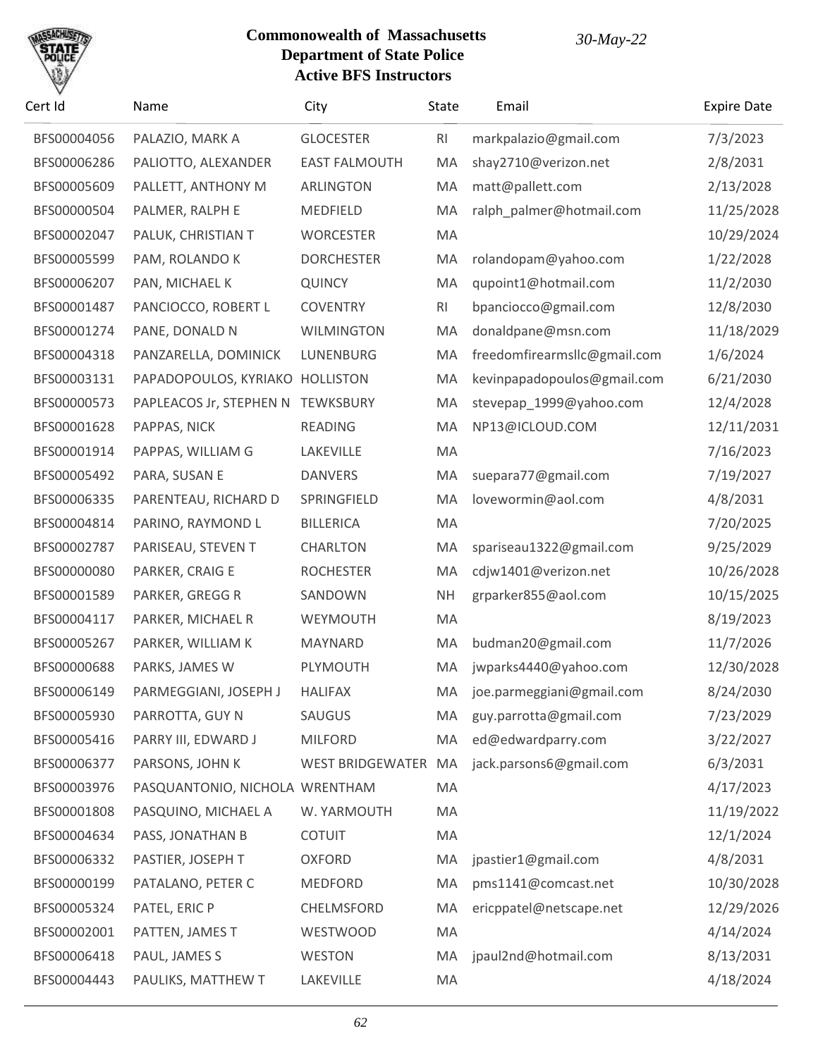# Commonwealth of Massachusetts
## Department of State Police
## Active BFS Instructors

*30-May-22*

| Cert Id | Name | City | State | Email | Expire Date |
|---|---|---|---|---|---|
| BFS00004056 | PALAZIO, MARK A | GLOCESTER | RI | markpalazio@gmail.com | 7/3/2023 |
| BFS00006286 | PALIOTTO, ALEXANDER | EAST FALMOUTH | MA | shay2710@verizon.net | 2/8/2031 |
| BFS00005609 | PALLETT, ANTHONY M | ARLINGTON | MA | matt@pallett.com | 2/13/2028 |
| BFS00000504 | PALMER, RALPH E | MEDFIELD | MA | ralph_palmer@hotmail.com | 11/25/2028 |
| BFS00002047 | PALUK, CHRISTIAN T | WORCESTER | MA | | 10/29/2024 |
| BFS00005599 | PAM, ROLANDO K | DORCHESTER | MA | rolandopam@yahoo.com | 1/22/2028 |
| BFS00006207 | PAN, MICHAEL K | QUINCY | MA | qupoint1@hotmail.com | 11/2/2030 |
| BFS00001487 | PANCIOCCO, ROBERT L | COVENTRY | RI | bpanciocco@gmail.com | 12/8/2030 |
| BFS00001274 | PANE, DONALD N | WILMINGTON | MA | donaldpane@msn.com | 11/18/2029 |
| BFS00004318 | PANZARELLA, DOMINICK | LUNENBURG | MA | freedomfirearmsllc@gmail.com | 1/6/2024 |
| BFS00003131 | PAPADOPOULOS, KYRIAKO | HOLLISTON | MA | kevinpapadopoulos@gmail.com | 6/21/2030 |
| BFS00000573 | PAPLEACOS Jr, STEPHEN N | TEWKSBURY | MA | stevepap_1999@yahoo.com | 12/4/2028 |
| BFS00001628 | PAPPAS, NICK | READING | MA | NP13@ICLOUD.COM | 12/11/2031 |
| BFS00001914 | PAPPAS, WILLIAM G | LAKEVILLE | MA | | 7/16/2023 |
| BFS00005492 | PARA, SUSAN E | DANVERS | MA | suepara77@gmail.com | 7/19/2027 |
| BFS00006335 | PARENTEAU, RICHARD D | SPRINGFIELD | MA | lovewormin@aol.com | 4/8/2031 |
| BFS00004814 | PARINO, RAYMOND L | BILLERICA | MA | | 7/20/2025 |
| BFS00002787 | PARISEAU, STEVEN T | CHARLTON | MA | spariseau1322@gmail.com | 9/25/2029 |
| BFS00000080 | PARKER, CRAIG E | ROCHESTER | MA | cdjw1401@verizon.net | 10/26/2028 |
| BFS00001589 | PARKER, GREGG R | SANDOWN | NH | grparker855@aol.com | 10/15/2025 |
| BFS00004117 | PARKER, MICHAEL R | WEYMOUTH | MA | | 8/19/2023 |
| BFS00005267 | PARKER, WILLIAM K | MAYNARD | MA | budman20@gmail.com | 11/7/2026 |
| BFS00000688 | PARKS, JAMES W | PLYMOUTH | MA | jwparks4440@yahoo.com | 12/30/2028 |
| BFS00006149 | PARMEGGIANI, JOSEPH J | HALIFAX | MA | joe.parmeggiani@gmail.com | 8/24/2030 |
| BFS00005930 | PARROTTA, GUY N | SAUGUS | MA | guy.parrotta@gmail.com | 7/23/2029 |
| BFS00005416 | PARRY III, EDWARD J | MILFORD | MA | ed@edwardparry.com | 3/22/2027 |
| BFS00006377 | PARSONS, JOHN K | WEST BRIDGEWATER | MA | jack.parsons6@gmail.com | 6/3/2031 |
| BFS00003976 | PASQUANTONIO, NICHOLA | WRENTHAM | MA | | 4/17/2023 |
| BFS00001808 | PASQUINO, MICHAEL A | W. YARMOUTH | MA | | 11/19/2022 |
| BFS00004634 | PASS, JONATHAN B | COTUIT | MA | | 12/1/2024 |
| BFS00006332 | PASTIER, JOSEPH T | OXFORD | MA | jpastier1@gmail.com | 4/8/2031 |
| BFS00000199 | PATALANO, PETER C | MEDFORD | MA | pms1141@comcast.net | 10/30/2028 |
| BFS00005324 | PATEL, ERIC P | CHELMSFORD | MA | ericppatel@netscape.net | 12/29/2026 |
| BFS00002001 | PATTEN, JAMES T | WESTWOOD | MA | | 4/14/2024 |
| BFS00006418 | PAUL, JAMES S | WESTON | MA | jpaul2nd@hotmail.com | 8/13/2031 |
| BFS00004443 | PAULIKS, MATTHEW T | LAKEVILLE | MA | | 4/18/2024 |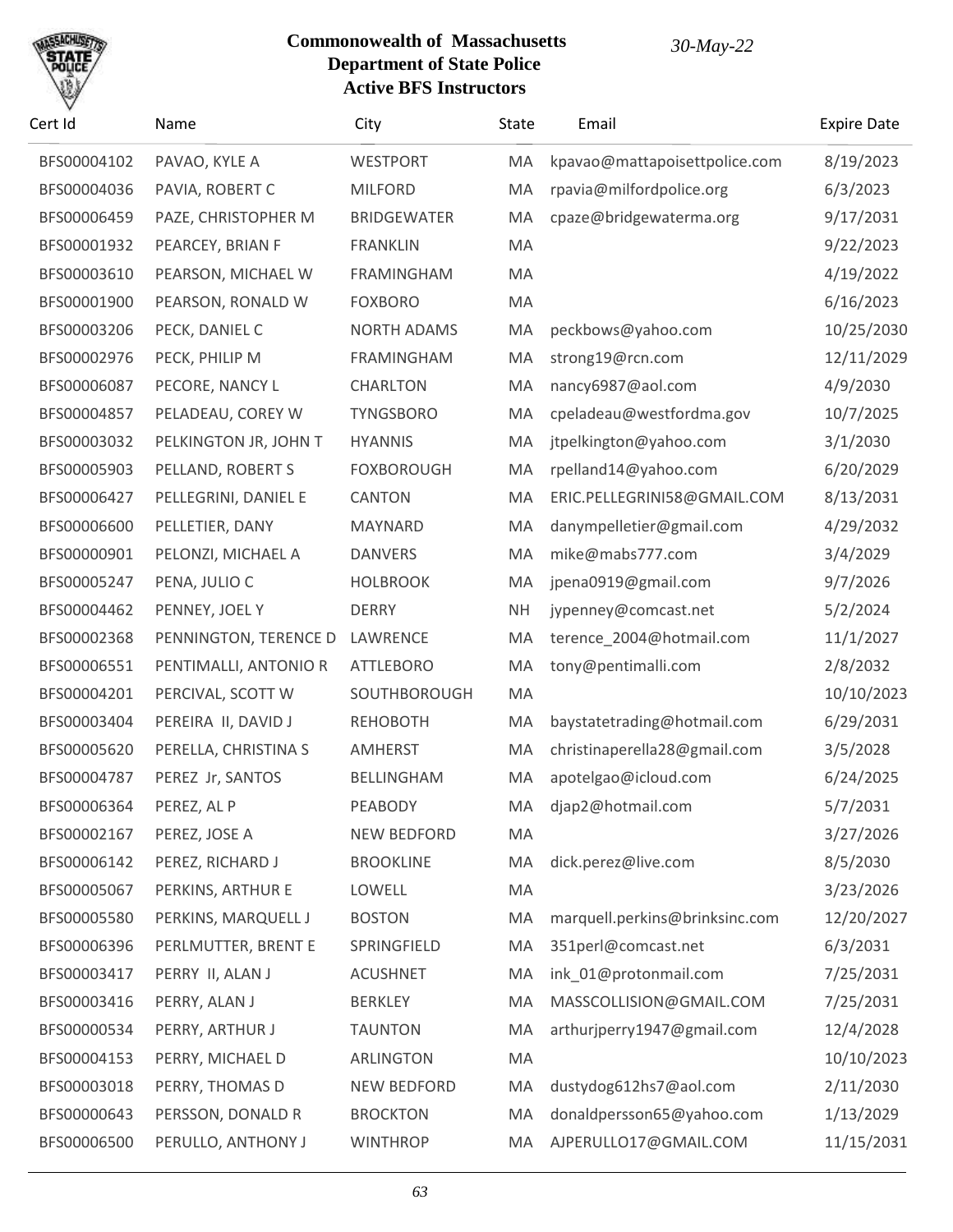**Commonwealth of Massachusetts**
**Department of State Police**
**Active BFS Instructors**

*30-May-22*

| Cert Id | Name | City | State | Email | Expire Date |
|---|---|---|---|---|---|
| BFS00004102 | PAVAO, KYLE A | WESTPORT | MA | kpavao@mattapoisettpolice.com | 8/19/2023 |
| BFS00004036 | PAVIA, ROBERT C | MILFORD | MA | rpavia@milfordpolice.org | 6/3/2023 |
| BFS00006459 | PAZE, CHRISTOPHER M | BRIDGEWATER | MA | cpaze@bridgewaterma.org | 9/17/2031 |
| BFS00001932 | PEARCEY, BRIAN F | FRANKLIN | MA | | 9/22/2023 |
| BFS00003610 | PEARSON, MICHAEL W | FRAMINGHAM | MA | | 4/19/2022 |
| BFS00001900 | PEARSON, RONALD W | FOXBORO | MA | | 6/16/2023 |
| BFS00003206 | PECK, DANIEL C | NORTH ADAMS | MA | peckbows@yahoo.com | 10/25/2030 |
| BFS00002976 | PECK, PHILIP M | FRAMINGHAM | MA | strong19@rcn.com | 12/11/2029 |
| BFS00006087 | PECORE, NANCY L | CHARLTON | MA | nancy6987@aol.com | 4/9/2030 |
| BFS00004857 | PELADEAU, COREY W | TYNGSBORO | MA | cpeladeau@westfordma.gov | 10/7/2025 |
| BFS00003032 | PELKINGTON JR, JOHN T | HYANNIS | MA | jtpelkington@yahoo.com | 3/1/2030 |
| BFS00005903 | PELLAND, ROBERT S | FOXBOROUGH | MA | rpelland14@yahoo.com | 6/20/2029 |
| BFS00006427 | PELLEGRINI, DANIEL E | CANTON | MA | ERIC.PELLEGRINI58@GMAIL.COM | 8/13/2031 |
| BFS00006600 | PELLETIER, DANY | MAYNARD | MA | danympelletier@gmail.com | 4/29/2032 |
| BFS00000901 | PELONZI, MICHAEL A | DANVERS | MA | mike@mabs777.com | 3/4/2029 |
| BFS00005247 | PENA, JULIO C | HOLBROOK | MA | jpena0919@gmail.com | 9/7/2026 |
| BFS00004462 | PENNEY, JOEL Y | DERRY | NH | jypenney@comcast.net | 5/2/2024 |
| BFS00002368 | PENNINGTON, TERENCE D | LAWRENCE | MA | terence_2004@hotmail.com | 11/1/2027 |
| BFS00006551 | PENTIMALLI, ANTONIO R | ATTLEBORO | MA | tony@pentimalli.com | 2/8/2032 |
| BFS00004201 | PERCIVAL, SCOTT W | SOUTHBOROUGH | MA | | 10/10/2023 |
| BFS00003404 | PEREIRA II, DAVID J | REHOBOTH | MA | baystatetrading@hotmail.com | 6/29/2031 |
| BFS00005620 | PERELLA, CHRISTINA S | AMHERST | MA | christinaperella28@gmail.com | 3/5/2028 |
| BFS00004787 | PEREZ Jr, SANTOS | BELLINGHAM | MA | apotelgao@icloud.com | 6/24/2025 |
| BFS00006364 | PEREZ, AL P | PEABODY | MA | djap2@hotmail.com | 5/7/2031 |
| BFS00002167 | PEREZ, JOSE A | NEW BEDFORD | MA | | 3/27/2026 |
| BFS00006142 | PEREZ, RICHARD J | BROOKLINE | MA | dick.perez@live.com | 8/5/2030 |
| BFS00005067 | PERKINS, ARTHUR E | LOWELL | MA | | 3/23/2026 |
| BFS00005580 | PERKINS, MARQUELL J | BOSTON | MA | marquell.perkins@brinksinc.com | 12/20/2027 |
| BFS00006396 | PERLMUTTER, BRENT E | SPRINGFIELD | MA | 351perl@comcast.net | 6/3/2031 |
| BFS00003417 | PERRY II, ALAN J | ACUSHNET | MA | ink_01@protonmail.com | 7/25/2031 |
| BFS00003416 | PERRY, ALAN J | BERKLEY | MA | MASSCOLLISION@GMAIL.COM | 7/25/2031 |
| BFS00000534 | PERRY, ARTHUR J | TAUNTON | MA | arthurjperry1947@gmail.com | 12/4/2028 |
| BFS00004153 | PERRY, MICHAEL D | ARLINGTON | MA | | 10/10/2023 |
| BFS00003018 | PERRY, THOMAS D | NEW BEDFORD | MA | dustydog612hs7@aol.com | 2/11/2030 |
| BFS00000643 | PERSSON, DONALD R | BROCKTON | MA | donaldpersson65@yahoo.com | 1/13/2029 |
| BFS00006500 | PERULLO, ANTHONY J | WINTHROP | MA | AJPERULLO17@GMAIL.COM | 11/15/2031 |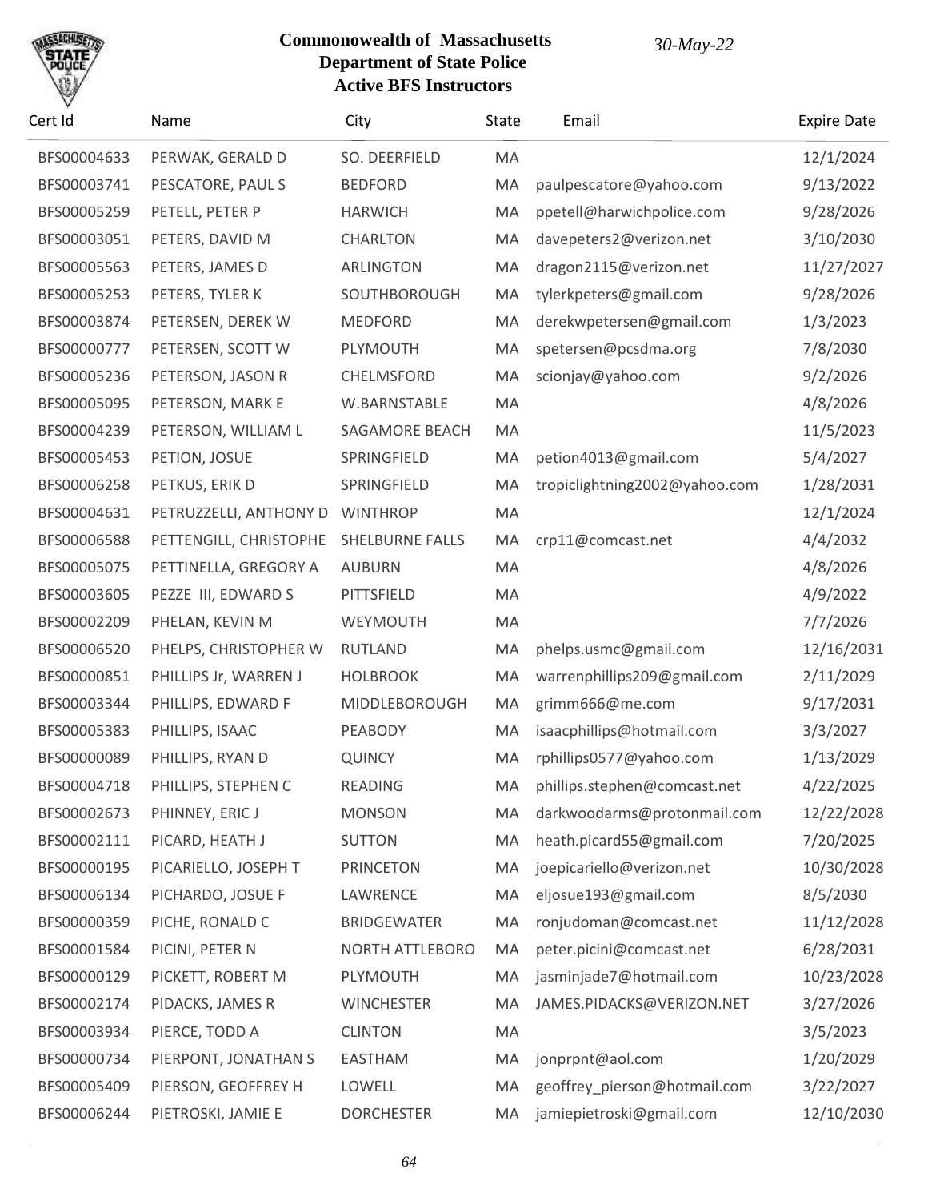**Commonwealth of Massachusetts**
**Department of State Police**
**Active BFS Instructors**

*30-May-22*

| Cert Id | Name | City | State | Email | Expire Date |
|---|---|---|---|---|---|
| BFS00004633 | PERWAK, GERALD D | SO. DEERFIELD | MA | | 12/1/2024 |
| BFS00003741 | PESCATORE, PAUL S | BEDFORD | MA | paulpescatore@yahoo.com | 9/13/2022 |
| BFS00005259 | PETELL, PETER P | HARWICH | MA | ppetell@harwichpolice.com | 9/28/2026 |
| BFS00003051 | PETERS, DAVID M | CHARLTON | MA | davepeters2@verizon.net | 3/10/2030 |
| BFS00005563 | PETERS, JAMES D | ARLINGTON | MA | dragon2115@verizon.net | 11/27/2027 |
| BFS00005253 | PETERS, TYLER K | SOUTHBOROUGH | MA | tylerkpeters@gmail.com | 9/28/2026 |
| BFS00003874 | PETERSEN, DEREK W | MEDFORD | MA | derekwpetersen@gmail.com | 1/3/2023 |
| BFS00000777 | PETERSEN, SCOTT W | PLYMOUTH | MA | spetersen@pcsdma.org | 7/8/2030 |
| BFS00005236 | PETERSON, JASON R | CHELMSFORD | MA | scionjay@yahoo.com | 9/2/2026 |
| BFS00005095 | PETERSON, MARK E | W.BARNSTABLE | MA | | 4/8/2026 |
| BFS00004239 | PETERSON, WILLIAM L | SAGAMORE BEACH | MA | | 11/5/2023 |
| BFS00005453 | PETION, JOSUE | SPRINGFIELD | MA | petion4013@gmail.com | 5/4/2027 |
| BFS00006258 | PETKUS, ERIK D | SPRINGFIELD | MA | tropiclightning2002@yahoo.com | 1/28/2031 |
| BFS00004631 | PETRUZZELLI, ANTHONY D | WINTHROP | MA | | 12/1/2024 |
| BFS00006588 | PETTENGILL, CHRISTOPHE | SHELBURNE FALLS | MA | crp11@comcast.net | 4/4/2032 |
| BFS00005075 | PETTINELLA, GREGORY A | AUBURN | MA | | 4/8/2026 |
| BFS00003605 | PEZZE III, EDWARD S | PITTSFIELD | MA | | 4/9/2022 |
| BFS00002209 | PHELAN, KEVIN M | WEYMOUTH | MA | | 7/7/2026 |
| BFS00006520 | PHELPS, CHRISTOPHER W | RUTLAND | MA | phelps.usmc@gmail.com | 12/16/2031 |
| BFS00000851 | PHILLIPS Jr, WARREN J | HOLBROOK | MA | warrenphillips209@gmail.com | 2/11/2029 |
| BFS00003344 | PHILLIPS, EDWARD F | MIDDLEBOROUGH | MA | grimm666@me.com | 9/17/2031 |
| BFS00005383 | PHILLIPS, ISAAC | PEABODY | MA | isaacphillips@hotmail.com | 3/3/2027 |
| BFS00000089 | PHILLIPS, RYAN D | QUINCY | MA | rphillips0577@yahoo.com | 1/13/2029 |
| BFS00004718 | PHILLIPS, STEPHEN C | READING | MA | phillips.stephen@comcast.net | 4/22/2025 |
| BFS00002673 | PHINNEY, ERIC J | MONSON | MA | darkwoodarms@protonmail.com | 12/22/2028 |
| BFS00002111 | PICARD, HEATH J | SUTTON | MA | heath.picard55@gmail.com | 7/20/2025 |
| BFS00000195 | PICARIELLO, JOSEPH T | PRINCETON | MA | joepicariello@verizon.net | 10/30/2028 |
| BFS00006134 | PICHARDO, JOSUE F | LAWRENCE | MA | eljosue193@gmail.com | 8/5/2030 |
| BFS00000359 | PICHE, RONALD C | BRIDGEWATER | MA | ronjudoman@comcast.net | 11/12/2028 |
| BFS00001584 | PICINI, PETER N | NORTH ATTLEBORO | MA | peter.picini@comcast.net | 6/28/2031 |
| BFS00000129 | PICKETT, ROBERT M | PLYMOUTH | MA | jasminjade7@hotmail.com | 10/23/2028 |
| BFS00002174 | PIDACKS, JAMES R | WINCHESTER | MA | JAMES.PIDACKS@VERIZON.NET | 3/27/2026 |
| BFS00003934 | PIERCE, TODD A | CLINTON | MA | | 3/5/2023 |
| BFS00000734 | PIERPONT, JONATHAN S | EASTHAM | MA | jonprpnt@aol.com | 1/20/2029 |
| BFS00005409 | PIERSON, GEOFFREY H | LOWELL | MA | geoffrey_pierson@hotmail.com | 3/22/2027 |
| BFS00006244 | PIETROSKI, JAMIE E | DORCHESTER | MA | jamiepietroski@gmail.com | 12/10/2030 |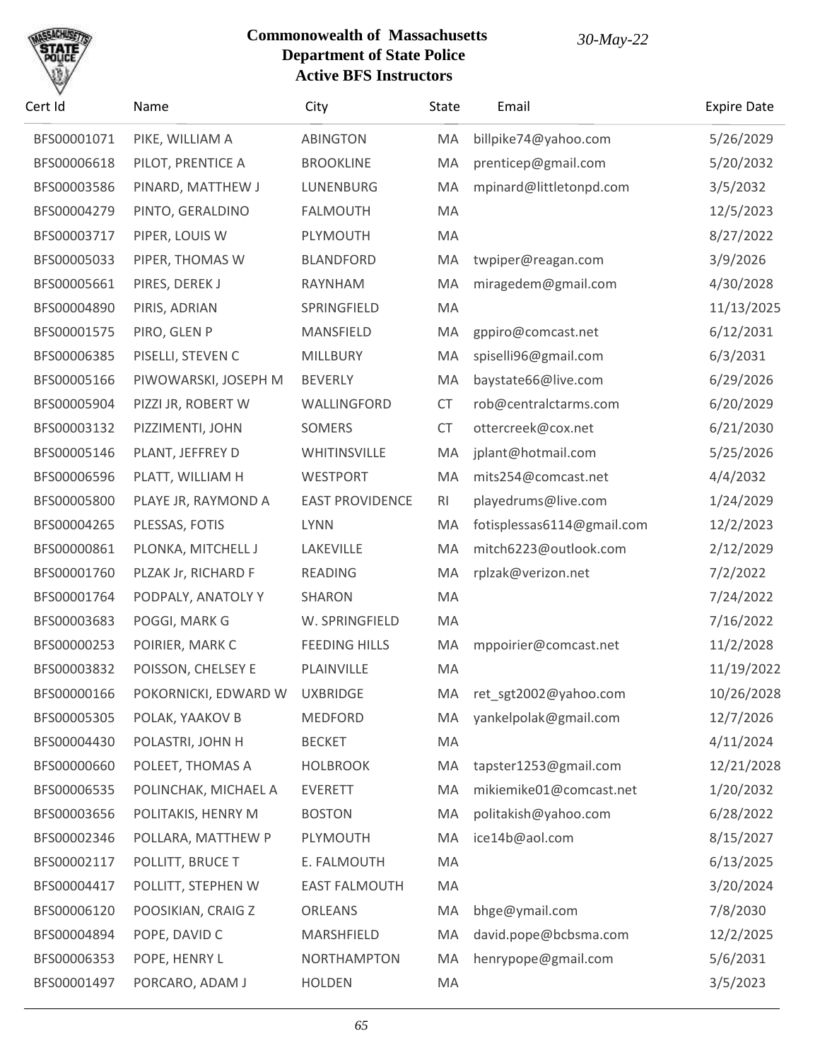# Commonwealth of Massachusetts
## Department of State Police
### Active BFS Instructors

*30-May-22*

| Cert Id | Name | City | State | Email | Expire Date |
|---|---|---|---|---|---|
| BFS00001071 | PIKE, WILLIAM A | ABINGTON | MA | billpike74@yahoo.com | 5/26/2029 |
| BFS00006618 | PILOT, PRENTICE A | BROOKLINE | MA | prenticep@gmail.com | 5/20/2032 |
| BFS00003586 | PINARD, MATTHEW J | LUNENBURG | MA | mpinard@littletonpd.com | 3/5/2032 |
| BFS00004279 | PINTO, GERALDINO | FALMOUTH | MA | | 12/5/2023 |
| BFS00003717 | PIPER, LOUIS W | PLYMOUTH | MA | | 8/27/2022 |
| BFS00005033 | PIPER, THOMAS W | BLANDFORD | MA | twpiper@reagan.com | 3/9/2026 |
| BFS00005661 | PIRES, DEREK J | RAYNHAM | MA | miragedem@gmail.com | 4/30/2028 |
| BFS00004890 | PIRIS, ADRIAN | SPRINGFIELD | MA | | 11/13/2025 |
| BFS00001575 | PIRO, GLEN P | MANSFIELD | MA | gppiro@comcast.net | 6/12/2031 |
| BFS00006385 | PISELLI, STEVEN C | MILLBURY | MA | spiselli96@gmail.com | 6/3/2031 |
| BFS00005166 | PIWOWARSKI, JOSEPH M | BEVERLY | MA | baystate66@live.com | 6/29/2026 |
| BFS00005904 | PIZZI JR, ROBERT W | WALLINGFORD | CT | rob@centralctarms.com | 6/20/2029 |
| BFS00003132 | PIZZIMENTI, JOHN | SOMERS | CT | ottercreek@cox.net | 6/21/2030 |
| BFS00005146 | PLANT, JEFFREY D | WHITINSVILLE | MA | jplant@hotmail.com | 5/25/2026 |
| BFS00006596 | PLATT, WILLIAM H | WESTPORT | MA | mits254@comcast.net | 4/4/2032 |
| BFS00005800 | PLAYE JR, RAYMOND A | EAST PROVIDENCE | RI | playedrums@live.com | 1/24/2029 |
| BFS00004265 | PLESSAS, FOTIS | LYNN | MA | fotisplessas6114@gmail.com | 12/2/2023 |
| BFS00000861 | PLONKA, MITCHELL J | LAKEVILLE | MA | mitch6223@outlook.com | 2/12/2029 |
| BFS00001760 | PLZAK Jr, RICHARD F | READING | MA | rplzak@verizon.net | 7/2/2022 |
| BFS00001764 | PODPALY, ANATOLY Y | SHARON | MA | | 7/24/2022 |
| BFS00003683 | POGGI, MARK G | W. SPRINGFIELD | MA | | 7/16/2022 |
| BFS00000253 | POIRIER, MARK C | FEEDING HILLS | MA | mppoirier@comcast.net | 11/2/2028 |
| BFS00003832 | POISSON, CHELSEY E | PLAINVILLE | MA | | 11/19/2022 |
| BFS00000166 | POKORNICKI, EDWARD W | UXBRIDGE | MA | ret_sgt2002@yahoo.com | 10/26/2028 |
| BFS00005305 | POLAK, YAAKOV B | MEDFORD | MA | yankelpolak@gmail.com | 12/7/2026 |
| BFS00004430 | POLASTRI, JOHN H | BECKET | MA | | 4/11/2024 |
| BFS00000660 | POLEET, THOMAS A | HOLBROOK | MA | tapster1253@gmail.com | 12/21/2028 |
| BFS00006535 | POLINCHAK, MICHAEL A | EVERETT | MA | mikiemike01@comcast.net | 1/20/2032 |
| BFS00003656 | POLITAKIS, HENRY M | BOSTON | MA | politakish@yahoo.com | 6/28/2022 |
| BFS00002346 | POLLARA, MATTHEW P | PLYMOUTH | MA | ice14b@aol.com | 8/15/2027 |
| BFS00002117 | POLLITT, BRUCE T | E. FALMOUTH | MA | | 6/13/2025 |
| BFS00004417 | POLLITT, STEPHEN W | EAST FALMOUTH | MA | | 3/20/2024 |
| BFS00006120 | POOSIKIAN, CRAIG Z | ORLEANS | MA | bhge@ymail.com | 7/8/2030 |
| BFS00004894 | POPE, DAVID C | MARSHFIELD | MA | david.pope@bcbsma.com | 12/2/2025 |
| BFS00006353 | POPE, HENRY L | NORTHAMPTON | MA | henrypope@gmail.com | 5/6/2031 |
| BFS00001497 | PORCARO, ADAM J | HOLDEN | MA | | 3/5/2023 |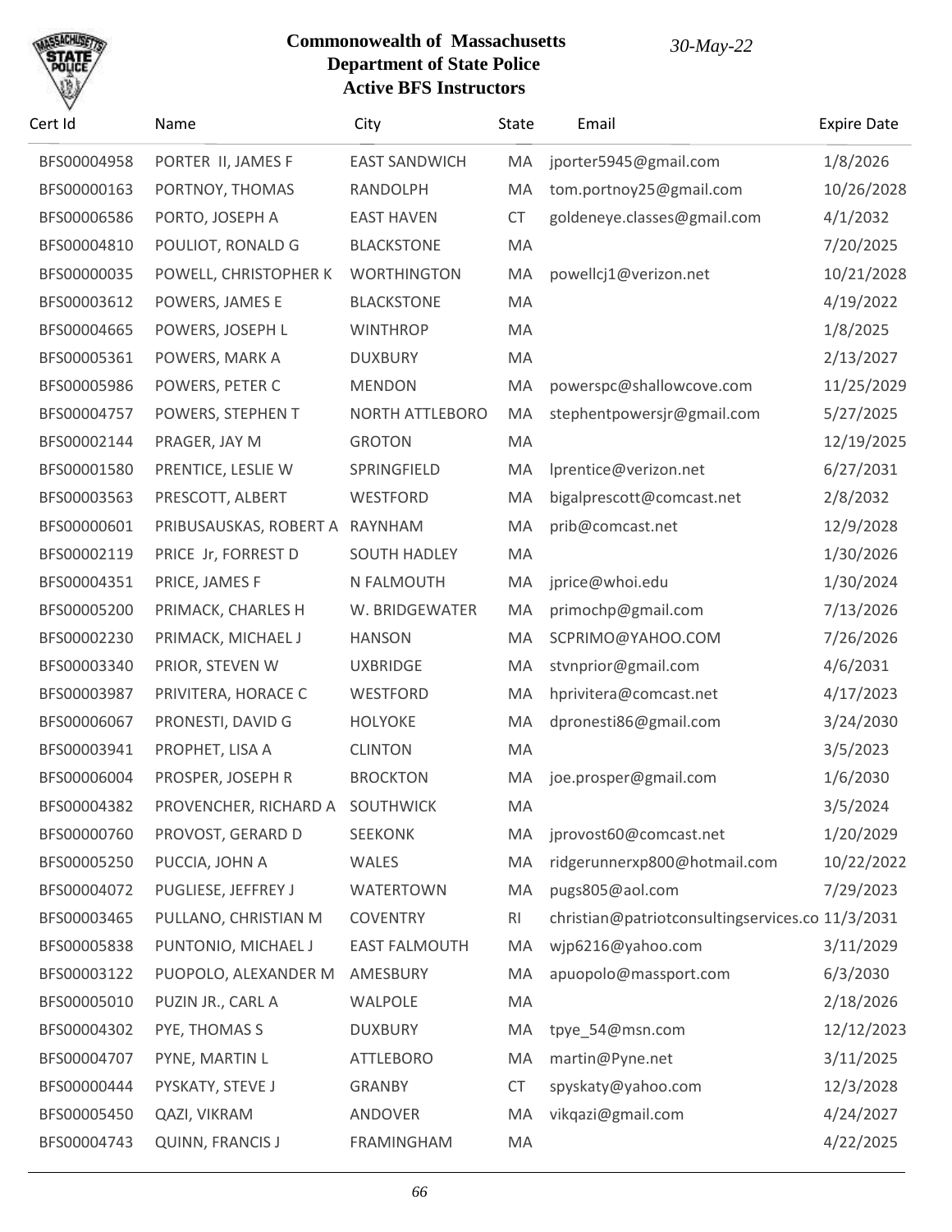# Commonwealth of Massachusetts
## Department of State Police
## Active BFS Instructors

*30-May-22*

| Cert Id | Name | City | State | Email | Expire Date |
|---|---|---|---|---|---|
| BFS00004958 | PORTER II, JAMES F | EAST SANDWICH | MA | jporter5945@gmail.com | 1/8/2026 |
| BFS00000163 | PORTNOY, THOMAS | RANDOLPH | MA | tom.portnoy25@gmail.com | 10/26/2028 |
| BFS00006586 | PORTO, JOSEPH A | EAST HAVEN | CT | goldeneye.classes@gmail.com | 4/1/2032 |
| BFS00004810 | POULIOT, RONALD G | BLACKSTONE | MA | | 7/20/2025 |
| BFS00000035 | POWELL, CHRISTOPHER K | WORTHINGTON | MA | powellcj1@verizon.net | 10/21/2028 |
| BFS00003612 | POWERS, JAMES E | BLACKSTONE | MA | | 4/19/2022 |
| BFS00004665 | POWERS, JOSEPH L | WINTHROP | MA | | 1/8/2025 |
| BFS00005361 | POWERS, MARK A | DUXBURY | MA | | 2/13/2027 |
| BFS00005986 | POWERS, PETER C | MENDON | MA | powerspc@shallowcove.com | 11/25/2029 |
| BFS00004757 | POWERS, STEPHEN T | NORTH ATTLEBORO | MA | stephentpowersjr@gmail.com | 5/27/2025 |
| BFS00002144 | PRAGER, JAY M | GROTON | MA | | 12/19/2025 |
| BFS00001580 | PRENTICE, LESLIE W | SPRINGFIELD | MA | lprentice@verizon.net | 6/27/2031 |
| BFS00003563 | PRESCOTT, ALBERT | WESTFORD | MA | bigalprescott@comcast.net | 2/8/2032 |
| BFS00000601 | PRIBUSAUSKAS, ROBERT A | RAYNHAM | MA | prib@comcast.net | 12/9/2028 |
| BFS00002119 | PRICE Jr, FORREST D | SOUTH HADLEY | MA | | 1/30/2026 |
| BFS00004351 | PRICE, JAMES F | N FALMOUTH | MA | jprice@whoi.edu | 1/30/2024 |
| BFS00005200 | PRIMACK, CHARLES H | W. BRIDGEWATER | MA | primochp@gmail.com | 7/13/2026 |
| BFS00002230 | PRIMACK, MICHAEL J | HANSON | MA | SCPRIMO@YAHOO.COM | 7/26/2026 |
| BFS00003340 | PRIOR, STEVEN W | UXBRIDGE | MA | stvnprior@gmail.com | 4/6/2031 |
| BFS00003987 | PRIVITERA, HORACE C | WESTFORD | MA | hprivitera@comcast.net | 4/17/2023 |
| BFS00006067 | PRONESTI, DAVID G | HOLYOKE | MA | dpronesti86@gmail.com | 3/24/2030 |
| BFS00003941 | PROPHET, LISA A | CLINTON | MA | | 3/5/2023 |
| BFS00006004 | PROSPER, JOSEPH R | BROCKTON | MA | joe.prosper@gmail.com | 1/6/2030 |
| BFS00004382 | PROVENCHER, RICHARD A | SOUTHWICK | MA | | 3/5/2024 |
| BFS00000760 | PROVOST, GERARD D | SEEKONK | MA | jprovost60@comcast.net | 1/20/2029 |
| BFS00005250 | PUCCIA, JOHN A | WALES | MA | ridgerunnerxp800@hotmail.com | 10/22/2022 |
| BFS00004072 | PUGLIESE, JEFFREY J | WATERTOWN | MA | pugs805@aol.com | 7/29/2023 |
| BFS00003465 | PULLANO, CHRISTIAN M | COVENTRY | RI | christian@patriotconsultingservices.co | 11/3/2031 |
| BFS00005838 | PUNTONIO, MICHAEL J | EAST FALMOUTH | MA | wjp6216@yahoo.com | 3/11/2029 |
| BFS00003122 | PUOPOLO, ALEXANDER M | AMESBURY | MA | apuopolo@massport.com | 6/3/2030 |
| BFS00005010 | PUZIN JR., CARL A | WALPOLE | MA | | 2/18/2026 |
| BFS00004302 | PYE, THOMAS S | DUXBURY | MA | tpye_54@msn.com | 12/12/2023 |
| BFS00004707 | PYNE, MARTIN L | ATTLEBORO | MA | martin@Pyne.net | 3/11/2025 |
| BFS00000444 | PYSKATY, STEVE J | GRANBY | CT | spyskaty@yahoo.com | 12/3/2028 |
| BFS00005450 | QAZI, VIKRAM | ANDOVER | MA | vikqazi@gmail.com | 4/24/2027 |
| BFS00004743 | QUINN, FRANCIS J | FRAMINGHAM | MA | | 4/22/2025 |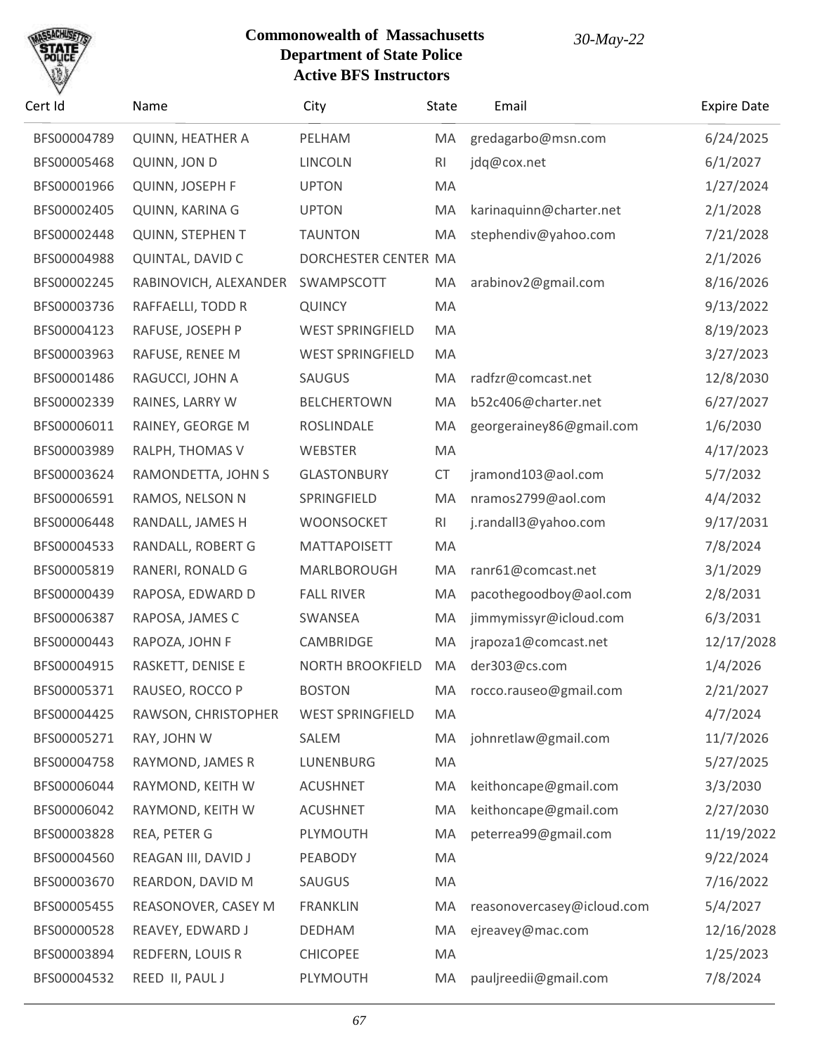# Commonwealth of Massachusetts
## Department of State Police
### Active BFS Instructors

*30-May-22*

| Cert Id | Name | City | State | Email | Expire Date |
|---|---|---|---|---|---|
| BFS00004789 | QUINN, HEATHER A | PELHAM | MA | gredagarbo@msn.com | 6/24/2025 |
| BFS00005468 | QUINN, JON D | LINCOLN | RI | jdq@cox.net | 6/1/2027 |
| BFS00001966 | QUINN, JOSEPH F | UPTON | MA | | 1/27/2024 |
| BFS00002405 | QUINN, KARINA G | UPTON | MA | karinaquinn@charter.net | 2/1/2028 |
| BFS00002448 | QUINN, STEPHEN T | TAUNTON | MA | stephendiv@yahoo.com | 7/21/2028 |
| BFS00004988 | QUINTAL, DAVID C | DORCHESTER CENTER | MA | | 2/1/2026 |
| BFS00002245 | RABINOVICH, ALEXANDER | SWAMPSCOTT | MA | arabinov2@gmail.com | 8/16/2026 |
| BFS00003736 | RAFFAELLI, TODD R | QUINCY | MA | | 9/13/2022 |
| BFS00004123 | RAFUSE, JOSEPH P | WEST SPRINGFIELD | MA | | 8/19/2023 |
| BFS00003963 | RAFUSE, RENEE M | WEST SPRINGFIELD | MA | | 3/27/2023 |
| BFS00001486 | RAGUCCI, JOHN A | SAUGUS | MA | radfzr@comcast.net | 12/8/2030 |
| BFS00002339 | RAINES, LARRY W | BELCHERTOWN | MA | b52c406@charter.net | 6/27/2027 |
| BFS00006011 | RAINEY, GEORGE M | ROSLINDALE | MA | georgerainey86@gmail.com | 1/6/2030 |
| BFS00003989 | RALPH, THOMAS V | WEBSTER | MA | | 4/17/2023 |
| BFS00003624 | RAMONDETTA, JOHN S | GLASTONBURY | CT | jramond103@aol.com | 5/7/2032 |
| BFS00006591 | RAMOS, NELSON N | SPRINGFIELD | MA | nramos2799@aol.com | 4/4/2032 |
| BFS00006448 | RANDALL, JAMES H | WOONSOCKET | RI | j.randall3@yahoo.com | 9/17/2031 |
| BFS00004533 | RANDALL, ROBERT G | MATTAPOISETT | MA | | 7/8/2024 |
| BFS00005819 | RANERI, RONALD G | MARLBOROUGH | MA | ranr61@comcast.net | 3/1/2029 |
| BFS00000439 | RAPOSA, EDWARD D | FALL RIVER | MA | pacothegoodboy@aol.com | 2/8/2031 |
| BFS00006387 | RAPOSA, JAMES C | SWANSEA | MA | jimmymissyr@icloud.com | 6/3/2031 |
| BFS00000443 | RAPOZA, JOHN F | CAMBRIDGE | MA | jrapoza1@comcast.net | 12/17/2028 |
| BFS00004915 | RASKETT, DENISE E | NORTH BROOKFIELD | MA | der303@cs.com | 1/4/2026 |
| BFS00005371 | RAUSEO, ROCCO P | BOSTON | MA | rocco.rauseo@gmail.com | 2/21/2027 |
| BFS00004425 | RAWSON, CHRISTOPHER | WEST SPRINGFIELD | MA | | 4/7/2024 |
| BFS00005271 | RAY, JOHN W | SALEM | MA | johnretlaw@gmail.com | 11/7/2026 |
| BFS00004758 | RAYMOND, JAMES R | LUNENBURG | MA | | 5/27/2025 |
| BFS00006044 | RAYMOND, KEITH W | ACUSHNET | MA | keithoncape@gmail.com | 3/3/2030 |
| BFS00006042 | RAYMOND, KEITH W | ACUSHNET | MA | keithoncape@gmail.com | 2/27/2030 |
| BFS00003828 | REA, PETER G | PLYMOUTH | MA | peterrea99@gmail.com | 11/19/2022 |
| BFS00004560 | REAGAN III, DAVID J | PEABODY | MA | | 9/22/2024 |
| BFS00003670 | REARDON, DAVID M | SAUGUS | MA | | 7/16/2022 |
| BFS00005455 | REASONOVER, CASEY M | FRANKLIN | MA | reasonovercasey@icloud.com | 5/4/2027 |
| BFS00000528 | REAVEY, EDWARD J | DEDHAM | MA | ejreavey@mac.com | 12/16/2028 |
| BFS00003894 | REDFERN, LOUIS R | CHICOPEE | MA | | 1/25/2023 |
| BFS00004532 | REED II, PAUL J | PLYMOUTH | MA | pauljreedii@gmail.com | 7/8/2024 |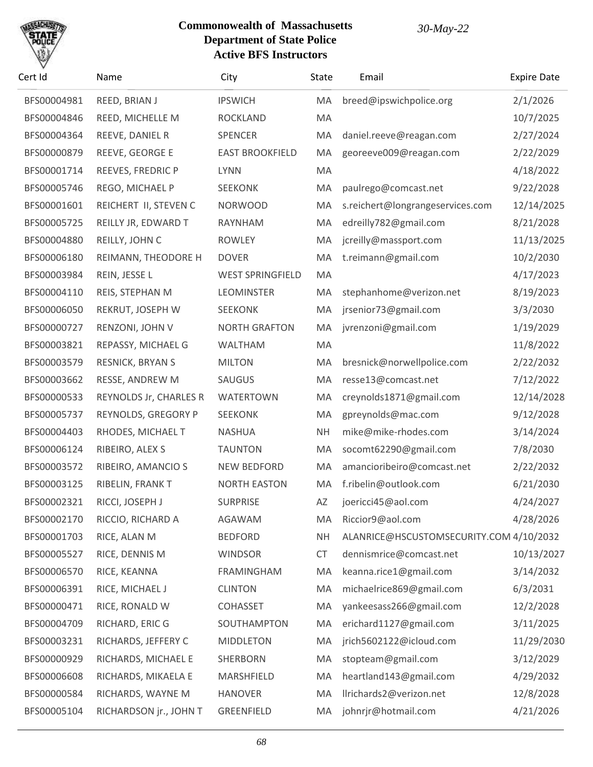# Commonwealth of Massachusetts
## Department of State Police
### Active BFS Instructors

*30-May-22*

| Cert Id | Name | City | State | Email | Expire Date |
|---|---|---|---|---|---|
| BFS00004981 | REED, BRIAN J | IPSWICH | MA | breed@ipswichpolice.org | 2/1/2026 |
| BFS00004846 | REED, MICHELLE M | ROCKLAND | MA | | 10/7/2025 |
| BFS00004364 | REEVE, DANIEL R | SPENCER | MA | daniel.reeve@reagan.com | 2/27/2024 |
| BFS00000879 | REEVE, GEORGE E | EAST BROOKFIELD | MA | georeeve009@reagan.com | 2/22/2029 |
| BFS00001714 | REEVES, FREDRIC P | LYNN | MA | | 4/18/2022 |
| BFS00005746 | REGO, MICHAEL P | SEEKONK | MA | paulrego@comcast.net | 9/22/2028 |
| BFS00001601 | REICHERT II, STEVEN C | NORWOOD | MA | s.reichert@longrangeservices.com | 12/14/2025 |
| BFS00005725 | REILLY JR, EDWARD T | RAYNHAM | MA | edreilly782@gmail.com | 8/21/2028 |
| BFS00004880 | REILLY, JOHN C | ROWLEY | MA | jcreilly@massport.com | 11/13/2025 |
| BFS00006180 | REIMANN, THEODORE H | DOVER | MA | t.reimann@gmail.com | 10/2/2030 |
| BFS00003984 | REIN, JESSE L | WEST SPRINGFIELD | MA | | 4/17/2023 |
| BFS00004110 | REIS, STEPHAN M | LEOMINSTER | MA | stephanhome@verizon.net | 8/19/2023 |
| BFS00006050 | REKRUT, JOSEPH W | SEEKONK | MA | jrsenior73@gmail.com | 3/3/2030 |
| BFS00000727 | RENZONI, JOHN V | NORTH GRAFTON | MA | jvrenzoni@gmail.com | 1/19/2029 |
| BFS00003821 | REPASSY, MICHAEL G | WALTHAM | MA | | 11/8/2022 |
| BFS00003579 | RESNICK, BRYAN S | MILTON | MA | bresnick@norwellpolice.com | 2/22/2032 |
| BFS00003662 | RESSE, ANDREW M | SAUGUS | MA | resse13@comcast.net | 7/12/2022 |
| BFS00000533 | REYNOLDS Jr, CHARLES R | WATERTOWN | MA | creynolds1871@gmail.com | 12/14/2028 |
| BFS00005737 | REYNOLDS, GREGORY P | SEEKONK | MA | gpreynolds@mac.com | 9/12/2028 |
| BFS00004403 | RHODES, MICHAEL T | NASHUA | NH | mike@mike-rhodes.com | 3/14/2024 |
| BFS00006124 | RIBEIRO, ALEX S | TAUNTON | MA | socomt62290@gmail.com | 7/8/2030 |
| BFS00003572 | RIBEIRO, AMANCIO S | NEW BEDFORD | MA | amancioribeiro@comcast.net | 2/22/2032 |
| BFS00003125 | RIBELIN, FRANK T | NORTH EASTON | MA | f.ribelin@outlook.com | 6/21/2030 |
| BFS00002321 | RICCI, JOSEPH J | SURPRISE | AZ | joericci45@aol.com | 4/24/2027 |
| BFS00002170 | RICCIO, RICHARD A | AGAWAM | MA | Riccior9@aol.com | 4/28/2026 |
| BFS00001703 | RICE, ALAN M | BEDFORD | NH | ALANRICE@HSCUSTOMSECURITY.COM | 4/10/2032 |
| BFS00005527 | RICE, DENNIS M | WINDSOR | CT | dennismrice@comcast.net | 10/13/2027 |
| BFS00006570 | RICE, KEANNA | FRAMINGHAM | MA | keanna.rice1@gmail.com | 3/14/2032 |
| BFS00006391 | RICE, MICHAEL J | CLINTON | MA | michaelrice869@gmail.com | 6/3/2031 |
| BFS00000471 | RICE, RONALD W | COHASSET | MA | yankeesass266@gmail.com | 12/2/2028 |
| BFS00004709 | RICHARD, ERIC G | SOUTHAMPTON | MA | erichard1127@gmail.com | 3/11/2025 |
| BFS00003231 | RICHARDS, JEFFERY C | MIDDLETON | MA | jrich5602122@icloud.com | 11/29/2030 |
| BFS00000929 | RICHARDS, MICHAEL E | SHERBORN | MA | stopteam@gmail.com | 3/12/2029 |
| BFS00006608 | RICHARDS, MIKAELA E | MARSHFIELD | MA | heartland143@gmail.com | 4/29/2032 |
| BFS00000584 | RICHARDS, WAYNE M | HANOVER | MA | llrichards2@verizon.net | 12/8/2028 |
| BFS00005104 | RICHARDSON jr., JOHN T | GREENFIELD | MA | johnrjr@hotmail.com | 4/21/2026 |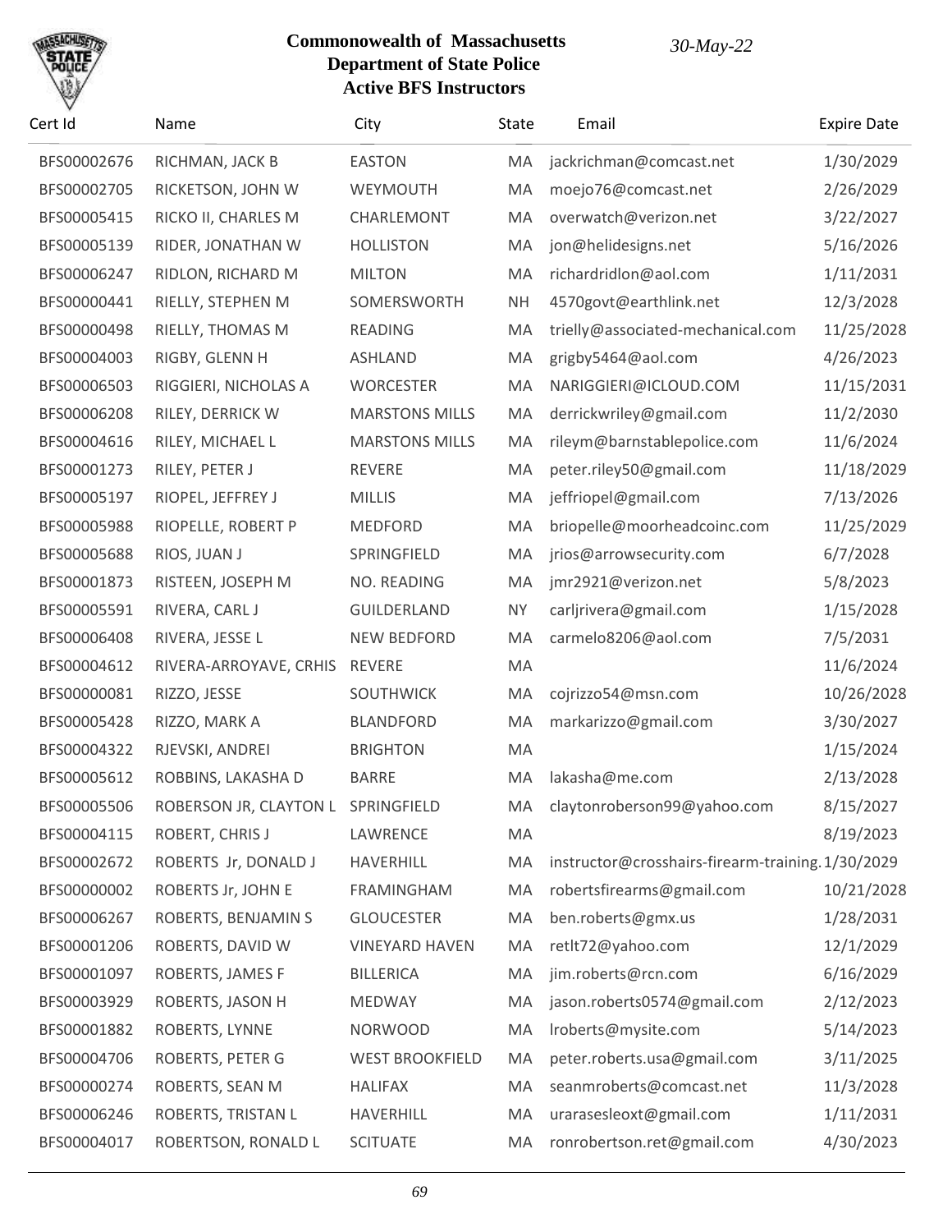**Commonwealth of Massachusetts**
**Department of State Police**
**Active BFS Instructors**

*30-May-22*

| Cert Id | Name | City | State | Email | Expire Date |
|---|---|---|---|---|---|
| BFS00002676 | RICHMAN, JACK B | EASTON | MA | jackrichman@comcast.net | 1/30/2029 |
| BFS00002705 | RICKETSON, JOHN W | WEYMOUTH | MA | moejo76@comcast.net | 2/26/2029 |
| BFS00005415 | RICKO II, CHARLES M | CHARLEMONT | MA | overwatch@verizon.net | 3/22/2027 |
| BFS00005139 | RIDER, JONATHAN W | HOLLISTON | MA | jon@helidesigns.net | 5/16/2026 |
| BFS00006247 | RIDLON, RICHARD M | MILTON | MA | richardridlon@aol.com | 1/11/2031 |
| BFS00000441 | RIELLY, STEPHEN M | SOMERSWORTH | NH | 4570govt@earthlink.net | 12/3/2028 |
| BFS00000498 | RIELLY, THOMAS M | READING | MA | trielly@associated-mechanical.com | 11/25/2028 |
| BFS00004003 | RIGBY, GLENN H | ASHLAND | MA | grigby5464@aol.com | 4/26/2023 |
| BFS00006503 | RIGGIERI, NICHOLAS A | WORCESTER | MA | NARIGGIERI@ICLOUD.COM | 11/15/2031 |
| BFS00006208 | RILEY, DERRICK W | MARSTONS MILLS | MA | derrickwriley@gmail.com | 11/2/2030 |
| BFS00004616 | RILEY, MICHAEL L | MARSTONS MILLS | MA | rileym@barnstablepolice.com | 11/6/2024 |
| BFS00001273 | RILEY, PETER J | REVERE | MA | peter.riley50@gmail.com | 11/18/2029 |
| BFS00005197 | RIOPEL, JEFFREY J | MILLIS | MA | jeffriopel@gmail.com | 7/13/2026 |
| BFS00005988 | RIOPELLE, ROBERT P | MEDFORD | MA | briopelle@moorheadcoinc.com | 11/25/2029 |
| BFS00005688 | RIOS, JUAN J | SPRINGFIELD | MA | jrios@arrowsecurity.com | 6/7/2028 |
| BFS00001873 | RISTEEN, JOSEPH M | NO. READING | MA | jmr2921@verizon.net | 5/8/2023 |
| BFS00005591 | RIVERA, CARL J | GUILDERLAND | NY | carljrivera@gmail.com | 1/15/2028 |
| BFS00006408 | RIVERA, JESSE L | NEW BEDFORD | MA | carmelo8206@aol.com | 7/5/2031 |
| BFS00004612 | RIVERA-ARROYAVE, CRHIS | REVERE | MA | | 11/6/2024 |
| BFS00000081 | RIZZO, JESSE | SOUTHWICK | MA | cojrizzo54@msn.com | 10/26/2028 |
| BFS00005428 | RIZZO, MARK A | BLANDFORD | MA | markarizzo@gmail.com | 3/30/2027 |
| BFS00004322 | RJEVSKI, ANDREI | BRIGHTON | MA | | 1/15/2024 |
| BFS00005612 | ROBBINS, LAKASHA D | BARRE | MA | lakasha@me.com | 2/13/2028 |
| BFS00005506 | ROBERSON JR, CLAYTON L | SPRINGFIELD | MA | claytonroberson99@yahoo.com | 8/15/2027 |
| BFS00004115 | ROBERT, CHRIS J | LAWRENCE | MA | | 8/19/2023 |
| BFS00002672 | ROBERTS Jr, DONALD J | HAVERHILL | MA | instructor@crosshairs-firearm-training. | 1/30/2029 |
| BFS00000002 | ROBERTS Jr, JOHN E | FRAMINGHAM | MA | robertsfirearms@gmail.com | 10/21/2028 |
| BFS00006267 | ROBERTS, BENJAMIN S | GLOUCESTER | MA | ben.roberts@gmx.us | 1/28/2031 |
| BFS00001206 | ROBERTS, DAVID W | VINEYARD HAVEN | MA | retlt72@yahoo.com | 12/1/2029 |
| BFS00001097 | ROBERTS, JAMES F | BILLERICA | MA | jim.roberts@rcn.com | 6/16/2029 |
| BFS00003929 | ROBERTS, JASON H | MEDWAY | MA | jason.roberts0574@gmail.com | 2/12/2023 |
| BFS00001882 | ROBERTS, LYNNE | NORWOOD | MA | lroberts@mysite.com | 5/14/2023 |
| BFS00004706 | ROBERTS, PETER G | WEST BROOKFIELD | MA | peter.roberts.usa@gmail.com | 3/11/2025 |
| BFS00000274 | ROBERTS, SEAN M | HALIFAX | MA | seanmroberts@comcast.net | 11/3/2028 |
| BFS00006246 | ROBERTS, TRISTAN L | HAVERHILL | MA | urarasesleoxt@gmail.com | 1/11/2031 |
| BFS00004017 | ROBERTSON, RONALD L | SCITUATE | MA | ronrobertson.ret@gmail.com | 4/30/2023 |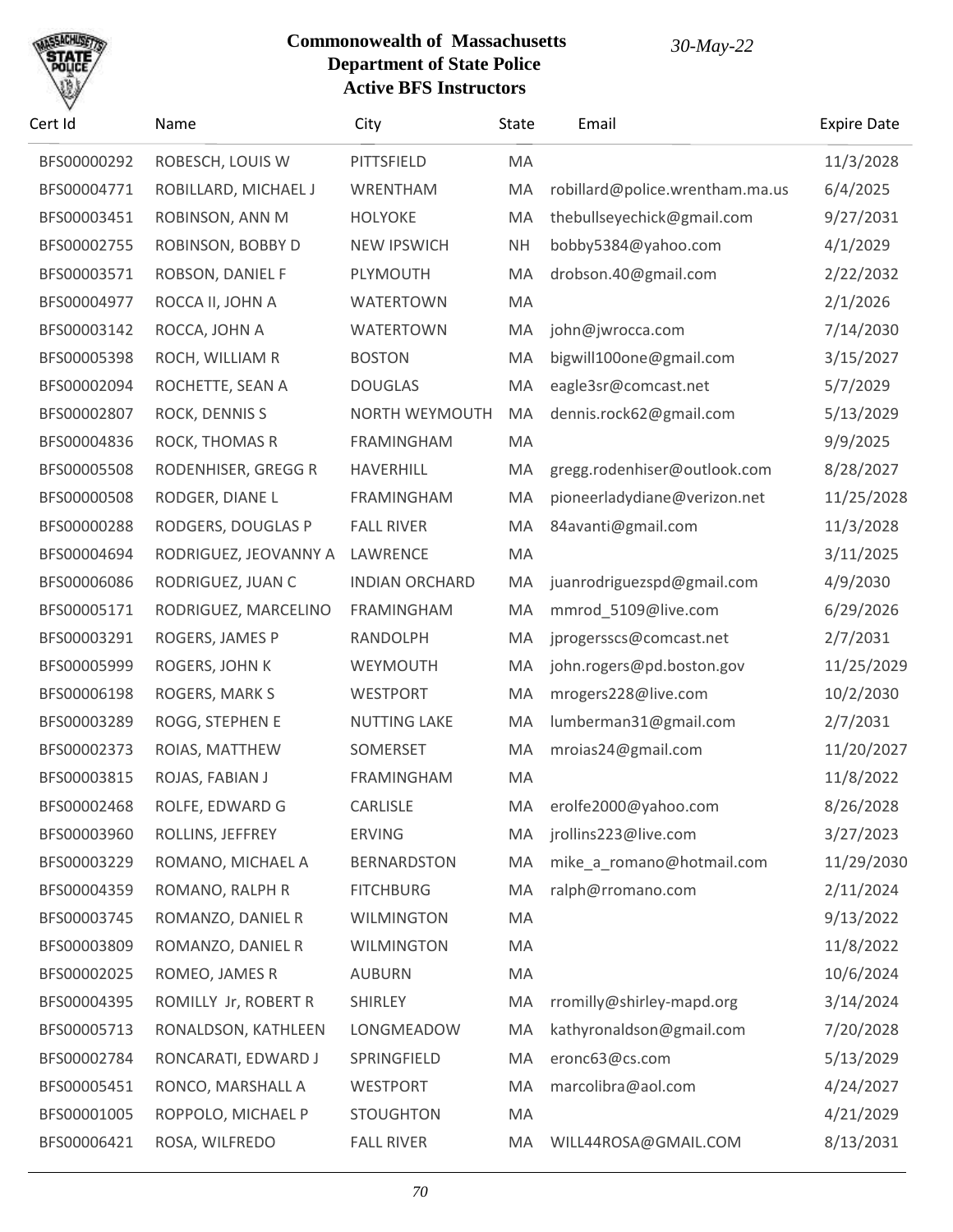# Commonwealth of Massachusetts
## Department of State Police
### Active BFS Instructors

*30-May-22*

| Cert Id | Name | City | State | Email | Expire Date |
|---|---|---|---|---|---|
| BFS00000292 | ROBESCH, LOUIS W | PITTSFIELD | MA | | 11/3/2028 |
| BFS00004771 | ROBILLARD, MICHAEL J | WRENTHAM | MA | robillard@police.wrentham.ma.us | 6/4/2025 |
| BFS00003451 | ROBINSON, ANN M | HOLYOKE | MA | thebullseyechick@gmail.com | 9/27/2031 |
| BFS00002755 | ROBINSON, BOBBY D | NEW IPSWICH | NH | bobby5384@yahoo.com | 4/1/2029 |
| BFS00003571 | ROBSON, DANIEL F | PLYMOUTH | MA | drobson.40@gmail.com | 2/22/2032 |
| BFS00004977 | ROCCA II, JOHN A | WATERTOWN | MA | | 2/1/2026 |
| BFS00003142 | ROCCA, JOHN A | WATERTOWN | MA | john@jwrocca.com | 7/14/2030 |
| BFS00005398 | ROCH, WILLIAM R | BOSTON | MA | bigwill100one@gmail.com | 3/15/2027 |
| BFS00002094 | ROCHETTE, SEAN A | DOUGLAS | MA | eagle3sr@comcast.net | 5/7/2029 |
| BFS00002807 | ROCK, DENNIS S | NORTH WEYMOUTH | MA | dennis.rock62@gmail.com | 5/13/2029 |
| BFS00004836 | ROCK, THOMAS R | FRAMINGHAM | MA | | 9/9/2025 |
| BFS00005508 | RODENHISER, GREGG R | HAVERHILL | MA | gregg.rodenhiser@outlook.com | 8/28/2027 |
| BFS00000508 | RODGER, DIANE L | FRAMINGHAM | MA | pioneerladydiane@verizon.net | 11/25/2028 |
| BFS00000288 | RODGERS, DOUGLAS P | FALL RIVER | MA | 84avanti@gmail.com | 11/3/2028 |
| BFS00004694 | RODRIGUEZ, JEOVANNY A | LAWRENCE | MA | | 3/11/2025 |
| BFS00006086 | RODRIGUEZ, JUAN C | INDIAN ORCHARD | MA | juanrodriguezspd@gmail.com | 4/9/2030 |
| BFS00005171 | RODRIGUEZ, MARCELINO | FRAMINGHAM | MA | mmrod_5109@live.com | 6/29/2026 |
| BFS00003291 | ROGERS, JAMES P | RANDOLPH | MA | jprogersscs@comcast.net | 2/7/2031 |
| BFS00005999 | ROGERS, JOHN K | WEYMOUTH | MA | john.rogers@pd.boston.gov | 11/25/2029 |
| BFS00006198 | ROGERS, MARK S | WESTPORT | MA | mrogers228@live.com | 10/2/2030 |
| BFS00003289 | ROGG, STEPHEN E | NUTTING LAKE | MA | lumberman31@gmail.com | 2/7/2031 |
| BFS00002373 | ROIAS, MATTHEW | SOMERSET | MA | mroias24@gmail.com | 11/20/2027 |
| BFS00003815 | ROJAS, FABIAN J | FRAMINGHAM | MA | | 11/8/2022 |
| BFS00002468 | ROLFE, EDWARD G | CARLISLE | MA | erolfe2000@yahoo.com | 8/26/2028 |
| BFS00003960 | ROLLINS, JEFFREY | ERVING | MA | jrollins223@live.com | 3/27/2023 |
| BFS00003229 | ROMANO, MICHAEL A | BERNARDSTON | MA | mike_a_romano@hotmail.com | 11/29/2030 |
| BFS00004359 | ROMANO, RALPH R | FITCHBURG | MA | ralph@rromano.com | 2/11/2024 |
| BFS00003745 | ROMANZO, DANIEL R | WILMINGTON | MA | | 9/13/2022 |
| BFS00003809 | ROMANZO, DANIEL R | WILMINGTON | MA | | 11/8/2022 |
| BFS00002025 | ROMEO, JAMES R | AUBURN | MA | | 10/6/2024 |
| BFS00004395 | ROMILLY Jr, ROBERT R | SHIRLEY | MA | rromilly@shirley-mapd.org | 3/14/2024 |
| BFS00005713 | RONALDSON, KATHLEEN | LONGMEADOW | MA | kathyronaldson@gmail.com | 7/20/2028 |
| BFS00002784 | RONCARATI, EDWARD J | SPRINGFIELD | MA | eronc63@cs.com | 5/13/2029 |
| BFS00005451 | RONCO, MARSHALL A | WESTPORT | MA | marcolibra@aol.com | 4/24/2027 |
| BFS00001005 | ROPPOLO, MICHAEL P | STOUGHTON | MA | | 4/21/2029 |
| BFS00006421 | ROSA, WILFREDO | FALL RIVER | MA | WILL44ROSA@GMAIL.COM | 8/13/2031 |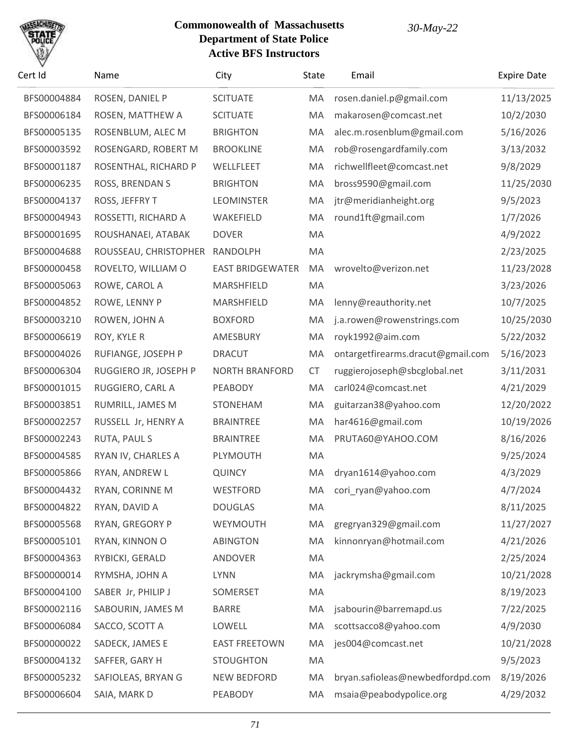# Commonwealth of Massachusetts
## Department of State Police
### Active BFS Instructors

*30-May-22*

| Cert Id | Name | City | State | Email | Expire Date |
|---|---|---|---|---|---|
| BFS00004884 | ROSEN, DANIEL P | SCITUATE | MA | rosen.daniel.p@gmail.com | 11/13/2025 |
| BFS00006184 | ROSEN, MATTHEW A | SCITUATE | MA | makarosen@comcast.net | 10/2/2030 |
| BFS00005135 | ROSENBLUM, ALEC M | BRIGHTON | MA | alec.m.rosenblum@gmail.com | 5/16/2026 |
| BFS00003592 | ROSENGARD, ROBERT M | BROOKLINE | MA | rob@rosengardfamily.com | 3/13/2032 |
| BFS00001187 | ROSENTHAL, RICHARD P | WELLFLEET | MA | richwellfleet@comcast.net | 9/8/2029 |
| BFS00006235 | ROSS, BRENDAN S | BRIGHTON | MA | bross9590@gmail.com | 11/25/2030 |
| BFS00004137 | ROSS, JEFFRY T | LEOMINSTER | MA | jtr@meridianheight.org | 9/5/2023 |
| BFS00004943 | ROSSETTI, RICHARD A | WAKEFIELD | MA | round1ft@gmail.com | 1/7/2026 |
| BFS00001695 | ROUSHANAEI, ATABAK | DOVER | MA | | 4/9/2022 |
| BFS00004688 | ROUSSEAU, CHRISTOPHER | RANDOLPH | MA | | 2/23/2025 |
| BFS00000458 | ROVELTO, WILLIAM O | EAST BRIDGEWATER | MA | wrovelto@verizon.net | 11/23/2028 |
| BFS00005063 | ROWE, CAROL A | MARSHFIELD | MA | | 3/23/2026 |
| BFS00004852 | ROWE, LENNY P | MARSHFIELD | MA | lenny@reauthority.net | 10/7/2025 |
| BFS00003210 | ROWEN, JOHN A | BOXFORD | MA | j.a.rowen@rowenstrings.com | 10/25/2030 |
| BFS00006619 | ROY, KYLE R | AMESBURY | MA | royk1992@aim.com | 5/22/2032 |
| BFS00004026 | RUFIANGE, JOSEPH P | DRACUT | MA | ontargetfirearms.dracut@gmail.com | 5/16/2023 |
| BFS00006304 | RUGGIERO JR, JOSEPH P | NORTH BRANFORD | CT | ruggierojoseph@sbcglobal.net | 3/11/2031 |
| BFS00001015 | RUGGIERO, CARL A | PEABODY | MA | carl024@comcast.net | 4/21/2029 |
| BFS00003851 | RUMRILL, JAMES M | STONEHAM | MA | guitarzan38@yahoo.com | 12/20/2022 |
| BFS00002257 | RUSSELL Jr, HENRY A | BRAINTREE | MA | har4616@gmail.com | 10/19/2026 |
| BFS00002243 | RUTA, PAUL S | BRAINTREE | MA | PRUTA60@YAHOO.COM | 8/16/2026 |
| BFS00004585 | RYAN IV, CHARLES A | PLYMOUTH | MA | | 9/25/2024 |
| BFS00005866 | RYAN, ANDREW L | QUINCY | MA | dryan1614@yahoo.com | 4/3/2029 |
| BFS00004432 | RYAN, CORINNE M | WESTFORD | MA | cori_ryan@yahoo.com | 4/7/2024 |
| BFS00004822 | RYAN, DAVID A | DOUGLAS | MA | | 8/11/2025 |
| BFS00005568 | RYAN, GREGORY P | WEYMOUTH | MA | gregryan329@gmail.com | 11/27/2027 |
| BFS00005101 | RYAN, KINNON O | ABINGTON | MA | kinnonryan@hotmail.com | 4/21/2026 |
| BFS00004363 | RYBICKI, GERALD | ANDOVER | MA | | 2/25/2024 |
| BFS00000014 | RYMSHA, JOHN A | LYNN | MA | jackrymsha@gmail.com | 10/21/2028 |
| BFS00004100 | SABER Jr, PHILIP J | SOMERSET | MA | | 8/19/2023 |
| BFS00002116 | SABOURIN, JAMES M | BARRE | MA | jsabourin@barremapd.us | 7/22/2025 |
| BFS00006084 | SACCO, SCOTT A | LOWELL | MA | scottsacco8@yahoo.com | 4/9/2030 |
| BFS00000022 | SADECK, JAMES E | EAST FREETOWN | MA | jes004@comcast.net | 10/21/2028 |
| BFS00004132 | SAFFER, GARY H | STOUGHTON | MA | | 9/5/2023 |
| BFS00005232 | SAFIOLEAS, BRYAN G | NEW BEDFORD | MA | bryan.safioleas@newbedfordpd.com | 8/19/2026 |
| BFS00006604 | SAIA, MARK D | PEABODY | MA | msaia@peabodypolice.org | 4/29/2032 |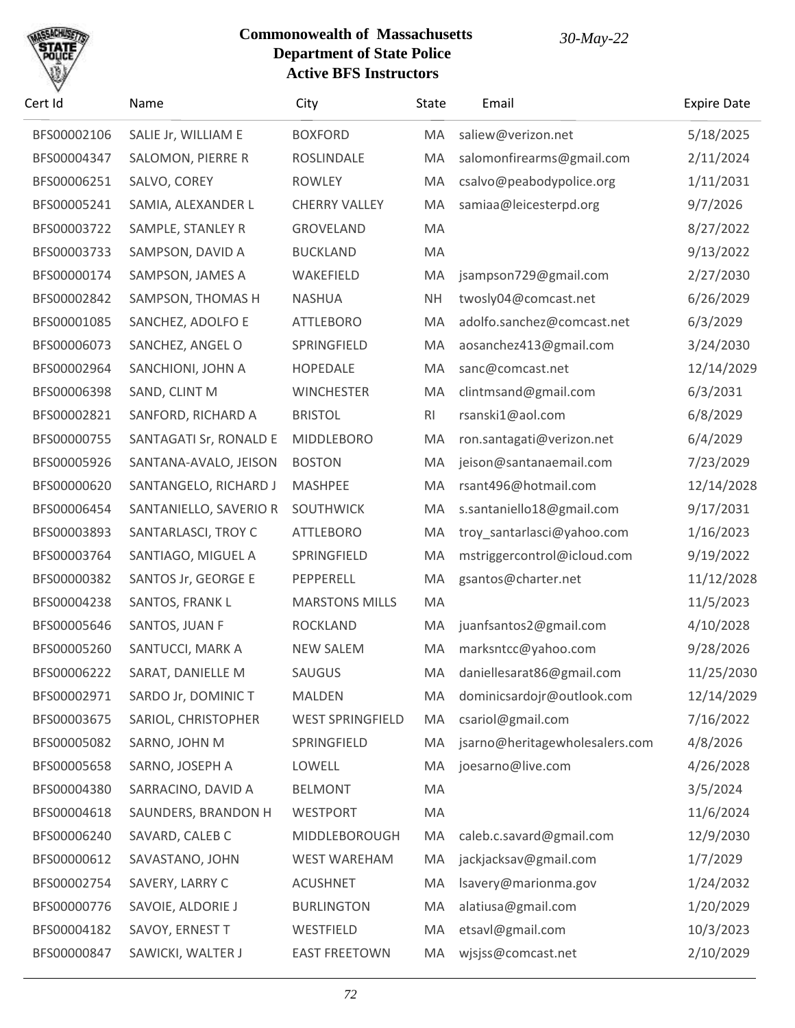# Commonwealth of Massachusetts
# Department of State Police
# Active BFS Instructors

*30-May-22*

| Cert Id | Name | City | State | Email | Expire Date |
|---|---|---|---|---|---|
| BFS00002106 | SALIE Jr, WILLIAM E | BOXFORD | MA | saliew@verizon.net | 5/18/2025 |
| BFS00004347 | SALOMON, PIERRE R | ROSLINDALE | MA | salomonfirearms@gmail.com | 2/11/2024 |
| BFS00006251 | SALVO, COREY | ROWLEY | MA | csalvo@peabodypolice.org | 1/11/2031 |
| BFS00005241 | SAMIA, ALEXANDER L | CHERRY VALLEY | MA | samiaa@leicesterpd.org | 9/7/2026 |
| BFS00003722 | SAMPLE, STANLEY R | GROVELAND | MA | | 8/27/2022 |
| BFS00003733 | SAMPSON, DAVID A | BUCKLAND | MA | | 9/13/2022 |
| BFS00000174 | SAMPSON, JAMES A | WAKEFIELD | MA | jsampson729@gmail.com | 2/27/2030 |
| BFS00002842 | SAMPSON, THOMAS H | NASHUA | NH | twosly04@comcast.net | 6/26/2029 |
| BFS00001085 | SANCHEZ, ADOLFO E | ATTLEBORO | MA | adolfo.sanchez@comcast.net | 6/3/2029 |
| BFS00006073 | SANCHEZ, ANGEL O | SPRINGFIELD | MA | aosanchez413@gmail.com | 3/24/2030 |
| BFS00002964 | SANCHIONI, JOHN A | HOPEDALE | MA | sanc@comcast.net | 12/14/2029 |
| BFS00006398 | SAND, CLINT M | WINCHESTER | MA | clintmsand@gmail.com | 6/3/2031 |
| BFS00002821 | SANFORD, RICHARD A | BRISTOL | RI | rsanski1@aol.com | 6/8/2029 |
| BFS00000755 | SANTAGATI Sr, RONALD E | MIDDLEBORO | MA | ron.santagati@verizon.net | 6/4/2029 |
| BFS00005926 | SANTANA-AVALO, JEISON | BOSTON | MA | jeison@santanaemail.com | 7/23/2029 |
| BFS00000620 | SANTANGELO, RICHARD J | MASHPEE | MA | rsant496@hotmail.com | 12/14/2028 |
| BFS00006454 | SANTANIELLO, SAVERIO R | SOUTHWICK | MA | s.santaniello18@gmail.com | 9/17/2031 |
| BFS00003893 | SANTARLASCI, TROY C | ATTLEBORO | MA | troy_santarlasci@yahoo.com | 1/16/2023 |
| BFS00003764 | SANTIAGO, MIGUEL A | SPRINGFIELD | MA | mstriggercontrol@icloud.com | 9/19/2022 |
| BFS00000382 | SANTOS Jr, GEORGE E | PEPPERELL | MA | gsantos@charter.net | 11/12/2028 |
| BFS00004238 | SANTOS, FRANK L | MARSTONS MILLS | MA | | 11/5/2023 |
| BFS00005646 | SANTOS, JUAN F | ROCKLAND | MA | juanfsantos2@gmail.com | 4/10/2028 |
| BFS00005260 | SANTUCCI, MARK A | NEW SALEM | MA | marksntcc@yahoo.com | 9/28/2026 |
| BFS00006222 | SARAT, DANIELLE M | SAUGUS | MA | daniellesarat86@gmail.com | 11/25/2030 |
| BFS00002971 | SARDO Jr, DOMINIC T | MALDEN | MA | dominicsardojr@outlook.com | 12/14/2029 |
| BFS00003675 | SARIOL, CHRISTOPHER | WEST SPRINGFIELD | MA | csariol@gmail.com | 7/16/2022 |
| BFS00005082 | SARNO, JOHN M | SPRINGFIELD | MA | jsarno@heritagewholesalers.com | 4/8/2026 |
| BFS00005658 | SARNO, JOSEPH A | LOWELL | MA | joesarno@live.com | 4/26/2028 |
| BFS00004380 | SARRACINO, DAVID A | BELMONT | MA | | 3/5/2024 |
| BFS00004618 | SAUNDERS, BRANDON H | WESTPORT | MA | | 11/6/2024 |
| BFS00006240 | SAVARD, CALEB C | MIDDLEBOROUGH | MA | caleb.c.savard@gmail.com | 12/9/2030 |
| BFS00000612 | SAVASTANO, JOHN | WEST WAREHAM | MA | jackjacksav@gmail.com | 1/7/2029 |
| BFS00002754 | SAVERY, LARRY C | ACUSHNET | MA | lsavery@marionma.gov | 1/24/2032 |
| BFS00000776 | SAVOIE, ALDORIE J | BURLINGTON | MA | alatiusa@gmail.com | 1/20/2029 |
| BFS00004182 | SAVOY, ERNEST T | WESTFIELD | MA | etsavl@gmail.com | 10/3/2023 |
| BFS00000847 | SAWICKI, WALTER J | EAST FREETOWN | MA | wjsjss@comcast.net | 2/10/2029 |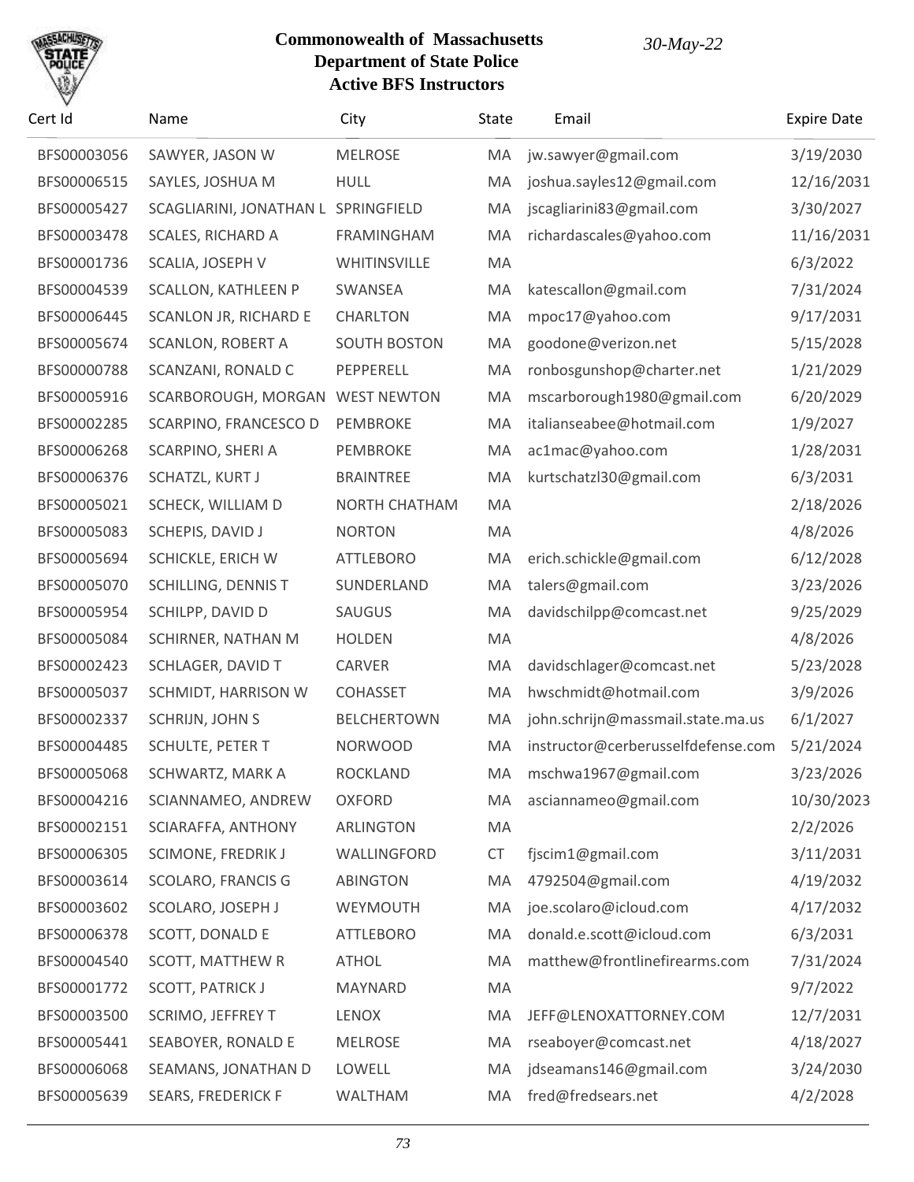# Commonwealth of Massachusetts
## Department of State Police
### Active BFS Instructors

*30-May-22*

| Cert Id | Name | City | State | Email | Expire Date |
|---|---|---|---|---|---|
| BFS00003056 | SAWYER, JASON W | MELROSE | MA | jw.sawyer@gmail.com | 3/19/2030 |
| BFS00006515 | SAYLES, JOSHUA M | HULL | MA | joshua.sayles12@gmail.com | 12/16/2031 |
| BFS00005427 | SCAGLIARINI, JONATHAN L | SPRINGFIELD | MA | jscagliarini83@gmail.com | 3/30/2027 |
| BFS00003478 | SCALES, RICHARD A | FRAMINGHAM | MA | richardascales@yahoo.com | 11/16/2031 |
| BFS00001736 | SCALIA, JOSEPH V | WHITINSVILLE | MA | | 6/3/2022 |
| BFS00004539 | SCALLON, KATHLEEN P | SWANSEA | MA | katescallon@gmail.com | 7/31/2024 |
| BFS00006445 | SCANLON JR, RICHARD E | CHARLTON | MA | mpoc17@yahoo.com | 9/17/2031 |
| BFS00005674 | SCANLON, ROBERT A | SOUTH BOSTON | MA | goodone@verizon.net | 5/15/2028 |
| BFS00000788 | SCANZANI, RONALD C | PEPPERELL | MA | ronbosgunshop@charter.net | 1/21/2029 |
| BFS00005916 | SCARBOROUGH, MORGAN | WEST NEWTON | MA | mscarborough1980@gmail.com | 6/20/2029 |
| BFS00002285 | SCARPINO, FRANCESCO D | PEMBROKE | MA | italianseabee@hotmail.com | 1/9/2027 |
| BFS00006268 | SCARPINO, SHERI A | PEMBROKE | MA | ac1mac@yahoo.com | 1/28/2031 |
| BFS00006376 | SCHATZL, KURT J | BRAINTREE | MA | kurtschatzl30@gmail.com | 6/3/2031 |
| BFS00005021 | SCHECK, WILLIAM D | NORTH CHATHAM | MA | | 2/18/2026 |
| BFS00005083 | SCHEPIS, DAVID J | NORTON | MA | | 4/8/2026 |
| BFS00005694 | SCHICKLE, ERICH W | ATTLEBORO | MA | erich.schickle@gmail.com | 6/12/2028 |
| BFS00005070 | SCHILLING, DENNIS T | SUNDERLAND | MA | talers@gmail.com | 3/23/2026 |
| BFS00005954 | SCHILPP, DAVID D | SAUGUS | MA | davidschilpp@comcast.net | 9/25/2029 |
| BFS00005084 | SCHIRNER, NATHAN M | HOLDEN | MA | | 4/8/2026 |
| BFS00002423 | SCHLAGER, DAVID T | CARVER | MA | davidschlager@comcast.net | 5/23/2028 |
| BFS00005037 | SCHMIDT, HARRISON W | COHASSET | MA | hwschmidt@hotmail.com | 3/9/2026 |
| BFS00002337 | SCHRIJN, JOHN S | BELCHERTOWN | MA | john.schrijn@massmail.state.ma.us | 6/1/2027 |
| BFS00004485 | SCHULTE, PETER T | NORWOOD | MA | instructor@cerberusselfdefense.com | 5/21/2024 |
| BFS00005068 | SCHWARTZ, MARK A | ROCKLAND | MA | mschwa1967@gmail.com | 3/23/2026 |
| BFS00004216 | SCIANNAMEO, ANDREW | OXFORD | MA | asciannameo@gmail.com | 10/30/2023 |
| BFS00002151 | SCIARAFFA, ANTHONY | ARLINGTON | MA | | 2/2/2026 |
| BFS00006305 | SCIMONE, FREDRIK J | WALLINGFORD | CT | fjscim1@gmail.com | 3/11/2031 |
| BFS00003614 | SCOLARO, FRANCIS G | ABINGTON | MA | 4792504@gmail.com | 4/19/2032 |
| BFS00003602 | SCOLARO, JOSEPH J | WEYMOUTH | MA | joe.scolaro@icloud.com | 4/17/2032 |
| BFS00006378 | SCOTT, DONALD E | ATTLEBORO | MA | donald.e.scott@icloud.com | 6/3/2031 |
| BFS00004540 | SCOTT, MATTHEW R | ATHOL | MA | matthew@frontlinefirearms.com | 7/31/2024 |
| BFS00001772 | SCOTT, PATRICK J | MAYNARD | MA | | 9/7/2022 |
| BFS00003500 | SCRIMO, JEFFREY T | LENOX | MA | JEFF@LENOXATTORNEY.COM | 12/7/2031 |
| BFS00005441 | SEABOYER, RONALD E | MELROSE | MA | rseaboyer@comcast.net | 4/18/2027 |
| BFS00006068 | SEAMANS, JONATHAN D | LOWELL | MA | jdseamans146@gmail.com | 3/24/2030 |
| BFS00005639 | SEARS, FREDERICK F | WALTHAM | MA | fred@fredsears.net | 4/2/2028 |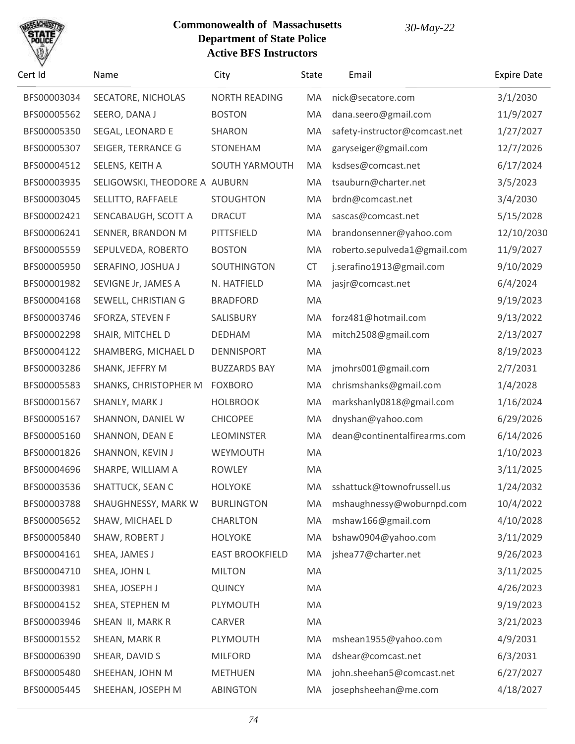**Commonwealth of Massachusetts**
**Department of State Police**
**Active BFS Instructors**

*30-May-22*

| Cert Id | Name | City | State | Email | Expire Date |
|---|---|---|---|---|---|
| BFS00003034 | SECATORE, NICHOLAS | NORTH READING | MA | nick@secatore.com | 3/1/2030 |
| BFS00005562 | SEERO, DANA J | BOSTON | MA | dana.seero@gmail.com | 11/9/2027 |
| BFS00005350 | SEGAL, LEONARD E | SHARON | MA | safety-instructor@comcast.net | 1/27/2027 |
| BFS00005307 | SEIGER, TERRANCE G | STONEHAM | MA | garyseiger@gmail.com | 12/7/2026 |
| BFS00004512 | SELENS, KEITH A | SOUTH YARMOUTH | MA | ksdses@comcast.net | 6/17/2024 |
| BFS00003935 | SELIGOWSKI, THEODORE A | AUBURN | MA | tsauburn@charter.net | 3/5/2023 |
| BFS00003045 | SELLITTO, RAFFAELE | STOUGHTON | MA | brdn@comcast.net | 3/4/2030 |
| BFS00002421 | SENCABAUGH, SCOTT A | DRACUT | MA | sascas@comcast.net | 5/15/2028 |
| BFS00006241 | SENNER, BRANDON M | PITTSFIELD | MA | brandonsenner@yahoo.com | 12/10/2030 |
| BFS00005559 | SEPULVEDA, ROBERTO | BOSTON | MA | roberto.sepulveda1@gmail.com | 11/9/2027 |
| BFS00005950 | SERAFINO, JOSHUA J | SOUTHINGTON | CT | j.serafino1913@gmail.com | 9/10/2029 |
| BFS00001982 | SEVIGNE Jr, JAMES A | N. HATFIELD | MA | jasjr@comcast.net | 6/4/2024 |
| BFS00004168 | SEWELL, CHRISTIAN G | BRADFORD | MA | | 9/19/2023 |
| BFS00003746 | SFORZA, STEVEN F | SALISBURY | MA | forz481@hotmail.com | 9/13/2022 |
| BFS00002298 | SHAIR, MITCHEL D | DEDHAM | MA | mitch2508@gmail.com | 2/13/2027 |
| BFS00004122 | SHAMBERG, MICHAEL D | DENNISPORT | MA | | 8/19/2023 |
| BFS00003286 | SHANK, JEFFRY M | BUZZARDS BAY | MA | jmohrs001@gmail.com | 2/7/2031 |
| BFS00005583 | SHANKS, CHRISTOPHER M | FOXBORO | MA | chrismshanks@gmail.com | 1/4/2028 |
| BFS00001567 | SHANLY, MARK J | HOLBROOK | MA | markshanly0818@gmail.com | 1/16/2024 |
| BFS00005167 | SHANNON, DANIEL W | CHICOPEE | MA | dnyshan@yahoo.com | 6/29/2026 |
| BFS00005160 | SHANNON, DEAN E | LEOMINSTER | MA | dean@continentalfirearms.com | 6/14/2026 |
| BFS00001826 | SHANNON, KEVIN J | WEYMOUTH | MA | | 1/10/2023 |
| BFS00004696 | SHARPE, WILLIAM A | ROWLEY | MA | | 3/11/2025 |
| BFS00003536 | SHATTUCK, SEAN C | HOLYOKE | MA | sshattuck@townofrussell.us | 1/24/2032 |
| BFS00003788 | SHAUGHNESSY, MARK W | BURLINGTON | MA | mshaughnessy@woburnpd.com | 10/4/2022 |
| BFS00005652 | SHAW, MICHAEL D | CHARLTON | MA | mshaw166@gmail.com | 4/10/2028 |
| BFS00005840 | SHAW, ROBERT J | HOLYOKE | MA | bshaw0904@yahoo.com | 3/11/2029 |
| BFS00004161 | SHEA, JAMES J | EAST BROOKFIELD | MA | jshea77@charter.net | 9/26/2023 |
| BFS00004710 | SHEA, JOHN L | MILTON | MA | | 3/11/2025 |
| BFS00003981 | SHEA, JOSEPH J | QUINCY | MA | | 4/26/2023 |
| BFS00004152 | SHEA, STEPHEN M | PLYMOUTH | MA | | 9/19/2023 |
| BFS00003946 | SHEAN II, MARK R | CARVER | MA | | 3/21/2023 |
| BFS00001552 | SHEAN, MARK R | PLYMOUTH | MA | mshean1955@yahoo.com | 4/9/2031 |
| BFS00006390 | SHEAR, DAVID S | MILFORD | MA | dshear@comcast.net | 6/3/2031 |
| BFS00005480 | SHEEHAN, JOHN M | METHUEN | MA | john.sheehan5@comcast.net | 6/27/2027 |
| BFS00005445 | SHEEHAN, JOSEPH M | ABINGTON | MA | josephsheehan@me.com | 4/18/2027 |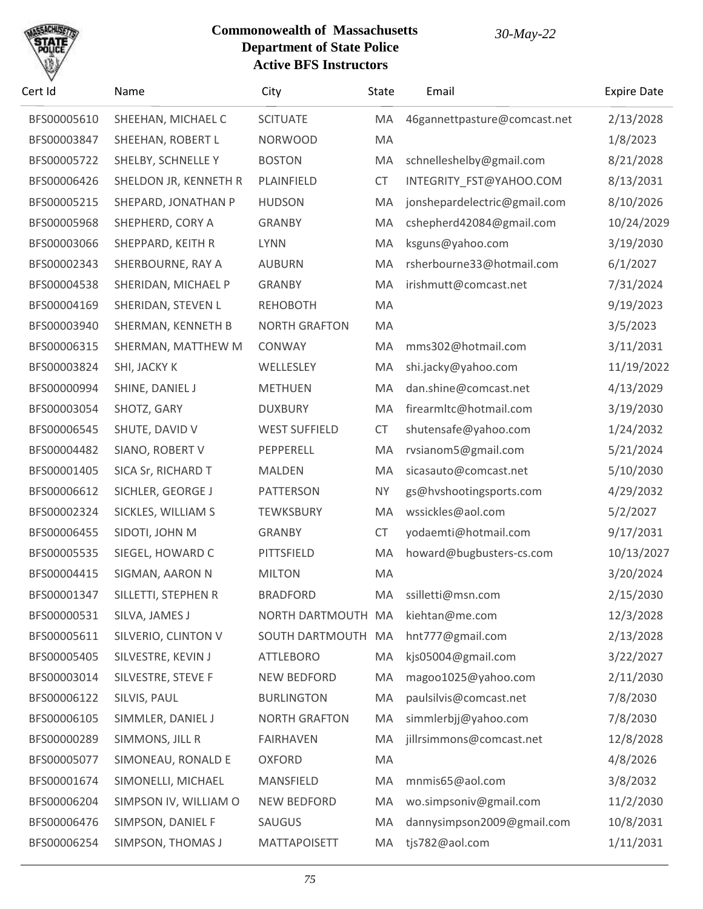# Commonwealth of Massachusetts
## Department of State Police
## Active BFS Instructors

*30-May-22*

| Cert Id | Name | City | State | Email | Expire Date |
|---|---|---|---|---|---|
| BFS00005610 | SHEEHAN, MICHAEL C | SCITUATE | MA | 46gannettpasture@comcast.net | 2/13/2028 |
| BFS00003847 | SHEEHAN, ROBERT L | NORWOOD | MA | | 1/8/2023 |
| BFS00005722 | SHELBY, SCHNELLE Y | BOSTON | MA | schnelleshelby@gmail.com | 8/21/2028 |
| BFS00006426 | SHELDON JR, KENNETH R | PLAINFIELD | CT | INTEGRITY_FST@YAHOO.COM | 8/13/2031 |
| BFS00005215 | SHEPARD, JONATHAN P | HUDSON | MA | jonshepardelectric@gmail.com | 8/10/2026 |
| BFS00005968 | SHEPHERD, CORY A | GRANBY | MA | cshepherd42084@gmail.com | 10/24/2029 |
| BFS00003066 | SHEPPARD, KEITH R | LYNN | MA | ksguns@yahoo.com | 3/19/2030 |
| BFS00002343 | SHERBOURNE, RAY A | AUBURN | MA | rsherbourne33@hotmail.com | 6/1/2027 |
| BFS00004538 | SHERIDAN, MICHAEL P | GRANBY | MA | irishmutt@comcast.net | 7/31/2024 |
| BFS00004169 | SHERIDAN, STEVEN L | REHOBOTH | MA | | 9/19/2023 |
| BFS00003940 | SHERMAN, KENNETH B | NORTH GRAFTON | MA | | 3/5/2023 |
| BFS00006315 | SHERMAN, MATTHEW M | CONWAY | MA | mms302@hotmail.com | 3/11/2031 |
| BFS00003824 | SHI, JACKY K | WELLESLEY | MA | shi.jacky@yahoo.com | 11/19/2022 |
| BFS00000994 | SHINE, DANIEL J | METHUEN | MA | dan.shine@comcast.net | 4/13/2029 |
| BFS00003054 | SHOTZ, GARY | DUXBURY | MA | firearmltc@hotmail.com | 3/19/2030 |
| BFS00006545 | SHUTE, DAVID V | WEST SUFFIELD | CT | shutensafe@yahoo.com | 1/24/2032 |
| BFS00004482 | SIANO, ROBERT V | PEPPERELL | MA | rvsianom5@gmail.com | 5/21/2024 |
| BFS00001405 | SICA Sr, RICHARD T | MALDEN | MA | sicasauto@comcast.net | 5/10/2030 |
| BFS00006612 | SICHLER, GEORGE J | PATTERSON | NY | gs@hvshootingsports.com | 4/29/2032 |
| BFS00002324 | SICKLES, WILLIAM S | TEWKSBURY | MA | wssickles@aol.com | 5/2/2027 |
| BFS00006455 | SIDOTI, JOHN M | GRANBY | CT | yodaemti@hotmail.com | 9/17/2031 |
| BFS00005535 | SIEGEL, HOWARD C | PITTSFIELD | MA | howard@bugbusters-cs.com | 10/13/2027 |
| BFS00004415 | SIGMAN, AARON N | MILTON | MA | | 3/20/2024 |
| BFS00001347 | SILLETTI, STEPHEN R | BRADFORD | MA | ssilletti@msn.com | 2/15/2030 |
| BFS00000531 | SILVA, JAMES J | NORTH DARTMOUTH | MA | kiehtan@me.com | 12/3/2028 |
| BFS00005611 | SILVERIO, CLINTON V | SOUTH DARTMOUTH | MA | hnt777@gmail.com | 2/13/2028 |
| BFS00005405 | SILVESTRE, KEVIN J | ATTLEBORO | MA | kjs05004@gmail.com | 3/22/2027 |
| BFS00003014 | SILVESTRE, STEVE F | NEW BEDFORD | MA | magoo1025@yahoo.com | 2/11/2030 |
| BFS00006122 | SILVIS, PAUL | BURLINGTON | MA | paulsilvis@comcast.net | 7/8/2030 |
| BFS00006105 | SIMMLER, DANIEL J | NORTH GRAFTON | MA | simmlerbjj@yahoo.com | 7/8/2030 |
| BFS00000289 | SIMMONS, JILL R | FAIRHAVEN | MA | jillrsimmons@comcast.net | 12/8/2028 |
| BFS00005077 | SIMONEAU, RONALD E | OXFORD | MA | | 4/8/2026 |
| BFS00001674 | SIMONELLI, MICHAEL | MANSFIELD | MA | mnmis65@aol.com | 3/8/2032 |
| BFS00006204 | SIMPSON IV, WILLIAM O | NEW BEDFORD | MA | wo.simpsoniv@gmail.com | 11/2/2030 |
| BFS00006476 | SIMPSON, DANIEL F | SAUGUS | MA | dannysimpson2009@gmail.com | 10/8/2031 |
| BFS00006254 | SIMPSON, THOMAS J | MATTAPOISETT | MA | tjs782@aol.com | 1/11/2031 |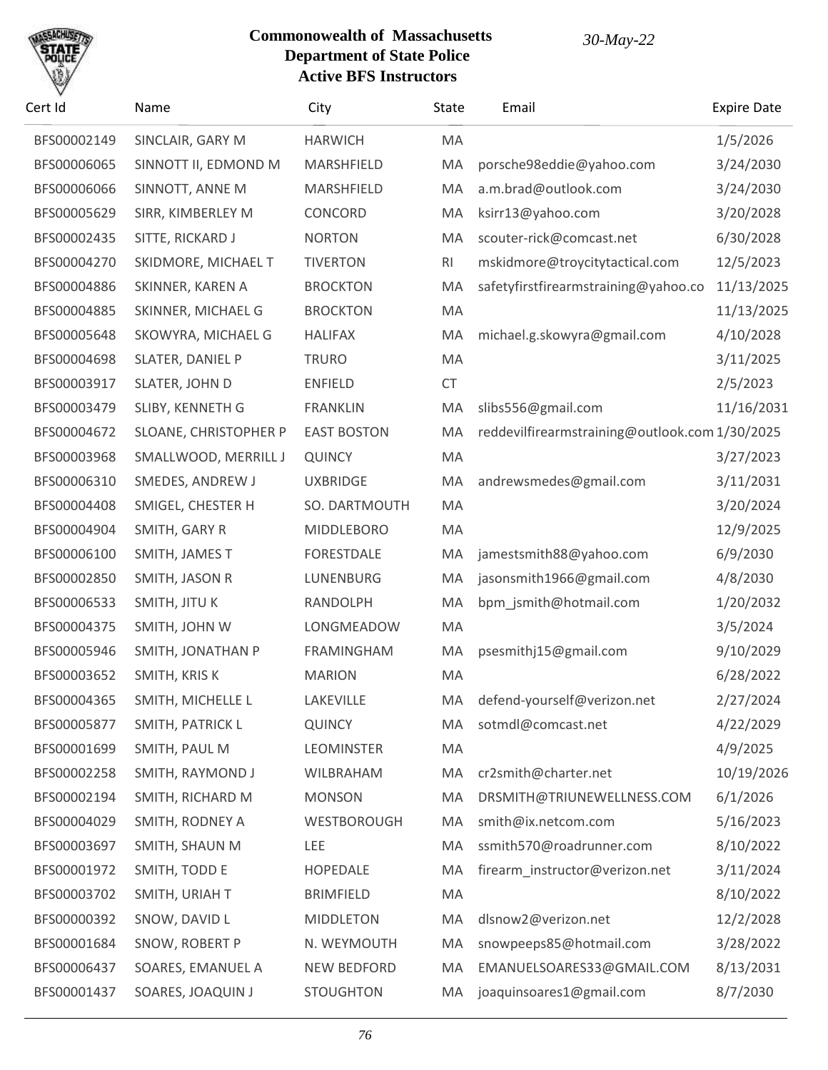**Commonwealth of Massachusetts**
**Department of State Police**
**Active BFS Instructors**

*30-May-22*

| Cert Id | Name | City | State | Email | Expire Date |
|---|---|---|---|---|---|
| BFS00002149 | SINCLAIR, GARY M | HARWICH | MA | | 1/5/2026 |
| BFS00006065 | SINNOTT II, EDMOND M | MARSHFIELD | MA | porsche98eddie@yahoo.com | 3/24/2030 |
| BFS00006066 | SINNOTT, ANNE M | MARSHFIELD | MA | a.m.brad@outlook.com | 3/24/2030 |
| BFS00005629 | SIRR, KIMBERLEY M | CONCORD | MA | ksirr13@yahoo.com | 3/20/2028 |
| BFS00002435 | SITTE, RICKARD J | NORTON | MA | scouter-rick@comcast.net | 6/30/2028 |
| BFS00004270 | SKIDMORE, MICHAEL T | TIVERTON | RI | mskidmore@troycitytactical.com | 12/5/2023 |
| BFS00004886 | SKINNER, KAREN A | BROCKTON | MA | safetyfirstfirearmstraining@yahoo.co | 11/13/2025 |
| BFS00004885 | SKINNER, MICHAEL G | BROCKTON | MA | | 11/13/2025 |
| BFS00005648 | SKOWYRA, MICHAEL G | HALIFAX | MA | michael.g.skowyra@gmail.com | 4/10/2028 |
| BFS00004698 | SLATER, DANIEL P | TRURO | MA | | 3/11/2025 |
| BFS00003917 | SLATER, JOHN D | ENFIELD | CT | | 2/5/2023 |
| BFS00003479 | SLIBY, KENNETH G | FRANKLIN | MA | slibs556@gmail.com | 11/16/2031 |
| BFS00004672 | SLOANE, CHRISTOPHER P | EAST BOSTON | MA | reddevilfirearmstraining@outlook.com | 1/30/2025 |
| BFS00003968 | SMALLWOOD, MERRILL J | QUINCY | MA | | 3/27/2023 |
| BFS00006310 | SMEDES, ANDREW J | UXBRIDGE | MA | andrewsmedes@gmail.com | 3/11/2031 |
| BFS00004408 | SMIGEL, CHESTER H | SO. DARTMOUTH | MA | | 3/20/2024 |
| BFS00004904 | SMITH, GARY R | MIDDLEBORO | MA | | 12/9/2025 |
| BFS00006100 | SMITH, JAMES T | FORESTDALE | MA | jamestsmith88@yahoo.com | 6/9/2030 |
| BFS00002850 | SMITH, JASON R | LUNENBURG | MA | jasonsmith1966@gmail.com | 4/8/2030 |
| BFS00006533 | SMITH, JITU K | RANDOLPH | MA | bpm_jsmith@hotmail.com | 1/20/2032 |
| BFS00004375 | SMITH, JOHN W | LONGMEADOW | MA | | 3/5/2024 |
| BFS00005946 | SMITH, JONATHAN P | FRAMINGHAM | MA | psesmithj15@gmail.com | 9/10/2029 |
| BFS00003652 | SMITH, KRIS K | MARION | MA | | 6/28/2022 |
| BFS00004365 | SMITH, MICHELLE L | LAKEVILLE | MA | defend-yourself@verizon.net | 2/27/2024 |
| BFS00005877 | SMITH, PATRICK L | QUINCY | MA | sotmdl@comcast.net | 4/22/2029 |
| BFS00001699 | SMITH, PAUL M | LEOMINSTER | MA | | 4/9/2025 |
| BFS00002258 | SMITH, RAYMOND J | WILBRAHAM | MA | cr2smith@charter.net | 10/19/2026 |
| BFS00002194 | SMITH, RICHARD M | MONSON | MA | DRSMITH@TRIUNEWELLNESS.COM | 6/1/2026 |
| BFS00004029 | SMITH, RODNEY A | WESTBOROUGH | MA | smith@ix.netcom.com | 5/16/2023 |
| BFS00003697 | SMITH, SHAUN M | LEE | MA | ssmith570@roadrunner.com | 8/10/2022 |
| BFS00001972 | SMITH, TODD E | HOPEDALE | MA | firearm_instructor@verizon.net | 3/11/2024 |
| BFS00003702 | SMITH, URIAH T | BRIMFIELD | MA | | 8/10/2022 |
| BFS00000392 | SNOW, DAVID L | MIDDLETON | MA | dlsnow2@verizon.net | 12/2/2028 |
| BFS00001684 | SNOW, ROBERT P | N. WEYMOUTH | MA | snowpeeps85@hotmail.com | 3/28/2022 |
| BFS00006437 | SOARES, EMANUEL A | NEW BEDFORD | MA | EMANUELSOARES33@GMAIL.COM | 8/13/2031 |
| BFS00001437 | SOARES, JOAQUIN J | STOUGHTON | MA | joaquinsoares1@gmail.com | 8/7/2030 |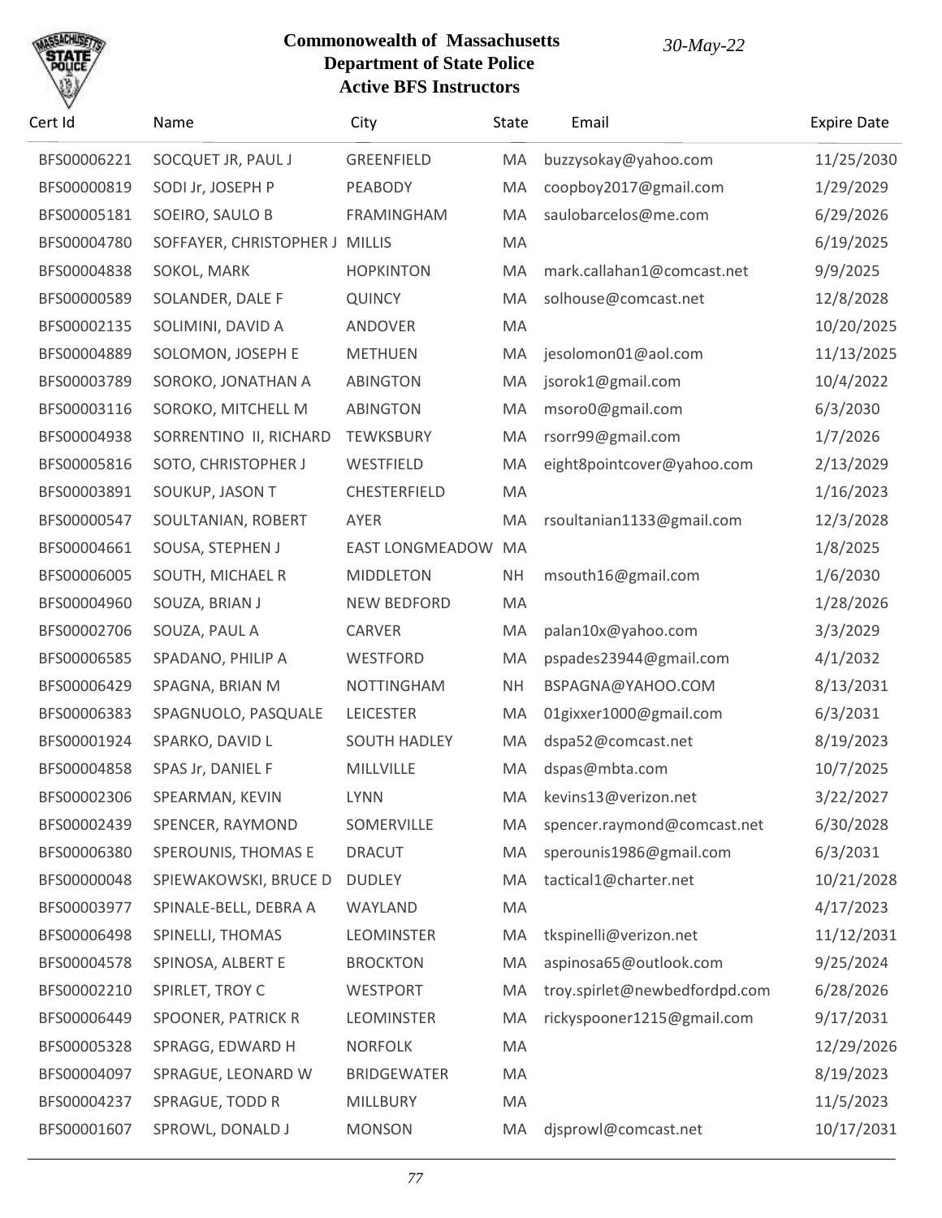# Commonwealth of Massachusetts
## Department of State Police
## Active BFS Instructors

*30-May-22*

| Cert Id | Name | City | State | Email | Expire Date |
|---|---|---|---|---|---|
| BFS00006221 | SOCQUET JR, PAUL J | GREENFIELD | MA | buzzysokay@yahoo.com | 11/25/2030 |
| BFS00000819 | SODI Jr, JOSEPH P | PEABODY | MA | coopboy2017@gmail.com | 1/29/2029 |
| BFS00005181 | SOEIRO, SAULO B | FRAMINGHAM | MA | saulobarcelos@me.com | 6/29/2026 |
| BFS00004780 | SOFFAYER, CHRISTOPHER J | MILLIS | MA | | 6/19/2025 |
| BFS00004838 | SOKOL, MARK | HOPKINTON | MA | mark.callahan1@comcast.net | 9/9/2025 |
| BFS00000589 | SOLANDER, DALE F | QUINCY | MA | solhouse@comcast.net | 12/8/2028 |
| BFS00002135 | SOLIMINI, DAVID A | ANDOVER | MA | | 10/20/2025 |
| BFS00004889 | SOLOMON, JOSEPH E | METHUEN | MA | jesolomon01@aol.com | 11/13/2025 |
| BFS00003789 | SOROKO, JONATHAN A | ABINGTON | MA | jsorok1@gmail.com | 10/4/2022 |
| BFS00003116 | SOROKO, MITCHELL M | ABINGTON | MA | msoro0@gmail.com | 6/3/2030 |
| BFS00004938 | SORRENTINO II, RICHARD | TEWKSBURY | MA | rsorr99@gmail.com | 1/7/2026 |
| BFS00005816 | SOTO, CHRISTOPHER J | WESTFIELD | MA | eight8pointcover@yahoo.com | 2/13/2029 |
| BFS00003891 | SOUKUP, JASON T | CHESTERFIELD | MA | | 1/16/2023 |
| BFS00000547 | SOULTANIAN, ROBERT | AYER | MA | rsoultanian1133@gmail.com | 12/3/2028 |
| BFS00004661 | SOUSA, STEPHEN J | EAST LONGMEADOW | MA | | 1/8/2025 |
| BFS00006005 | SOUTH, MICHAEL R | MIDDLETON | NH | msouth16@gmail.com | 1/6/2030 |
| BFS00004960 | SOUZA, BRIAN J | NEW BEDFORD | MA | | 1/28/2026 |
| BFS00002706 | SOUZA, PAUL A | CARVER | MA | palan10x@yahoo.com | 3/3/2029 |
| BFS00006585 | SPADANO, PHILIP A | WESTFORD | MA | pspades23944@gmail.com | 4/1/2032 |
| BFS00006429 | SPAGNA, BRIAN M | NOTTINGHAM | NH | BSPAGNA@YAHOO.COM | 8/13/2031 |
| BFS00006383 | SPAGNUOLO, PASQUALE | LEICESTER | MA | 01gixxer1000@gmail.com | 6/3/2031 |
| BFS00001924 | SPARKO, DAVID L | SOUTH HADLEY | MA | dspa52@comcast.net | 8/19/2023 |
| BFS00004858 | SPAS Jr, DANIEL F | MILLVILLE | MA | dspas@mbta.com | 10/7/2025 |
| BFS00002306 | SPEARMAN, KEVIN | LYNN | MA | kevins13@verizon.net | 3/22/2027 |
| BFS00002439 | SPENCER, RAYMOND | SOMERVILLE | MA | spencer.raymond@comcast.net | 6/30/2028 |
| BFS00006380 | SPEROUNIS, THOMAS E | DRACUT | MA | sperounis1986@gmail.com | 6/3/2031 |
| BFS00000048 | SPIEWAKOWSKI, BRUCE D | DUDLEY | MA | tactical1@charter.net | 10/21/2028 |
| BFS00003977 | SPINALE-BELL, DEBRA A | WAYLAND | MA | | 4/17/2023 |
| BFS00006498 | SPINELLI, THOMAS | LEOMINSTER | MA | tkspinelli@verizon.net | 11/12/2031 |
| BFS00004578 | SPINOSA, ALBERT E | BROCKTON | MA | aspinosa65@outlook.com | 9/25/2024 |
| BFS00002210 | SPIRLET, TROY C | WESTPORT | MA | troy.spirlet@newbedfordpd.com | 6/28/2026 |
| BFS00006449 | SPOONER, PATRICK R | LEOMINSTER | MA | rickyspooner1215@gmail.com | 9/17/2031 |
| BFS00005328 | SPRAGG, EDWARD H | NORFOLK | MA | | 12/29/2026 |
| BFS00004097 | SPRAGUE, LEONARD W | BRIDGEWATER | MA | | 8/19/2023 |
| BFS00004237 | SPRAGUE, TODD R | MILLBURY | MA | | 11/5/2023 |
| BFS00001607 | SPROWL, DONALD J | MONSON | MA | djsprowl@comcast.net | 10/17/2031 |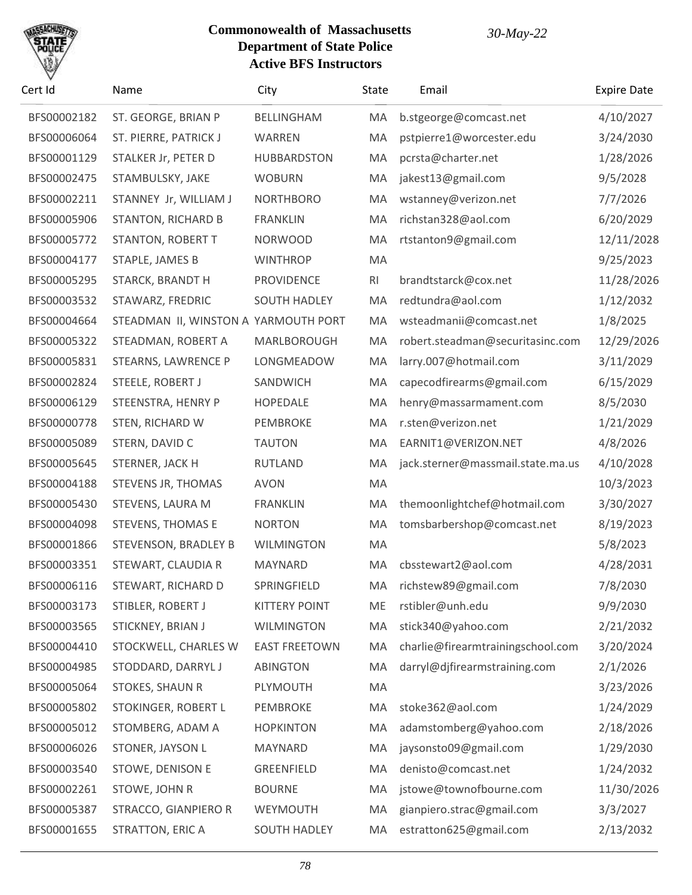**Commonwealth of Massachusetts**
**Department of State Police**
**Active BFS Instructors**

*30-May-22*

| Cert Id | Name | City | State | Email | Expire Date |
|---|---|---|---|---|---|
| BFS00002182 | ST. GEORGE, BRIAN P | BELLINGHAM | MA | b.stgeorge@comcast.net | 4/10/2027 |
| BFS00006064 | ST. PIERRE, PATRICK J | WARREN | MA | pstpierre1@worcester.edu | 3/24/2030 |
| BFS00001129 | STALKER Jr, PETER D | HUBBARDSTON | MA | pcrsta@charter.net | 1/28/2026 |
| BFS00002475 | STAMBULSKY, JAKE | WOBURN | MA | jakest13@gmail.com | 9/5/2028 |
| BFS00002211 | STANNEY Jr, WILLIAM J | NORTHBORO | MA | wstanney@verizon.net | 7/7/2026 |
| BFS00005906 | STANTON, RICHARD B | FRANKLIN | MA | richstan328@aol.com | 6/20/2029 |
| BFS00005772 | STANTON, ROBERT T | NORWOOD | MA | rtstanton9@gmail.com | 12/11/2028 |
| BFS00004177 | STAPLE, JAMES B | WINTHROP | MA | | 9/25/2023 |
| BFS00005295 | STARCK, BRANDT H | PROVIDENCE | RI | brandtstarck@cox.net | 11/28/2026 |
| BFS00003532 | STAWARZ, FREDRIC | SOUTH HADLEY | MA | redtundra@aol.com | 1/12/2032 |
| BFS00004664 | STEADMAN II, WINSTON A | YARMOUTH PORT | MA | wsteadmanii@comcast.net | 1/8/2025 |
| BFS00005322 | STEADMAN, ROBERT A | MARLBOROUGH | MA | robert.steadman@securitasinc.com | 12/29/2026 |
| BFS00005831 | STEARNS, LAWRENCE P | LONGMEADOW | MA | larry.007@hotmail.com | 3/11/2029 |
| BFS00002824 | STEELE, ROBERT J | SANDWICH | MA | capecodfirearms@gmail.com | 6/15/2029 |
| BFS00006129 | STEENSTRA, HENRY P | HOPEDALE | MA | henry@massarmament.com | 8/5/2030 |
| BFS00000778 | STEN, RICHARD W | PEMBROKE | MA | r.sten@verizon.net | 1/21/2029 |
| BFS00005089 | STERN, DAVID C | TAUTON | MA | EARNIT1@VERIZON.NET | 4/8/2026 |
| BFS00005645 | STERNER, JACK H | RUTLAND | MA | jack.sterner@massmail.state.ma.us | 4/10/2028 |
| BFS00004188 | STEVENS JR, THOMAS | AVON | MA | | 10/3/2023 |
| BFS00005430 | STEVENS, LAURA M | FRANKLIN | MA | themoonlightchef@hotmail.com | 3/30/2027 |
| BFS00004098 | STEVENS, THOMAS E | NORTON | MA | tomsbarbershop@comcast.net | 8/19/2023 |
| BFS00001866 | STEVENSON, BRADLEY B | WILMINGTON | MA | | 5/8/2023 |
| BFS00003351 | STEWART, CLAUDIA R | MAYNARD | MA | cbsstewart2@aol.com | 4/28/2031 |
| BFS00006116 | STEWART, RICHARD D | SPRINGFIELD | MA | richstew89@gmail.com | 7/8/2030 |
| BFS00003173 | STIBLER, ROBERT J | KITTERY POINT | ME | rstibler@unh.edu | 9/9/2030 |
| BFS00003565 | STICKNEY, BRIAN J | WILMINGTON | MA | stick340@yahoo.com | 2/21/2032 |
| BFS00004410 | STOCKWELL, CHARLES W | EAST FREETOWN | MA | charlie@firearmtrainingschool.com | 3/20/2024 |
| BFS00004985 | STODDARD, DARRYL J | ABINGTON | MA | darryl@djfirearmstraining.com | 2/1/2026 |
| BFS00005064 | STOKES, SHAUN R | PLYMOUTH | MA | | 3/23/2026 |
| BFS00005802 | STOKINGER, ROBERT L | PEMBROKE | MA | stoke362@aol.com | 1/24/2029 |
| BFS00005012 | STOMBERG, ADAM A | HOPKINTON | MA | adamstomberg@yahoo.com | 2/18/2026 |
| BFS00006026 | STONER, JAYSON L | MAYNARD | MA | jaysonsto09@gmail.com | 1/29/2030 |
| BFS00003540 | STOWE, DENISON E | GREENFIELD | MA | denisto@comcast.net | 1/24/2032 |
| BFS00002261 | STOWE, JOHN R | BOURNE | MA | jstowe@townofbourne.com | 11/30/2026 |
| BFS00005387 | STRACCO, GIANPIERO R | WEYMOUTH | MA | gianpiero.strac@gmail.com | 3/3/2027 |
| BFS00001655 | STRATTON, ERIC A | SOUTH HADLEY | MA | estratton625@gmail.com | 2/13/2032 |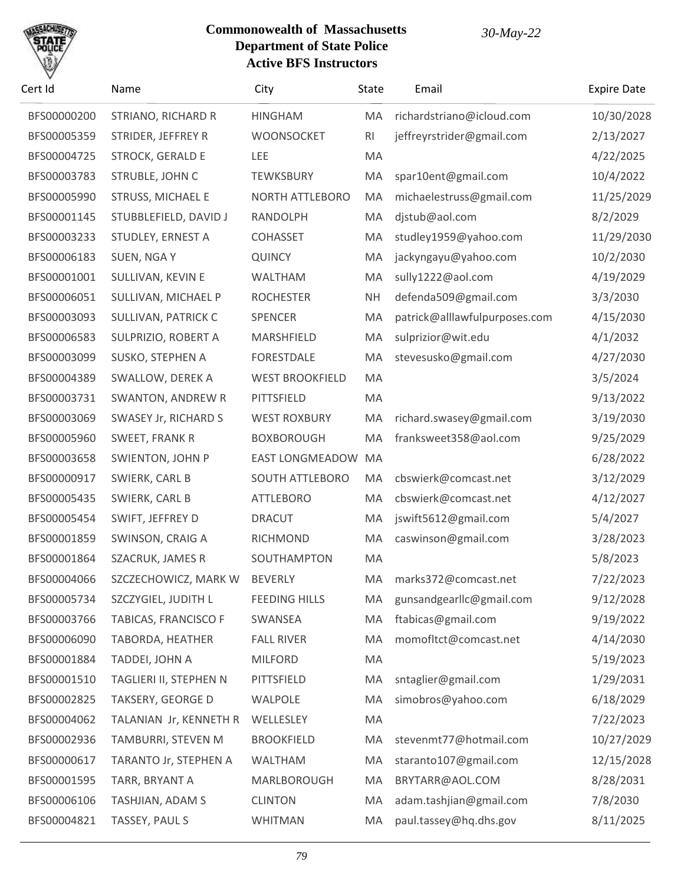**Commonwealth of Massachusetts**
**Department of State Police**
**Active BFS Instructors**

*30-May-22*

| Cert Id | Name | City | State | Email | Expire Date |
|---|---|---|---|---|---|
| BFS00000200 | STRIANO, RICHARD R | HINGHAM | MA | richardstriano@icloud.com | 10/30/2028 |
| BFS00005359 | STRIDER, JEFFREY R | WOONSOCKET | RI | jeffreyrstrider@gmail.com | 2/13/2027 |
| BFS00004725 | STROCK, GERALD E | LEE | MA | | 4/22/2025 |
| BFS00003783 | STRUBLE, JOHN C | TEWKSBURY | MA | spar10ent@gmail.com | 10/4/2022 |
| BFS00005990 | STRUSS, MICHAEL E | NORTH ATTLEBORO | MA | michaelestruss@gmail.com | 11/25/2029 |
| BFS00001145 | STUBBLEFIELD, DAVID J | RANDOLPH | MA | djstub@aol.com | 8/2/2029 |
| BFS00003233 | STUDLEY, ERNEST A | COHASSET | MA | studley1959@yahoo.com | 11/29/2030 |
| BFS00006183 | SUEN, NGA Y | QUINCY | MA | jackyngayu@yahoo.com | 10/2/2030 |
| BFS00001001 | SULLIVAN, KEVIN E | WALTHAM | MA | sully1222@aol.com | 4/19/2029 |
| BFS00006051 | SULLIVAN, MICHAEL P | ROCHESTER | NH | defenda509@gmail.com | 3/3/2030 |
| BFS00003093 | SULLIVAN, PATRICK C | SPENCER | MA | patrick@alllawfulpurposes.com | 4/15/2030 |
| BFS00006583 | SULPRIZIO, ROBERT A | MARSHFIELD | MA | sulprizior@wit.edu | 4/1/2032 |
| BFS00003099 | SUSKO, STEPHEN A | FORESTDALE | MA | stevesusko@gmail.com | 4/27/2030 |
| BFS00004389 | SWALLOW, DEREK A | WEST BROOKFIELD | MA | | 3/5/2024 |
| BFS00003731 | SWANTON, ANDREW R | PITTSFIELD | MA | | 9/13/2022 |
| BFS00003069 | SWASEY Jr, RICHARD S | WEST ROXBURY | MA | richard.swasey@gmail.com | 3/19/2030 |
| BFS00005960 | SWEET, FRANK R | BOXBOROUGH | MA | franksweet358@aol.com | 9/25/2029 |
| BFS00003658 | SWIENTON, JOHN P | EAST LONGMEADOW | MA | | 6/28/2022 |
| BFS00000917 | SWIERK, CARL B | SOUTH ATTLEBORO | MA | cbswierk@comcast.net | 3/12/2029 |
| BFS00005435 | SWIERK, CARL B | ATTLEBORO | MA | cbswierk@comcast.net | 4/12/2027 |
| BFS00005454 | SWIFT, JEFFREY D | DRACUT | MA | jswift5612@gmail.com | 5/4/2027 |
| BFS00001859 | SWINSON, CRAIG A | RICHMOND | MA | caswinson@gmail.com | 3/28/2023 |
| BFS00001864 | SZACRUK, JAMES R | SOUTHAMPTON | MA | | 5/8/2023 |
| BFS00004066 | SZCZECHOWICZ, MARK W | BEVERLY | MA | marks372@comcast.net | 7/22/2023 |
| BFS00005734 | SZCZYGIEL, JUDITH L | FEEDING HILLS | MA | gunsandgearllc@gmail.com | 9/12/2028 |
| BFS00003766 | TABICAS, FRANCISCO F | SWANSEA | MA | ftabicas@gmail.com | 9/19/2022 |
| BFS00006090 | TABORDA, HEATHER | FALL RIVER | MA | momofltct@comcast.net | 4/14/2030 |
| BFS00001884 | TADDEI, JOHN A | MILFORD | MA | | 5/19/2023 |
| BFS00001510 | TAGLIERI II, STEPHEN N | PITTSFIELD | MA | sntaglier@gmail.com | 1/29/2031 |
| BFS00002825 | TAKSERY, GEORGE D | WALPOLE | MA | simobros@yahoo.com | 6/18/2029 |
| BFS00004062 | TALANIAN Jr, KENNETH R | WELLESLEY | MA | | 7/22/2023 |
| BFS00002936 | TAMBURRI, STEVEN M | BROOKFIELD | MA | stevenmt77@hotmail.com | 10/27/2029 |
| BFS00000617 | TARANTO Jr, STEPHEN A | WALTHAM | MA | staranto107@gmail.com | 12/15/2028 |
| BFS00001595 | TARR, BRYANT A | MARLBOROUGH | MA | BRYTARR@AOL.COM | 8/28/2031 |
| BFS00006106 | TASHJIAN, ADAM S | CLINTON | MA | adam.tashjian@gmail.com | 7/8/2030 |
| BFS00004821 | TASSEY, PAUL S | WHITMAN | MA | paul.tassey@hq.dhs.gov | 8/11/2025 |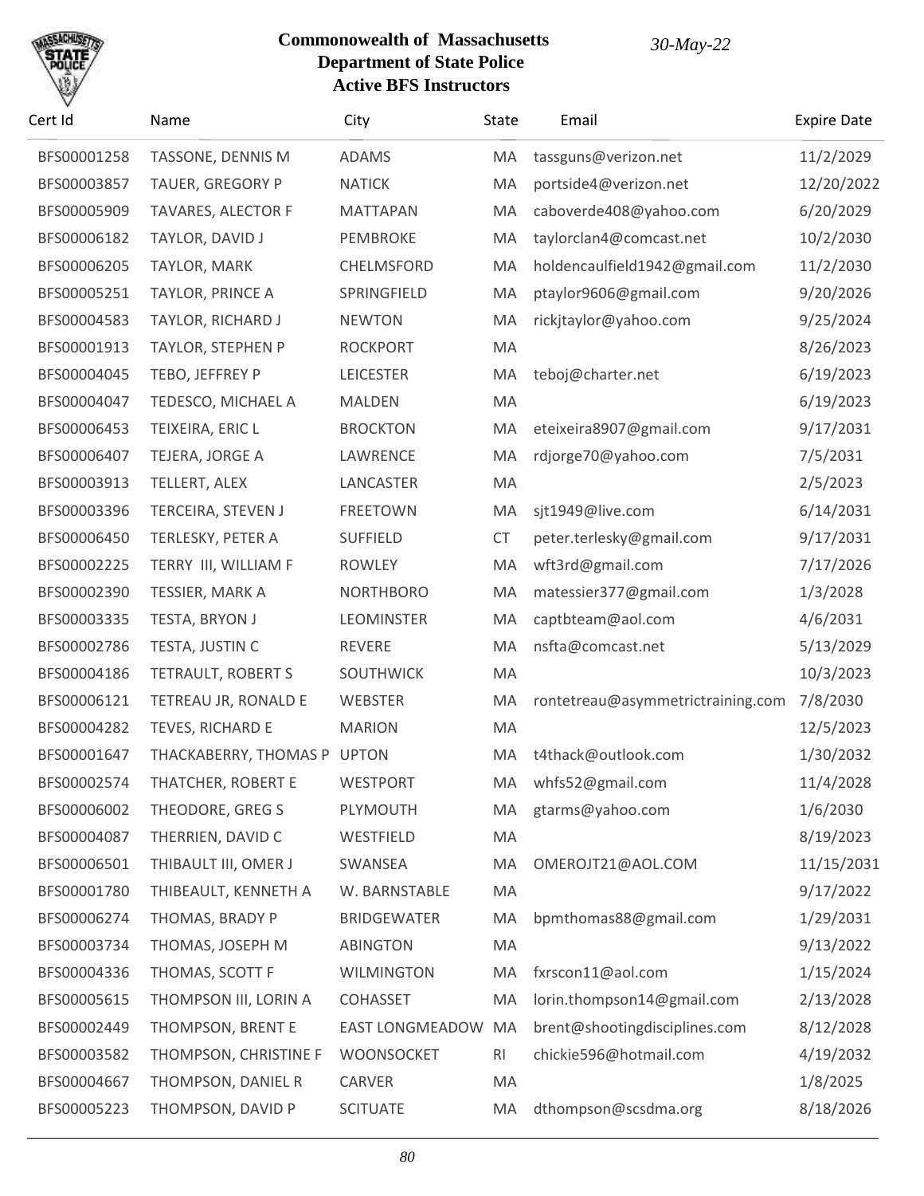# Commonwealth of Massachusetts
## Department of State Police
## Active BFS Instructors

*30-May-22*

| Cert Id | Name | City | State | Email | Expire Date |
|---|---|---|---|---|---|
| BFS00001258 | TASSONE, DENNIS M | ADAMS | MA | tassguns@verizon.net | 11/2/2029 |
| BFS00003857 | TAUER, GREGORY P | NATICK | MA | portside4@verizon.net | 12/20/2022 |
| BFS00005909 | TAVARES, ALECTOR F | MATTAPAN | MA | caboverde408@yahoo.com | 6/20/2029 |
| BFS00006182 | TAYLOR, DAVID J | PEMBROKE | MA | taylorclan4@comcast.net | 10/2/2030 |
| BFS00006205 | TAYLOR, MARK | CHELMSFORD | MA | holdencaulfield1942@gmail.com | 11/2/2030 |
| BFS00005251 | TAYLOR, PRINCE A | SPRINGFIELD | MA | ptaylor9606@gmail.com | 9/20/2026 |
| BFS00004583 | TAYLOR, RICHARD J | NEWTON | MA | rickjtaylor@yahoo.com | 9/25/2024 |
| BFS00001913 | TAYLOR, STEPHEN P | ROCKPORT | MA | | 8/26/2023 |
| BFS00004045 | TEBO, JEFFREY P | LEICESTER | MA | teboj@charter.net | 6/19/2023 |
| BFS00004047 | TEDESCO, MICHAEL A | MALDEN | MA | | 6/19/2023 |
| BFS00006453 | TEIXEIRA, ERIC L | BROCKTON | MA | eteixeira8907@gmail.com | 9/17/2031 |
| BFS00006407 | TEJERA, JORGE A | LAWRENCE | MA | rdjorge70@yahoo.com | 7/5/2031 |
| BFS00003913 | TELLERT, ALEX | LANCASTER | MA | | 2/5/2023 |
| BFS00003396 | TERCEIRA, STEVEN J | FREETOWN | MA | sjt1949@live.com | 6/14/2031 |
| BFS00006450 | TERLESKY, PETER A | SUFFIELD | CT | peter.terlesky@gmail.com | 9/17/2031 |
| BFS00002225 | TERRY III, WILLIAM F | ROWLEY | MA | wft3rd@gmail.com | 7/17/2026 |
| BFS00002390 | TESSIER, MARK A | NORTHBORO | MA | matessier377@gmail.com | 1/3/2028 |
| BFS00003335 | TESTA, BRYON J | LEOMINSTER | MA | captbteam@aol.com | 4/6/2031 |
| BFS00002786 | TESTA, JUSTIN C | REVERE | MA | nsfta@comcast.net | 5/13/2029 |
| BFS00004186 | TETRAULT, ROBERT S | SOUTHWICK | MA | | 10/3/2023 |
| BFS00006121 | TETREAU JR, RONALD E | WEBSTER | MA | rontetreau@asymmetrictraining.com | 7/8/2030 |
| BFS00004282 | TEVES, RICHARD E | MARION | MA | | 12/5/2023 |
| BFS00001647 | THACKABERRY, THOMAS P | UPTON | MA | t4thack@outlook.com | 1/30/2032 |
| BFS00002574 | THATCHER, ROBERT E | WESTPORT | MA | whfs52@gmail.com | 11/4/2028 |
| BFS00006002 | THEODORE, GREG S | PLYMOUTH | MA | gtarms@yahoo.com | 1/6/2030 |
| BFS00004087 | THERRIEN, DAVID C | WESTFIELD | MA | | 8/19/2023 |
| BFS00006501 | THIBAULT III, OMER J | SWANSEA | MA | OMEROJT21@AOL.COM | 11/15/2031 |
| BFS00001780 | THIBEAULT, KENNETH A | W. BARNSTABLE | MA | | 9/17/2022 |
| BFS00006274 | THOMAS, BRADY P | BRIDGEWATER | MA | bpmthomas88@gmail.com | 1/29/2031 |
| BFS00003734 | THOMAS, JOSEPH M | ABINGTON | MA | | 9/13/2022 |
| BFS00004336 | THOMAS, SCOTT F | WILMINGTON | MA | fxrscon11@aol.com | 1/15/2024 |
| BFS00005615 | THOMPSON III, LORIN A | COHASSET | MA | lorin.thompson14@gmail.com | 2/13/2028 |
| BFS00002449 | THOMPSON, BRENT E | EAST LONGMEADOW | MA | brent@shootingdisciplines.com | 8/12/2028 |
| BFS00003582 | THOMPSON, CHRISTINE F | WOONSOCKET | RI | chickie596@hotmail.com | 4/19/2032 |
| BFS00004667 | THOMPSON, DANIEL R | CARVER | MA | | 1/8/2025 |
| BFS00005223 | THOMPSON, DAVID P | SCITUATE | MA | dthompson@scsdma.org | 8/18/2026 |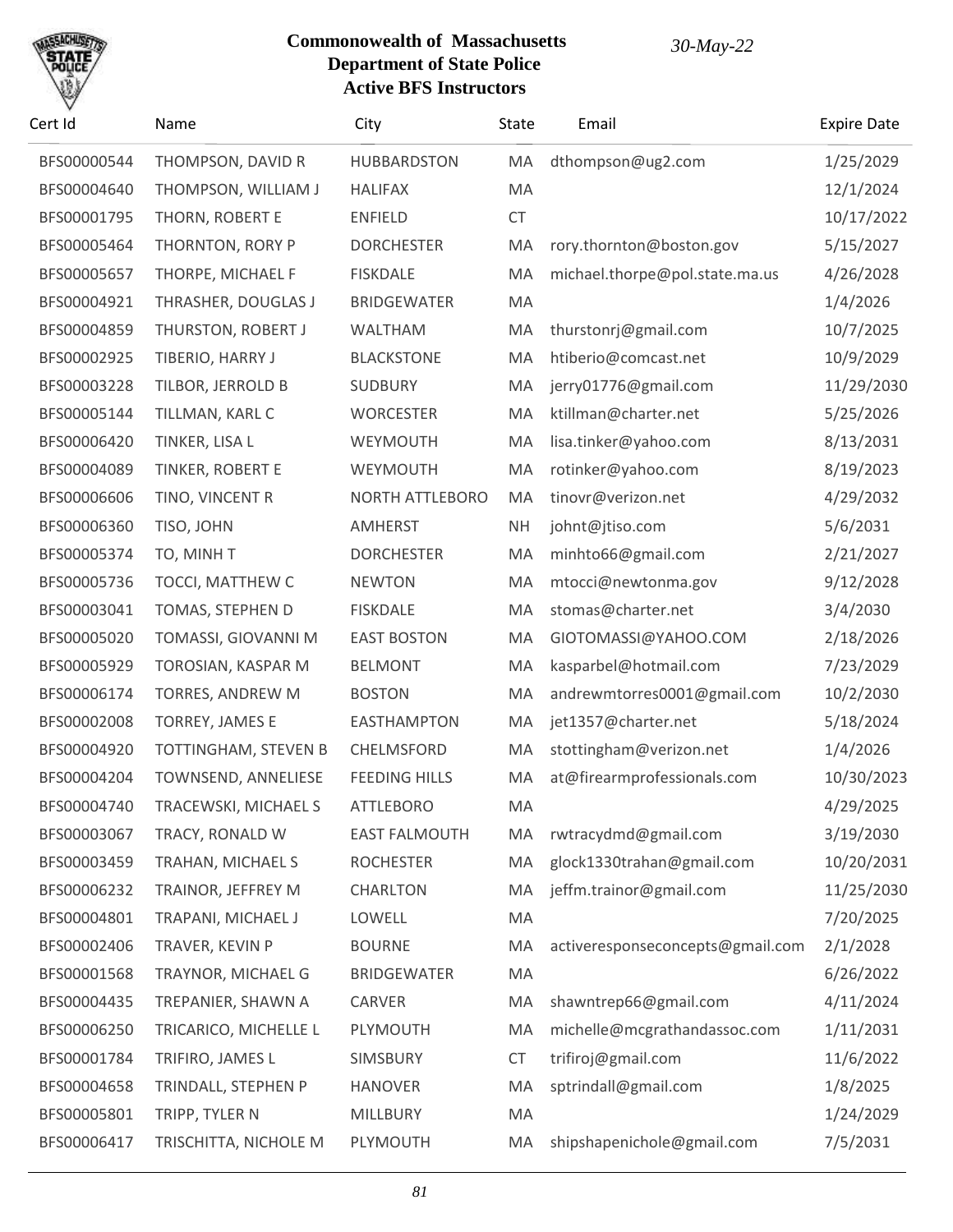**Commonwealth of Massachusetts**
**Department of State Police**
**Active BFS Instructors**

*30-May-22*

| Cert Id | Name | City | State | Email | Expire Date |
|---|---|---|---|---|---|
| BFS00000544 | THOMPSON, DAVID R | HUBBARDSTON | MA | dthompson@ug2.com | 1/25/2029 |
| BFS00004640 | THOMPSON, WILLIAM J | HALIFAX | MA | | 12/1/2024 |
| BFS00001795 | THORN, ROBERT E | ENFIELD | CT | | 10/17/2022 |
| BFS00005464 | THORNTON, RORY P | DORCHESTER | MA | rory.thornton@boston.gov | 5/15/2027 |
| BFS00005657 | THORPE, MICHAEL F | FISKDALE | MA | michael.thorpe@pol.state.ma.us | 4/26/2028 |
| BFS00004921 | THRASHER, DOUGLAS J | BRIDGEWATER | MA | | 1/4/2026 |
| BFS00004859 | THURSTON, ROBERT J | WALTHAM | MA | thurstonrj@gmail.com | 10/7/2025 |
| BFS00002925 | TIBERIO, HARRY J | BLACKSTONE | MA | htiberio@comcast.net | 10/9/2029 |
| BFS00003228 | TILBOR, JERROLD B | SUDBURY | MA | jerry01776@gmail.com | 11/29/2030 |
| BFS00005144 | TILLMAN, KARL C | WORCESTER | MA | ktillman@charter.net | 5/25/2026 |
| BFS00006420 | TINKER, LISA L | WEYMOUTH | MA | lisa.tinker@yahoo.com | 8/13/2031 |
| BFS00004089 | TINKER, ROBERT E | WEYMOUTH | MA | rotinker@yahoo.com | 8/19/2023 |
| BFS00006606 | TINO, VINCENT R | NORTH ATTLEBORO | MA | tinovr@verizon.net | 4/29/2032 |
| BFS00006360 | TISO, JOHN | AMHERST | NH | johnt@jtiso.com | 5/6/2031 |
| BFS00005374 | TO, MINH T | DORCHESTER | MA | minhto66@gmail.com | 2/21/2027 |
| BFS00005736 | TOCCI, MATTHEW C | NEWTON | MA | mtocci@newtonma.gov | 9/12/2028 |
| BFS00003041 | TOMAS, STEPHEN D | FISKDALE | MA | stomas@charter.net | 3/4/2030 |
| BFS00005020 | TOMASSI, GIOVANNI M | EAST BOSTON | MA | GIOTOMASSI@YAHOO.COM | 2/18/2026 |
| BFS00005929 | TOROSIAN, KASPAR M | BELMONT | MA | kasparbel@hotmail.com | 7/23/2029 |
| BFS00006174 | TORRES, ANDREW M | BOSTON | MA | andrewmtorres0001@gmail.com | 10/2/2030 |
| BFS00002008 | TORREY, JAMES E | EASTHAMPTON | MA | jet1357@charter.net | 5/18/2024 |
| BFS00004920 | TOTTINGHAM, STEVEN B | CHELMSFORD | MA | stottingham@verizon.net | 1/4/2026 |
| BFS00004204 | TOWNSEND, ANNELIESE | FEEDING HILLS | MA | at@firearmprofessionals.com | 10/30/2023 |
| BFS00004740 | TRACEWSKI, MICHAEL S | ATTLEBORO | MA | | 4/29/2025 |
| BFS00003067 | TRACY, RONALD W | EAST FALMOUTH | MA | rwtracydmd@gmail.com | 3/19/2030 |
| BFS00003459 | TRAHAN, MICHAEL S | ROCHESTER | MA | glock1330trahan@gmail.com | 10/20/2031 |
| BFS00006232 | TRAINOR, JEFFREY M | CHARLTON | MA | jeffm.trainor@gmail.com | 11/25/2030 |
| BFS00004801 | TRAPANI, MICHAEL J | LOWELL | MA | | 7/20/2025 |
| BFS00002406 | TRAVER, KEVIN P | BOURNE | MA | activeresponseconcepts@gmail.com | 2/1/2028 |
| BFS00001568 | TRAYNOR, MICHAEL G | BRIDGEWATER | MA | | 6/26/2022 |
| BFS00004435 | TREPANIER, SHAWN A | CARVER | MA | shawntrep66@gmail.com | 4/11/2024 |
| BFS00006250 | TRICARICO, MICHELLE L | PLYMOUTH | MA | michelle@mcgrathandassoc.com | 1/11/2031 |
| BFS00001784 | TRIFIRO, JAMES L | SIMSBURY | CT | trifiroj@gmail.com | 11/6/2022 |
| BFS00004658 | TRINDALL, STEPHEN P | HANOVER | MA | sptrindall@gmail.com | 1/8/2025 |
| BFS00005801 | TRIPP, TYLER N | MILLBURY | MA | | 1/24/2029 |
| BFS00006417 | TRISCHITTA, NICHOLE M | PLYMOUTH | MA | shipshapenichole@gmail.com | 7/5/2031 |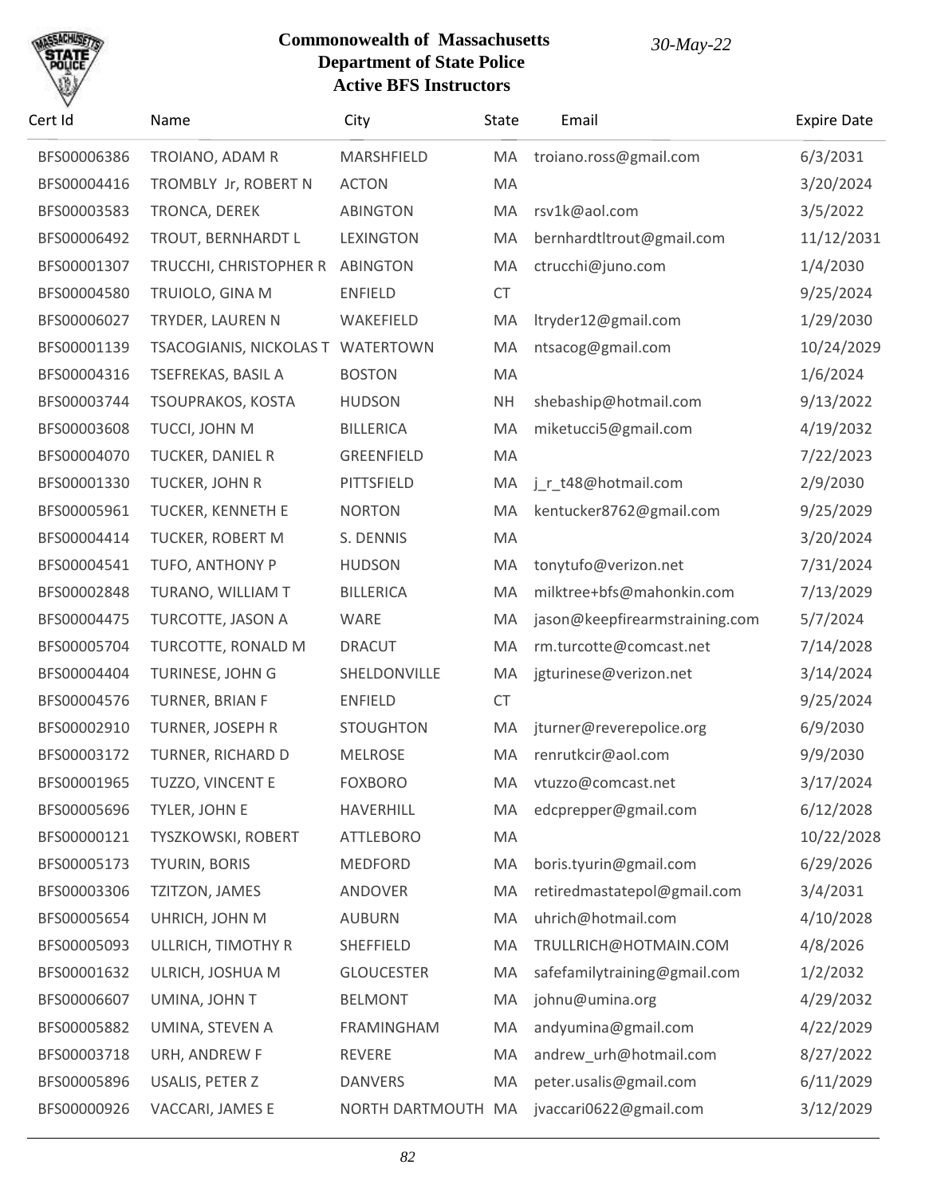**Commonwealth of Massachusetts**
**Department of State Police**
**Active BFS Instructors**

*30-May-22*

| Cert Id | Name | City | State | Email | Expire Date |
|---|---|---|---|---|---|
| BFS00006386 | TROIANO, ADAM R | MARSHFIELD | MA | troiano.ross@gmail.com | 6/3/2031 |
| BFS00004416 | TROMBLY Jr, ROBERT N | ACTON | MA | | 3/20/2024 |
| BFS00003583 | TRONCA, DEREK | ABINGTON | MA | rsv1k@aol.com | 3/5/2022 |
| BFS00006492 | TROUT, BERNHARDT L | LEXINGTON | MA | bernhardtltrout@gmail.com | 11/12/2031 |
| BFS00001307 | TRUCCHI, CHRISTOPHER R | ABINGTON | MA | ctrucchi@juno.com | 1/4/2030 |
| BFS00004580 | TRUIOLO, GINA M | ENFIELD | CT | | 9/25/2024 |
| BFS00006027 | TRYDER, LAUREN N | WAKEFIELD | MA | ltryder12@gmail.com | 1/29/2030 |
| BFS00001139 | TSACOGIANIS, NICKOLAS T | WATERTOWN | MA | ntsacog@gmail.com | 10/24/2029 |
| BFS00004316 | TSEFREKAS, BASIL A | BOSTON | MA | | 1/6/2024 |
| BFS00003744 | TSOUPRAKOS, KOSTA | HUDSON | NH | shebaship@hotmail.com | 9/13/2022 |
| BFS00003608 | TUCCI, JOHN M | BILLERICA | MA | miketucci5@gmail.com | 4/19/2032 |
| BFS00004070 | TUCKER, DANIEL R | GREENFIELD | MA | | 7/22/2023 |
| BFS00001330 | TUCKER, JOHN R | PITTSFIELD | MA | j_r_t48@hotmail.com | 2/9/2030 |
| BFS00005961 | TUCKER, KENNETH E | NORTON | MA | kentucker8762@gmail.com | 9/25/2029 |
| BFS00004414 | TUCKER, ROBERT M | S. DENNIS | MA | | 3/20/2024 |
| BFS00004541 | TUFO, ANTHONY P | HUDSON | MA | tonytufo@verizon.net | 7/31/2024 |
| BFS00002848 | TURANO, WILLIAM T | BILLERICA | MA | milktree+bfs@mahonkin.com | 7/13/2029 |
| BFS00004475 | TURCOTTE, JASON A | WARE | MA | jason@keepfirearmstraining.com | 5/7/2024 |
| BFS00005704 | TURCOTTE, RONALD M | DRACUT | MA | rm.turcotte@comcast.net | 7/14/2028 |
| BFS00004404 | TURINESE, JOHN G | SHELDONVILLE | MA | jgturinese@verizon.net | 3/14/2024 |
| BFS00004576 | TURNER, BRIAN F | ENFIELD | CT | | 9/25/2024 |
| BFS00002910 | TURNER, JOSEPH R | STOUGHTON | MA | jturner@reverepolice.org | 6/9/2030 |
| BFS00003172 | TURNER, RICHARD D | MELROSE | MA | renrutkcir@aol.com | 9/9/2030 |
| BFS00001965 | TUZZO, VINCENT E | FOXBORO | MA | vtuzzo@comcast.net | 3/17/2024 |
| BFS00005696 | TYLER, JOHN E | HAVERHILL | MA | edcprepper@gmail.com | 6/12/2028 |
| BFS00000121 | TYSZKOWSKI, ROBERT | ATTLEBORO | MA | | 10/22/2028 |
| BFS00005173 | TYURIN, BORIS | MEDFORD | MA | boris.tyurin@gmail.com | 6/29/2026 |
| BFS00003306 | TZITZON, JAMES | ANDOVER | MA | retiredmastatepol@gmail.com | 3/4/2031 |
| BFS00005654 | UHRICH, JOHN M | AUBURN | MA | uhrich@hotmail.com | 4/10/2028 |
| BFS00005093 | ULLRICH, TIMOTHY R | SHEFFIELD | MA | TRULLRICH@HOTMAIN.COM | 4/8/2026 |
| BFS00001632 | ULRICH, JOSHUA M | GLOUCESTER | MA | safefamilytraining@gmail.com | 1/2/2032 |
| BFS00006607 | UMINA, JOHN T | BELMONT | MA | johnu@umina.org | 4/29/2032 |
| BFS00005882 | UMINA, STEVEN A | FRAMINGHAM | MA | andyumina@gmail.com | 4/22/2029 |
| BFS00003718 | URH, ANDREW F | REVERE | MA | andrew_urh@hotmail.com | 8/27/2022 |
| BFS00005896 | USALIS, PETER Z | DANVERS | MA | peter.usalis@gmail.com | 6/11/2029 |
| BFS00000926 | VACCARI, JAMES E | NORTH DARTMOUTH | MA | jvaccari0622@gmail.com | 3/12/2029 |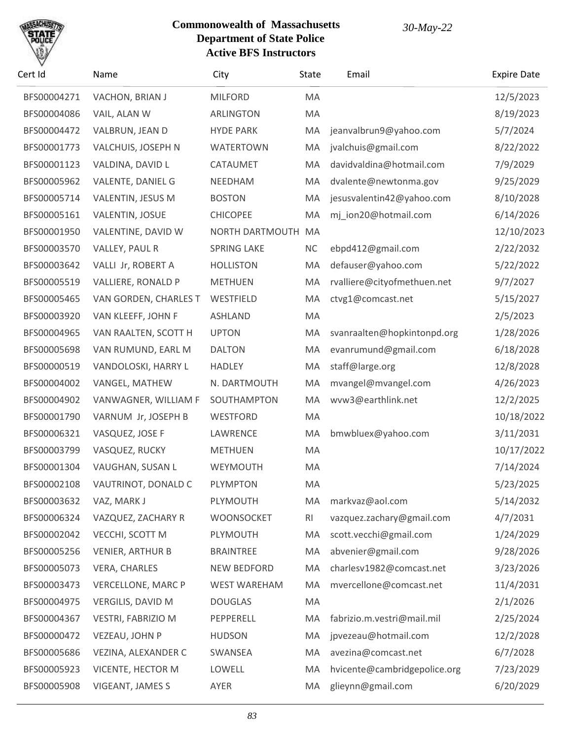# Commonwealth of Massachusetts
## Department of State Police
## Active BFS Instructors

*30-May-22*

| Cert Id | Name | City | State | Email | Expire Date |
|---|---|---|---|---|---|
| BFS00004271 | VACHON, BRIAN J | MILFORD | MA | | 12/5/2023 |
| BFS00004086 | VAIL, ALAN W | ARLINGTON | MA | | 8/19/2023 |
| BFS00004472 | VALBRUN, JEAN D | HYDE PARK | MA | jeanvalbrun9@yahoo.com | 5/7/2024 |
| BFS00001773 | VALCHUIS, JOSEPH N | WATERTOWN | MA | jvalchuis@gmail.com | 8/22/2022 |
| BFS00001123 | VALDINA, DAVID L | CATAUMET | MA | davidvaldina@hotmail.com | 7/9/2029 |
| BFS00005962 | VALENTE, DANIEL G | NEEDHAM | MA | dvalente@newtonma.gov | 9/25/2029 |
| BFS00005714 | VALENTIN, JESUS M | BOSTON | MA | jesusvalentin42@yahoo.com | 8/10/2028 |
| BFS00005161 | VALENTIN, JOSUE | CHICOPEE | MA | mj_ion20@hotmail.com | 6/14/2026 |
| BFS00001950 | VALENTINE, DAVID W | NORTH DARTMOUTH | MA | | 12/10/2023 |
| BFS00003570 | VALLEY, PAUL R | SPRING LAKE | NC | ebpd412@gmail.com | 2/22/2032 |
| BFS00003642 | VALLI Jr, ROBERT A | HOLLISTON | MA | defauser@yahoo.com | 5/22/2022 |
| BFS00005519 | VALLIERE, RONALD P | METHUEN | MA | rvalliere@cityofmethuen.net | 9/7/2027 |
| BFS00005465 | VAN GORDEN, CHARLES T | WESTFIELD | MA | ctvg1@comcast.net | 5/15/2027 |
| BFS00003920 | VAN KLEEFF, JOHN F | ASHLAND | MA | | 2/5/2023 |
| BFS00004965 | VAN RAALTEN, SCOTT H | UPTON | MA | svanraalten@hopkintonpd.org | 1/28/2026 |
| BFS00005698 | VAN RUMUND, EARL M | DALTON | MA | evanrumund@gmail.com | 6/18/2028 |
| BFS00000519 | VANDOLOSKI, HARRY L | HADLEY | MA | staff@large.org | 12/8/2028 |
| BFS00004002 | VANGEL, MATHEW | N. DARTMOUTH | MA | mvangel@mvangel.com | 4/26/2023 |
| BFS00004902 | VANWAGNER, WILLIAM F | SOUTHAMPTON | MA | wvw3@earthlink.net | 12/2/2025 |
| BFS00001790 | VARNUM Jr, JOSEPH B | WESTFORD | MA | | 10/18/2022 |
| BFS00006321 | VASQUEZ, JOSE F | LAWRENCE | MA | bmwbluex@yahoo.com | 3/11/2031 |
| BFS00003799 | VASQUEZ, RUCKY | METHUEN | MA | | 10/17/2022 |
| BFS00001304 | VAUGHAN, SUSAN L | WEYMOUTH | MA | | 7/14/2024 |
| BFS00002108 | VAUTRINOT, DONALD C | PLYMPTON | MA | | 5/23/2025 |
| BFS00003632 | VAZ, MARK J | PLYMOUTH | MA | markvaz@aol.com | 5/14/2032 |
| BFS00006324 | VAZQUEZ, ZACHARY R | WOONSOCKET | RI | vazquez.zachary@gmail.com | 4/7/2031 |
| BFS00002042 | VECCHI, SCOTT M | PLYMOUTH | MA | scott.vecchi@gmail.com | 1/24/2029 |
| BFS00005256 | VENIER, ARTHUR B | BRAINTREE | MA | abvenier@gmail.com | 9/28/2026 |
| BFS00005073 | VERA, CHARLES | NEW BEDFORD | MA | charlesv1982@comcast.net | 3/23/2026 |
| BFS00003473 | VERCELLONE, MARC P | WEST WAREHAM | MA | mvercellone@comcast.net | 11/4/2031 |
| BFS00004975 | VERGILIS, DAVID M | DOUGLAS | MA | | 2/1/2026 |
| BFS00004367 | VESTRI, FABRIZIO M | PEPPERELL | MA | fabrizio.m.vestri@mail.mil | 2/25/2024 |
| BFS00000472 | VEZEAU, JOHN P | HUDSON | MA | jpvezeau@hotmail.com | 12/2/2028 |
| BFS00005686 | VEZINA, ALEXANDER C | SWANSEA | MA | avezina@comcast.net | 6/7/2028 |
| BFS00005923 | VICENTE, HECTOR M | LOWELL | MA | hvicente@cambridgepolice.org | 7/23/2029 |
| BFS00005908 | VIGEANT, JAMES S | AYER | MA | glieynn@gmail.com | 6/20/2029 |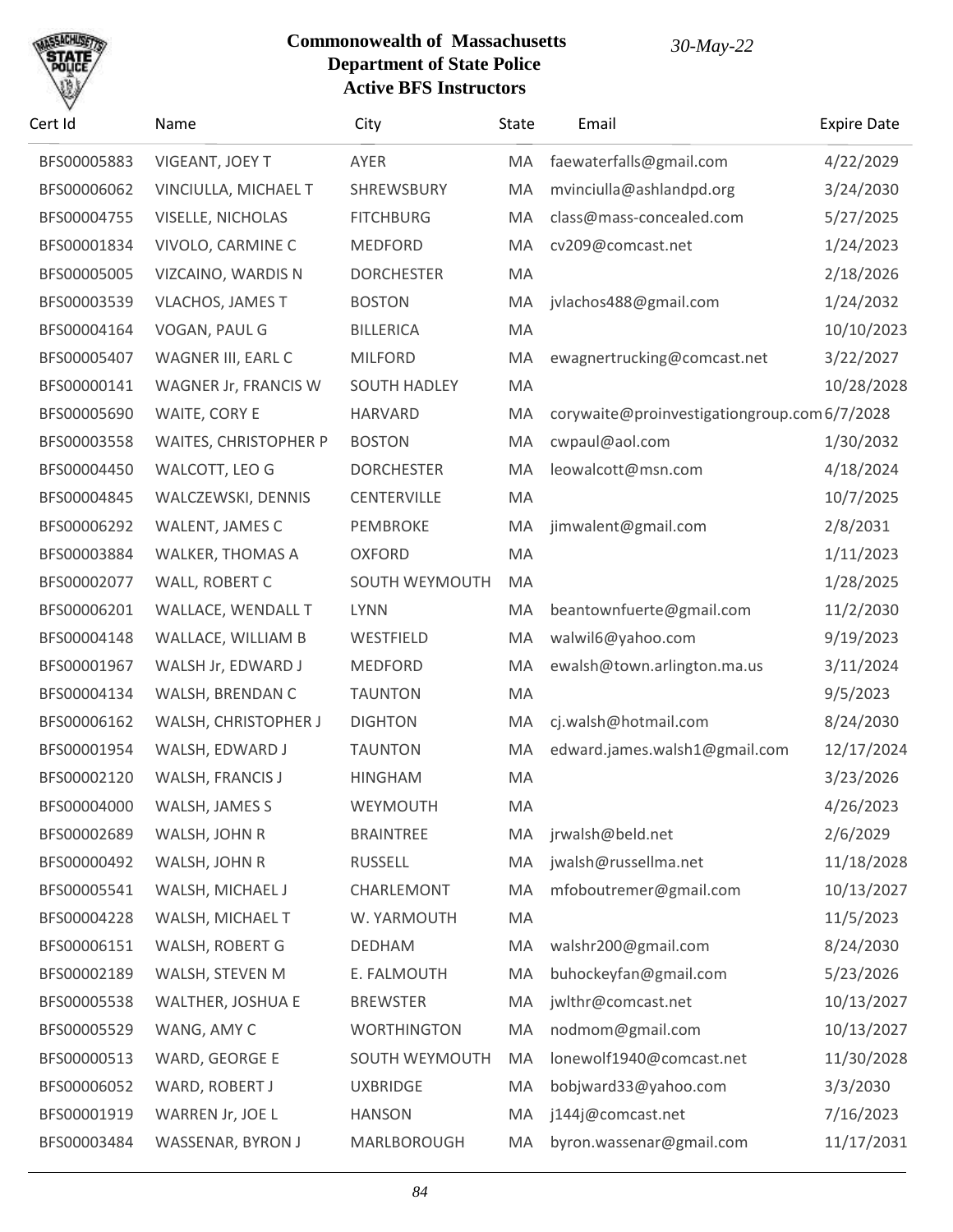**Commonwealth of Massachusetts**
**Department of State Police**
**Active BFS Instructors**

*30-May-22*

| Cert Id | Name | City | State | Email | Expire Date |
|---|---|---|---|---|---|
| BFS00005883 | VIGEANT, JOEY T | AYER | MA | faewaterfalls@gmail.com | 4/22/2029 |
| BFS00006062 | VINCIULLA, MICHAEL T | SHREWSBURY | MA | mvinciulla@ashlandpd.org | 3/24/2030 |
| BFS00004755 | VISELLE, NICHOLAS | FITCHBURG | MA | class@mass-concealed.com | 5/27/2025 |
| BFS00001834 | VIVOLO, CARMINE C | MEDFORD | MA | cv209@comcast.net | 1/24/2023 |
| BFS00005005 | VIZCAINO, WARDIS N | DORCHESTER | MA | | 2/18/2026 |
| BFS00003539 | VLACHOS, JAMES T | BOSTON | MA | jvlachos488@gmail.com | 1/24/2032 |
| BFS00004164 | VOGAN, PAUL G | BILLERICA | MA | | 10/10/2023 |
| BFS00005407 | WAGNER III, EARL C | MILFORD | MA | ewagnertrucking@comcast.net | 3/22/2027 |
| BFS00000141 | WAGNER Jr, FRANCIS W | SOUTH HADLEY | MA | | 10/28/2028 |
| BFS00005690 | WAITE, CORY E | HARVARD | MA | corywaite@proinvestigationgroup.com | 6/7/2028 |
| BFS00003558 | WAITES, CHRISTOPHER P | BOSTON | MA | cwpaul@aol.com | 1/30/2032 |
| BFS00004450 | WALCOTT, LEO G | DORCHESTER | MA | leowalcott@msn.com | 4/18/2024 |
| BFS00004845 | WALCZEWSKI, DENNIS | CENTERVILLE | MA | | 10/7/2025 |
| BFS00006292 | WALENT, JAMES C | PEMBROKE | MA | jimwalent@gmail.com | 2/8/2031 |
| BFS00003884 | WALKER, THOMAS A | OXFORD | MA | | 1/11/2023 |
| BFS00002077 | WALL, ROBERT C | SOUTH WEYMOUTH | MA | | 1/28/2025 |
| BFS00006201 | WALLACE, WENDALL T | LYNN | MA | beantownfuerte@gmail.com | 11/2/2030 |
| BFS00004148 | WALLACE, WILLIAM B | WESTFIELD | MA | walwil6@yahoo.com | 9/19/2023 |
| BFS00001967 | WALSH Jr, EDWARD J | MEDFORD | MA | ewalsh@town.arlington.ma.us | 3/11/2024 |
| BFS00004134 | WALSH, BRENDAN C | TAUNTON | MA | | 9/5/2023 |
| BFS00006162 | WALSH, CHRISTOPHER J | DIGHTON | MA | cj.walsh@hotmail.com | 8/24/2030 |
| BFS00001954 | WALSH, EDWARD J | TAUNTON | MA | edward.james.walsh1@gmail.com | 12/17/2024 |
| BFS00002120 | WALSH, FRANCIS J | HINGHAM | MA | | 3/23/2026 |
| BFS00004000 | WALSH, JAMES S | WEYMOUTH | MA | | 4/26/2023 |
| BFS00002689 | WALSH, JOHN R | BRAINTREE | MA | jrwalsh@beld.net | 2/6/2029 |
| BFS00000492 | WALSH, JOHN R | RUSSELL | MA | jwalsh@russellma.net | 11/18/2028 |
| BFS00005541 | WALSH, MICHAEL J | CHARLEMONT | MA | mfoboutremer@gmail.com | 10/13/2027 |
| BFS00004228 | WALSH, MICHAEL T | W. YARMOUTH | MA | | 11/5/2023 |
| BFS00006151 | WALSH, ROBERT G | DEDHAM | MA | walshr200@gmail.com | 8/24/2030 |
| BFS00002189 | WALSH, STEVEN M | E. FALMOUTH | MA | buhockeyfan@gmail.com | 5/23/2026 |
| BFS00005538 | WALTHER, JOSHUA E | BREWSTER | MA | jwlthr@comcast.net | 10/13/2027 |
| BFS00005529 | WANG, AMY C | WORTHINGTON | MA | nodmom@gmail.com | 10/13/2027 |
| BFS00000513 | WARD, GEORGE E | SOUTH WEYMOUTH | MA | lonewolf1940@comcast.net | 11/30/2028 |
| BFS00006052 | WARD, ROBERT J | UXBRIDGE | MA | bobjward33@yahoo.com | 3/3/2030 |
| BFS00001919 | WARREN Jr, JOE L | HANSON | MA | j144j@comcast.net | 7/16/2023 |
| BFS00003484 | WASSENAR, BYRON J | MARLBOROUGH | MA | byron.wassenar@gmail.com | 11/17/2031 |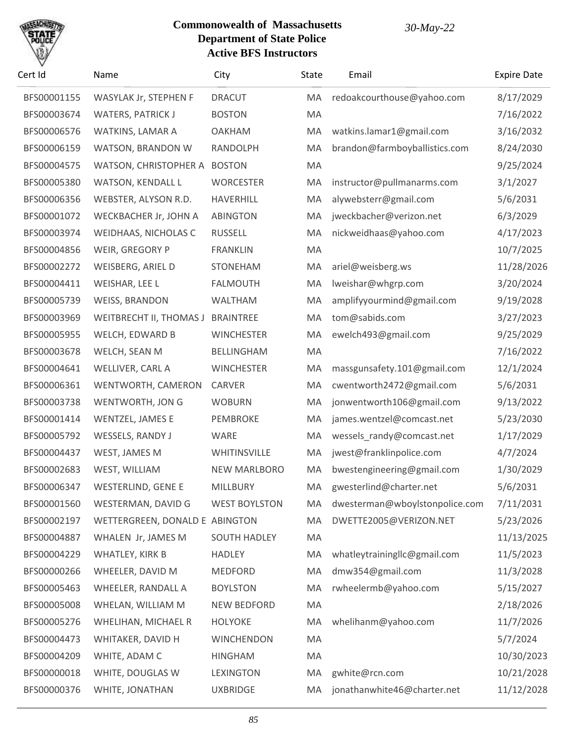**Commonwealth of Massachusetts**
**Department of State Police**
**Active BFS Instructors**

*30-May-22*

| Cert Id | Name | City | State | Email | Expire Date |
|---|---|---|---|---|---|
| BFS00001155 | WASYLAK Jr, STEPHEN F | DRACUT | MA | redoakcourthouse@yahoo.com | 8/17/2029 |
| BFS00003674 | WATERS, PATRICK J | BOSTON | MA | | 7/16/2022 |
| BFS00006576 | WATKINS, LAMAR A | OAKHAM | MA | watkins.lamar1@gmail.com | 3/16/2032 |
| BFS00006159 | WATSON, BRANDON W | RANDOLPH | MA | brandon@farmboyballistics.com | 8/24/2030 |
| BFS00004575 | WATSON, CHRISTOPHER A | BOSTON | MA | | 9/25/2024 |
| BFS00005380 | WATSON, KENDALL L | WORCESTER | MA | instructor@pullmanarms.com | 3/1/2027 |
| BFS00006356 | WEBSTER, ALYSON R.D. | HAVERHILL | MA | alywebsterr@gmail.com | 5/6/2031 |
| BFS00001072 | WECKBACHER Jr, JOHN A | ABINGTON | MA | jweckbacher@verizon.net | 6/3/2029 |
| BFS00003974 | WEIDHAAS, NICHOLAS C | RUSSELL | MA | nickweidhaas@yahoo.com | 4/17/2023 |
| BFS00004856 | WEIR, GREGORY P | FRANKLIN | MA | | 10/7/2025 |
| BFS00002272 | WEISBERG, ARIEL D | STONEHAM | MA | ariel@weisberg.ws | 11/28/2026 |
| BFS00004411 | WEISHAR, LEE L | FALMOUTH | MA | lweishar@whgrp.com | 3/20/2024 |
| BFS00005739 | WEISS, BRANDON | WALTHAM | MA | amplifyyourmind@gmail.com | 9/19/2028 |
| BFS00003969 | WEITBRECHT II, THOMAS J | BRAINTREE | MA | tom@sabids.com | 3/27/2023 |
| BFS00005955 | WELCH, EDWARD B | WINCHESTER | MA | ewelch493@gmail.com | 9/25/2029 |
| BFS00003678 | WELCH, SEAN M | BELLINGHAM | MA | | 7/16/2022 |
| BFS00004641 | WELLIVER, CARL A | WINCHESTER | MA | massgunsafety.101@gmail.com | 12/1/2024 |
| BFS00006361 | WENTWORTH, CAMERON | CARVER | MA | cwentworth2472@gmail.com | 5/6/2031 |
| BFS00003738 | WENTWORTH, JON G | WOBURN | MA | jonwentworth106@gmail.com | 9/13/2022 |
| BFS00001414 | WENTZEL, JAMES E | PEMBROKE | MA | james.wentzel@comcast.net | 5/23/2030 |
| BFS00005792 | WESSELS, RANDY J | WARE | MA | wessels_randy@comcast.net | 1/17/2029 |
| BFS00004437 | WEST, JAMES M | WHITINSVILLE | MA | jwest@franklinpolice.com | 4/7/2024 |
| BFS00002683 | WEST, WILLIAM | NEW MARLBORO | MA | bwestengineering@gmail.com | 1/30/2029 |
| BFS00006347 | WESTERLIND, GENE E | MILLBURY | MA | gwesterlind@charter.net | 5/6/2031 |
| BFS00001560 | WESTERMAN, DAVID G | WEST BOYLSTON | MA | dwesterman@wboylstonpolice.com | 7/11/2031 |
| BFS00002197 | WETTERGREEN, DONALD E | ABINGTON | MA | DWETTE2005@VERIZON.NET | 5/23/2026 |
| BFS00004887 | WHALEN Jr, JAMES M | SOUTH HADLEY | MA | | 11/13/2025 |
| BFS00004229 | WHATLEY, KIRK B | HADLEY | MA | whatleytrainingllc@gmail.com | 11/5/2023 |
| BFS00000266 | WHEELER, DAVID M | MEDFORD | MA | dmw354@gmail.com | 11/3/2028 |
| BFS00005463 | WHEELER, RANDALL A | BOYLSTON | MA | rwheelermb@yahoo.com | 5/15/2027 |
| BFS00005008 | WHELAN, WILLIAM M | NEW BEDFORD | MA | | 2/18/2026 |
| BFS00005276 | WHELIHAN, MICHAEL R | HOLYOKE | MA | whelihanm@yahoo.com | 11/7/2026 |
| BFS00004473 | WHITAKER, DAVID H | WINCHENDON | MA | | 5/7/2024 |
| BFS00004209 | WHITE, ADAM C | HINGHAM | MA | | 10/30/2023 |
| BFS00000018 | WHITE, DOUGLAS W | LEXINGTON | MA | gwhite@rcn.com | 10/21/2028 |
| BFS00000376 | WHITE, JONATHAN | UXBRIDGE | MA | jonathanwhite46@charter.net | 11/12/2028 |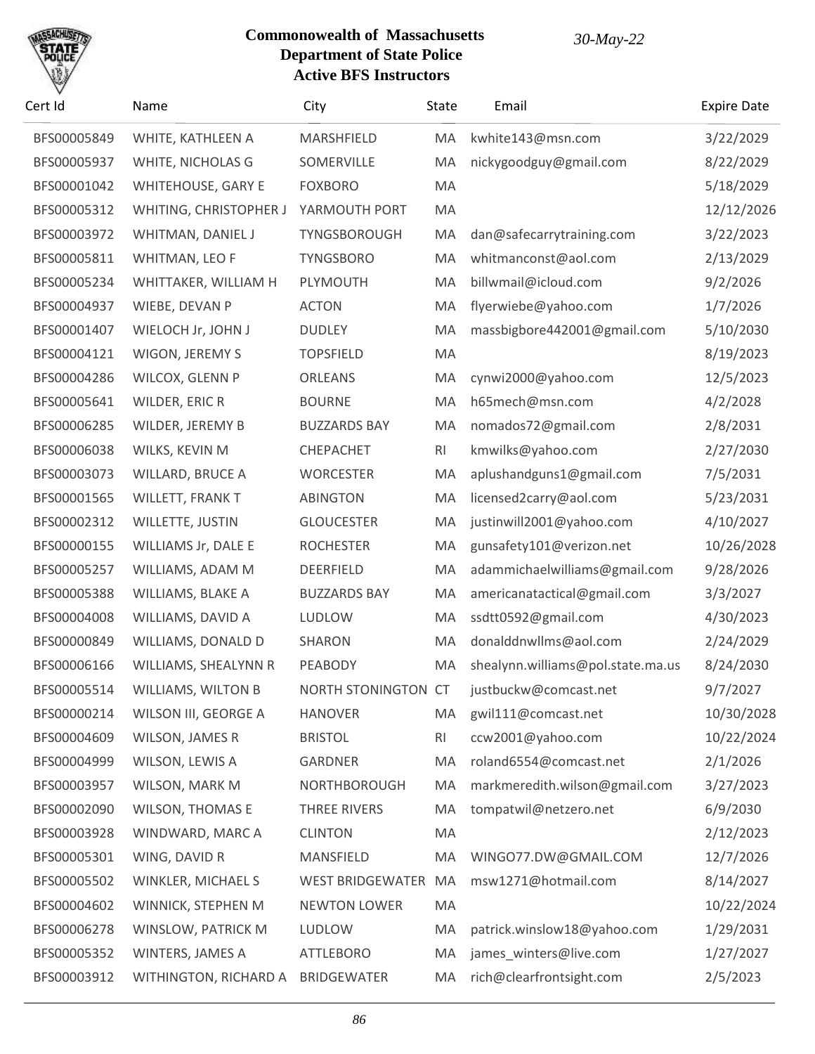# Commonwealth of Massachusetts
# Department of State Police
# Active BFS Instructors

*30-May-22*

| Cert Id | Name | City | State | Email | Expire Date |
|---|---|---|---|---|---|
| BFS00005849 | WHITE, KATHLEEN A | MARSHFIELD | MA | kwhite143@msn.com | 3/22/2029 |
| BFS00005937 | WHITE, NICHOLAS G | SOMERVILLE | MA | nickygoodguy@gmail.com | 8/22/2029 |
| BFS00001042 | WHITEHOUSE, GARY E | FOXBORO | MA | | 5/18/2029 |
| BFS00005312 | WHITING, CHRISTOPHER J | YARMOUTH PORT | MA | | 12/12/2026 |
| BFS00003972 | WHITMAN, DANIEL J | TYNGSBOROUGH | MA | dan@safecarrytraining.com | 3/22/2023 |
| BFS00005811 | WHITMAN, LEO F | TYNGSBORO | MA | whitmanconst@aol.com | 2/13/2029 |
| BFS00005234 | WHITTAKER, WILLIAM H | PLYMOUTH | MA | billwmail@icloud.com | 9/2/2026 |
| BFS00004937 | WIEBE, DEVAN P | ACTON | MA | flyerwiebe@yahoo.com | 1/7/2026 |
| BFS00001407 | WIELOCH Jr, JOHN J | DUDLEY | MA | massbigbore442001@gmail.com | 5/10/2030 |
| BFS00004121 | WIGON, JEREMY S | TOPSFIELD | MA | | 8/19/2023 |
| BFS00004286 | WILCOX, GLENN P | ORLEANS | MA | cynwi2000@yahoo.com | 12/5/2023 |
| BFS00005641 | WILDER, ERIC R | BOURNE | MA | h65mech@msn.com | 4/2/2028 |
| BFS00006285 | WILDER, JEREMY B | BUZZARDS BAY | MA | nomados72@gmail.com | 2/8/2031 |
| BFS00006038 | WILKS, KEVIN M | CHEPACHET | RI | kmwilks@yahoo.com | 2/27/2030 |
| BFS00003073 | WILLARD, BRUCE A | WORCESTER | MA | aplushandguns1@gmail.com | 7/5/2031 |
| BFS00001565 | WILLETT, FRANK T | ABINGTON | MA | licensed2carry@aol.com | 5/23/2031 |
| BFS00002312 | WILLETTE, JUSTIN | GLOUCESTER | MA | justinwill2001@yahoo.com | 4/10/2027 |
| BFS00000155 | WILLIAMS Jr, DALE E | ROCHESTER | MA | gunsafety101@verizon.net | 10/26/2028 |
| BFS00005257 | WILLIAMS, ADAM M | DEERFIELD | MA | adammichaelwilliams@gmail.com | 9/28/2026 |
| BFS00005388 | WILLIAMS, BLAKE A | BUZZARDS BAY | MA | americanatactical@gmail.com | 3/3/2027 |
| BFS00004008 | WILLIAMS, DAVID A | LUDLOW | MA | ssdtt0592@gmail.com | 4/30/2023 |
| BFS00000849 | WILLIAMS, DONALD D | SHARON | MA | donalddnwllms@aol.com | 2/24/2029 |
| BFS00006166 | WILLIAMS, SHEALYNN R | PEABODY | MA | shealynn.williams@pol.state.ma.us | 8/24/2030 |
| BFS00005514 | WILLIAMS, WILTON B | NORTH STONINGTON | CT | justbuckw@comcast.net | 9/7/2027 |
| BFS00000214 | WILSON III, GEORGE A | HANOVER | MA | gwil111@comcast.net | 10/30/2028 |
| BFS00004609 | WILSON, JAMES R | BRISTOL | RI | ccw2001@yahoo.com | 10/22/2024 |
| BFS00004999 | WILSON, LEWIS A | GARDNER | MA | roland6554@comcast.net | 2/1/2026 |
| BFS00003957 | WILSON, MARK M | NORTHBOROUGH | MA | markmeredith.wilson@gmail.com | 3/27/2023 |
| BFS00002090 | WILSON, THOMAS E | THREE RIVERS | MA | tompatwil@netzero.net | 6/9/2030 |
| BFS00003928 | WINDWARD, MARC A | CLINTON | MA | | 2/12/2023 |
| BFS00005301 | WING, DAVID R | MANSFIELD | MA | WINGO77.DW@GMAIL.COM | 12/7/2026 |
| BFS00005502 | WINKLER, MICHAEL S | WEST BRIDGEWATER | MA | msw1271@hotmail.com | 8/14/2027 |
| BFS00004602 | WINNICK, STEPHEN M | NEWTON LOWER | MA | | 10/22/2024 |
| BFS00006278 | WINSLOW, PATRICK M | LUDLOW | MA | patrick.winslow18@yahoo.com | 1/29/2031 |
| BFS00005352 | WINTERS, JAMES A | ATTLEBORO | MA | james_winters@live.com | 1/27/2027 |
| BFS00003912 | WITHINGTON, RICHARD A | BRIDGEWATER | MA | rich@clearfrontsight.com | 2/5/2023 |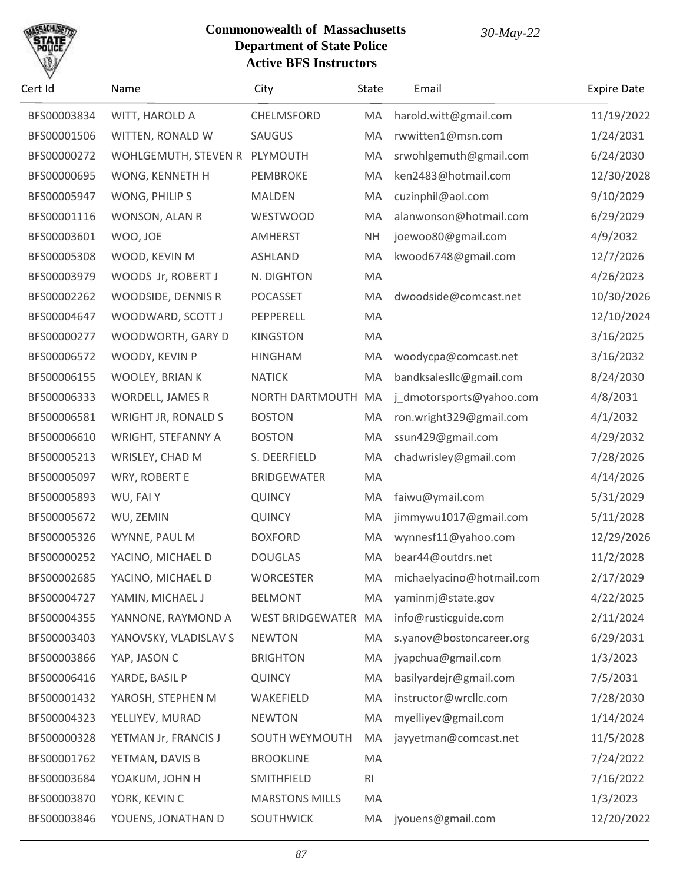**Commonwealth of Massachusetts**
**Department of State Police**
**Active BFS Instructors**

*30-May-22*

| Cert Id | Name | City | State | Email | Expire Date |
|---|---|---|---|---|---|
| BFS00003834 | WITT, HAROLD A | CHELMSFORD | MA | harold.witt@gmail.com | 11/19/2022 |
| BFS00001506 | WITTEN, RONALD W | SAUGUS | MA | rwwitten1@msn.com | 1/24/2031 |
| BFS00000272 | WOHLGEMUTH, STEVEN R | PLYMOUTH | MA | srwohlgemuth@gmail.com | 6/24/2030 |
| BFS00000695 | WONG, KENNETH H | PEMBROKE | MA | ken2483@hotmail.com | 12/30/2028 |
| BFS00005947 | WONG, PHILIP S | MALDEN | MA | cuzinphil@aol.com | 9/10/2029 |
| BFS00001116 | WONSON, ALAN R | WESTWOOD | MA | alanwonson@hotmail.com | 6/29/2029 |
| BFS00003601 | WOO, JOE | AMHERST | NH | joewoo80@gmail.com | 4/9/2032 |
| BFS00005308 | WOOD, KEVIN M | ASHLAND | MA | kwood6748@gmail.com | 12/7/2026 |
| BFS00003979 | WOODS Jr, ROBERT J | N. DIGHTON | MA | | 4/26/2023 |
| BFS00002262 | WOODSIDE, DENNIS R | POCASSET | MA | dwoodside@comcast.net | 10/30/2026 |
| BFS00004647 | WOODWARD, SCOTT J | PEPPERELL | MA | | 12/10/2024 |
| BFS00000277 | WOODWORTH, GARY D | KINGSTON | MA | | 3/16/2025 |
| BFS00006572 | WOODY, KEVIN P | HINGHAM | MA | woodycpa@comcast.net | 3/16/2032 |
| BFS00006155 | WOOLEY, BRIAN K | NATICK | MA | bandksalesllc@gmail.com | 8/24/2030 |
| BFS00006333 | WORDELL, JAMES R | NORTH DARTMOUTH | MA | j_dmotorsports@yahoo.com | 4/8/2031 |
| BFS00006581 | WRIGHT JR, RONALD S | BOSTON | MA | ron.wright329@gmail.com | 4/1/2032 |
| BFS00006610 | WRIGHT, STEFANNY A | BOSTON | MA | ssun429@gmail.com | 4/29/2032 |
| BFS00005213 | WRISLEY, CHAD M | S. DEERFIELD | MA | chadwrisley@gmail.com | 7/28/2026 |
| BFS00005097 | WRY, ROBERT E | BRIDGEWATER | MA | | 4/14/2026 |
| BFS00005893 | WU, FAI Y | QUINCY | MA | faiwu@ymail.com | 5/31/2029 |
| BFS00005672 | WU, ZEMIN | QUINCY | MA | jimmywu1017@gmail.com | 5/11/2028 |
| BFS00005326 | WYNNE, PAUL M | BOXFORD | MA | wynnesf11@yahoo.com | 12/29/2026 |
| BFS00000252 | YACINO, MICHAEL D | DOUGLAS | MA | bear44@outdrs.net | 11/2/2028 |
| BFS00002685 | YACINO, MICHAEL D | WORCESTER | MA | michaelyacino@hotmail.com | 2/17/2029 |
| BFS00004727 | YAMIN, MICHAEL J | BELMONT | MA | yaminmj@state.gov | 4/22/2025 |
| BFS00004355 | YANNONE, RAYMOND A | WEST BRIDGEWATER | MA | info@rusticguide.com | 2/11/2024 |
| BFS00003403 | YANOVSKY, VLADISLAV S | NEWTON | MA | s.yanov@bostoncareer.org | 6/29/2031 |
| BFS00003866 | YAP, JASON C | BRIGHTON | MA | jyapchua@gmail.com | 1/3/2023 |
| BFS00006416 | YARDE, BASIL P | QUINCY | MA | basilyardejr@gmail.com | 7/5/2031 |
| BFS00001432 | YAROSH, STEPHEN M | WAKEFIELD | MA | instructor@wrcllc.com | 7/28/2030 |
| BFS00004323 | YELLIYEV, MURAD | NEWTON | MA | myelliyev@gmail.com | 1/14/2024 |
| BFS00000328 | YETMAN Jr, FRANCIS J | SOUTH WEYMOUTH | MA | jayyetman@comcast.net | 11/5/2028 |
| BFS00001762 | YETMAN, DAVIS B | BROOKLINE | MA | | 7/24/2022 |
| BFS00003684 | YOAKUM, JOHN H | SMITHFIELD | RI | | 7/16/2022 |
| BFS00003870 | YORK, KEVIN C | MARSTONS MILLS | MA | | 1/3/2023 |
| BFS00003846 | YOUENS, JONATHAN D | SOUTHWICK | MA | jyouens@gmail.com | 12/20/2022 |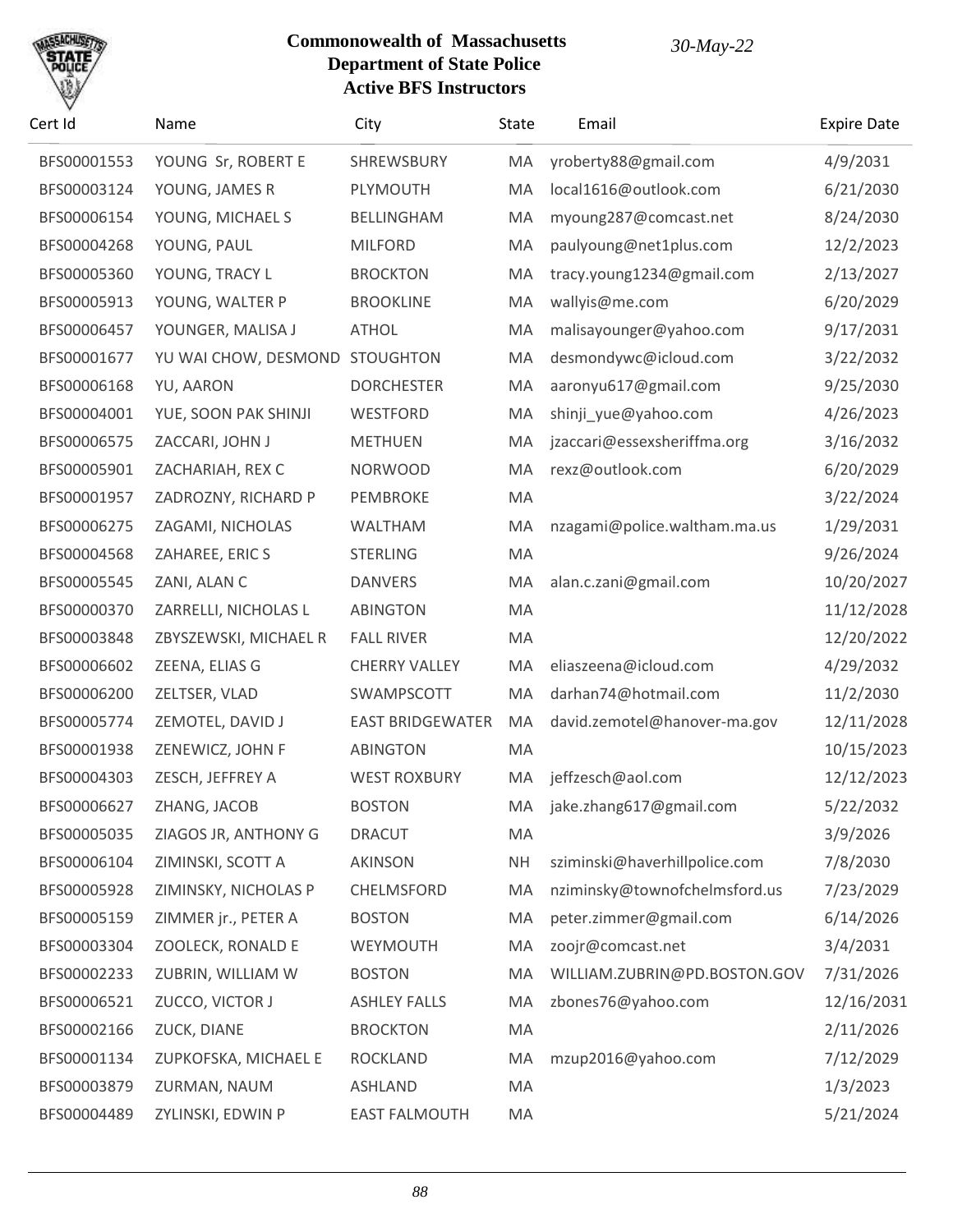**Commonwealth of Massachusetts**
**Department of State Police**
**Active BFS Instructors**

*30-May-22*

| Cert Id | Name | City | State | Email | Expire Date |
|---|---|---|---|---|---|
| BFS00001553 | YOUNG Sr, ROBERT E | SHREWSBURY | MA | yroberty88@gmail.com | 4/9/2031 |
| BFS00003124 | YOUNG, JAMES R | PLYMOUTH | MA | local1616@outlook.com | 6/21/2030 |
| BFS00006154 | YOUNG, MICHAEL S | BELLINGHAM | MA | myoung287@comcast.net | 8/24/2030 |
| BFS00004268 | YOUNG, PAUL | MILFORD | MA | paulyoung@net1plus.com | 12/2/2023 |
| BFS00005360 | YOUNG, TRACY L | BROCKTON | MA | tracy.young1234@gmail.com | 2/13/2027 |
| BFS00005913 | YOUNG, WALTER P | BROOKLINE | MA | wallyis@me.com | 6/20/2029 |
| BFS00006457 | YOUNGER, MALISA J | ATHOL | MA | malisayounger@yahoo.com | 9/17/2031 |
| BFS00001677 | YU WAI CHOW, DESMOND | STOUGHTON | MA | desmondywc@icloud.com | 3/22/2032 |
| BFS00006168 | YU, AARON | DORCHESTER | MA | aaronyu617@gmail.com | 9/25/2030 |
| BFS00004001 | YUE, SOON PAK SHINJI | WESTFORD | MA | shinji_yue@yahoo.com | 4/26/2023 |
| BFS00006575 | ZACCARI, JOHN J | METHUEN | MA | jzaccari@essexsheriffma.org | 3/16/2032 |
| BFS00005901 | ZACHARIAH, REX C | NORWOOD | MA | rexz@outlook.com | 6/20/2029 |
| BFS00001957 | ZADROZNY, RICHARD P | PEMBROKE | MA | | 3/22/2024 |
| BFS00006275 | ZAGAMI, NICHOLAS | WALTHAM | MA | nzagami@police.waltham.ma.us | 1/29/2031 |
| BFS00004568 | ZAHAREE, ERIC S | STERLING | MA | | 9/26/2024 |
| BFS00005545 | ZANI, ALAN C | DANVERS | MA | alan.c.zani@gmail.com | 10/20/2027 |
| BFS00000370 | ZARRELLI, NICHOLAS L | ABINGTON | MA | | 11/12/2028 |
| BFS00003848 | ZBYSZEWSKI, MICHAEL R | FALL RIVER | MA | | 12/20/2022 |
| BFS00006602 | ZEENA, ELIAS G | CHERRY VALLEY | MA | eliaszeena@icloud.com | 4/29/2032 |
| BFS00006200 | ZELTSER, VLAD | SWAMPSCOTT | MA | darhan74@hotmail.com | 11/2/2030 |
| BFS00005774 | ZEMOTEL, DAVID J | EAST BRIDGEWATER | MA | david.zemotel@hanover-ma.gov | 12/11/2028 |
| BFS00001938 | ZENEWICZ, JOHN F | ABINGTON | MA | | 10/15/2023 |
| BFS00004303 | ZESCH, JEFFREY A | WEST ROXBURY | MA | jeffzesch@aol.com | 12/12/2023 |
| BFS00006627 | ZHANG, JACOB | BOSTON | MA | jake.zhang617@gmail.com | 5/22/2032 |
| BFS00005035 | ZIAGOS JR, ANTHONY G | DRACUT | MA | | 3/9/2026 |
| BFS00006104 | ZIMINSKI, SCOTT A | AKINSON | NH | sziminski@haverhillpolice.com | 7/8/2030 |
| BFS00005928 | ZIMINSKY, NICHOLAS P | CHELMSFORD | MA | nziminsky@townofchelmsford.us | 7/23/2029 |
| BFS00005159 | ZIMMER jr., PETER A | BOSTON | MA | peter.zimmer@gmail.com | 6/14/2026 |
| BFS00003304 | ZOOLECK, RONALD E | WEYMOUTH | MA | zoojr@comcast.net | 3/4/2031 |
| BFS00002233 | ZUBRIN, WILLIAM W | BOSTON | MA | WILLIAM.ZUBRIN@PD.BOSTON.GOV | 7/31/2026 |
| BFS00006521 | ZUCCO, VICTOR J | ASHLEY FALLS | MA | zbones76@yahoo.com | 12/16/2031 |
| BFS00002166 | ZUCK, DIANE | BROCKTON | MA | | 2/11/2026 |
| BFS00001134 | ZUPKOFSKA, MICHAEL E | ROCKLAND | MA | mzup2016@yahoo.com | 7/12/2029 |
| BFS00003879 | ZURMAN, NAUM | ASHLAND | MA | | 1/3/2023 |
| BFS00004489 | ZYLINSKI, EDWIN P | EAST FALMOUTH | MA | | 5/21/2024 |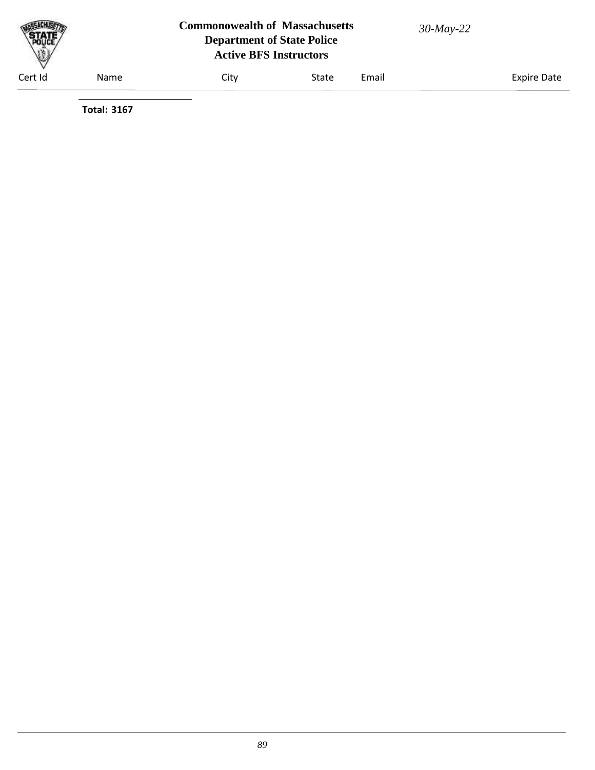**Commonwealth of Massachusetts**
**Department of State Police**
**Active BFS Instructors**

*30-May-22*

| Cert Id | Name | City | State | Email | Expire Date |
|---|---|---|---|---|---|

**Total: 3167**